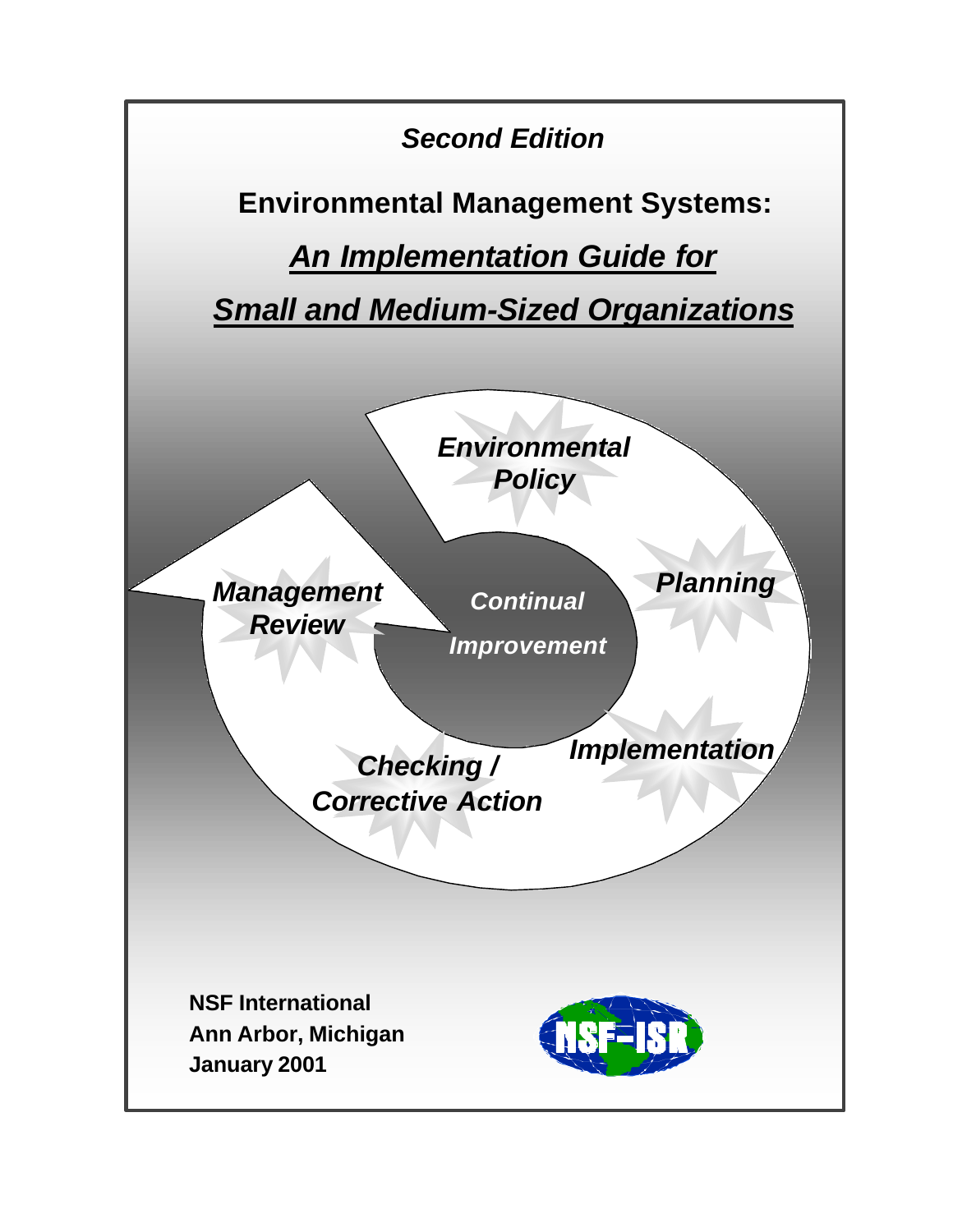*Second Edition*

# Environmental Management Systems:

## *An Implementation Guide for Small and Medium-Sized Organizations*

*Environmental Policy*

*Planning*

*Implementation*

*Checking / Corrective Action*

*Management Review*

*Continual Improvement*

**NSF International**
**Ann Arbor, Michigan**
**January 2001**

NSF-ISR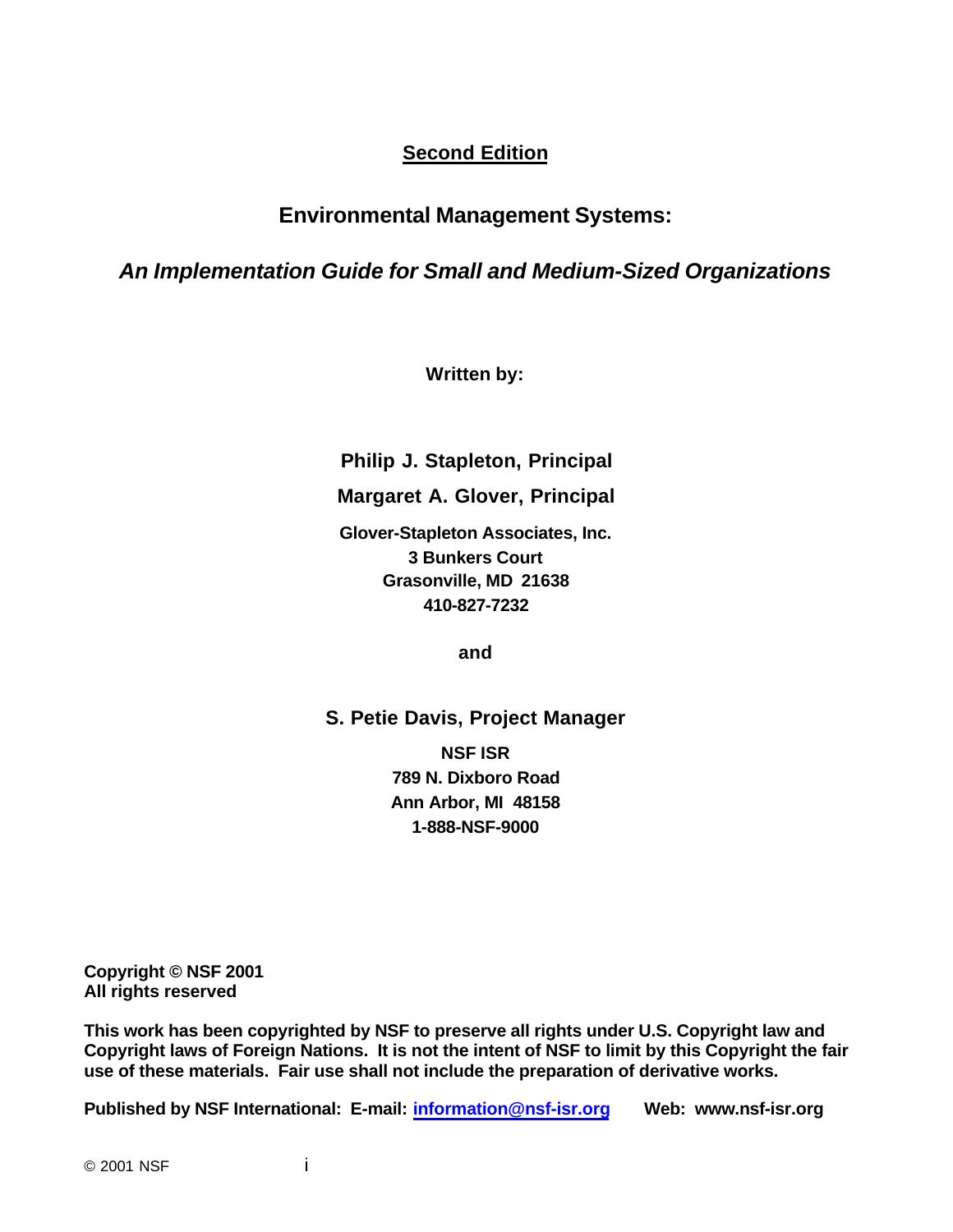**<u>Second Edition</u>**

# Environmental Management Systems:

## *An Implementation Guide for Small and Medium-Sized Organizations*

**Written by:**

**Philip J. Stapleton, Principal**

**Margaret A. Glover, Principal**

**Glover-Stapleton Associates, Inc.**
**3 Bunkers Court**
**Grasonville, MD 21638**
**410-827-7232**

**and**

**S. Petie Davis, Project Manager**

**NSF ISR**
**789 N. Dixboro Road**
**Ann Arbor, MI 48158**
**1-888-NSF-9000**

**Copyright © NSF 2001**
**All rights reserved**

**This work has been copyrighted by NSF to preserve all rights under U.S. Copyright law and Copyright laws of Foreign Nations. It is not the intent of NSF to limit by this Copyright the fair use of these materials. Fair use shall not include the preparation of derivative works.**

**Published by NSF International: E-mail: information@nsf-isr.org Web: www.nsf-isr.org**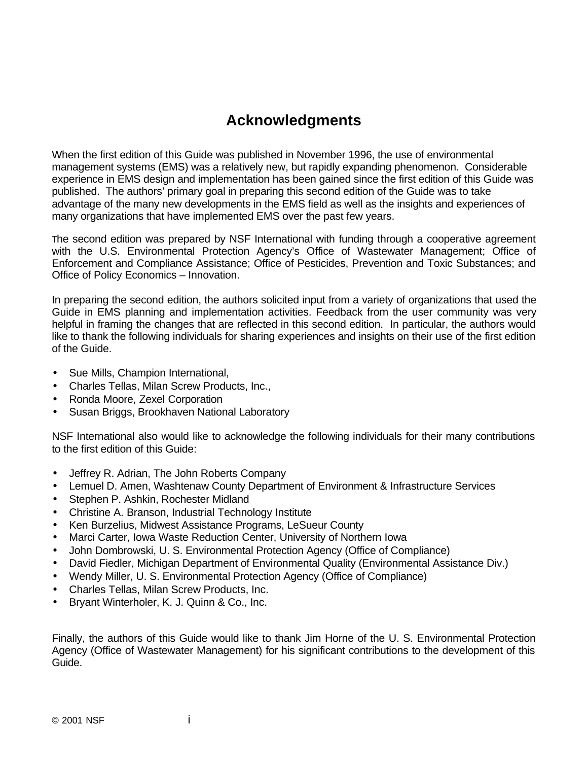# Acknowledgments

When the first edition of this Guide was published in November 1996, the use of environmental management systems (EMS) was a relatively new, but rapidly expanding phenomenon. Considerable experience in EMS design and implementation has been gained since the first edition of this Guide was published. The authors' primary goal in preparing this second edition of the Guide was to take advantage of the many new developments in the EMS field as well as the insights and experiences of many organizations that have implemented EMS over the past few years.

The second edition was prepared by NSF International with funding through a cooperative agreement with the U.S. Environmental Protection Agency's Office of Wastewater Management; Office of Enforcement and Compliance Assistance; Office of Pesticides, Prevention and Toxic Substances; and Office of Policy Economics – Innovation.

In preparing the second edition, the authors solicited input from a variety of organizations that used the Guide in EMS planning and implementation activities. Feedback from the user community was very helpful in framing the changes that are reflected in this second edition. In particular, the authors would like to thank the following individuals for sharing experiences and insights on their use of the first edition of the Guide.

- Sue Mills, Champion International,
- Charles Tellas, Milan Screw Products, Inc.,
- Ronda Moore, Zexel Corporation
- Susan Briggs, Brookhaven National Laboratory

NSF International also would like to acknowledge the following individuals for their many contributions to the first edition of this Guide:

- Jeffrey R. Adrian, The John Roberts Company
- Lemuel D. Amen, Washtenaw County Department of Environment & Infrastructure Services
- Stephen P. Ashkin, Rochester Midland
- Christine A. Branson, Industrial Technology Institute
- Ken Burzelius, Midwest Assistance Programs, LeSueur County
- Marci Carter, Iowa Waste Reduction Center, University of Northern Iowa
- John Dombrowski, U. S. Environmental Protection Agency (Office of Compliance)
- David Fiedler, Michigan Department of Environmental Quality (Environmental Assistance Div.)
- Wendy Miller, U. S. Environmental Protection Agency (Office of Compliance)
- Charles Tellas, Milan Screw Products, Inc.
- Bryant Winterholer, K. J. Quinn & Co., Inc.

Finally, the authors of this Guide would like to thank Jim Horne of the U. S. Environmental Protection Agency (Office of Wastewater Management) for his significant contributions to the development of this Guide.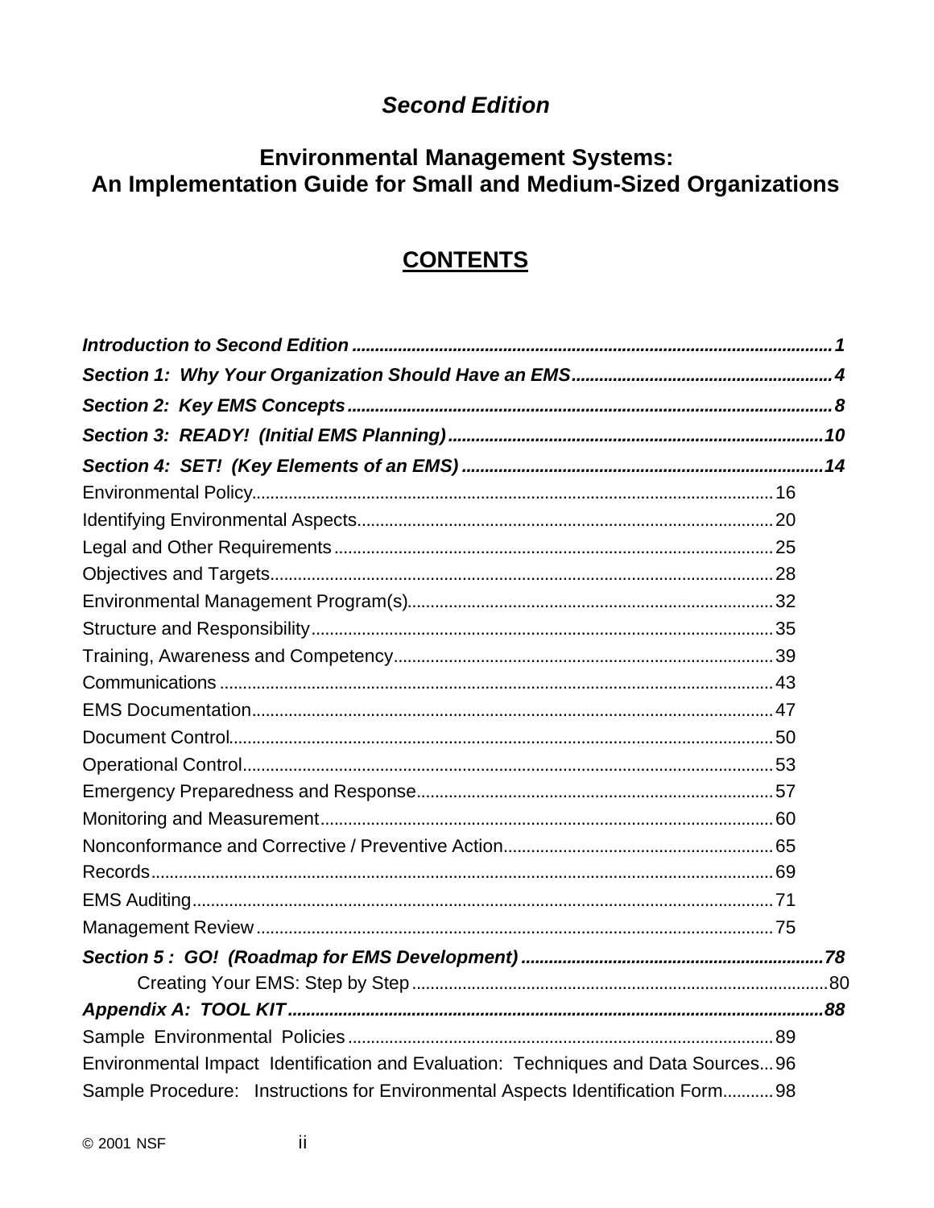*Second Edition*

# Environmental Management Systems: An Implementation Guide for Small and Medium-Sized Organizations

## CONTENTS

***Introduction to Second Edition*** ........................................ ***1***

***Section 1: Why Your Organization Should Have an EMS*** ........................................ ***4***

***Section 2: Key EMS Concepts*** ........................................ ***8***

***Section 3: READY! (Initial EMS Planning)*** ........................................ ***10***

***Section 4: SET! (Key Elements of an EMS)*** ........................................ ***14***

Environmental Policy........................................ 16

Identifying Environmental Aspects........................................ 20

Legal and Other Requirements........................................ 25

Objectives and Targets........................................ 28

Environmental Management Program(s)........................................ 32

Structure and Responsibility........................................ 35

Training, Awareness and Competency........................................ 39

Communications........................................ 43

EMS Documentation........................................ 47

Document Control........................................ 50

Operational Control........................................ 53

Emergency Preparedness and Response........................................ 57

Monitoring and Measurement........................................ 60

Nonconformance and Corrective / Preventive Action........................................ 65

Records........................................ 69

EMS Auditing........................................ 71

Management Review........................................ 75

***Section 5 : GO! (Roadmap for EMS Development)*** ........................................ ***78***

Creating Your EMS: Step by Step........................................ 80

***Appendix A: TOOL KIT*** ........................................ ***88***

Sample Environmental Policies........................................ 89

Environmental Impact Identification and Evaluation: Techniques and Data Sources... 96

Sample Procedure: Instructions for Environmental Aspects Identification Form........... 98

© 2001 NSF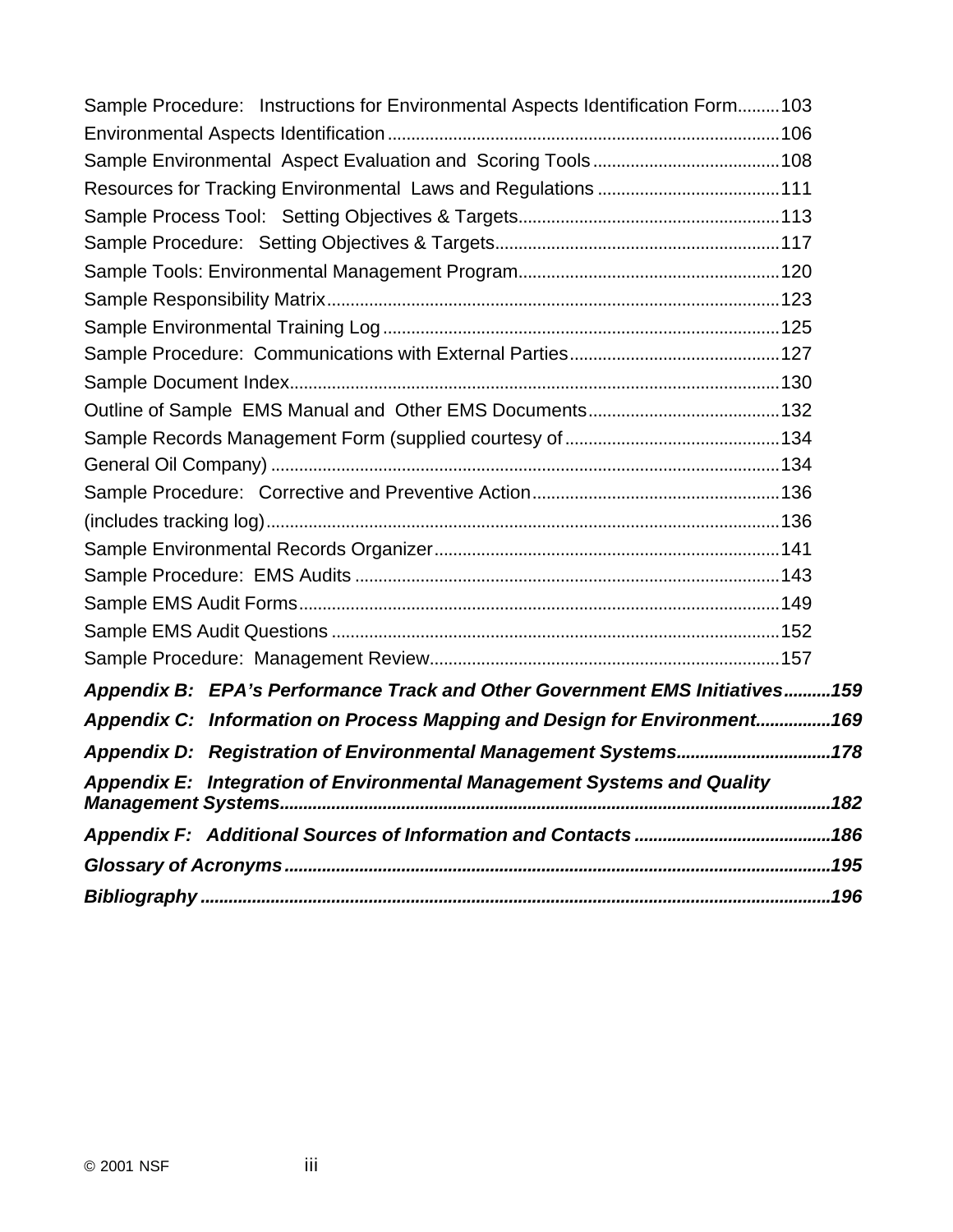Sample Procedure: Instructions for Environmental Aspects Identification Form.........103
Environmental Aspects Identification...................................................................................106
Sample Environmental Aspect Evaluation and Scoring Tools........................................108
Resources for Tracking Environmental Laws and Regulations.......................................111
Sample Process Tool: Setting Objectives & Targets.......................................................113
Sample Procedure: Setting Objectives & Targets............................................................117
Sample Tools: Environmental Management Program.......................................................120
Sample Responsibility Matrix................................................................................................123
Sample Environmental Training Log....................................................................................125
Sample Procedure: Communications with External Parties............................................127
Sample Document Index........................................................................................................130
Outline of Sample EMS Manual and Other EMS Documents.........................................132
Sample Records Management Form (supplied courtesy of.............................................134
General Oil Company)............................................................................................................134
Sample Procedure: Corrective and Preventive Action....................................................136
(includes tracking log).............................................................................................................136
Sample Environmental Records Organizer.........................................................................141
Sample Procedure: EMS Audits..........................................................................................143
Sample EMS Audit Forms......................................................................................................149
Sample EMS Audit Questions...............................................................................................152
Sample Procedure: Management Review..........................................................................157

***Appendix B: EPA's Performance Track and Other Government EMS Initiatives..........159***

***Appendix C: Information on Process Mapping and Design for Environment................169***

***Appendix D: Registration of Environmental Management Systems.................................178***

***Appendix E: Integration of Environmental Management Systems and Quality Management Systems...................................................................................................................182***

***Appendix F: Additional Sources of Information and Contacts..........................................186***

***Glossary of Acronyms....................................................................................................................195***

***Bibliography.....................................................................................................................................196***

© 2001 NSF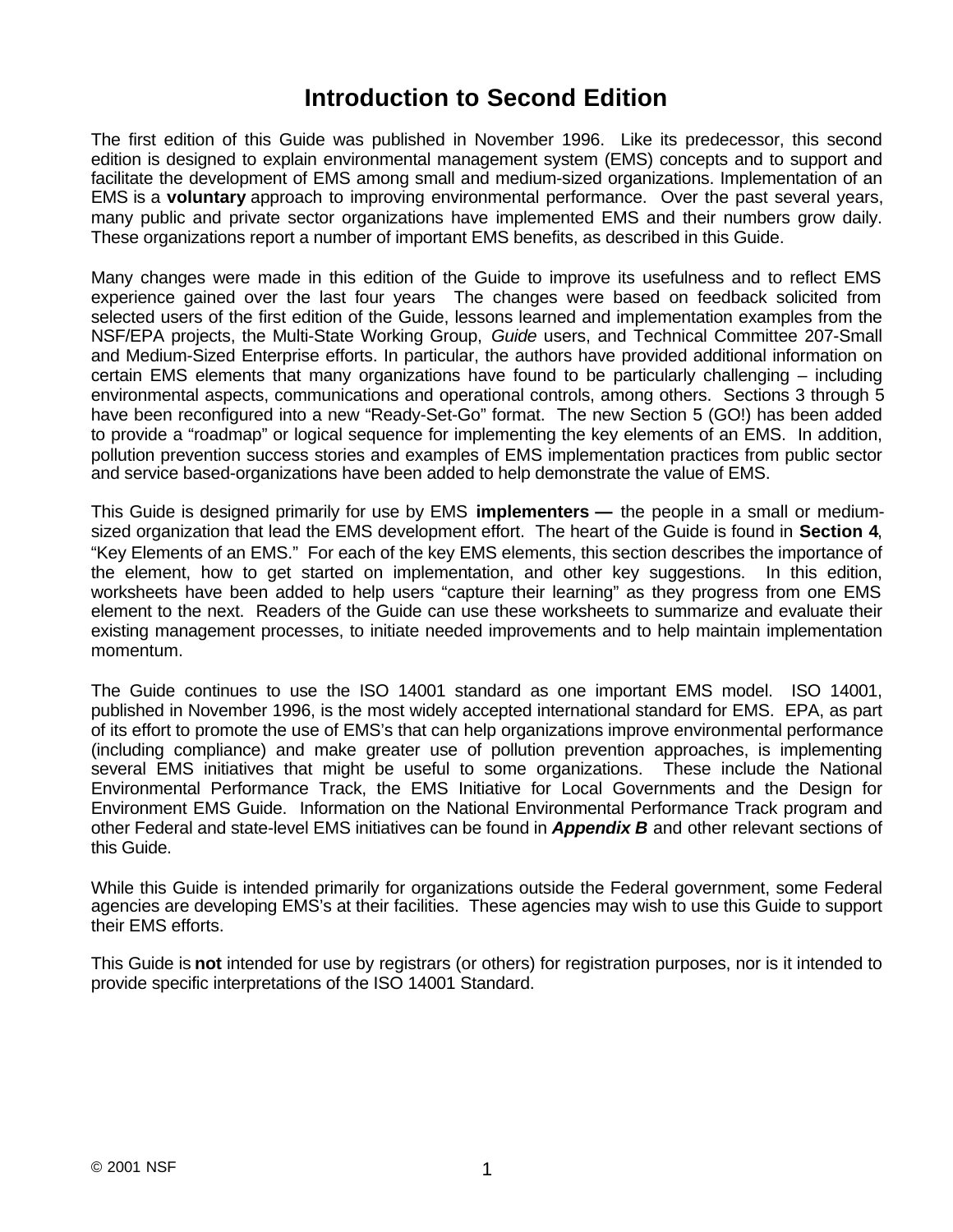# Introduction to Second Edition

The first edition of this Guide was published in November 1996. Like its predecessor, this second edition is designed to explain environmental management system (EMS) concepts and to support and facilitate the development of EMS among small and medium-sized organizations. Implementation of an EMS is a **voluntary** approach to improving environmental performance. Over the past several years, many public and private sector organizations have implemented EMS and their numbers grow daily. These organizations report a number of important EMS benefits, as described in this Guide.

Many changes were made in this edition of the Guide to improve its usefulness and to reflect EMS experience gained over the last four years The changes were based on feedback solicited from selected users of the first edition of the Guide, lessons learned and implementation examples from the NSF/EPA projects, the Multi-State Working Group, *Guide* users, and Technical Committee 207-Small and Medium-Sized Enterprise efforts. In particular, the authors have provided additional information on certain EMS elements that many organizations have found to be particularly challenging – including environmental aspects, communications and operational controls, among others. Sections 3 through 5 have been reconfigured into a new "Ready-Set-Go" format. The new Section 5 (GO!) has been added to provide a "roadmap" or logical sequence for implementing the key elements of an EMS. In addition, pollution prevention success stories and examples of EMS implementation practices from public sector and service based-organizations have been added to help demonstrate the value of EMS.

This Guide is designed primarily for use by EMS **implementers —** the people in a small or medium-sized organization that lead the EMS development effort. The heart of the Guide is found in **Section 4**, "Key Elements of an EMS." For each of the key EMS elements, this section describes the importance of the element, how to get started on implementation, and other key suggestions. In this edition, worksheets have been added to help users "capture their learning" as they progress from one EMS element to the next. Readers of the Guide can use these worksheets to summarize and evaluate their existing management processes, to initiate needed improvements and to help maintain implementation momentum.

The Guide continues to use the ISO 14001 standard as one important EMS model. ISO 14001, published in November 1996, is the most widely accepted international standard for EMS. EPA, as part of its effort to promote the use of EMS's that can help organizations improve environmental performance (including compliance) and make greater use of pollution prevention approaches, is implementing several EMS initiatives that might be useful to some organizations. These include the National Environmental Performance Track, the EMS Initiative for Local Governments and the Design for Environment EMS Guide. Information on the National Environmental Performance Track program and other Federal and state-level EMS initiatives can be found in ***Appendix B*** and other relevant sections of this Guide.

While this Guide is intended primarily for organizations outside the Federal government, some Federal agencies are developing EMS's at their facilities. These agencies may wish to use this Guide to support their EMS efforts.

This Guide is **not** intended for use by registrars (or others) for registration purposes, nor is it intended to provide specific interpretations of the ISO 14001 Standard.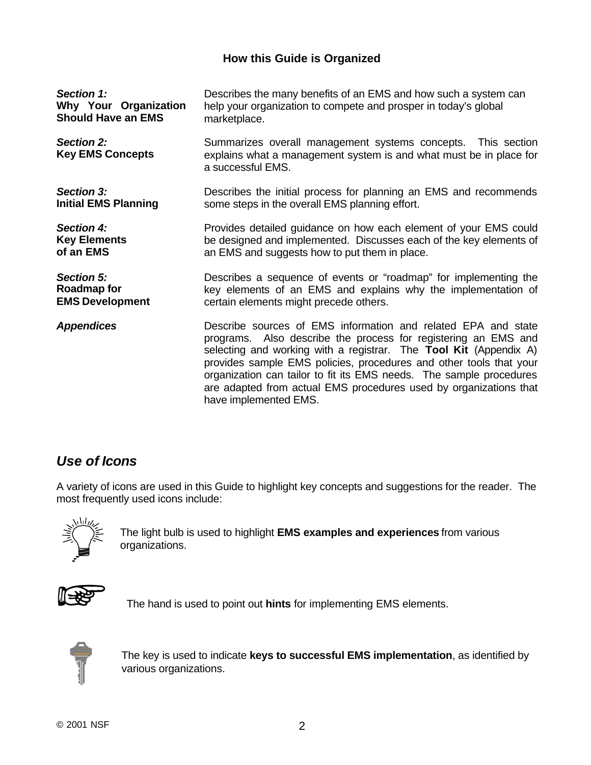## How this Guide is Organized

| | |
|---|---|
| ***Section 1:*** **Why Your Organization Should Have an EMS** | Describes the many benefits of an EMS and how such a system can help your organization to compete and prosper in today's global marketplace. |
| ***Section 2:*** **Key EMS Concepts** | Summarizes overall management systems concepts. This section explains what a management system is and what must be in place for a successful EMS. |
| ***Section 3:*** **Initial EMS Planning** | Describes the initial process for planning an EMS and recommends some steps in the overall EMS planning effort. |
| ***Section 4:*** **Key Elements of an EMS** | Provides detailed guidance on how each element of your EMS could be designed and implemented. Discusses each of the key elements of an EMS and suggests how to put them in place. |
| ***Section 5:*** **Roadmap for EMS Development** | Describes a sequence of events or "roadmap" for implementing the key elements of an EMS and explains why the implementation of certain elements might precede others. |
| ***Appendices*** | Describe sources of EMS information and related EPA and state programs. Also describe the process for registering an EMS and selecting and working with a registrar. The **Tool Kit** (Appendix A) provides sample EMS policies, procedures and other tools that your organization can tailor to fit its EMS needs. The sample procedures are adapted from actual EMS procedures used by organizations that have implemented EMS. |

## *Use of Icons*

A variety of icons are used in this Guide to highlight key concepts and suggestions for the reader. The most frequently used icons include:

The light bulb is used to highlight **EMS examples and experiences** from various organizations.

The hand is used to point out **hints** for implementing EMS elements.

The key is used to indicate **keys to successful EMS implementation**, as identified by various organizations.

© 2001 NSF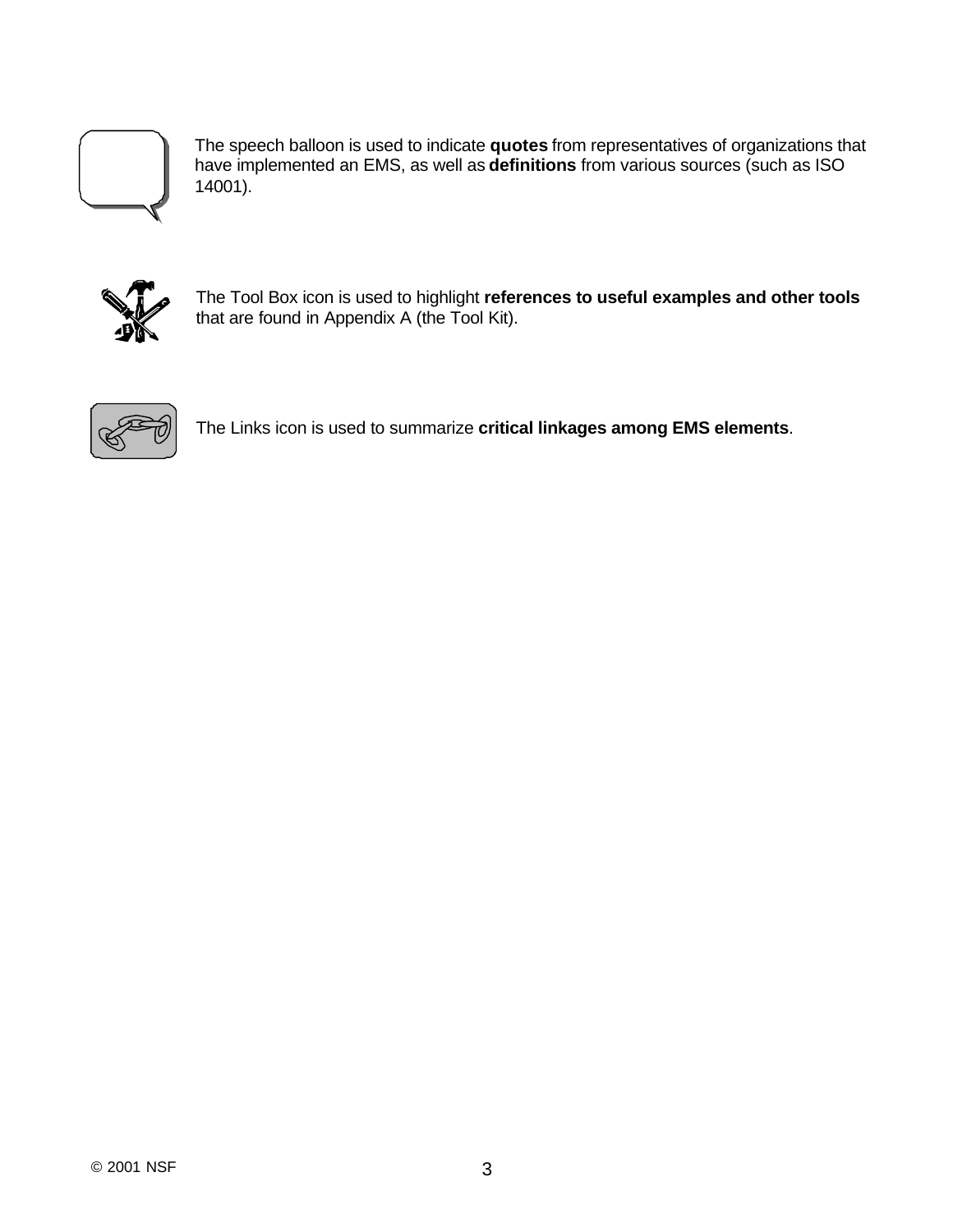The speech balloon is used to indicate **quotes** from representatives of organizations that have implemented an EMS, as well as **definitions** from various sources (such as ISO 14001).

The Tool Box icon is used to highlight **references to useful examples and other tools** that are found in Appendix A (the Tool Kit).

The Links icon is used to summarize **critical linkages among EMS elements**.

© 2001 NSF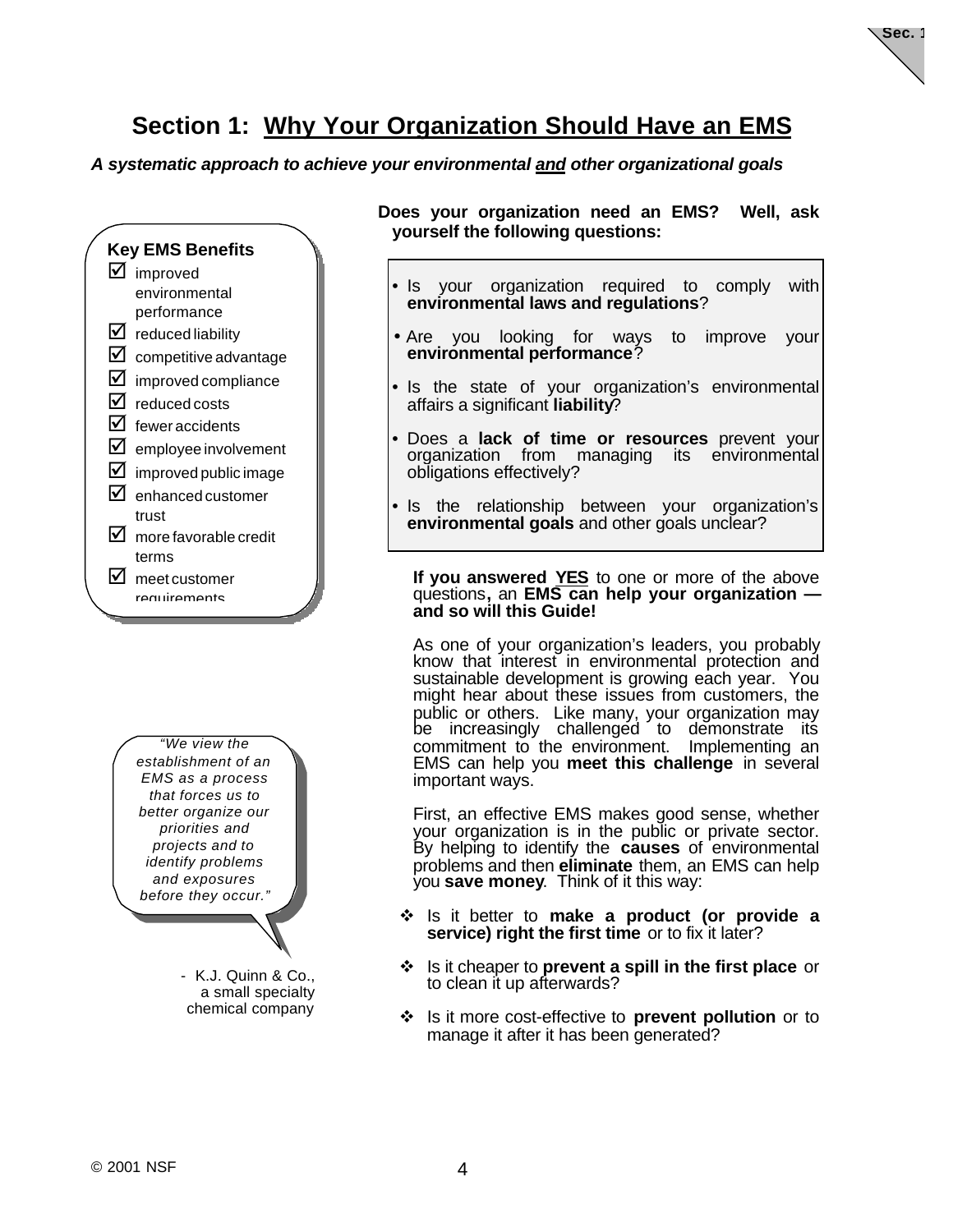# Section 1: Why Your Organization Should Have an EMS

***A systematic approach to achieve your environmental and other organizational goals***

**Key EMS Benefits**

- ☑ improved environmental performance
- ☑ reduced liability
- ☑ competitive advantage
- ☑ improved compliance
- ☑ reduced costs
- ☑ fewer accidents
- ☑ employee involvement
- ☑ improved public image
- ☑ enhanced customer trust
- ☑ more favorable credit terms
- ☑ meet customer requirements

**Does your organization need an EMS? Well, ask yourself the following questions:**

- Is your organization required to comply with **environmental laws and regulations**?
- Are you looking for ways to improve your **environmental performance**?
- Is the state of your organization's environmental affairs a significant **liability**?
- Does a **lack of time or resources** prevent your organization from managing its environmental obligations effectively?
- Is the relationship between your organization's **environmental goals** and other goals unclear?

**If you answered YES to one or more of the above questions, an EMS can help your organization — and so will this Guide!**

As one of your organization's leaders, you probably know that interest in environmental protection and sustainable development is growing each year. You might hear about these issues from customers, the public or others. Like many, your organization may be increasingly challenged to demonstrate its commitment to the environment. Implementing an EMS can help you **meet this challenge** in several important ways.

*"We view the establishment of an EMS as a process that forces us to better organize our priorities and projects and to identify problems and exposures before they occur."*

\- K.J. Quinn & Co., a small specialty chemical company

First, an effective EMS makes good sense, whether your organization is in the public or private sector. By helping to identify the **causes** of environmental problems and then **eliminate** them, an EMS can help you **save money**. Think of it this way:

- ❖ Is it better to **make a product (or provide a service) right the first time** or to fix it later?
- ❖ Is it cheaper to **prevent a spill in the first place** or to clean it up afterwards?
- ❖ Is it more cost-effective to **prevent pollution** or to manage it after it has been generated?

© 2001 NSF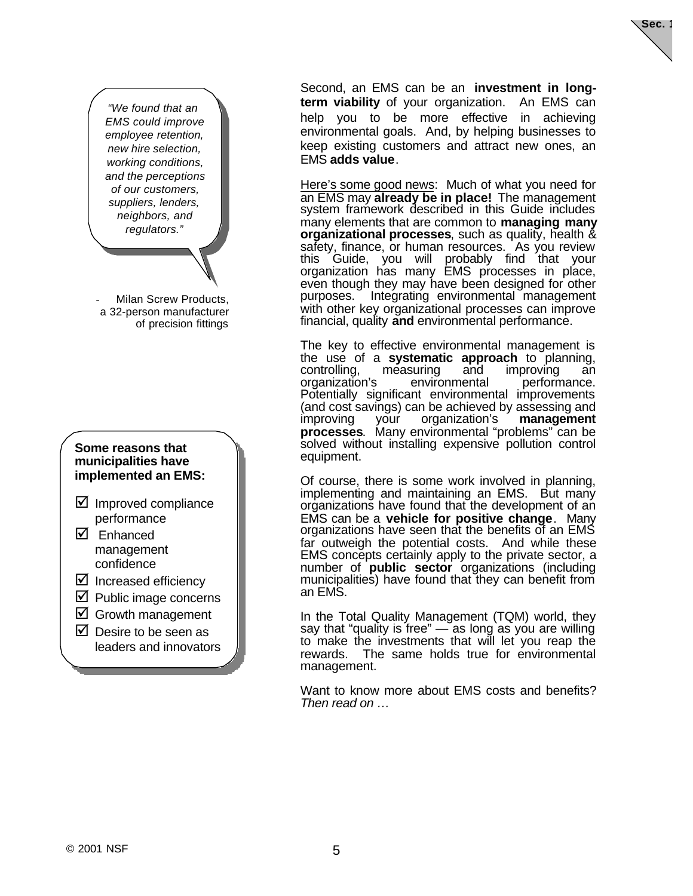> *"We found that an EMS could improve employee retention, new hire selection, working conditions, and the perceptions of our customers, suppliers, lenders, neighbors, and regulators."*
>
> \- Milan Screw Products, a 32-person manufacturer of precision fittings

Second, an EMS can be an **investment in long-term viability** of your organization. An EMS can help you to be more effective in achieving environmental goals. And, by helping businesses to keep existing customers and attract new ones, an EMS **adds value**.

Here's some good news: Much of what you need for an EMS may **already be in place!** The management system framework described in this Guide includes many elements that are common to **managing many organizational processes**, such as quality, health & safety, finance, or human resources. As you review this Guide, you will probably find that your organization has many EMS processes in place, even though they may have been designed for other purposes. Integrating environmental management with other key organizational processes can improve financial, quality **and** environmental performance.

The key to effective environmental management is the use of a **systematic approach** to planning, controlling, measuring and improving an organization's environmental performance. Potentially significant environmental improvements (and cost savings) can be achieved by assessing and improving your organization's **management processes**. Many environmental "problems" can be solved without installing expensive pollution control equipment.

Of course, there is some work involved in planning, implementing and maintaining an EMS. But many organizations have found that the development of an EMS can be a **vehicle for positive change**. Many organizations have seen that the benefits of an EMS far outweigh the potential costs. And while these EMS concepts certainly apply to the private sector, a number of **public sector** organizations (including municipalities) have found that they can benefit from an EMS.

In the Total Quality Management (TQM) world, they say that "quality is free" — as long as you are willing to make the investments that will let you reap the rewards. The same holds true for environmental management.

Want to know more about EMS costs and benefits? *Then read on …*

**Some reasons that municipalities have implemented an EMS:**

- ☑ Improved compliance performance
- ☑ Enhanced management confidence
- ☑ Increased efficiency
- ☑ Public image concerns
- ☑ Growth management
- ☑ Desire to be seen as leaders and innovators

© 2001 NSF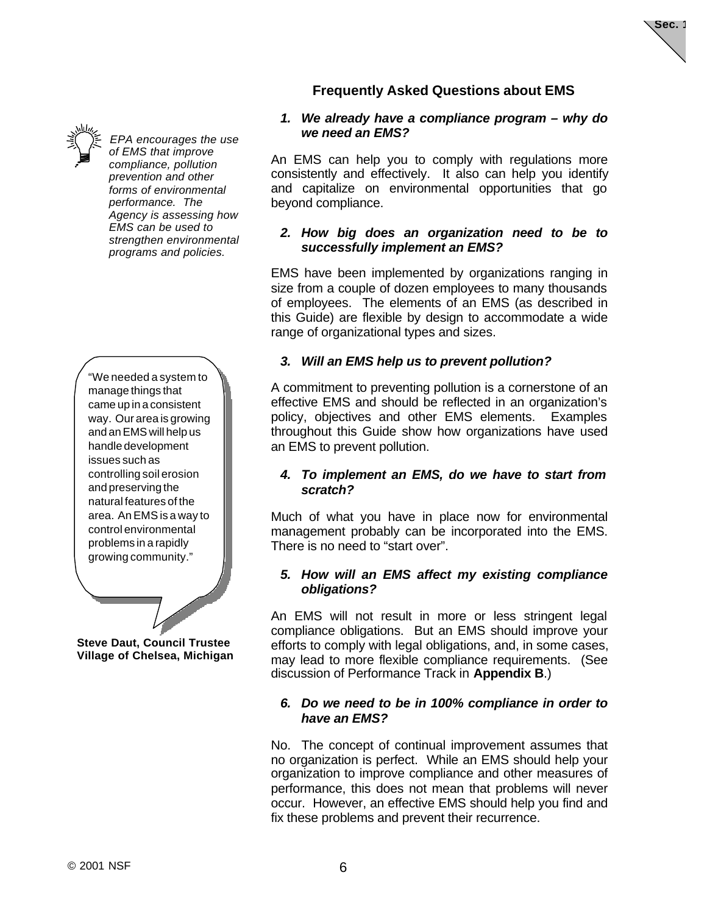## Frequently Asked Questions about EMS

*EPA encourages the use of EMS that improve compliance, pollution prevention and other forms of environmental performance. The Agency is assessing how EMS can be used to strengthen environmental programs and policies.*

**1. *We already have a compliance program – why do we need an EMS?***

An EMS can help you to comply with regulations more consistently and effectively. It also can help you identify and capitalize on environmental opportunities that go beyond compliance.

**2. *How big does an organization need to be to successfully implement an EMS?***

EMS have been implemented by organizations ranging in size from a couple of dozen employees to many thousands of employees. The elements of an EMS (as described in this Guide) are flexible by design to accommodate a wide range of organizational types and sizes.

**3. *Will an EMS help us to prevent pollution?***

A commitment to preventing pollution is a cornerstone of an effective EMS and should be reflected in an organization's policy, objectives and other EMS elements. Examples throughout this Guide show how organizations have used an EMS to prevent pollution.

"We needed a system to manage things that came up in a consistent way. Our area is growing and an EMS will help us handle development issues such as controlling soil erosion and preserving the natural features of the area. An EMS is a way to control environmental problems in a rapidly growing community."

**Steve Daut, Council Trustee**
**Village of Chelsea, Michigan**

**4. *To implement an EMS, do we have to start from scratch?***

Much of what you have in place now for environmental management probably can be incorporated into the EMS. There is no need to "start over".

**5. *How will an EMS affect my existing compliance obligations?***

An EMS will not result in more or less stringent legal compliance obligations. But an EMS should improve your efforts to comply with legal obligations, and, in some cases, may lead to more flexible compliance requirements. (See discussion of Performance Track in **Appendix B**.)

**6. *Do we need to be in 100% compliance in order to have an EMS?***

No. The concept of continual improvement assumes that no organization is perfect. While an EMS should help your organization to improve compliance and other measures of performance, this does not mean that problems will never occur. However, an effective EMS should help you find and fix these problems and prevent their recurrence.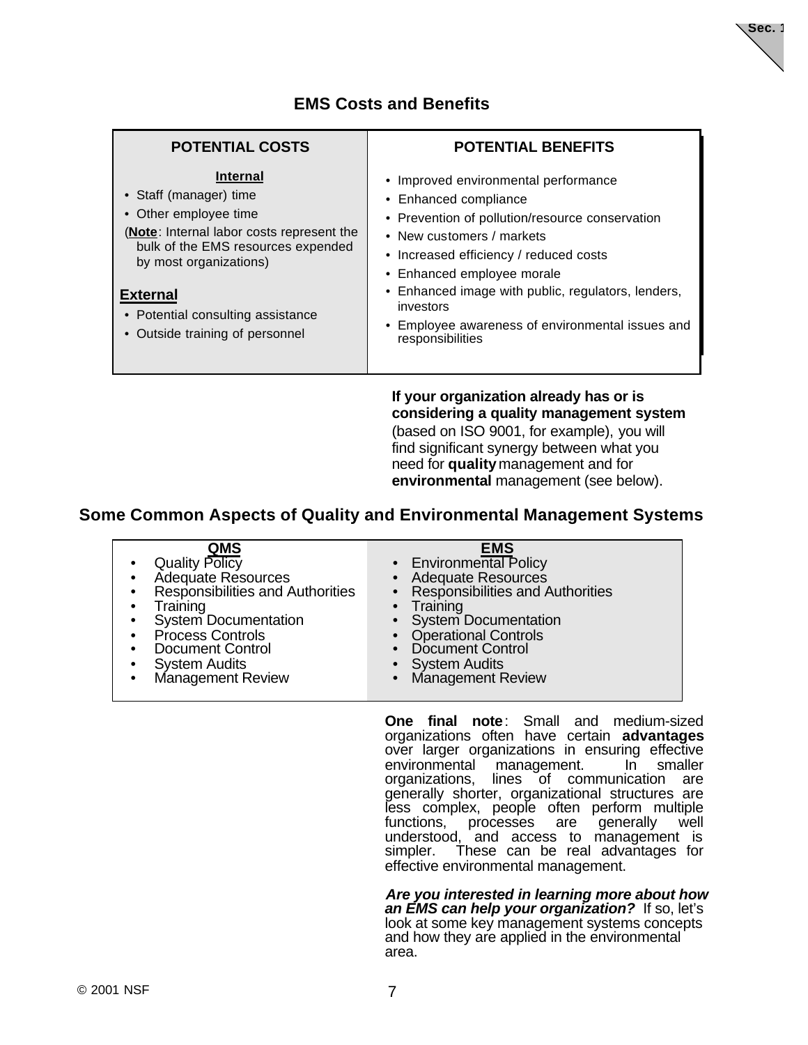## EMS Costs and Benefits

| POTENTIAL COSTS | POTENTIAL BENEFITS |
|---|---|
| **Internal**<br>• Staff (manager) time<br>• Other employee time<br>(**Note**: Internal labor costs represent the bulk of the EMS resources expended by most organizations)<br><br>**External**<br>• Potential consulting assistance<br>• Outside training of personnel | • Improved environmental performance<br>• Enhanced compliance<br>• Prevention of pollution/resource conservation<br>• New customers / markets<br>• Increased efficiency / reduced costs<br>• Enhanced employee morale<br>• Enhanced image with public, regulators, lenders, investors<br>• Employee awareness of environmental issues and responsibilities |

**If your organization already has or is considering a quality management system** (based on ISO 9001, for example), you will find significant synergy between what you need for **quality** management and for **environmental** management (see below).

## Some Common Aspects of Quality and Environmental Management Systems

| QMS | EMS |
|---|---|
| • Quality Policy | • Environmental Policy |
| • Adequate Resources | • Adequate Resources |
| • Responsibilities and Authorities | • Responsibilities and Authorities |
| • Training | • Training |
| • System Documentation | • System Documentation |
| • Process Controls | • Operational Controls |
| • Document Control | • Document Control |
| • System Audits | • System Audits |
| • Management Review | • Management Review |

**One final note**: Small and medium-sized organizations often have certain **advantages** over larger organizations in ensuring effective environmental management. In smaller organizations, lines of communication are generally shorter, organizational structures are less complex, people often perform multiple functions, processes are generally well understood, and access to management is simpler. These can be real advantages for effective environmental management.

***Are you interested in learning more about how an EMS can help your organization?*** If so, let's look at some key management systems concepts and how they are applied in the environmental area.

© 2001 NSF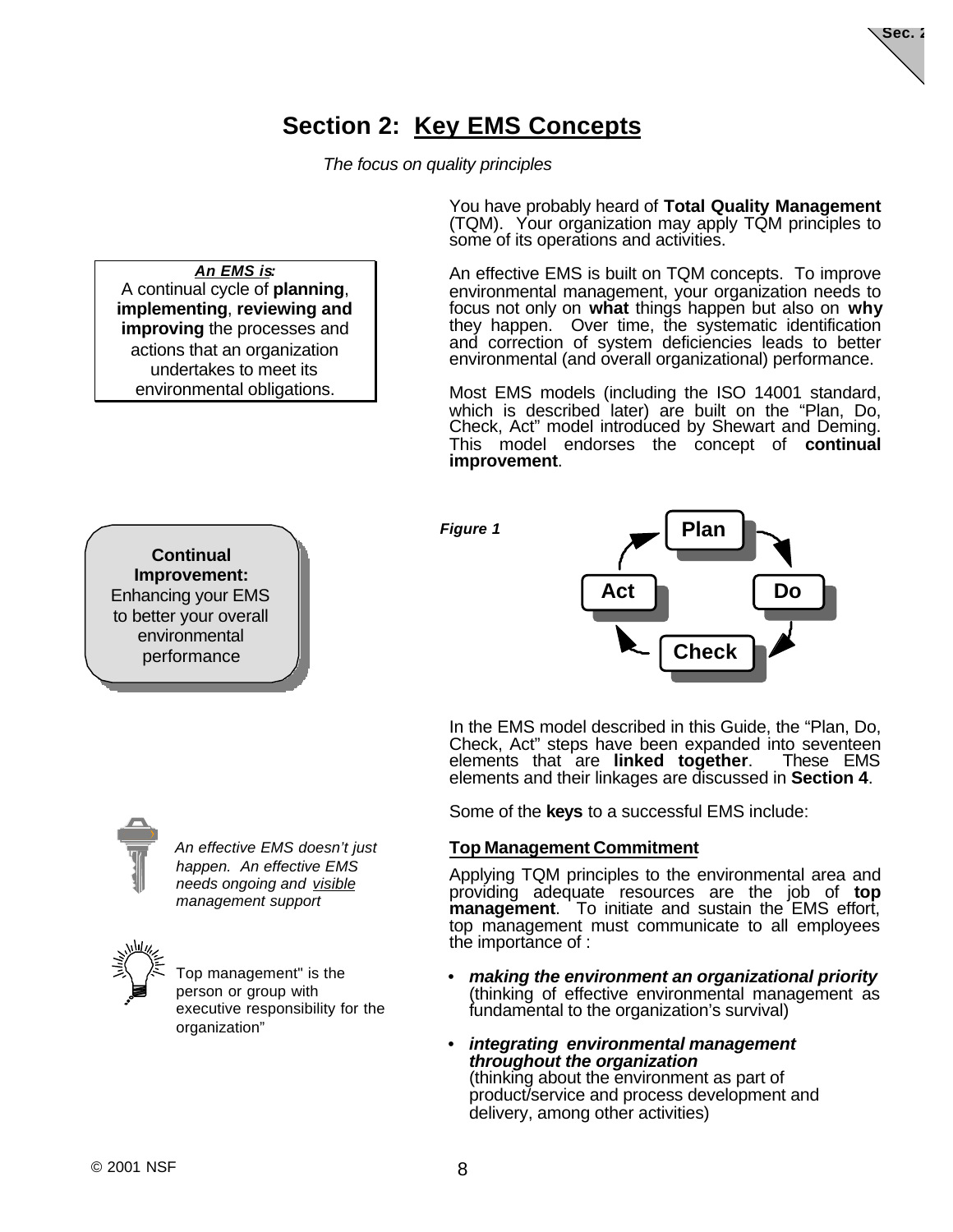# Section 2: Key EMS Concepts

*The focus on quality principles*

**An EMS is:**
A continual cycle of **planning**, **implementing**, **reviewing and improving** the processes and actions that an organization undertakes to meet its environmental obligations.

You have probably heard of **Total Quality Management** (TQM). Your organization may apply TQM principles to some of its operations and activities.

An effective EMS is built on TQM concepts. To improve environmental management, your organization needs to focus not only on **what** things happen but also on **why** they happen. Over time, the systematic identification and correction of system deficiencies leads to better environmental (and overall organizational) performance.

Most EMS models (including the ISO 14001 standard, which is described later) are built on the "Plan, Do, Check, Act" model introduced by Shewart and Deming. This model endorses the concept of **continual improvement**.

**Continual Improvement:** Enhancing your EMS to better your overall environmental performance

***Figure 1***

Plan → Do → Check → Act

In the EMS model described in this Guide, the "Plan, Do, Check, Act" steps have been expanded into seventeen elements that are **linked together**. These EMS elements and their linkages are discussed in **Section 4**.

Some of the **keys** to a successful EMS include:

*An effective EMS doesn't just happen. An effective EMS needs ongoing and visible management support*

Top management" is the person or group with executive responsibility for the organization"

**Top Management Commitment**

Applying TQM principles to the environmental area and providing adequate resources are the job of **top management**. To initiate and sustain the EMS effort, top management must communicate to all employees the importance of :

- ***making the environment an organizational priority*** (thinking of effective environmental management as fundamental to the organization's survival)
- ***integrating environmental management throughout the organization*** (thinking about the environment as part of product/service and process development and delivery, among other activities)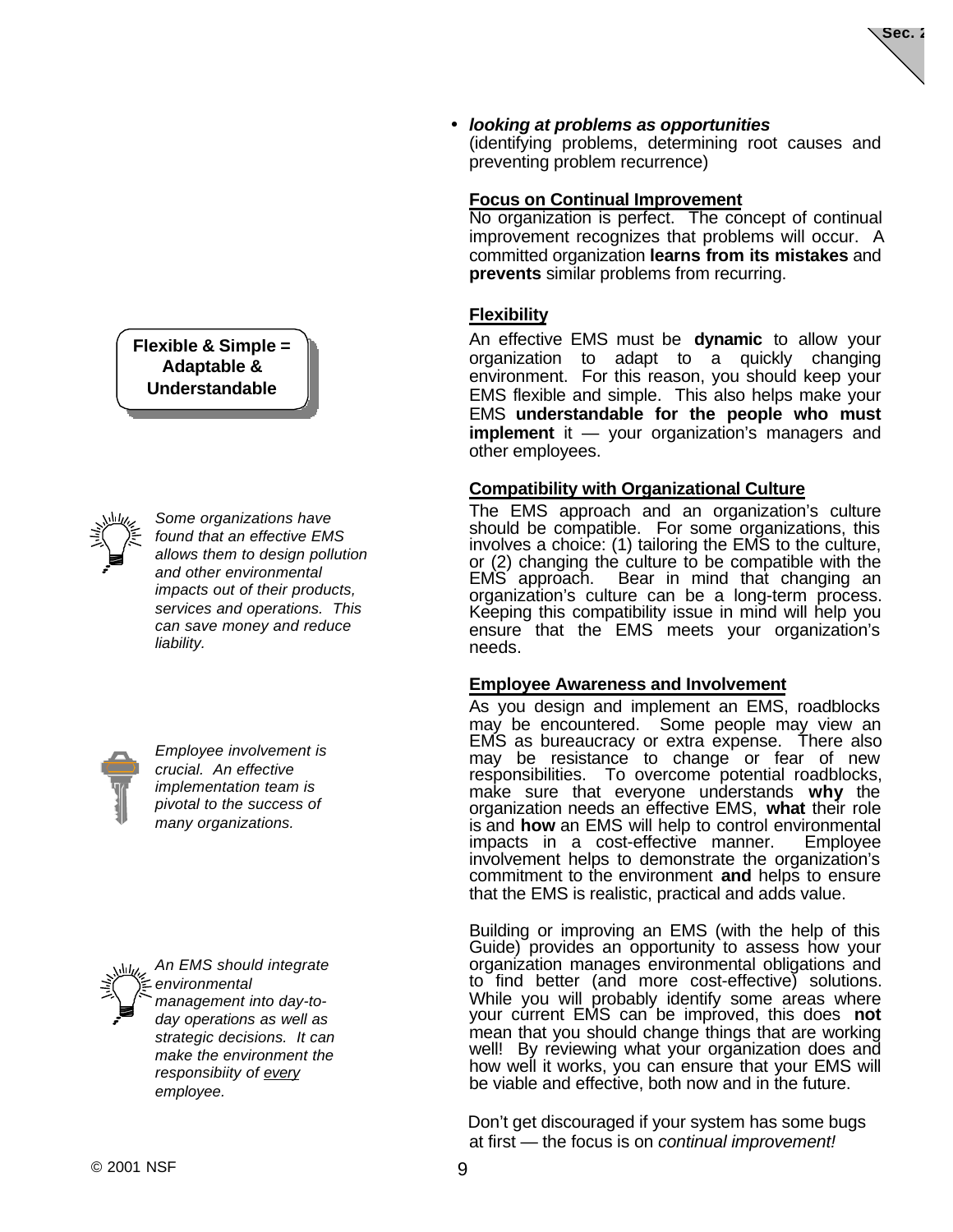- ***looking at problems as opportunities*** (identifying problems, determining root causes and preventing problem recurrence)

**Focus on Continual Improvement**

No organization is perfect. The concept of continual improvement recognizes that problems will occur. A committed organization **learns from its mistakes** and **prevents** similar problems from recurring.

**Flexibility**

**Flexible & Simple = Adaptable & Understandable**

An effective EMS must be **dynamic** to allow your organization to adapt to a quickly changing environment. For this reason, you should keep your EMS flexible and simple. This also helps make your EMS **understandable for the people who must implement** it — your organization's managers and other employees.

**Compatibility with Organizational Culture**

*Some organizations have found that an effective EMS allows them to design pollution and other environmental impacts out of their products, services and operations. This can save money and reduce liability.*

The EMS approach and an organization's culture should be compatible. For some organizations, this involves a choice: (1) tailoring the EMS to the culture, or (2) changing the culture to be compatible with the EMS approach. Bear in mind that changing an organization's culture can be a long-term process. Keeping this compatibility issue in mind will help you ensure that the EMS meets your organization's needs.

**Employee Awareness and Involvement**

*Employee involvement is crucial. An effective implementation team is pivotal to the success of many organizations.*

As you design and implement an EMS, roadblocks may be encountered. Some people may view an EMS as bureaucracy or extra expense. There also may be resistance to change or fear of new responsibilities. To overcome potential roadblocks, make sure that everyone understands **why** the organization needs an effective EMS, **what** their role is and **how** an EMS will help to control environmental impacts in a cost-effective manner. Employee involvement helps to demonstrate the organization's commitment to the environment **and** helps to ensure that the EMS is realistic, practical and adds value.

*An EMS should integrate environmental management into day-to-day operations as well as strategic decisions. It can make the environment the responsibiity of every employee.*

Building or improving an EMS (with the help of this Guide) provides an opportunity to assess how your organization manages environmental obligations and to find better (and more cost-effective) solutions. While you will probably identify some areas where your current EMS can be improved, this does **not** mean that you should change things that are working well! By reviewing what your organization does and how well it works, you can ensure that your EMS will be viable and effective, both now and in the future.

Don't get discouraged if your system has some bugs at first — the focus is on *continual improvement!*

© 2001 NSF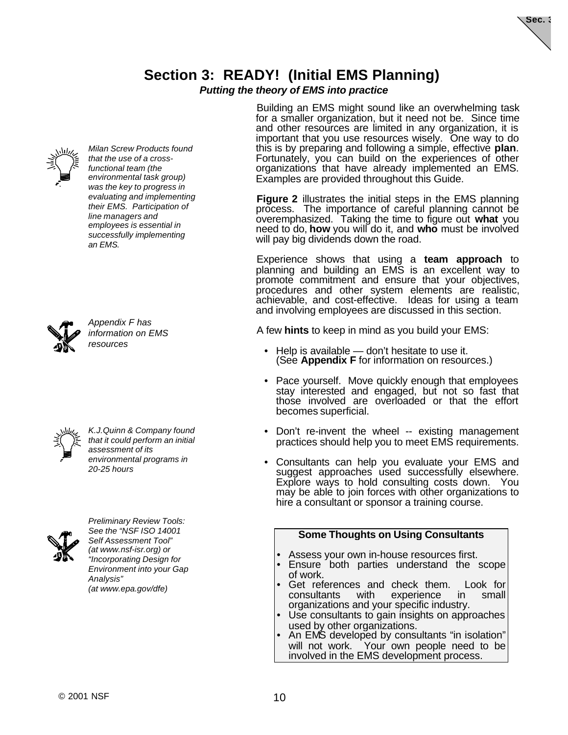# Section 3: READY! (Initial EMS Planning)

***Putting the theory of EMS into practice***

Building an EMS might sound like an overwhelming task for a smaller organization, but it need not be. Since time and other resources are limited in any organization, it is important that you use resources wisely. One way to do this is by preparing and following a simple, effective **plan**. Fortunately, you can build on the experiences of other organizations that have already implemented an EMS. Examples are provided throughout this Guide.

*Milan Screw Products found that the use of a cross-functional team (the environmental task group) was the key to progress in evaluating and implementing their EMS. Participation of line managers and employees is essential in successfully implementing an EMS.*

**Figure 2** illustrates the initial steps in the EMS planning process. The importance of careful planning cannot be overemphasized. Taking the time to figure out **what** you need to do, **how** you will do it, and **who** must be involved will pay big dividends down the road.

Experience shows that using a **team approach** to planning and building an EMS is an excellent way to promote commitment and ensure that your objectives, procedures and other system elements are realistic, achievable, and cost-effective. Ideas for using a team and involving employees are discussed in this section.

*Appendix F has information on EMS resources*

A few **hints** to keep in mind as you build your EMS:

- Help is available — don't hesitate to use it. (See **Appendix F** for information on resources.)
- Pace yourself. Move quickly enough that employees stay interested and engaged, but not so fast that those involved are overloaded or that the effort becomes superficial.
- Don't re-invent the wheel -- existing management practices should help you to meet EMS requirements.
- Consultants can help you evaluate your EMS and suggest approaches used successfully elsewhere. Explore ways to hold consulting costs down. You may be able to join forces with other organizations to hire a consultant or sponsor a training course.

*K.J.Quinn & Company found that it could perform an initial assessment of its environmental programs in 20-25 hours*

*Preliminary Review Tools: See the "NSF ISO 14001 Self Assessment Tool" (at www.nsf-isr.org) or "Incorporating Design for Environment into your Gap Analysis" (at www.epa.gov/dfe)*

**Some Thoughts on Using Consultants**

- Assess your own in-house resources first.
- Ensure both parties understand the scope of work.
- Get references and check them. Look for consultants with experience in small organizations and your specific industry.
- Use consultants to gain insights on approaches used by other organizations.
- An EMS developed by consultants "in isolation" will not work. Your own people need to be involved in the EMS development process.

© 2001 NSF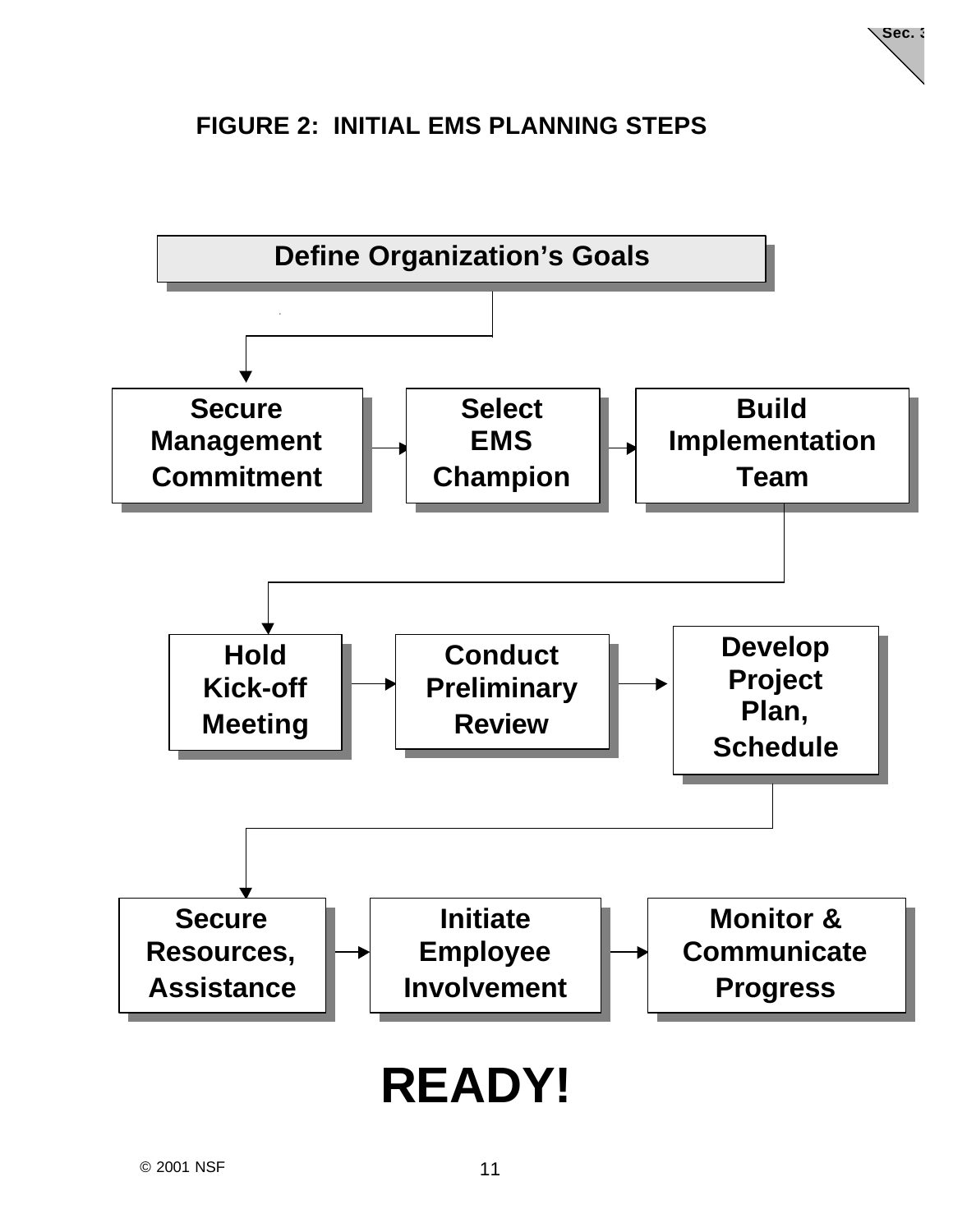**FIGURE 2: INITIAL EMS PLANNING STEPS**

**Define Organization's Goals**

↓

**Secure Management Commitment** → **Select EMS Champion** → **Build Implementation Team**

↓

**Hold Kick-off Meeting** → **Conduct Preliminary Review** → **Develop Project Plan, Schedule**

↓

**Secure Resources, Assistance** → **Initiate Employee Involvement** → **Monitor & Communicate Progress**

# READY!

© 2001 NSF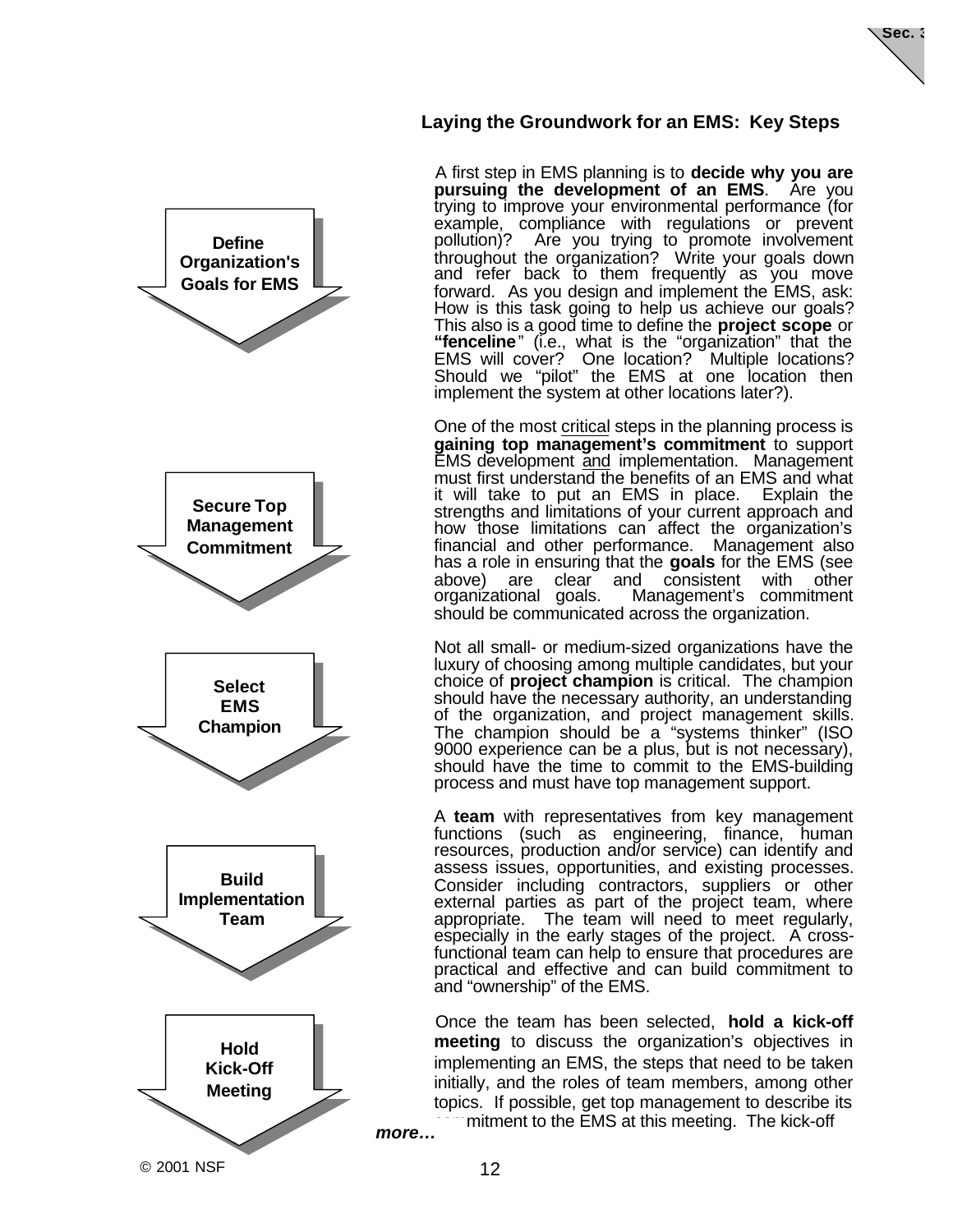## Laying the Groundwork for an EMS: Key Steps

**Define Organization's Goals for EMS**

A first step in EMS planning is to **decide why you are pursuing the development of an EMS**. Are you trying to improve your environmental performance (for example, compliance with regulations or prevent pollution)? Are you trying to promote involvement throughout the organization? Write your goals down and refer back to them frequently as you move forward. As you design and implement the EMS, ask: How is this task going to help us achieve our goals? This also is a good time to define the **project scope** or **"fenceline"** (i.e., what is the "organization" that the EMS will cover? One location? Multiple locations? Should we "pilot" the EMS at one location then implement the system at other locations later?).

**Secure Top Management Commitment**

One of the most critical steps in the planning process is **gaining top management's commitment** to support EMS development and implementation. Management must first understand the benefits of an EMS and what it will take to put an EMS in place. Explain the strengths and limitations of your current approach and how those limitations can affect the organization's financial and other performance. Management also has a role in ensuring that the **goals** for the EMS (see above) are clear and consistent with other organizational goals. Management's commitment should be communicated across the organization.

**Select EMS Champion**

Not all small- or medium-sized organizations have the luxury of choosing among multiple candidates, but your choice of **project champion** is critical. The champion should have the necessary authority, an understanding of the organization, and project management skills. The champion should be a "systems thinker" (ISO 9000 experience can be a plus, but is not necessary), should have the time to commit to the EMS-building process and must have top management support.

**Build Implementation Team**

A **team** with representatives from key management functions (such as engineering, finance, human resources, production and/or service) can identify and assess issues, opportunities, and existing processes. Consider including contractors, suppliers or other external parties as part of the project team, where appropriate. The team will need to meet regularly, especially in the early stages of the project. A cross-functional team can help to ensure that procedures are practical and effective and can build commitment to and "ownership" of the EMS.

**Hold Kick-Off Meeting**

Once the team has been selected, **hold a kick-off meeting** to discuss the organization's objectives in implementing an EMS, the steps that need to be taken initially, and the roles of team members, among other topics. If possible, get top management to describe its commitment to the EMS at this meeting. The kick-off

***more…***

© 2001 NSF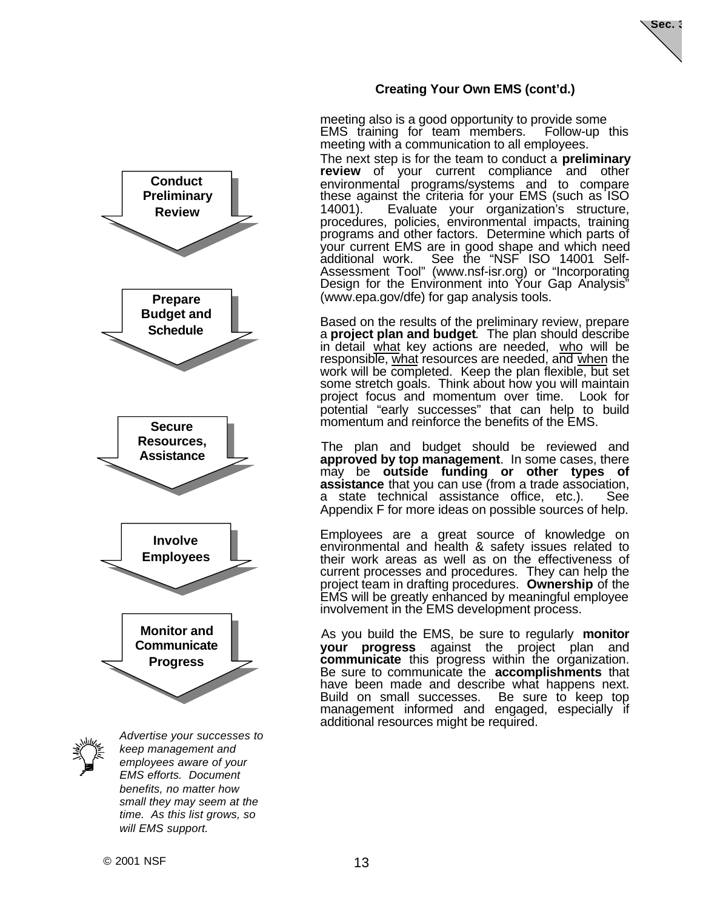## Creating Your Own EMS (cont'd.)

meeting also is a good opportunity to provide some EMS training for team members. Follow-up this meeting with a communication to all employees.

**Conduct Preliminary Review**

The next step is for the team to conduct a **preliminary review** of your current compliance and other environmental programs/systems and to compare these against the criteria for your EMS (such as ISO 14001). Evaluate your organization's structure, procedures, policies, environmental impacts, training programs and other factors. Determine which parts of your current EMS are in good shape and which need additional work. See the "NSF ISO 14001 Self-Assessment Tool" (www.nsf-isr.org) or "Incorporating Design for the Environment into Your Gap Analysis" (www.epa.gov/dfe) for gap analysis tools.

**Prepare Budget and Schedule**

Based on the results of the preliminary review, prepare a **project plan and budget**. The plan should describe in detail what key actions are needed, who will be responsible, what resources are needed, and when the work will be completed. Keep the plan flexible, but set some stretch goals. Think about how you will maintain project focus and momentum over time. Look for potential "early successes" that can help to build momentum and reinforce the benefits of the EMS.

**Secure Resources, Assistance**

The plan and budget should be reviewed and **approved by top management**. In some cases, there may be **outside funding or other types of assistance** that you can use (from a trade association, a state technical assistance office, etc.). See Appendix F for more ideas on possible sources of help.

**Involve Employees**

Employees are a great source of knowledge on environmental and health & safety issues related to their work areas as well as on the effectiveness of current processes and procedures. They can help the project team in drafting procedures. **Ownership** of the EMS will be greatly enhanced by meaningful employee involvement in the EMS development process.

**Monitor and Communicate Progress**

As you build the EMS, be sure to regularly **monitor your progress** against the project plan and **communicate** this progress within the organization. Be sure to communicate the **accomplishments** that have been made and describe what happens next. Build on small successes. Be sure to keep top management informed and engaged, especially if additional resources might be required.

*Advertise your successes to keep management and employees aware of your EMS efforts. Document benefits, no matter how small they may seem at the time. As this list grows, so will EMS support.*

© 2001 NSF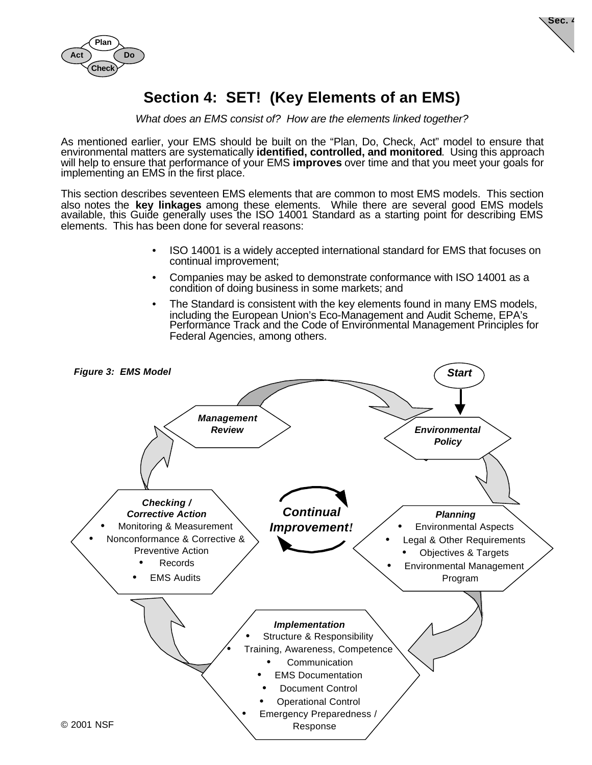# Section 4: SET! (Key Elements of an EMS)

*What does an EMS consist of? How are the elements linked together?*

As mentioned earlier, your EMS should be built on the "Plan, Do, Check, Act" model to ensure that environmental matters are systematically **identified, controlled, and monitored**. Using this approach will help to ensure that performance of your EMS **improves** over time and that you meet your goals for implementing an EMS in the first place.

This section describes seventeen EMS elements that are common to most EMS models. This section also notes the **key linkages** among these elements. While there are several good EMS models available, this Guide generally uses the ISO 14001 Standard as a starting point for describing EMS elements. This has been done for several reasons:

- ISO 14001 is a widely accepted international standard for EMS that focuses on continual improvement;
- Companies may be asked to demonstrate conformance with ISO 14001 as a condition of doing business in some markets; and
- The Standard is consistent with the key elements found in many EMS models, including the European Union's Eco-Management and Audit Scheme, EPA's Performance Track and the Code of Environmental Management Principles for Federal Agencies, among others.

***Figure 3: EMS Model***

Start → Environmental Policy → Planning → Implementation → Checking / Corrective Action → Management Review → Environmental Policy

*Continual Improvement!*

**Environmental Policy**

**Planning**
- Environmental Aspects
- Legal & Other Requirements
- Objectives & Targets
- Environmental Management Program

**Implementation**
- Structure & Responsibility
- Training, Awareness, Competence
- Communication
- EMS Documentation
- Document Control
- Operational Control
- Emergency Preparedness / Response

**Checking / Corrective Action**
- Monitoring & Measurement
- Nonconformance & Corrective & Preventive Action
- Records
- EMS Audits

**Management Review**

© 2001 NSF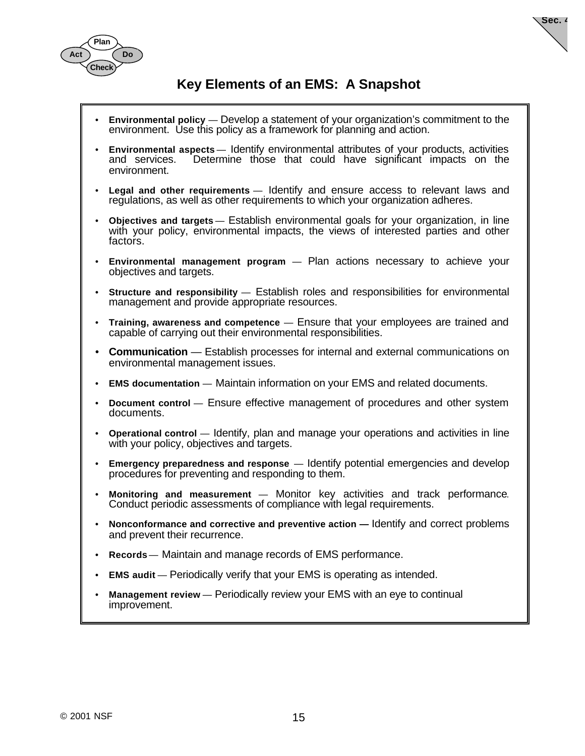# Key Elements of an EMS: A Snapshot

- **Environmental policy** — Develop a statement of your organization's commitment to the environment. Use this policy as a framework for planning and action.
- **Environmental aspects** — Identify environmental attributes of your products, activities and services. Determine those that could have significant impacts on the environment.
- **Legal and other requirements** — Identify and ensure access to relevant laws and regulations, as well as other requirements to which your organization adheres.
- **Objectives and targets** — Establish environmental goals for your organization, in line with your policy, environmental impacts, the views of interested parties and other factors.
- **Environmental management program** — Plan actions necessary to achieve your objectives and targets.
- **Structure and responsibility** — Establish roles and responsibilities for environmental management and provide appropriate resources.
- **Training, awareness and competence** — Ensure that your employees are trained and capable of carrying out their environmental responsibilities.
- **Communication** — Establish processes for internal and external communications on environmental management issues.
- **EMS documentation** — Maintain information on your EMS and related documents.
- **Document control** — Ensure effective management of procedures and other system documents.
- **Operational control** — Identify, plan and manage your operations and activities in line with your policy, objectives and targets.
- **Emergency preparedness and response** — Identify potential emergencies and develop procedures for preventing and responding to them.
- **Monitoring and measurement** — Monitor key activities and track performance. Conduct periodic assessments of compliance with legal requirements.
- **Nonconformance and corrective and preventive action —** Identify and correct problems and prevent their recurrence.
- **Records** — Maintain and manage records of EMS performance.
- **EMS audit** — Periodically verify that your EMS is operating as intended.
- **Management review** — Periodically review your EMS with an eye to continual improvement.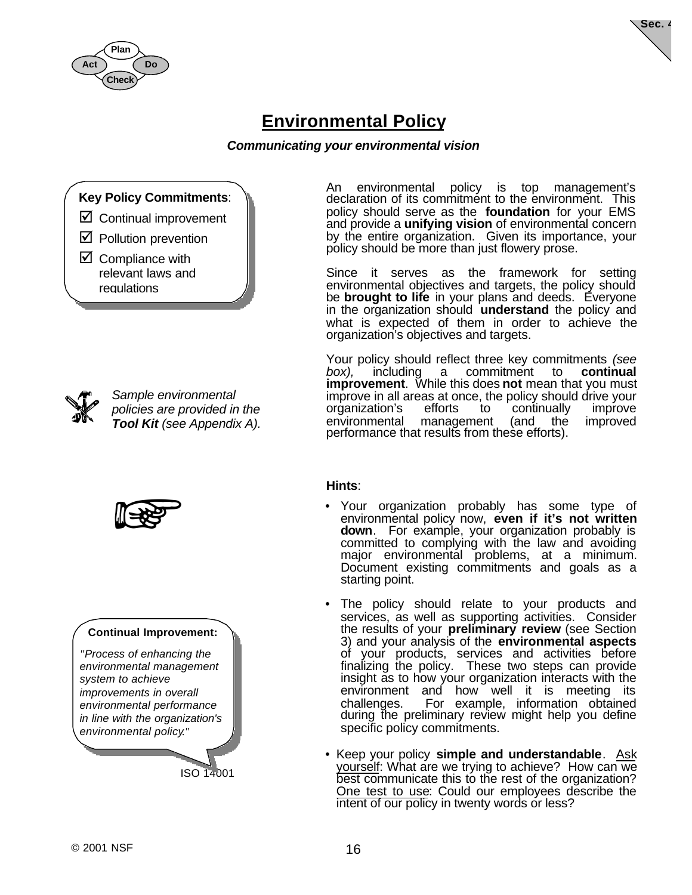# Environmental Policy

***Communicating your environmental vision***

**Key Policy Commitments**:

- ☑ Continual improvement
- ☑ Pollution prevention
- ☑ Compliance with relevant laws and regulations

An environmental policy is top management's declaration of its commitment to the environment. This policy should serve as the **foundation** for your EMS and provide a **unifying vision** of environmental concern by the entire organization. Given its importance, your policy should be more than just flowery prose.

Since it serves as the framework for setting environmental objectives and targets, the policy should be **brought to life** in your plans and deeds. Everyone in the organization should **understand** the policy and what is expected of them in order to achieve the organization's objectives and targets.

Your policy should reflect three key commitments *(see box),* including a commitment to **continual improvement**. While this does **not** mean that you must improve in all areas at once, the policy should drive your organization's efforts to continually improve environmental management (and the improved performance that results from these efforts).

*Sample environmental policies are provided in the* ***Tool Kit*** *(see Appendix A).*

**Hints**:

- Your organization probably has some type of environmental policy now, **even if it's not written down**. For example, your organization probably is committed to complying with the law and avoiding major environmental problems, at a minimum. Document existing commitments and goals as a starting point.
- The policy should relate to your products and services, as well as supporting activities. Consider the results of your **preliminary review** (see Section 3) and your analysis of the **environmental aspects** of your products, services and activities before finalizing the policy. These two steps can provide insight as to how your organization interacts with the environment and how well it is meeting its challenges. For example, information obtained during the preliminary review might help you define specific policy commitments.
- Keep your policy **simple and understandable**. Ask yourself: What are we trying to achieve? How can we best communicate this to the rest of the organization? One test to use: Could our employees describe the intent of our policy in twenty words or less?

**Continual Improvement:**

*"Process of enhancing the environmental management system to achieve improvements in overall environmental performance in line with the organization's environmental policy."*

ISO 14001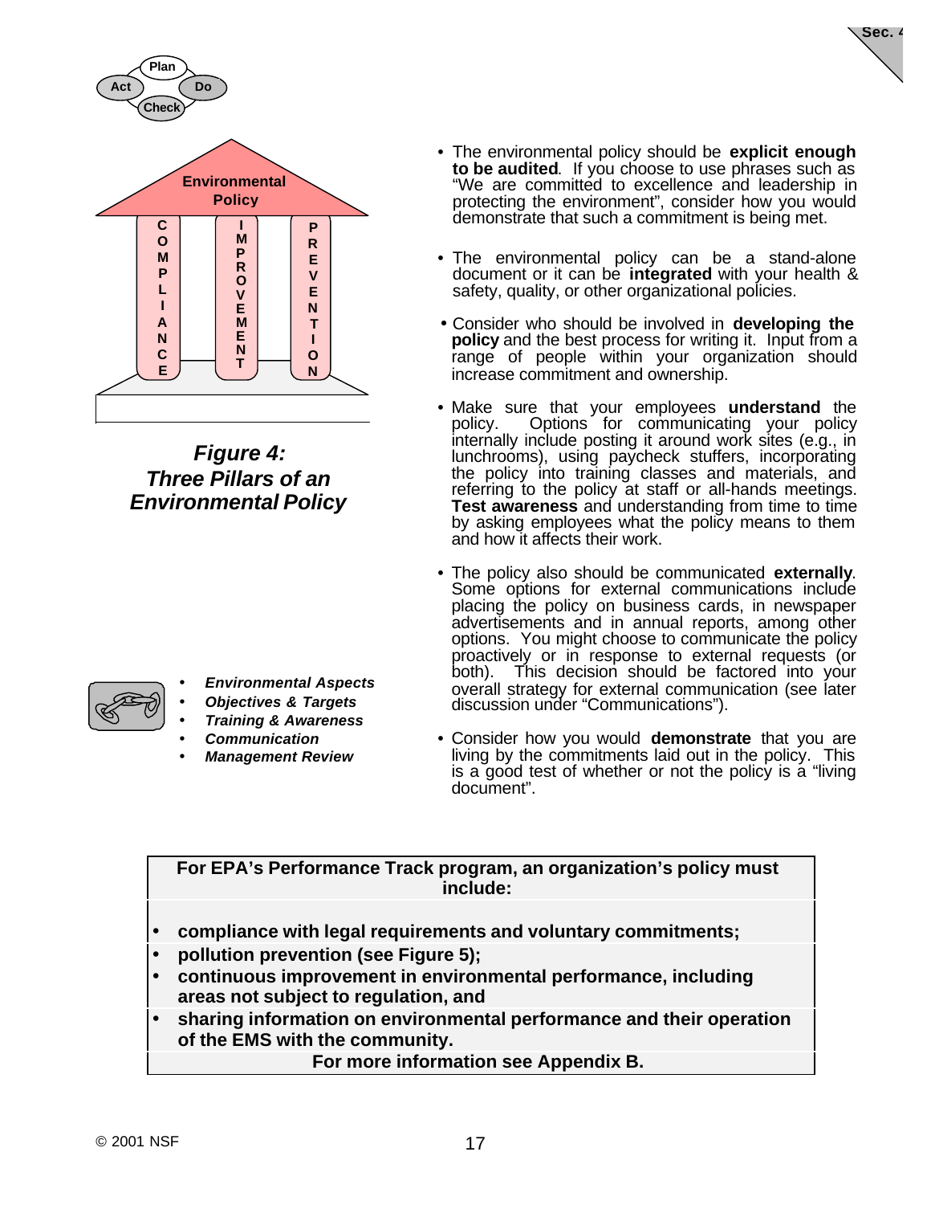Environmental Policy

COMPLIANCE | IMPROVEMENT | PREVENTION

***Figure 4: Three Pillars of an Environmental Policy***

- ***Environmental Aspects***
- ***Objectives & Targets***
- ***Training & Awareness***
- ***Communication***
- ***Management Review***

- The environmental policy should be **explicit enough to be audited**. If you choose to use phrases such as "We are committed to excellence and leadership in protecting the environment", consider how you would demonstrate that such a commitment is being met.

- The environmental policy can be a stand-alone document or it can be **integrated** with your health & safety, quality, or other organizational policies.

- Consider who should be involved in **developing the policy** and the best process for writing it. Input from a range of people within your organization should increase commitment and ownership.

- Make sure that your employees **understand** the policy. Options for communicating your policy internally include posting it around work sites (e.g., in lunchrooms), using paycheck stuffers, incorporating the policy into training classes and materials, and referring to the policy at staff or all-hands meetings. **Test awareness** and understanding from time to time by asking employees what the policy means to them and how it affects their work.

- The policy also should be communicated **externally**. Some options for external communications include placing the policy on business cards, in newspaper advertisements and in annual reports, among other options. You might choose to communicate the policy proactively or in response to external requests (or both). This decision should be factored into your overall strategy for external communication (see later discussion under "Communications").

- Consider how you would **demonstrate** that you are living by the commitments laid out in the policy. This is a good test of whether or not the policy is a "living document".

**For EPA's Performance Track program, an organization's policy must include:**

- **compliance with legal requirements and voluntary commitments;**
- **pollution prevention (see Figure 5);**
- **continuous improvement in environmental performance, including areas not subject to regulation, and**
- **sharing information on environmental performance and their operation of the EMS with the community.**

**For more information see Appendix B.**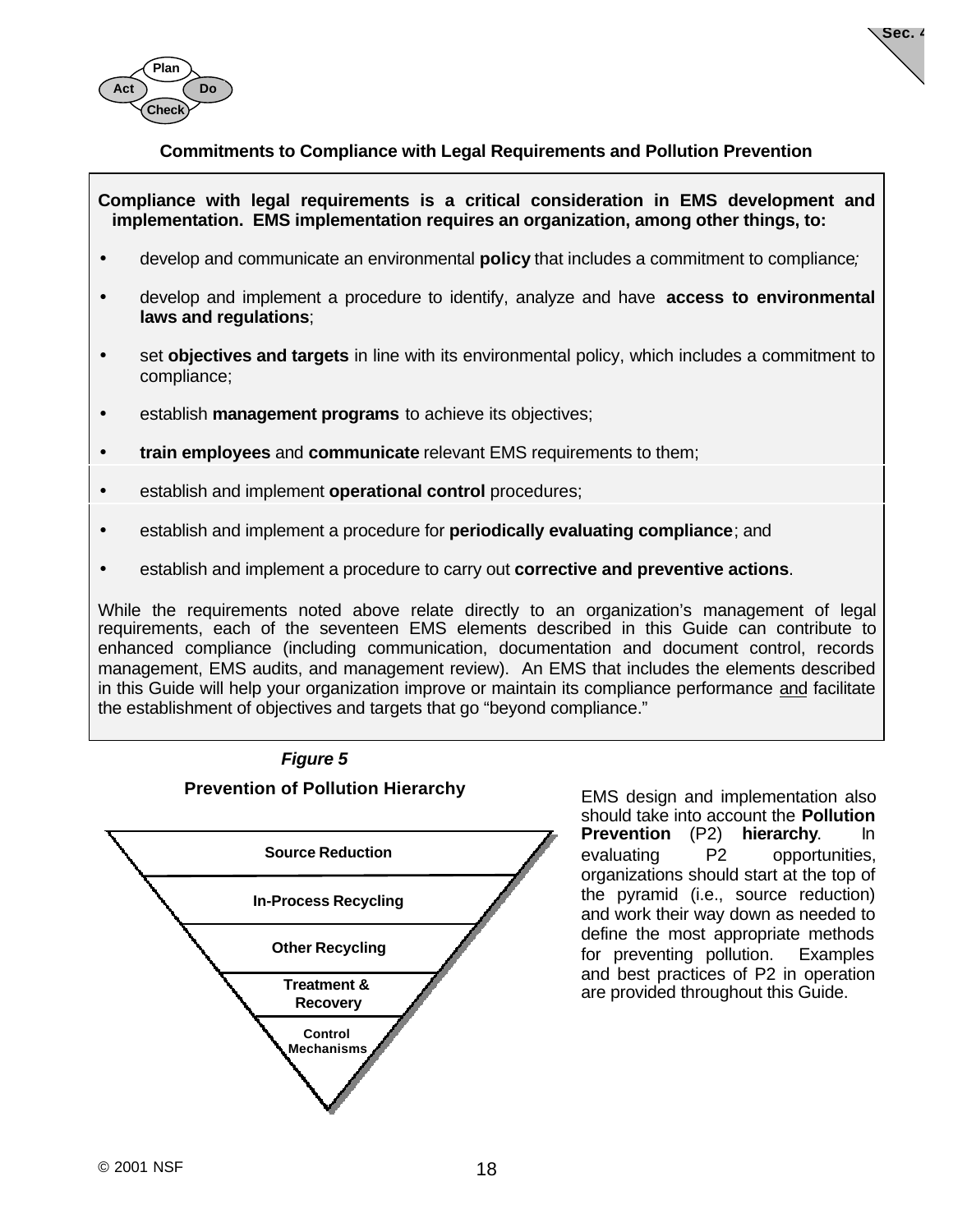### Commitments to Compliance with Legal Requirements and Pollution Prevention

**Compliance with legal requirements is a critical consideration in EMS development and implementation. EMS implementation requires an organization, among other things, to:**

- develop and communicate an environmental **policy** that includes a commitment to compliance;
- develop and implement a procedure to identify, analyze and have **access to environmental laws and regulations**;
- set **objectives and targets** in line with its environmental policy, which includes a commitment to compliance;
- establish **management programs** to achieve its objectives;
- **train employees** and **communicate** relevant EMS requirements to them;
- establish and implement **operational control** procedures;
- establish and implement a procedure for **periodically evaluating compliance**; and
- establish and implement a procedure to carry out **corrective and preventive actions**.

While the requirements noted above relate directly to an organization's management of legal requirements, each of the seventeen EMS elements described in this Guide can contribute to enhanced compliance (including communication, documentation and document control, records management, EMS audits, and management review). An EMS that includes the elements described in this Guide will help your organization improve or maintain its compliance performance and facilitate the establishment of objectives and targets that go "beyond compliance."

***Figure 5***

**Prevention of Pollution Hierarchy**

- Source Reduction
- In-Process Recycling
- Other Recycling
- Treatment & Recovery
- Control Mechanisms

EMS design and implementation also should take into account the **Pollution Prevention** (P2) **hierarchy**. In evaluating P2 opportunities, organizations should start at the top of the pyramid (i.e., source reduction) and work their way down as needed to define the most appropriate methods for preventing pollution. Examples and best practices of P2 in operation are provided throughout this Guide.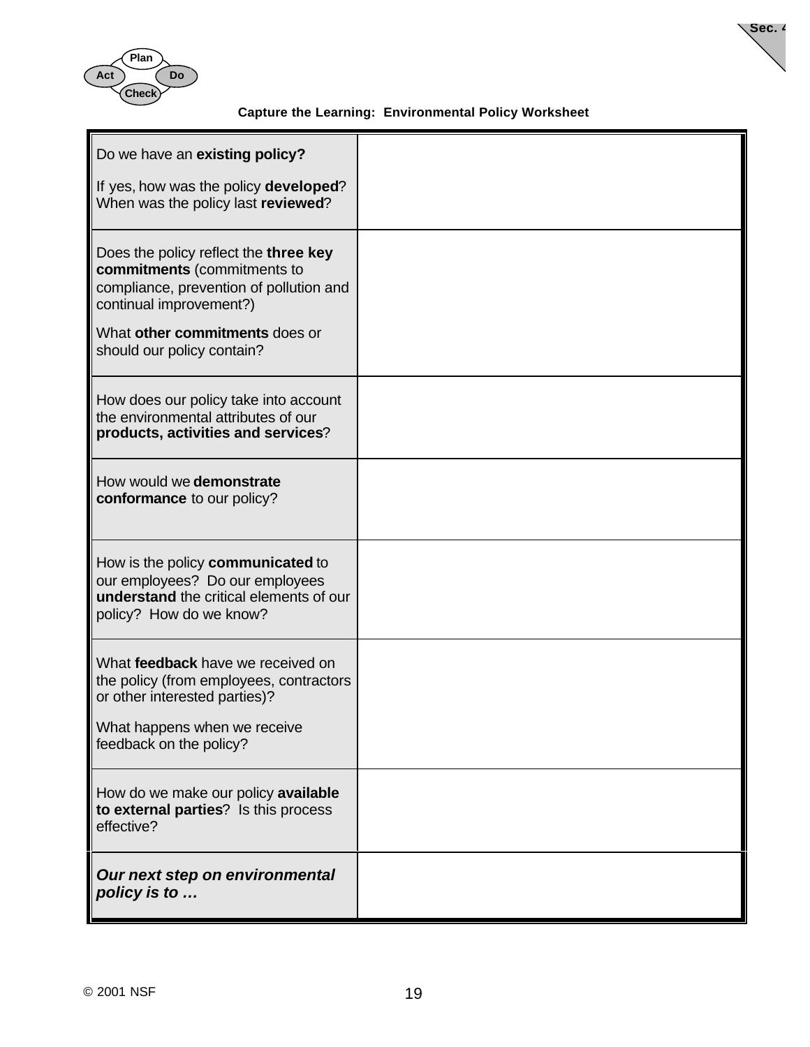**Capture the Learning: Environmental Policy Worksheet**

| | |
|---|---|
| Do we have an **existing policy?**<br><br>If yes, how was the policy **developed**? When was the policy last **reviewed**? | |
| Does the policy reflect the **three key commitments** (commitments to compliance, prevention of pollution and continual improvement?)<br><br>What **other commitments** does or should our policy contain? | |
| How does our policy take into account the environmental attributes of our **products, activities and services**? | |
| How would we **demonstrate conformance** to our policy? | |
| How is the policy **communicated** to our employees? Do our employees **understand** the critical elements of our policy? How do we know? | |
| What **feedback** have we received on the policy (from employees, contractors or other interested parties)?<br><br>What happens when we receive feedback on the policy? | |
| How do we make our policy **available to external parties**? Is this process effective? | |
| ***Our next step on environmental policy is to …*** | |

© 2001 NSF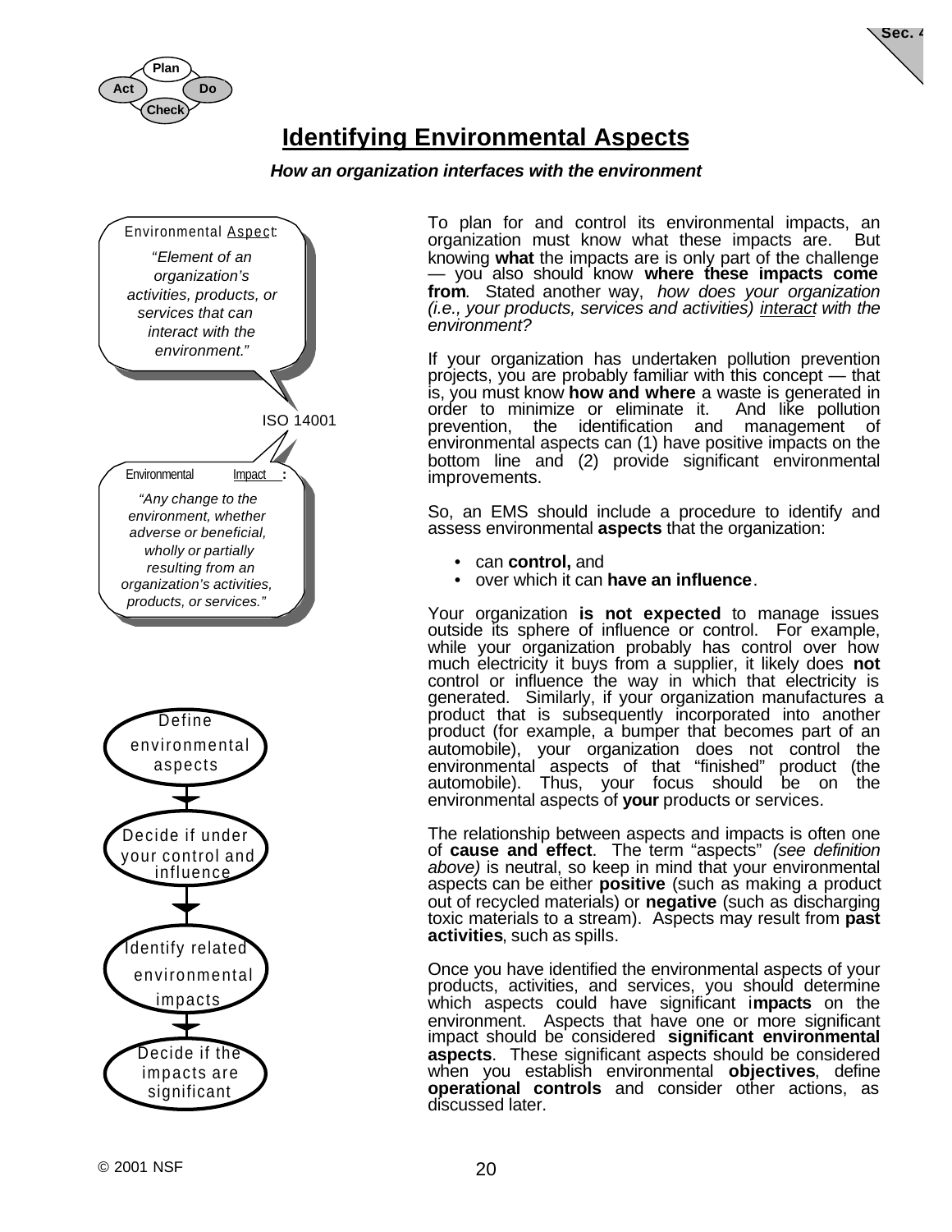# Identifying Environmental Aspects

***How an organization interfaces with the environment***

Environmental Aspect:

*"Element of an organization's activities, products, or services that can interact with the environment."*

ISO 14001

Environmental Impact:

*"Any change to the environment, whether adverse or beneficial, wholly or partially resulting from an organization's activities, products, or services."*

Define environmental aspects

Decide if under your control and influence

Identify related environmental impacts

Decide if the impacts are significant

To plan for and control its environmental impacts, an organization must know what these impacts are. But knowing **what** the impacts are is only part of the challenge — you also should know **where these impacts come from**. Stated another way, *how does your organization (i.e., your products, services and activities) interact with the environment?*

If your organization has undertaken pollution prevention projects, you are probably familiar with this concept — that is, you must know **how and where** a waste is generated in order to minimize or eliminate it. And like pollution prevention, the identification and management of environmental aspects can (1) have positive impacts on the bottom line and (2) provide significant environmental improvements.

So, an EMS should include a procedure to identify and assess environmental **aspects** that the organization:

- can **control,** and
- over which it can **have an influence**.

Your organization **is not expected** to manage issues outside its sphere of influence or control. For example, while your organization probably has control over how much electricity it buys from a supplier, it likely does **not** control or influence the way in which that electricity is generated. Similarly, if your organization manufactures a product that is subsequently incorporated into another product (for example, a bumper that becomes part of an automobile), your organization does not control the environmental aspects of that "finished" product (the automobile). Thus, your focus should be on the environmental aspects of **your** products or services.

The relationship between aspects and impacts is often one of **cause and effect**. The term "aspects" *(see definition above)* is neutral, so keep in mind that your environmental aspects can be either **positive** (such as making a product out of recycled materials) or **negative** (such as discharging toxic materials to a stream). Aspects may result from **past activities**, such as spills.

Once you have identified the environmental aspects of your products, activities, and services, you should determine which aspects could have significant i**mpacts** on the environment. Aspects that have one or more significant impact should be considered **significant environmental aspects**. These significant aspects should be considered when you establish environmental **objectives**, define **operational controls** and consider other actions, as discussed later.

© 2001 NSF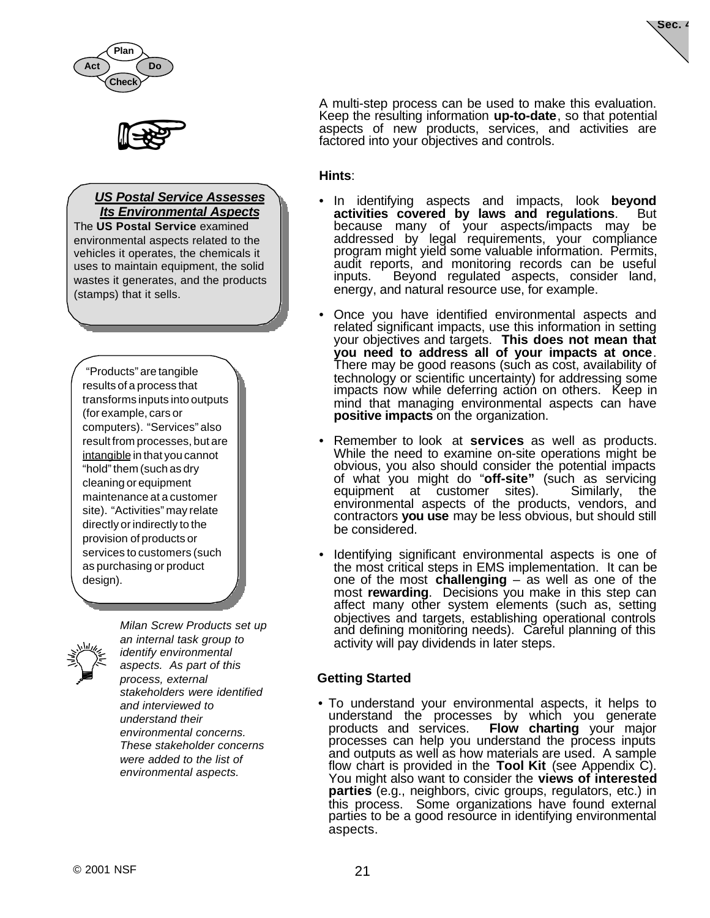A multi-step process can be used to make this evaluation. Keep the resulting information **up-to-date**, so that potential aspects of new products, services, and activities are factored into your objectives and controls.

**Hints**:

- In identifying aspects and impacts, look **beyond activities covered by laws and regulations**. But because many of your aspects/impacts may be addressed by legal requirements, your compliance program might yield some valuable information. Permits, audit reports, and monitoring records can be useful inputs. Beyond regulated aspects, consider land, energy, and natural resource use, for example.
- Once you have identified environmental aspects and related significant impacts, use this information in setting your objectives and targets. **This does not mean that you need to address all of your impacts at once**. There may be good reasons (such as cost, availability of technology or scientific uncertainty) for addressing some impacts now while deferring action on others. Keep in mind that managing environmental aspects can have **positive impacts** on the organization.
- Remember to look at **services** as well as products. While the need to examine on-site operations might be obvious, you also should consider the potential impacts of what you might do "**off-site"** (such as servicing equipment at customer sites). Similarly, the environmental aspects of the products, vendors, and contractors **you use** may be less obvious, but should still be considered.
- Identifying significant environmental aspects is one of the most critical steps in EMS implementation. It can be one of the most **challenging** – as well as one of the most **rewarding**. Decisions you make in this step can affect many other system elements (such as, setting objectives and targets, establishing operational controls and defining monitoring needs). Careful planning of this activity will pay dividends in later steps.

**Getting Started**

- To understand your environmental aspects, it helps to understand the processes by which you generate products and services. **Flow charting** your major processes can help you understand the process inputs and outputs as well as how materials are used. A sample flow chart is provided in the **Tool Kit** (see Appendix C). You might also want to consider the **views of interested parties** (e.g., neighbors, civic groups, regulators, etc.) in this process. Some organizations have found external parties to be a good resource in identifying environmental aspects.

***US Postal Service Assesses Its Environmental Aspects***

The **US Postal Service** examined environmental aspects related to the vehicles it operates, the chemicals it uses to maintain equipment, the solid wastes it generates, and the products (stamps) that it sells.

"Products" are tangible results of a process that transforms inputs into outputs (for example, cars or computers). "Services" also result from processes, but are intangible in that you cannot "hold" them (such as dry cleaning or equipment maintenance at a customer site). "Activities" may relate directly or indirectly to the provision of products or services to customers (such as purchasing or product design).

*Milan Screw Products set up an internal task group to identify environmental aspects. As part of this process, external stakeholders were identified and interviewed to understand their environmental concerns. These stakeholder concerns were added to the list of environmental aspects.*

© 2001 NSF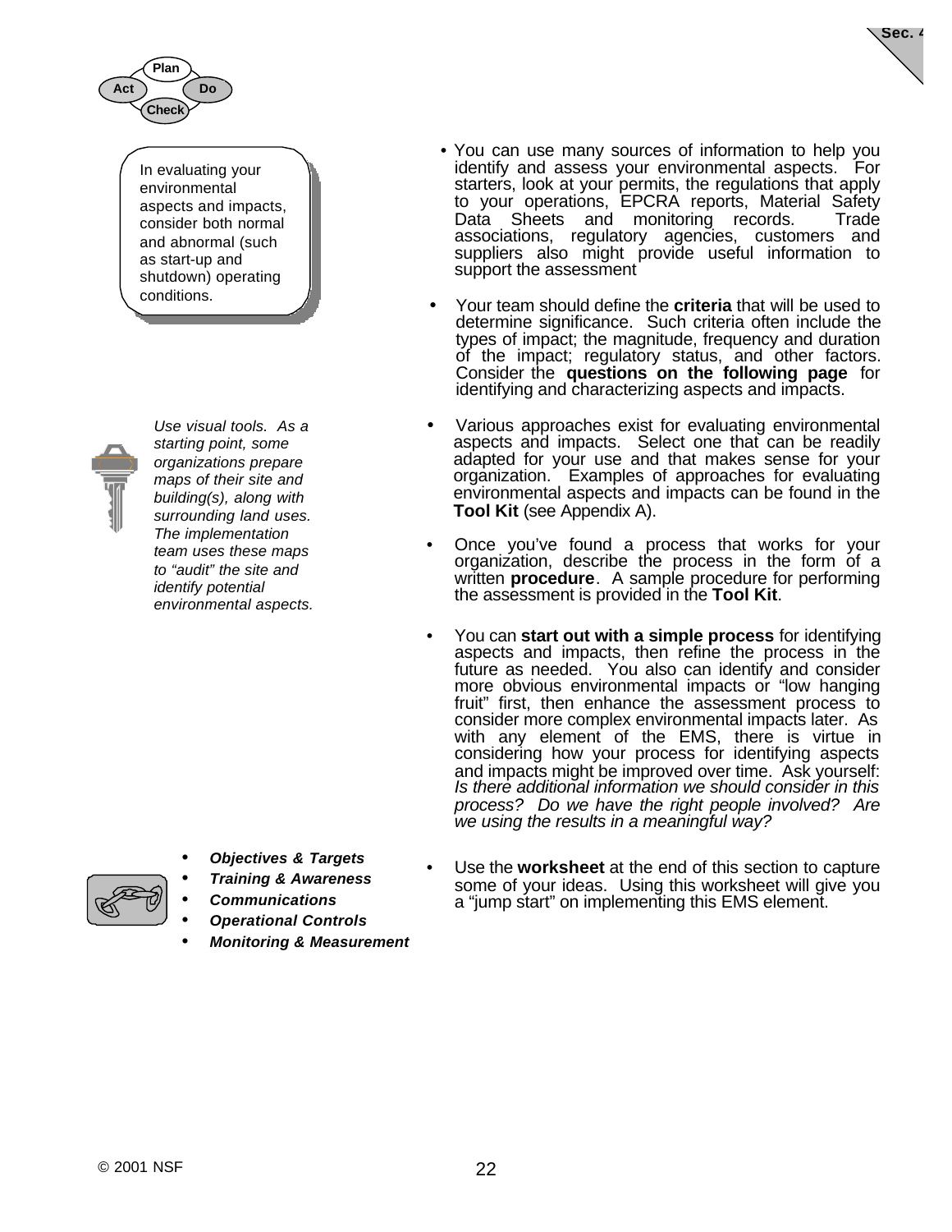In evaluating your environmental aspects and impacts, consider both normal and abnormal (such as start-up and shutdown) operating conditions.

- You can use many sources of information to help you identify and assess your environmental aspects. For starters, look at your permits, the regulations that apply to your operations, EPCRA reports, Material Safety Data Sheets and monitoring records. Trade associations, regulatory agencies, customers and suppliers also might provide useful information to support the assessment

- Your team should define the **criteria** that will be used to determine significance. Such criteria often include the types of impact; the magnitude, frequency and duration of the impact; regulatory status, and other factors. Consider the **questions on the following page** for identifying and characterizing aspects and impacts.

*Use visual tools. As a starting point, some organizations prepare maps of their site and building(s), along with surrounding land uses. The implementation team uses these maps to "audit" the site and identify potential environmental aspects.*

- Various approaches exist for evaluating environmental aspects and impacts. Select one that can be readily adapted for your use and that makes sense for your organization. Examples of approaches for evaluating environmental aspects and impacts can be found in the **Tool Kit** (see Appendix A).

- Once you've found a process that works for your organization, describe the process in the form of a written **procedure**. A sample procedure for performing the assessment is provided in the **Tool Kit**.

- You can **start out with a simple process** for identifying aspects and impacts, then refine the process in the future as needed. You also can identify and consider more obvious environmental impacts or "low hanging fruit" first, then enhance the assessment process to consider more complex environmental impacts later. As with any element of the EMS, there is virtue in considering how your process for identifying aspects and impacts might be improved over time. Ask yourself: *Is there additional information we should consider in this process? Do we have the right people involved? Are we using the results in a meaningful way?*

- ***Objectives & Targets***
- ***Training & Awareness***
- ***Communications***
- ***Operational Controls***
- ***Monitoring & Measurement***

- Use the **worksheet** at the end of this section to capture some of your ideas. Using this worksheet will give you a "jump start" on implementing this EMS element.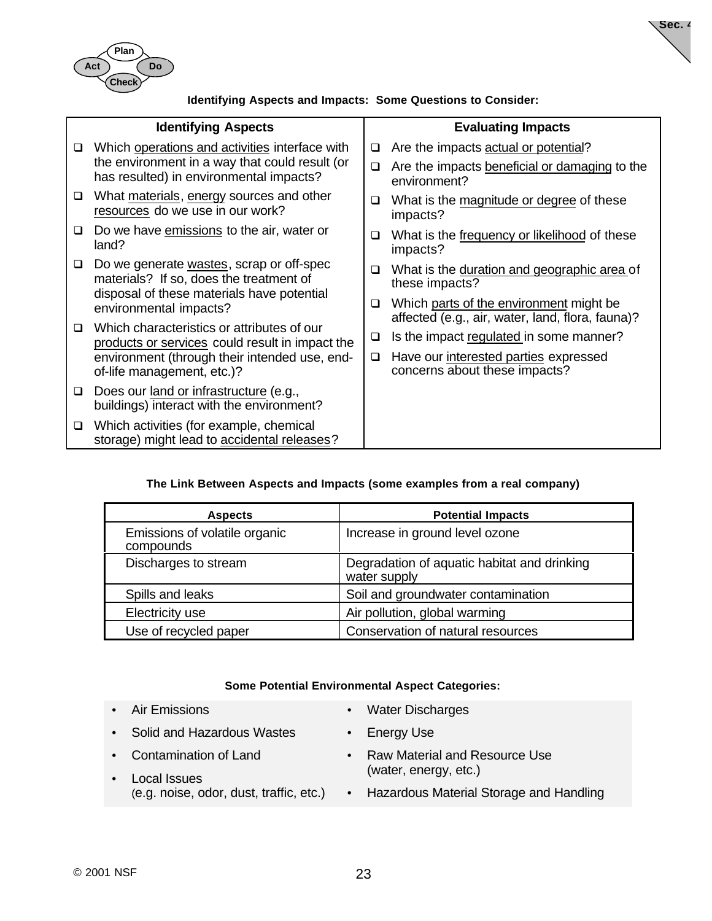### Identifying Aspects and Impacts: Some Questions to Consider:

| Identifying Aspects | Evaluating Impacts |
|---|---|
| ❑ Which operations and activities interface with the environment in a way that could result (or has resulted) in environmental impacts?<br>❑ What materials, energy sources and other resources do we use in our work?<br>❑ Do we have emissions to the air, water or land?<br>❑ Do we generate wastes, scrap or off-spec materials? If so, does the treatment of disposal of these materials have potential environmental impacts?<br>❑ Which characteristics or attributes of our products or services could result in impact the environment (through their intended use, end-of-life management, etc.)?<br>❑ Does our land or infrastructure (e.g., buildings) interact with the environment?<br>❑ Which activities (for example, chemical storage) might lead to accidental releases? | ❑ Are the impacts actual or potential?<br>❑ Are the impacts beneficial or damaging to the environment?<br>❑ What is the magnitude or degree of these impacts?<br>❑ What is the frequency or likelihood of these impacts?<br>❑ What is the duration and geographic area of these impacts?<br>❑ Which parts of the environment might be affected (e.g., air, water, land, flora, fauna)?<br>❑ Is the impact regulated in some manner?<br>❑ Have our interested parties expressed concerns about these impacts? |

### The Link Between Aspects and Impacts (some examples from a real company)

| Aspects | Potential Impacts |
|---|---|
| Emissions of volatile organic compounds | Increase in ground level ozone |
| Discharges to stream | Degradation of aquatic habitat and drinking water supply |
| Spills and leaks | Soil and groundwater contamination |
| Electricity use | Air pollution, global warming |
| Use of recycled paper | Conservation of natural resources |

### Some Potential Environmental Aspect Categories:

- Air Emissions
- Solid and Hazardous Wastes
- Contamination of Land
- Local Issues (e.g. noise, odor, dust, traffic, etc.)
- Water Discharges
- Energy Use
- Raw Material and Resource Use (water, energy, etc.)
- Hazardous Material Storage and Handling

© 2001 NSF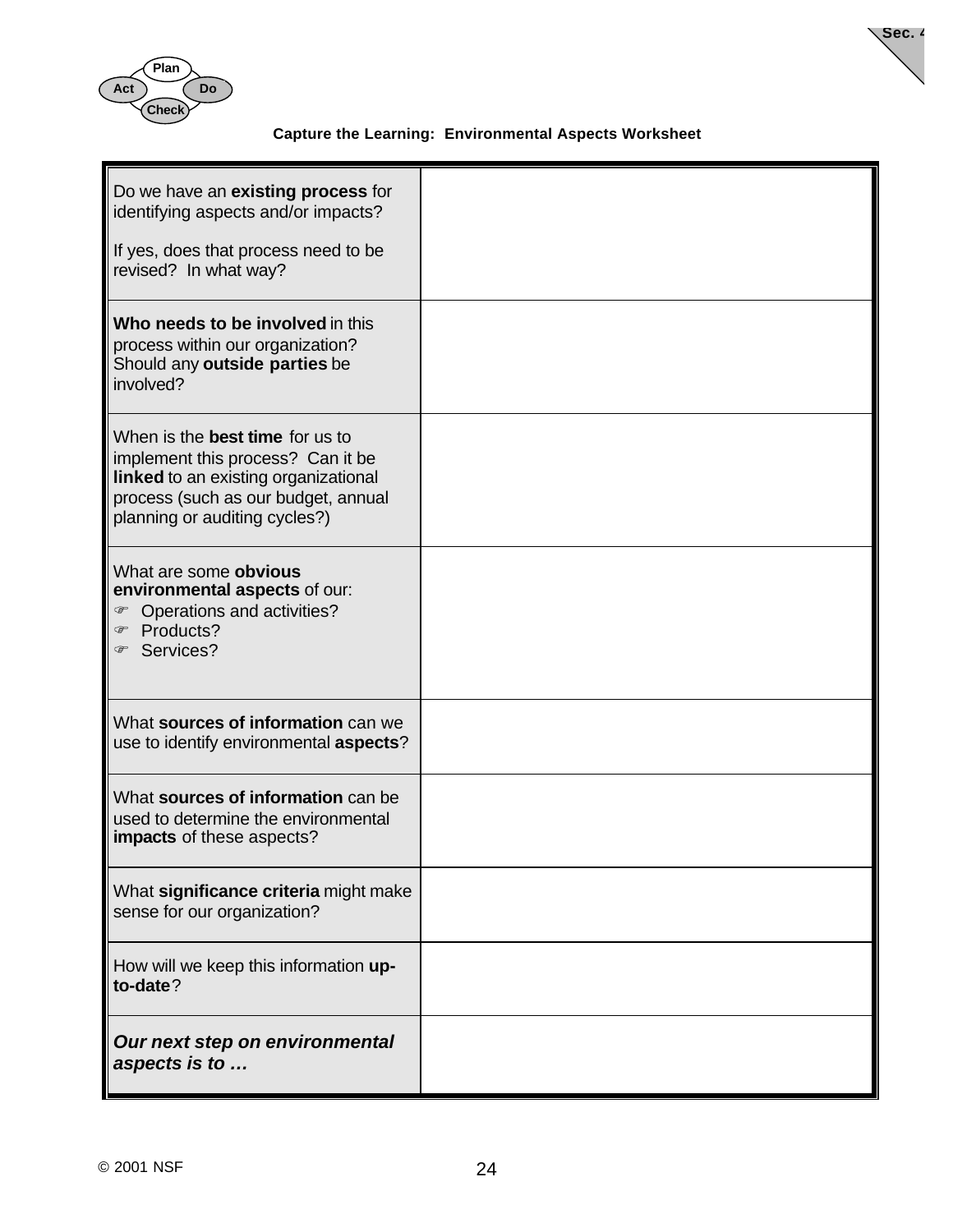**Capture the Learning: Environmental Aspects Worksheet**

| | |
|---|---|
| Do we have an **existing process** for identifying aspects and/or impacts?<br><br>If yes, does that process need to be revised? In what way? | |
| **Who needs to be involved** in this process within our organization? Should any **outside parties** be involved? | |
| When is the **best time** for us to implement this process? Can it be **linked** to an existing organizational process (such as our budget, annual planning or auditing cycles?) | |
| What are some **obvious environmental aspects** of our:<br>☞ Operations and activities?<br>☞ Products?<br>☞ Services? | |
| What **sources of information** can we use to identify environmental **aspects**? | |
| What **sources of information** can be used to determine the environmental **impacts** of these aspects? | |
| What **significance criteria** might make sense for our organization? | |
| How will we keep this information **up-to-date**? | |
| ***Our next step on environmental aspects is to …*** | |

© 2001 NSF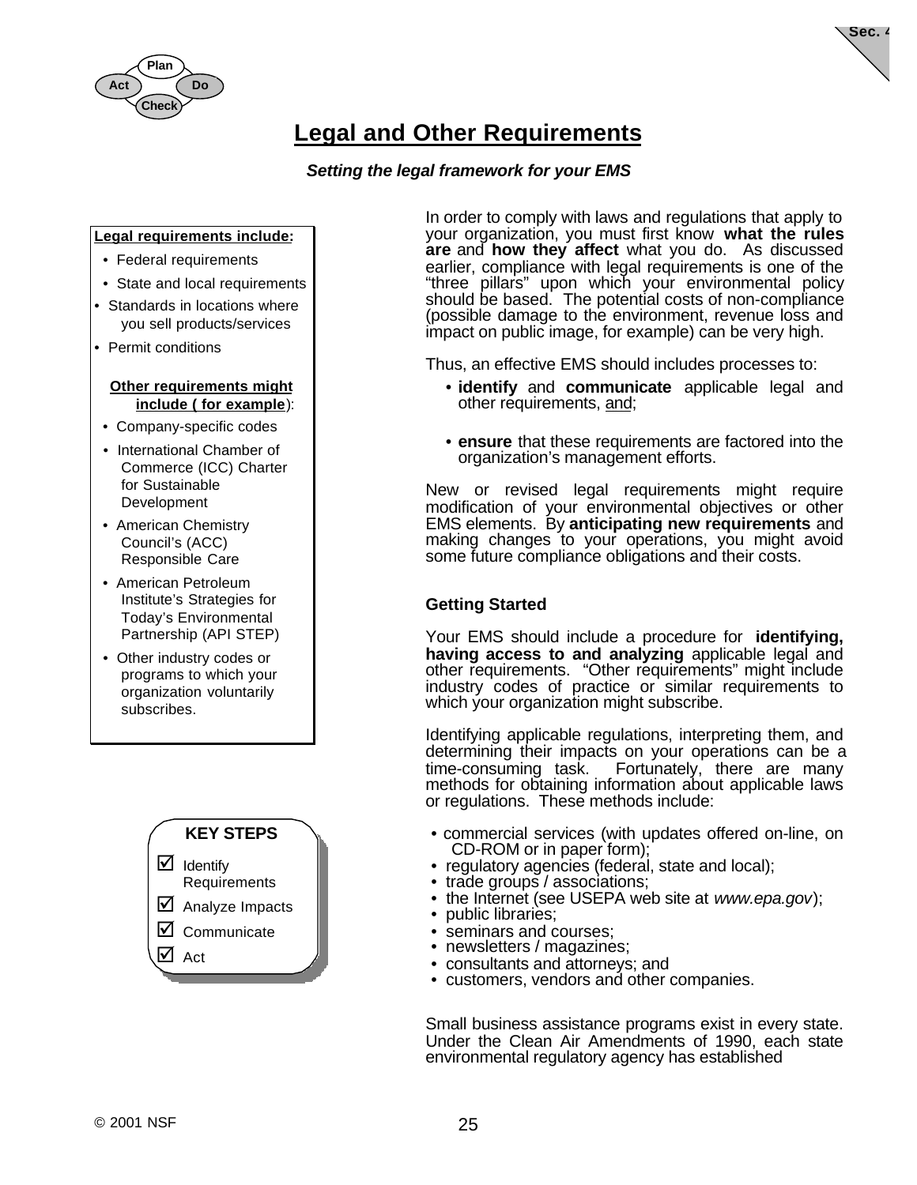# Legal and Other Requirements

***Setting the legal framework for your EMS***

**Legal requirements include:**

- Federal requirements
- State and local requirements
- Standards in locations where you sell products/services
- Permit conditions

**Other requirements might include ( for example):**

- Company-specific codes
- International Chamber of Commerce (ICC) Charter for Sustainable Development
- American Chemistry Council's (ACC) Responsible Care
- American Petroleum Institute's Strategies for Today's Environmental Partnership (API STEP)
- Other industry codes or programs to which your organization voluntarily subscribes.

**KEY STEPS**

- ☑ Identify Requirements
- ☑ Analyze Impacts
- ☑ Communicate
- ☑ Act

In order to comply with laws and regulations that apply to your organization, you must first know **what the rules are** and **how they affect** what you do. As discussed earlier, compliance with legal requirements is one of the "three pillars" upon which your environmental policy should be based. The potential costs of non-compliance (possible damage to the environment, revenue loss and impact on public image, for example) can be very high.

Thus, an effective EMS should includes processes to:

- **identify** and **communicate** applicable legal and other requirements, and;
- **ensure** that these requirements are factored into the organization's management efforts.

New or revised legal requirements might require modification of your environmental objectives or other EMS elements. By **anticipating new requirements** and making changes to your operations, you might avoid some future compliance obligations and their costs.

### Getting Started

Your EMS should include a procedure for **identifying, having access to and analyzing** applicable legal and other requirements. "Other requirements" might include industry codes of practice or similar requirements to which your organization might subscribe.

Identifying applicable regulations, interpreting them, and determining their impacts on your operations can be a time-consuming task. Fortunately, there are many methods for obtaining information about applicable laws or regulations. These methods include:

- commercial services (with updates offered on-line, on CD-ROM or in paper form);
- regulatory agencies (federal, state and local);
- trade groups / associations;
- the Internet (see USEPA web site at *www.epa.gov*);
- public libraries;
- seminars and courses;
- newsletters / magazines;
- consultants and attorneys; and
- customers, vendors and other companies.

Small business assistance programs exist in every state. Under the Clean Air Amendments of 1990, each state environmental regulatory agency has established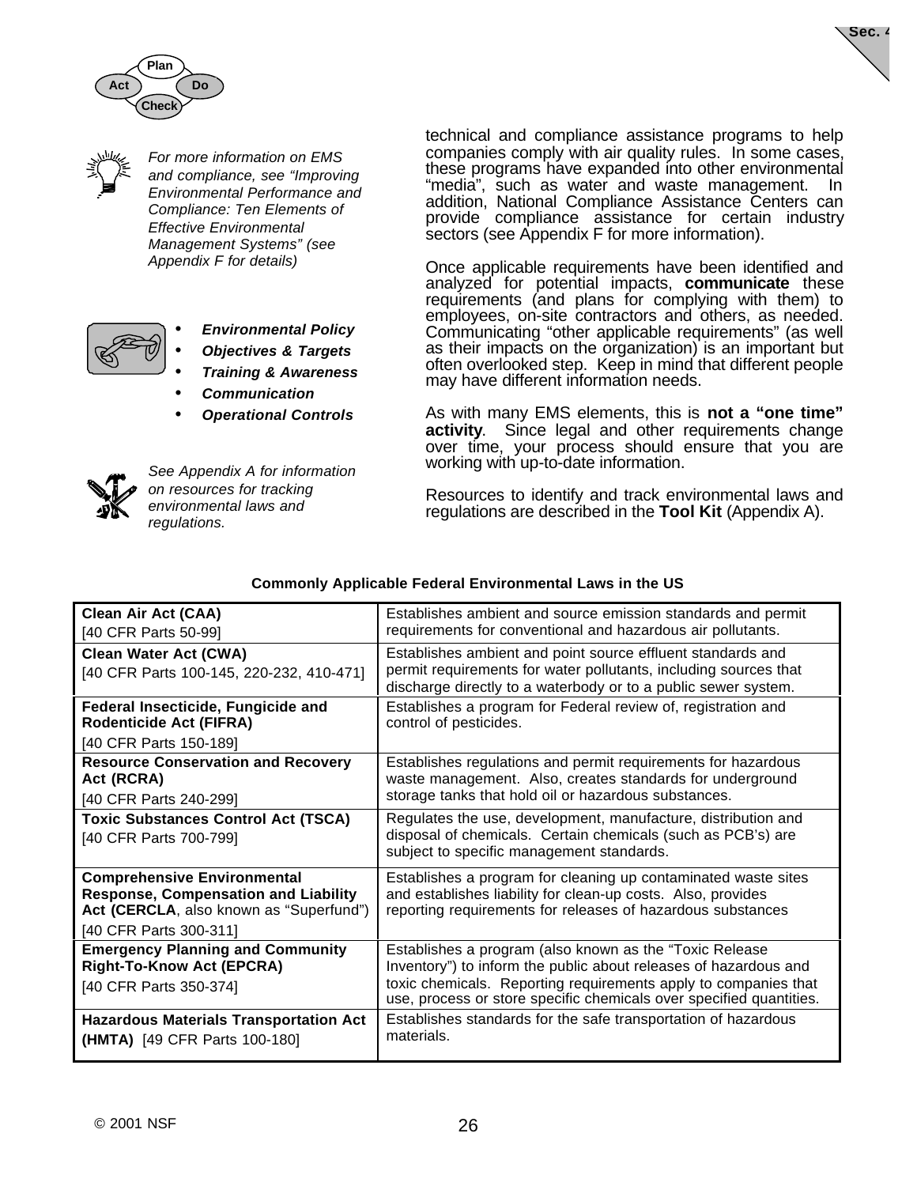For more information on EMS and compliance, see "Improving Environmental Performance and Compliance: Ten Elements of Effective Environmental Management Systems" (see Appendix F for details)

- ***Environmental Policy***
- ***Objectives & Targets***
- ***Training & Awareness***
- ***Communication***
- ***Operational Controls***

*See Appendix A for information on resources for tracking environmental laws and regulations.*

technical and compliance assistance programs to help companies comply with air quality rules. In some cases, these programs have expanded into other environmental "media", such as water and waste management. In addition, National Compliance Assistance Centers can provide compliance assistance for certain industry sectors (see Appendix F for more information).

Once applicable requirements have been identified and analyzed for potential impacts, **communicate** these requirements (and plans for complying with them) to employees, on-site contractors and others, as needed. Communicating "other applicable requirements" (as well as their impacts on the organization) is an important but often overlooked step. Keep in mind that different people may have different information needs.

As with many EMS elements, this is **not a "one time" activity**. Since legal and other requirements change over time, your process should ensure that you are working with up-to-date information.

Resources to identify and track environmental laws and regulations are described in the **Tool Kit** (Appendix A).

**Commonly Applicable Federal Environmental Laws in the US**

| Law | Description |
|---|---|
| **Clean Air Act (CAA)** [40 CFR Parts 50-99] | Establishes ambient and source emission standards and permit requirements for conventional and hazardous air pollutants. |
| **Clean Water Act (CWA)** [40 CFR Parts 100-145, 220-232, 410-471] | Establishes ambient and point source effluent standards and permit requirements for water pollutants, including sources that discharge directly to a waterbody or to a public sewer system. |
| **Federal Insecticide, Fungicide and Rodenticide Act (FIFRA)** [40 CFR Parts 150-189] | Establishes a program for Federal review of, registration and control of pesticides. |
| **Resource Conservation and Recovery Act (RCRA)** [40 CFR Parts 240-299] | Establishes regulations and permit requirements for hazardous waste management. Also, creates standards for underground storage tanks that hold oil or hazardous substances. |
| **Toxic Substances Control Act (TSCA)** [40 CFR Parts 700-799] | Regulates the use, development, manufacture, distribution and disposal of chemicals. Certain chemicals (such as PCB's) are subject to specific management standards. |
| **Comprehensive Environmental Response, Compensation and Liability Act (CERCLA**, also known as "Superfund") [40 CFR Parts 300-311] | Establishes a program for cleaning up contaminated waste sites and establishes liability for clean-up costs. Also, provides reporting requirements for releases of hazardous substances |
| **Emergency Planning and Community Right-To-Know Act (EPCRA)** [40 CFR Parts 350-374] | Establishes a program (also known as the "Toxic Release Inventory") to inform the public about releases of hazardous and toxic chemicals. Reporting requirements apply to companies that use, process or store specific chemicals over specified quantities. |
| **Hazardous Materials Transportation Act (HMTA)** [49 CFR Parts 100-180] | Establishes standards for the safe transportation of hazardous materials. |

© 2001 NSF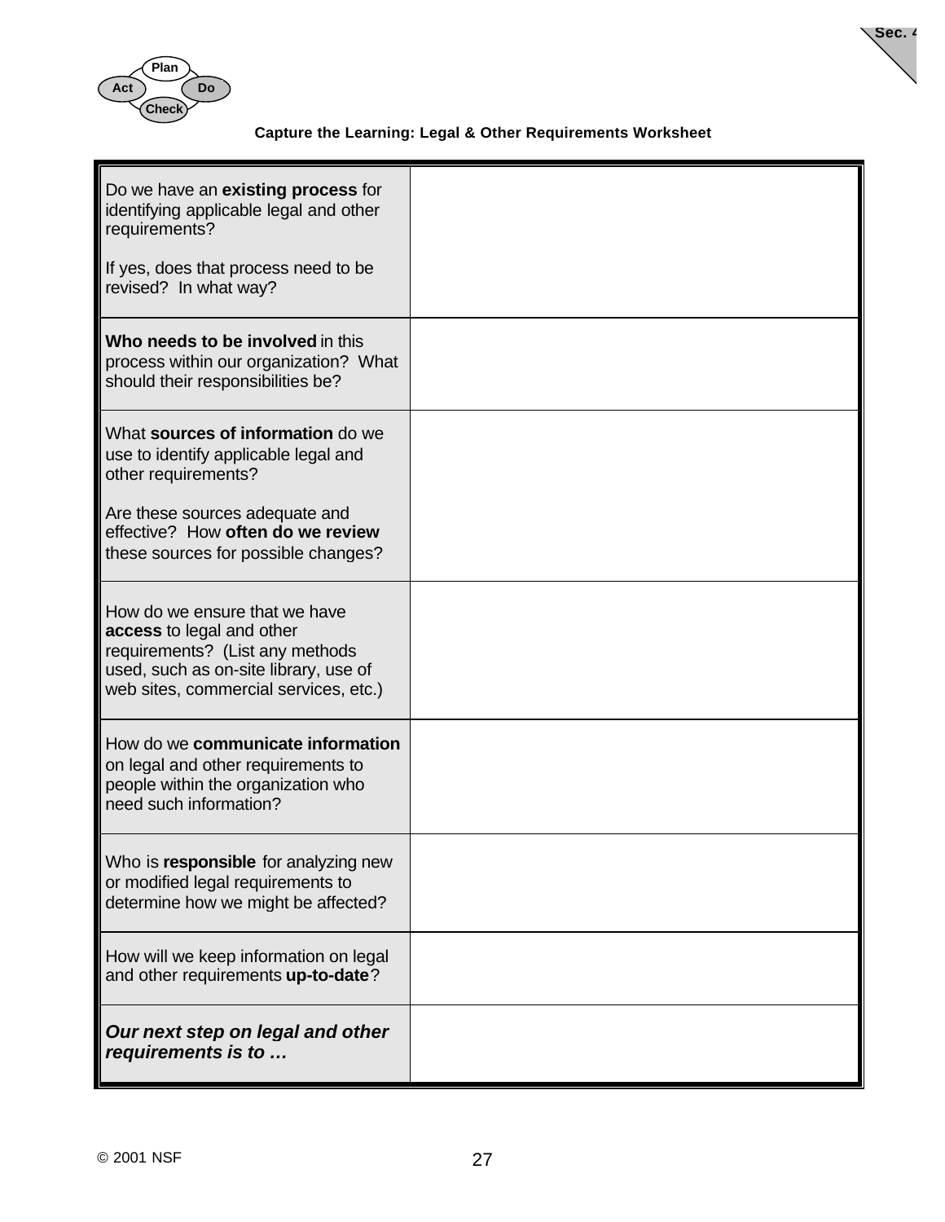**Capture the Learning: Legal & Other Requirements Worksheet**

| | |
|---|---|
| Do we have an **existing process** for identifying applicable legal and other requirements?<br><br>If yes, does that process need to be revised? In what way? | |
| **Who needs to be involved** in this process within our organization? What should their responsibilities be? | |
| What **sources of information** do we use to identify applicable legal and other requirements?<br><br>Are these sources adequate and effective? How **often do we review** these sources for possible changes? | |
| How do we ensure that we have **access** to legal and other requirements? (List any methods used, such as on-site library, use of web sites, commercial services, etc.) | |
| How do we **communicate information** on legal and other requirements to people within the organization who need such information? | |
| Who is **responsible** for analyzing new or modified legal requirements to determine how we might be affected? | |
| How will we keep information on legal and other requirements **up-to-date**? | |
| ***Our next step on legal and other requirements is to …*** | |

© 2001 NSF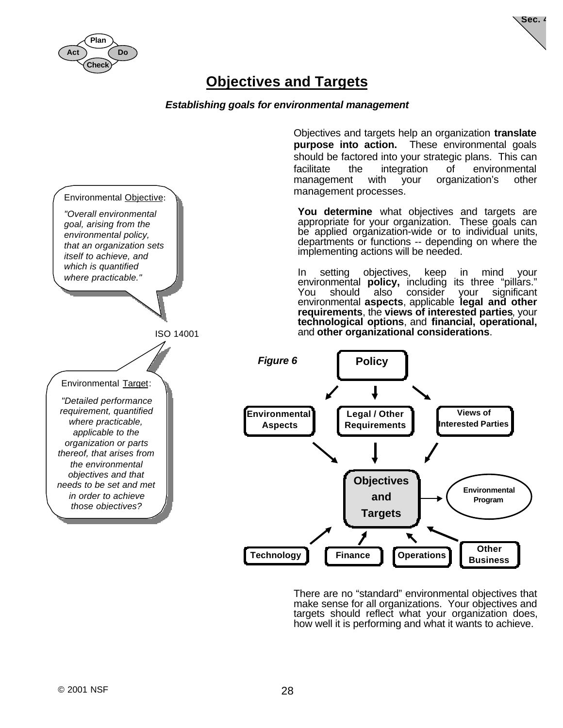# Objectives and Targets

***Establishing goals for environmental management***

Objectives and targets help an organization **translate purpose into action.** These environmental goals should be factored into your strategic plans. This can facilitate the integration of environmental management with your organization's other management processes.

**You determine** what objectives and targets are appropriate for your organization. These goals can be applied organization-wide or to individual units, departments or functions -- depending on where the implementing actions will be needed.

In setting objectives, keep in mind your environmental **policy,** including its three "pillars." You should also consider your significant environmental **aspects**, applicable **legal and other requirements**, the **views of interested parties**, your **technological options**, and **financial, operational,** and **other organizational considerations**.

> Environmental Objective:
>
> *"Overall environmental goal, arising from the environmental policy, that an organization sets itself to achieve, and which is quantified where practicable."*

ISO 14001

> Environmental Target:
>
> *"Detailed performance requirement, quantified where practicable, applicable to the organization or parts thereof, that arises from the environmental objectives and that needs to be set and met in order to achieve those objectives?*

***Figure 6***

Policy → Environmental Aspects, Legal / Other Requirements, Views of Interested Parties → Objectives and Targets → Environmental Program

Technology, Finance, Operations, Other Business → Objectives and Targets

There are no "standard" environmental objectives that make sense for all organizations. Your objectives and targets should reflect what your organization does, how well it is performing and what it wants to achieve.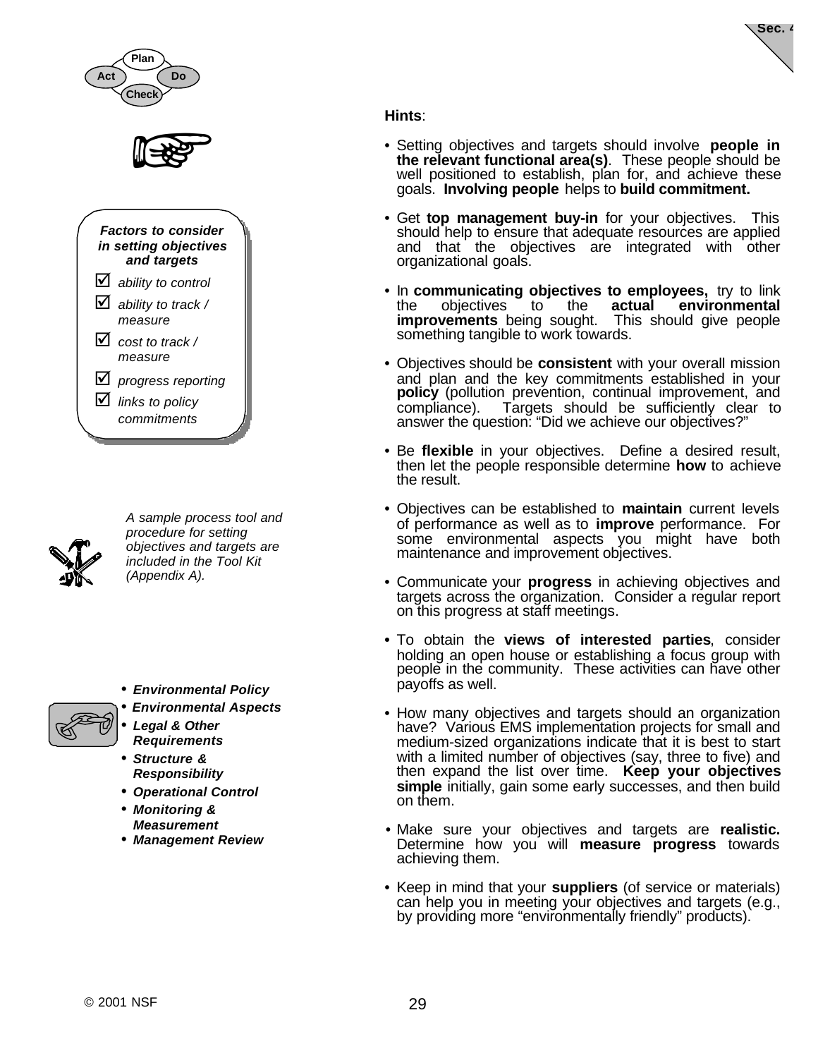**Factors to consider in setting objectives and targets**

- ☑ *ability to control*
- ☑ *ability to track / measure*
- ☑ *cost to track / measure*
- ☑ *progress reporting*
- ☑ *links to policy commitments*

*A sample process tool and procedure for setting objectives and targets are included in the Tool Kit (Appendix A).*

- ***Environmental Policy***
- ***Environmental Aspects***
- ***Legal & Other Requirements***
- ***Structure & Responsibility***
- ***Operational Control***
- ***Monitoring & Measurement***
- ***Management Review***

**Hints**:

- Setting objectives and targets should involve **people in the relevant functional area(s)**. These people should be well positioned to establish, plan for, and achieve these goals. **Involving people** helps to **build commitment.**
- Get **top management buy-in** for your objectives. This should help to ensure that adequate resources are applied and that the objectives are integrated with other organizational goals.
- In **communicating objectives to employees,** try to link the objectives to the **actual environmental improvements** being sought. This should give people something tangible to work towards.
- Objectives should be **consistent** with your overall mission and plan and the key commitments established in your **policy** (pollution prevention, continual improvement, and compliance). Targets should be sufficiently clear to answer the question: "Did we achieve our objectives?"
- Be **flexible** in your objectives. Define a desired result, then let the people responsible determine **how** to achieve the result.
- Objectives can be established to **maintain** current levels of performance as well as to **improve** performance. For some environmental aspects you might have both maintenance and improvement objectives.
- Communicate your **progress** in achieving objectives and targets across the organization. Consider a regular report on this progress at staff meetings.
- To obtain the **views of interested parties**, consider holding an open house or establishing a focus group with people in the community. These activities can have other payoffs as well.
- How many objectives and targets should an organization have? Various EMS implementation projects for small and medium-sized organizations indicate that it is best to start with a limited number of objectives (say, three to five) and then expand the list over time. **Keep your objectives simple** initially, gain some early successes, and then build on them.
- Make sure your objectives and targets are **realistic.** Determine how you will **measure progress** towards achieving them.
- Keep in mind that your **suppliers** (of service or materials) can help you in meeting your objectives and targets (e.g., by providing more "environmentally friendly" products).

© 2001 NSF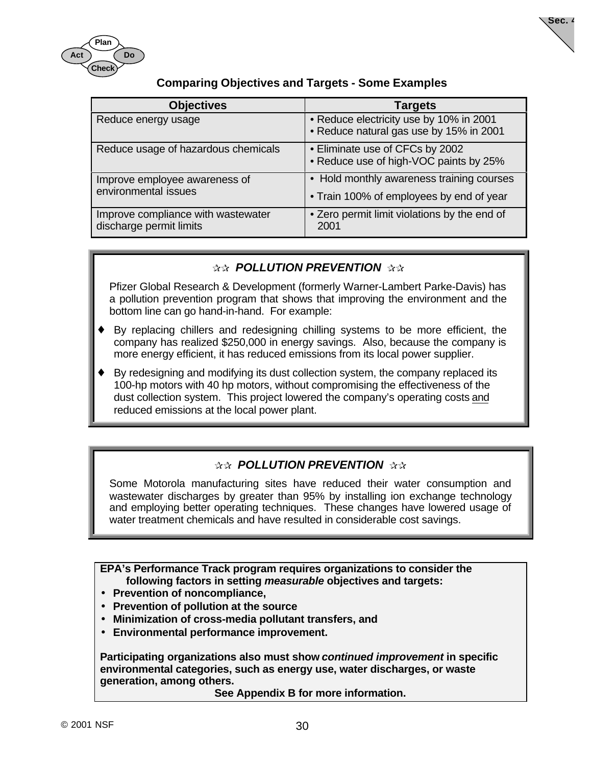## Comparing Objectives and Targets - Some Examples

| Objectives | Targets |
|---|---|
| Reduce energy usage | • Reduce electricity use by 10% in 2001<br>• Reduce natural gas use by 15% in 2001 |
| Reduce usage of hazardous chemicals | • Eliminate use of CFCs by 2002<br>• Reduce use of high-VOC paints by 25% |
| Improve employee awareness of environmental issues | • Hold monthly awareness training courses<br>• Train 100% of employees by end of year |
| Improve compliance with wastewater discharge permit limits | • Zero permit limit violations by the end of 2001 |

### ☆☆ *POLLUTION PREVENTION* ☆☆

Pfizer Global Research & Development (formerly Warner-Lambert Parke-Davis) has a pollution prevention program that shows that improving the environment and the bottom line can go hand-in-hand. For example:

- By replacing chillers and redesigning chilling systems to be more efficient, the company has realized $250,000 in energy savings. Also, because the company is more energy efficient, it has reduced emissions from its local power supplier.
- By redesigning and modifying its dust collection system, the company replaced its 100-hp motors with 40 hp motors, without compromising the effectiveness of the dust collection system. This project lowered the company's operating costs and reduced emissions at the local power plant.

### ☆☆ *POLLUTION PREVENTION* ☆☆

Some Motorola manufacturing sites have reduced their water consumption and wastewater discharges by greater than 95% by installing ion exchange technology and employing better operating techniques. These changes have lowered usage of water treatment chemicals and have resulted in considerable cost savings.

**EPA's Performance Track program requires organizations to consider the following factors in setting *measurable* objectives and targets:**

- **Prevention of noncompliance,**
- **Prevention of pollution at the source**
- **Minimization of cross-media pollutant transfers, and**
- **Environmental performance improvement.**

**Participating organizations also must show *continued improvement* in specific environmental categories, such as energy use, water discharges, or waste generation, among others.**

**See Appendix B for more information.**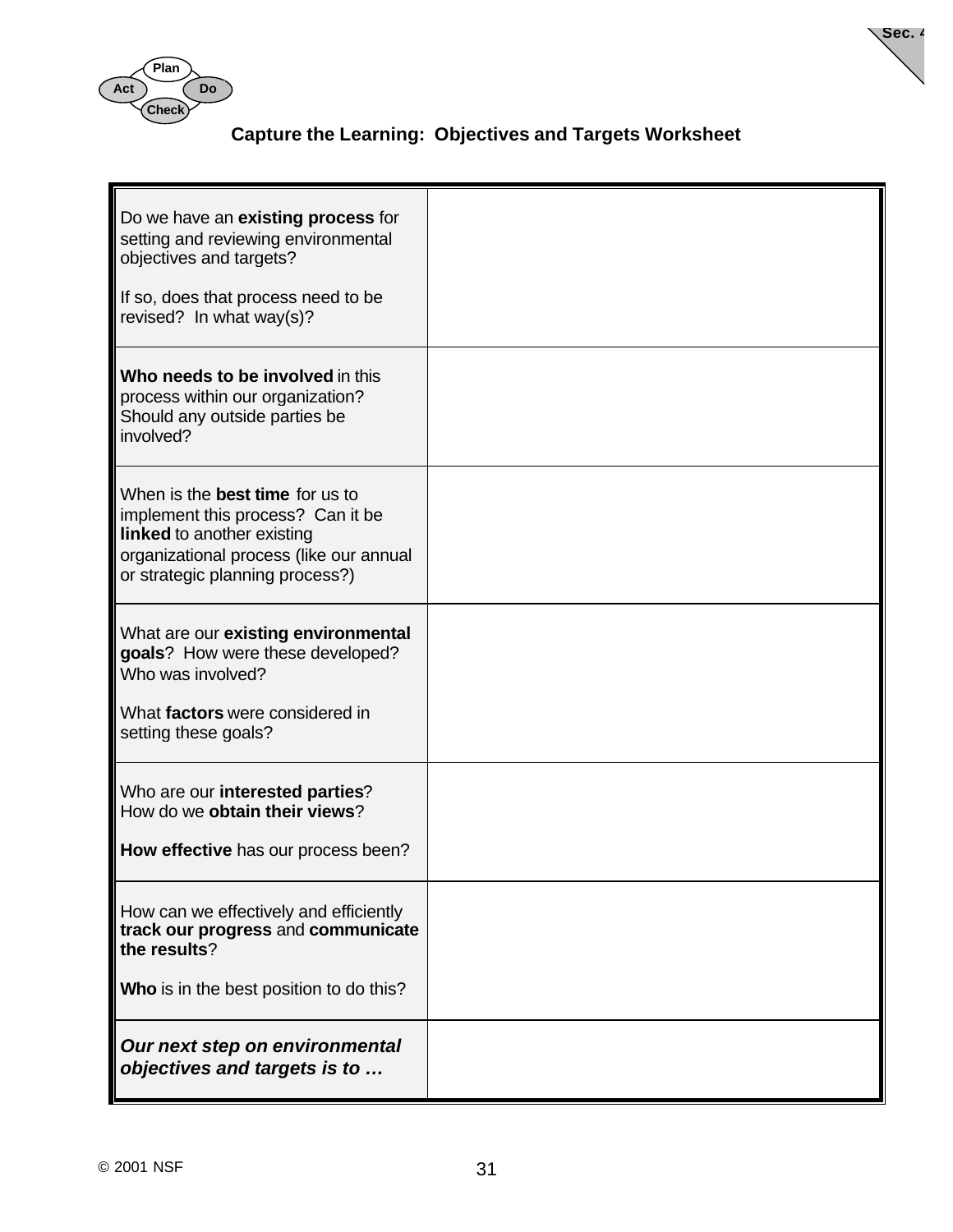## Capture the Learning: Objectives and Targets Worksheet

| | |
|---|---|
| Do we have an **existing process** for setting and reviewing environmental objectives and targets?<br><br>If so, does that process need to be revised? In what way(s)? | |
| **Who needs to be involved** in this process within our organization? Should any outside parties be involved? | |
| When is the **best time** for us to implement this process? Can it be **linked** to another existing organizational process (like our annual or strategic planning process?) | |
| What are our **existing environmental goals**? How were these developed? Who was involved?<br><br>What **factors** were considered in setting these goals? | |
| Who are our **interested parties**? How do we **obtain their views**?<br><br>**How effective** has our process been? | |
| How can we effectively and efficiently **track our progress** and **communicate the results**?<br><br>**Who** is in the best position to do this? | |
| ***Our next step on environmental objectives and targets is to …*** | |

© 2001 NSF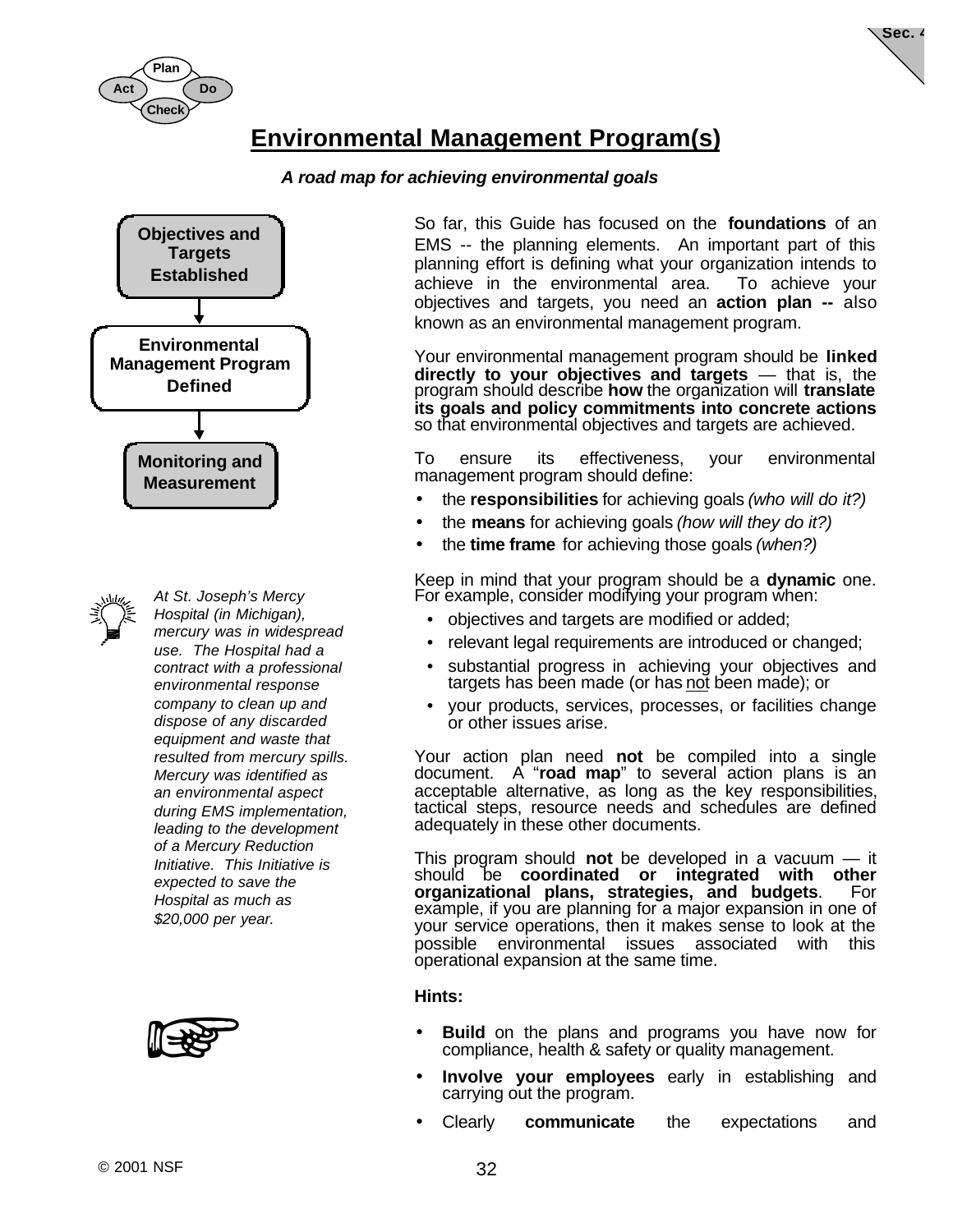## Environmental Management Program(s)

***A road map for achieving environmental goals***

**Objectives and Targets Established**

**Environmental Management Program Defined**

**Monitoring and Measurement**

So far, this Guide has focused on the **foundations** of an EMS -- the planning elements. An important part of this planning effort is defining what your organization intends to achieve in the environmental area. To achieve your objectives and targets, you need an **action plan --** also known as an environmental management program.

Your environmental management program should be **linked directly to your objectives and targets** — that is, the program should describe **how** the organization will **translate its goals and policy commitments into concrete actions** so that environmental objectives and targets are achieved.

To ensure its effectiveness, your environmental management program should define:

- the **responsibilities** for achieving goals *(who will do it?)*
- the **means** for achieving goals *(how will they do it?)*
- the **time frame** for achieving those goals *(when?)*

Keep in mind that your program should be a **dynamic** one. For example, consider modifying your program when:

- objectives and targets are modified or added;
- relevant legal requirements are introduced or changed;
- substantial progress in achieving your objectives and targets has been made (or has not been made); or
- your products, services, processes, or facilities change or other issues arise.

*At St. Joseph's Mercy Hospital (in Michigan), mercury was in widespread use. The Hospital had a contract with a professional environmental response company to clean up and dispose of any discarded equipment and waste that resulted from mercury spills. Mercury was identified as an environmental aspect during EMS implementation, leading to the development of a Mercury Reduction Initiative. This Initiative is expected to save the Hospital as much as $20,000 per year.*

Your action plan need **not** be compiled into a single document. A "**road map**" to several action plans is an acceptable alternative, as long as the key responsibilities, tactical steps, resource needs and schedules are defined adequately in these other documents.

This program should **not** be developed in a vacuum — it should be **coordinated or integrated with other organizational plans, strategies, and budgets**. For example, if you are planning for a major expansion in one of your service operations, then it makes sense to look at the possible environmental issues associated with this operational expansion at the same time.

**Hints:**

- **Build** on the plans and programs you have now for compliance, health & safety or quality management.
- **Involve your employees** early in establishing and carrying out the program.
- Clearly **communicate** the expectations and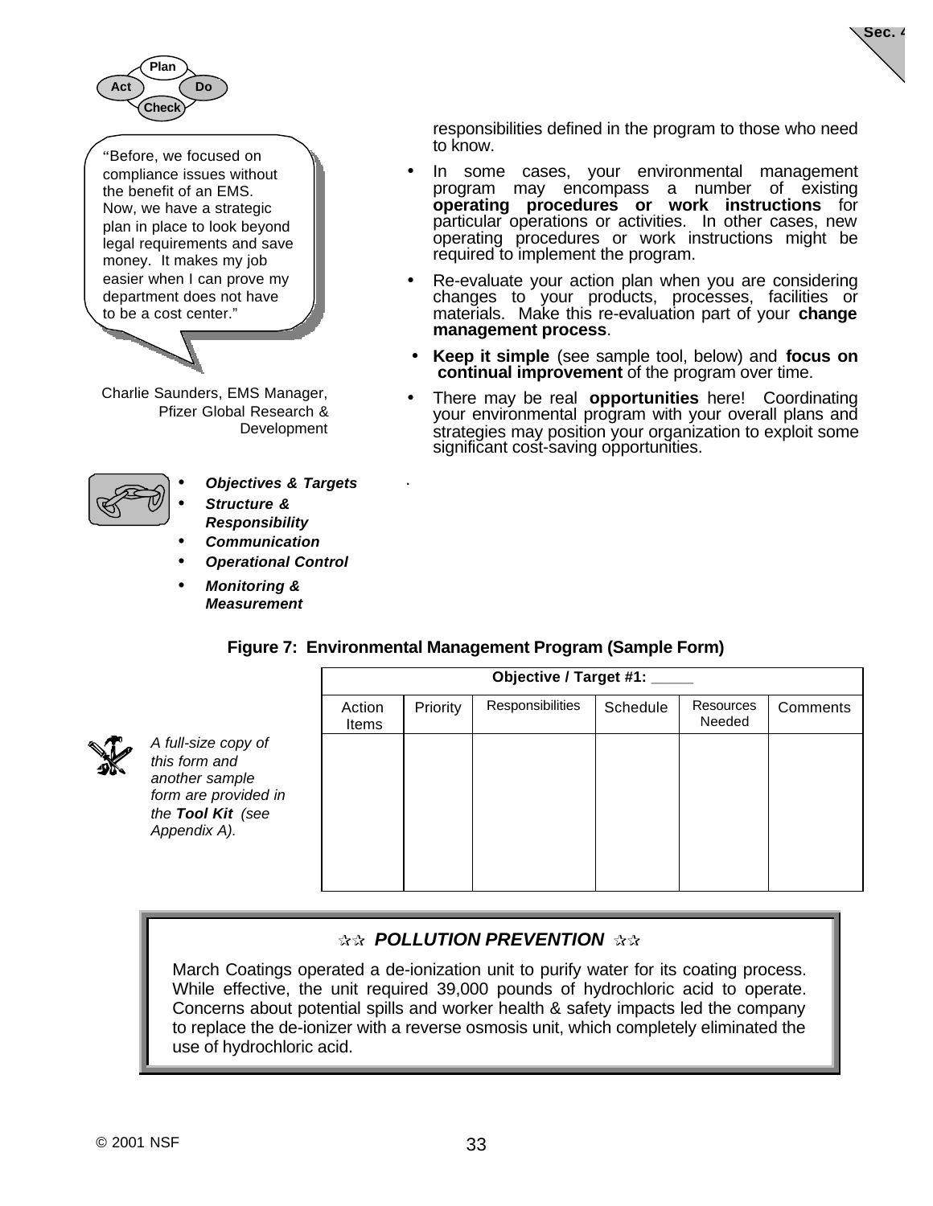"Before, we focused on compliance issues without the benefit of an EMS. Now, we have a strategic plan in place to look beyond legal requirements and save money. It makes my job easier when I can prove my department does not have to be a cost center."

Charlie Saunders, EMS Manager, Pfizer Global Research & Development

responsibilities defined in the program to those who need to know.

- In some cases, your environmental management program may encompass a number of existing **operating procedures or work instructions** for particular operations or activities. In other cases, new operating procedures or work instructions might be required to implement the program.
- Re-evaluate your action plan when you are considering changes to your products, processes, facilities or materials. Make this re-evaluation part of your **change management process**.
- **Keep it simple** (see sample tool, below) and **focus on continual improvement** of the program over time.
- There may be real **opportunities** here! Coordinating your environmental program with your overall plans and strategies may position your organization to exploit some significant cost-saving opportunities.

- ***Objectives & Targets***
- ***Structure & Responsibility***
- ***Communication***
- ***Operational Control***
- ***Monitoring & Measurement***

**Figure 7: Environmental Management Program (Sample Form)**

*A full-size copy of this form and another sample form are provided in the* ***Tool Kit*** *(see Appendix A).*

| **Objective / Target #1: _____** | | | | | |
|---|---|---|---|---|---|
| Action Items | Priority | Responsibilities | Schedule | Resources Needed | Comments |
| | | | | | |

**✰✰ *POLLUTION PREVENTION* ✰✰**

March Coatings operated a de-ionization unit to purify water for its coating process. While effective, the unit required 39,000 pounds of hydrochloric acid to operate. Concerns about potential spills and worker health & safety impacts led the company to replace the de-ionizer with a reverse osmosis unit, which completely eliminated the use of hydrochloric acid.

© 2001 NSF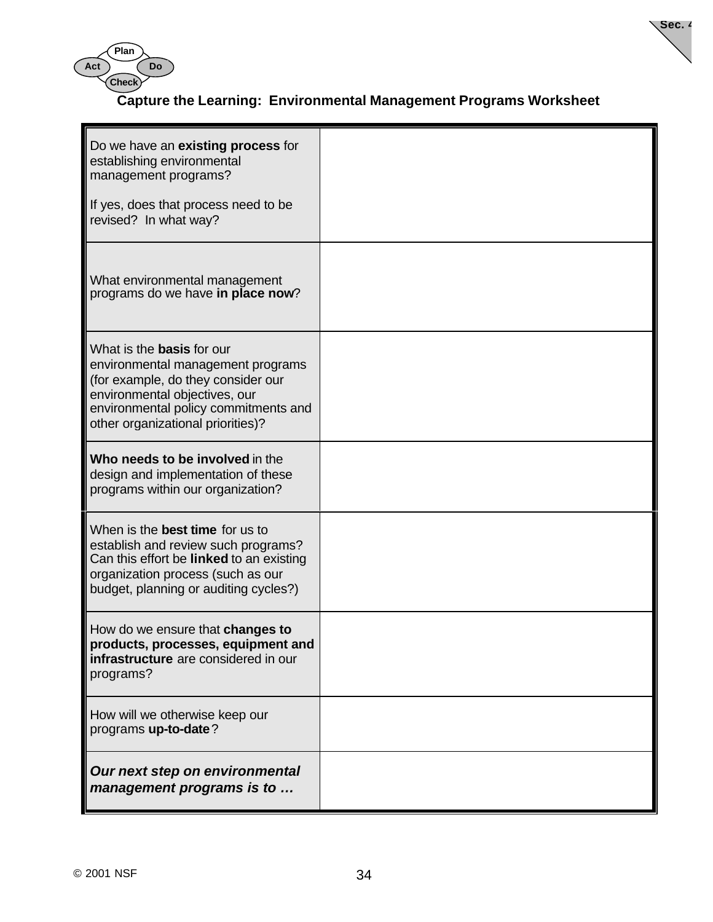## Capture the Learning: Environmental Management Programs Worksheet

| | |
|---|---|
| Do we have an **existing process** for establishing environmental management programs?<br><br>If yes, does that process need to be revised? In what way? | |
| What environmental management programs do we have **in place now**? | |
| What is the **basis** for our environmental management programs (for example, do they consider our environmental objectives, our environmental policy commitments and other organizational priorities)? | |
| **Who needs to be involved** in the design and implementation of these programs within our organization? | |
| When is the **best time** for us to establish and review such programs? Can this effort be **linked** to an existing organization process (such as our budget, planning or auditing cycles?) | |
| How do we ensure that **changes to products, processes, equipment and infrastructure** are considered in our programs? | |
| How will we otherwise keep our programs **up-to-date**? | |
| ***Our next step on environmental management programs is to …*** | |

© 2001 NSF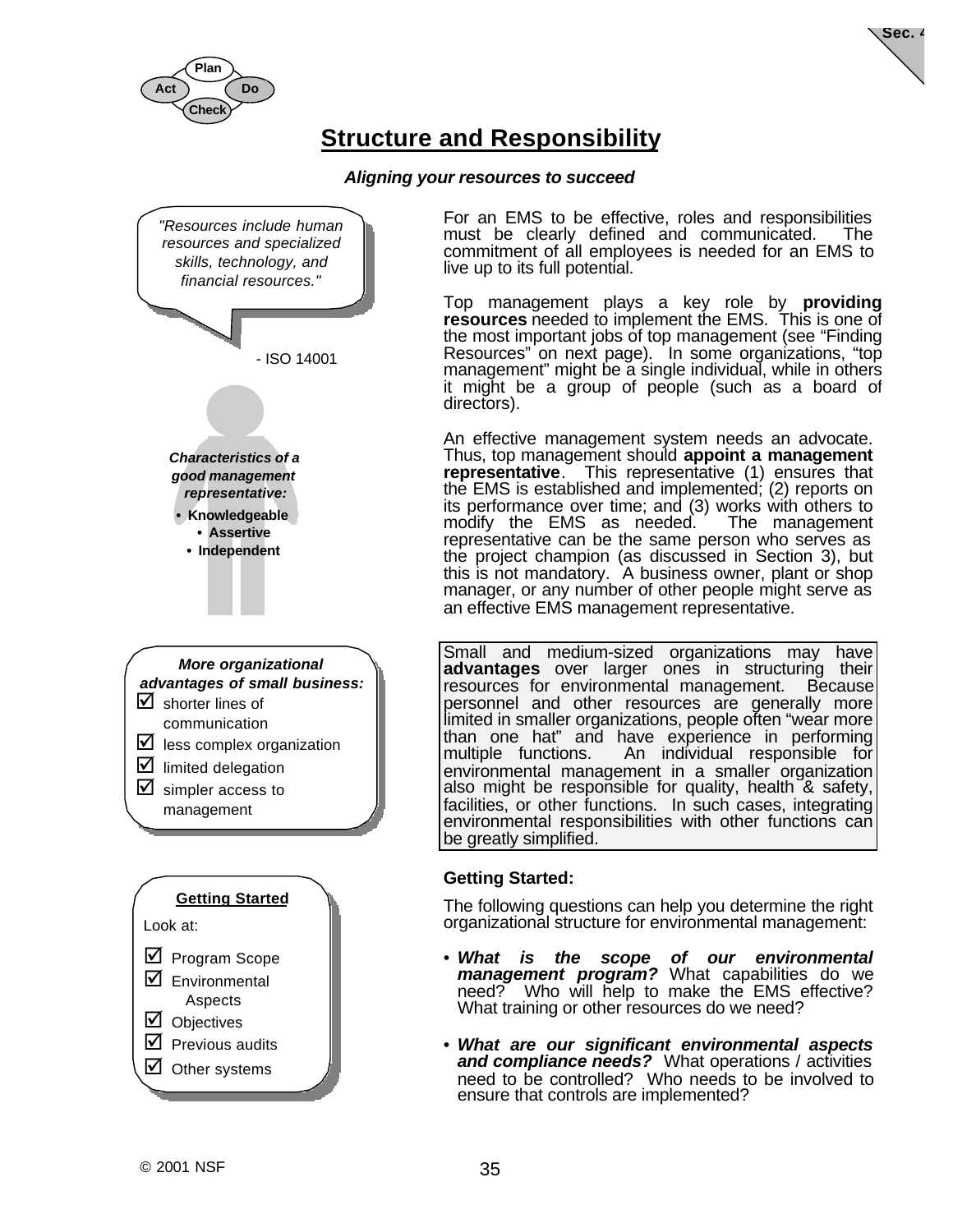# Structure and Responsibility

***Aligning your resources to succeed***

*"Resources include human resources and specialized skills, technology, and financial resources."*

- ISO 14001

***Characteristics of a good management representative:***

- **Knowledgeable**
- **Assertive**
- **Independent**

For an EMS to be effective, roles and responsibilities must be clearly defined and communicated. The commitment of all employees is needed for an EMS to live up to its full potential.

Top management plays a key role by **providing resources** needed to implement the EMS. This is one of the most important jobs of top management (see "Finding Resources" on next page). In some organizations, "top management" might be a single individual, while in others it might be a group of people (such as a board of directors).

An effective management system needs an advocate. Thus, top management should **appoint a management representative**. This representative (1) ensures that the EMS is established and implemented; (2) reports on its performance over time; and (3) works with others to modify the EMS as needed. The management representative can be the same person who serves as the project champion (as discussed in Section 3), but this is not mandatory. A business owner, plant or shop manager, or any number of other people might serve as an effective EMS management representative.

***More organizational advantages of small business:***

- ☑ shorter lines of communication
- ☑ less complex organization
- ☑ limited delegation
- ☑ simpler access to management

Small and medium-sized organizations may have **advantages** over larger ones in structuring their resources for environmental management. Because personnel and other resources are generally more limited in smaller organizations, people often "wear more than one hat" and have experience in performing multiple functions. An individual responsible for environmental management in a smaller organization also might be responsible for quality, health & safety, facilities, or other functions. In such cases, integrating environmental responsibilities with other functions can be greatly simplified.

**Getting Started**

Look at:

- ☑ Program Scope
- ☑ Environmental Aspects
- ☑ Objectives
- ☑ Previous audits
- ☑ Other systems

### Getting Started:

The following questions can help you determine the right organizational structure for environmental management:

- ***What is the scope of our environmental management program?*** What capabilities do we need? Who will help to make the EMS effective? What training or other resources do we need?
- ***What are our significant environmental aspects and compliance needs?*** What operations / activities need to be controlled? Who needs to be involved to ensure that controls are implemented?

© 2001 NSF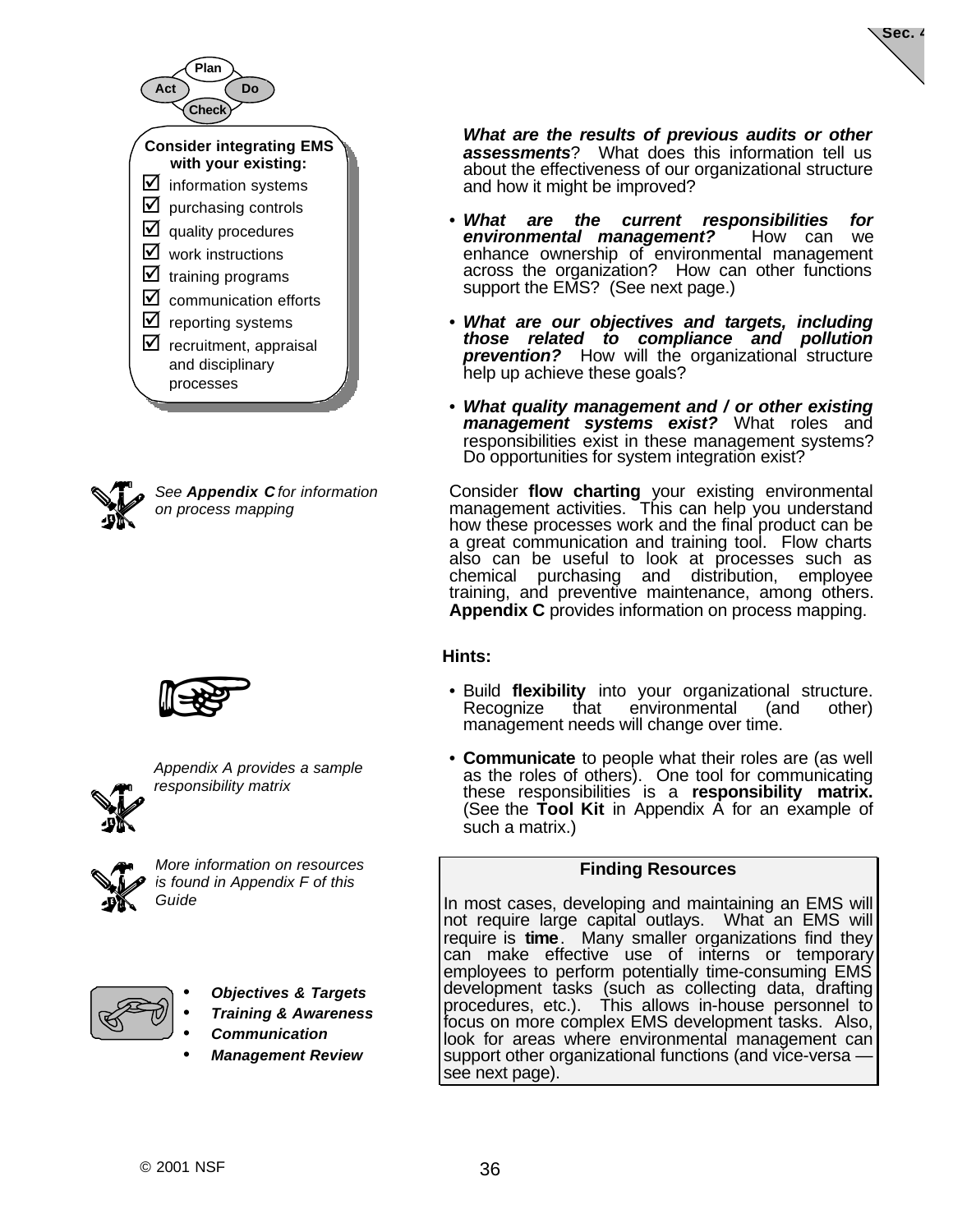Plan
Act Do
Check

**Consider integrating EMS with your existing:**

- ☑ information systems
- ☑ purchasing controls
- ☑ quality procedures
- ☑ work instructions
- ☑ training programs
- ☑ communication efforts
- ☑ reporting systems
- ☑ recruitment, appraisal and disciplinary processes

***What are the results of previous audits or other assessments***? What does this information tell us about the effectiveness of our organizational structure and how it might be improved?

- ***What are the current responsibilities for environmental management?*** How can we enhance ownership of environmental management across the organization? How can other functions support the EMS? (See next page.)

- ***What are our objectives and targets, including those related to compliance and pollution prevention?*** How will the organizational structure help up achieve these goals?

- ***What quality management and / or other existing management systems exist?*** What roles and responsibilities exist in these management systems? Do opportunities for system integration exist?

*See **Appendix C** for information on process mapping*

Consider **flow charting** your existing environmental management activities. This can help you understand how these processes work and the final product can be a great communication and training tool. Flow charts also can be useful to look at processes such as chemical purchasing and distribution, employee training, and preventive maintenance, among others. **Appendix C** provides information on process mapping.

**Hints:**

- Build **flexibility** into your organizational structure. Recognize that environmental (and other) management needs will change over time.

- **Communicate** to people what their roles are (as well as the roles of others). One tool for communicating these responsibilities is a **responsibility matrix.** (See the **Tool Kit** in Appendix A for an example of such a matrix.)

*Appendix A provides a sample responsibility matrix*

*More information on resources is found in Appendix F of this Guide*

**Finding Resources**

In most cases, developing and maintaining an EMS will not require large capital outlays. What an EMS will require is **time**. Many smaller organizations find they can make effective use of interns or temporary employees to perform potentially time-consuming EMS development tasks (such as collecting data, drafting procedures, etc.). This allows in-house personnel to focus on more complex EMS development tasks. Also, look for areas where environmental management can support other organizational functions (and vice-versa — see next page).

- ***Objectives & Targets***
- ***Training & Awareness***
- ***Communication***
- ***Management Review***

© 2001 NSF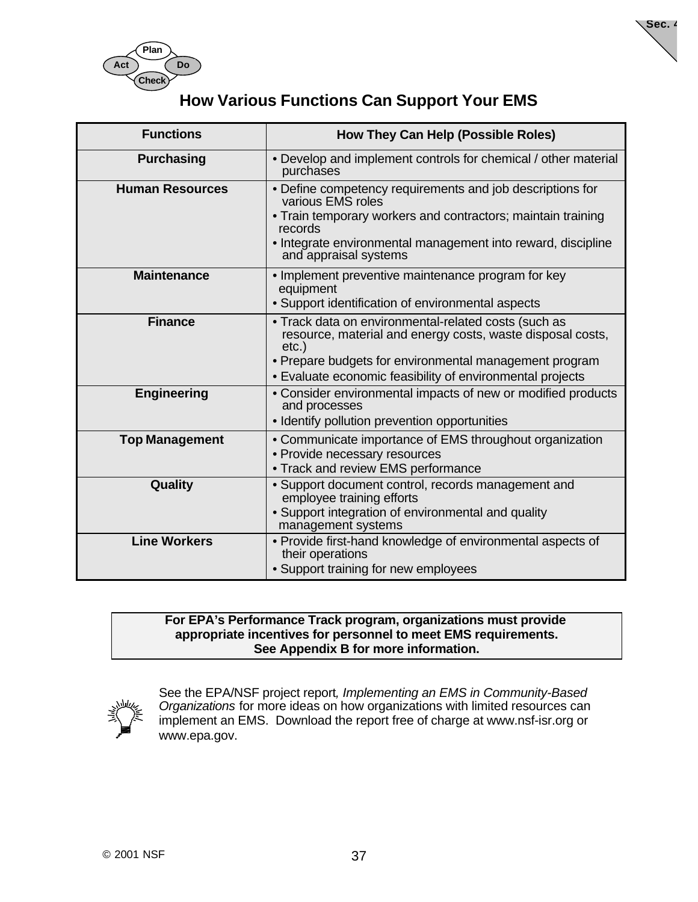## How Various Functions Can Support Your EMS

| Functions | How They Can Help (Possible Roles) |
|---|---|
| **Purchasing** | • Develop and implement controls for chemical / other material purchases |
| **Human Resources** | • Define competency requirements and job descriptions for various EMS roles<br>• Train temporary workers and contractors; maintain training records<br>• Integrate environmental management into reward, discipline and appraisal systems |
| **Maintenance** | • Implement preventive maintenance program for key equipment<br>• Support identification of environmental aspects |
| **Finance** | • Track data on environmental-related costs (such as resource, material and energy costs, waste disposal costs, etc.)<br>• Prepare budgets for environmental management program<br>• Evaluate economic feasibility of environmental projects |
| **Engineering** | • Consider environmental impacts of new or modified products and processes<br>• Identify pollution prevention opportunities |
| **Top Management** | • Communicate importance of EMS throughout organization<br>• Provide necessary resources<br>• Track and review EMS performance |
| **Quality** | • Support document control, records management and employee training efforts<br>• Support integration of environmental and quality management systems |
| **Line Workers** | • Provide first-hand knowledge of environmental aspects of their operations<br>• Support training for new employees |

**For EPA's Performance Track program, organizations must provide appropriate incentives for personnel to meet EMS requirements. See Appendix B for more information.**

See the EPA/NSF project report, *Implementing an EMS in Community-Based Organizations* for more ideas on how organizations with limited resources can implement an EMS. Download the report free of charge at www.nsf-isr.org or www.epa.gov.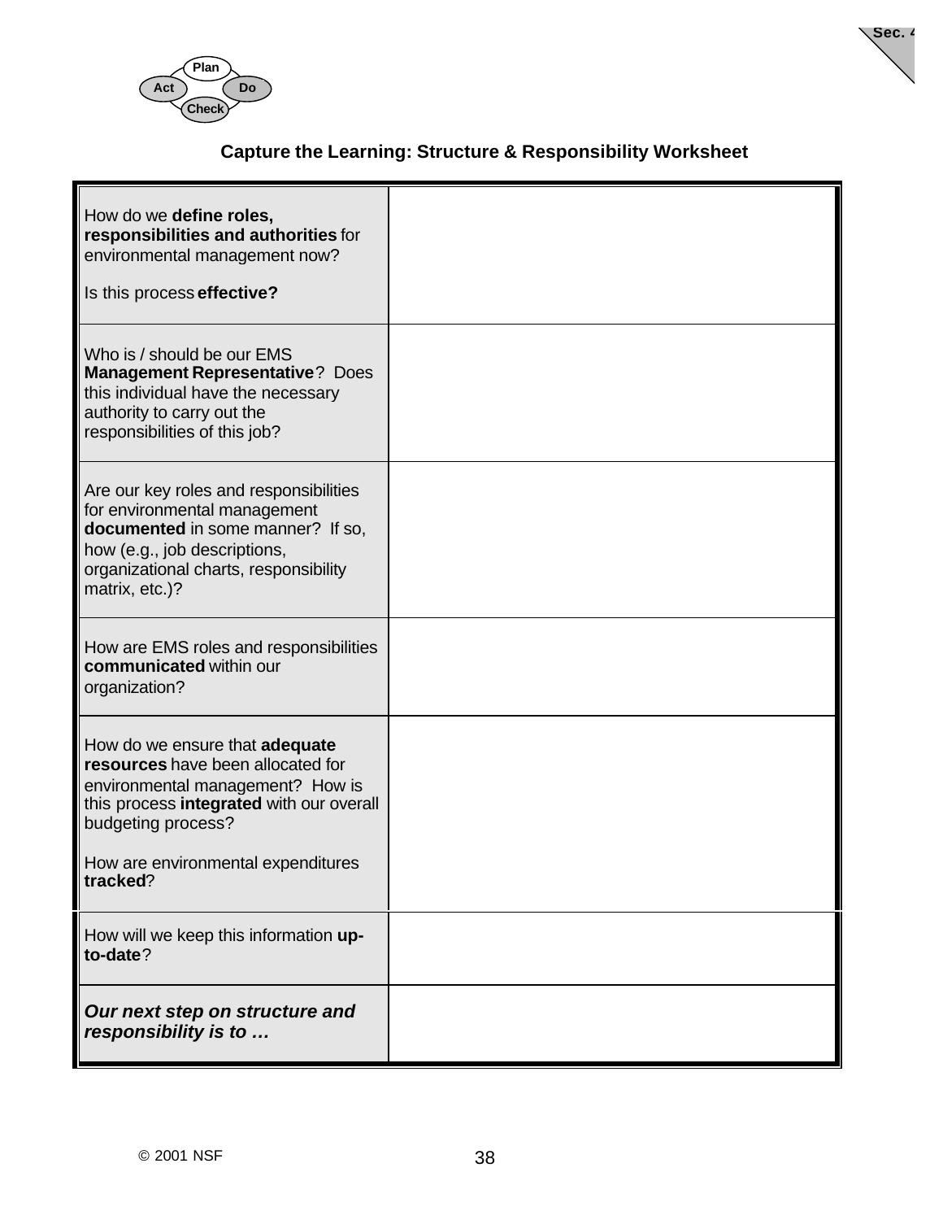## Capture the Learning: Structure & Responsibility Worksheet

| | |
|---|---|
| How do we **define roles, responsibilities and authorities** for environmental management now?<br><br>Is this process **effective?** | |
| Who is / should be our EMS **Management Representative**? Does this individual have the necessary authority to carry out the responsibilities of this job? | |
| Are our key roles and responsibilities for environmental management **documented** in some manner? If so, how (e.g., job descriptions, organizational charts, responsibility matrix, etc.)? | |
| How are EMS roles and responsibilities **communicated** within our organization? | |
| How do we ensure that **adequate resources** have been allocated for environmental management? How is this process **integrated** with our overall budgeting process?<br><br>How are environmental expenditures **tracked**? | |
| How will we keep this information **up-to-date**? | |
| ***Our next step on structure and responsibility is to …*** | |

© 2001 NSF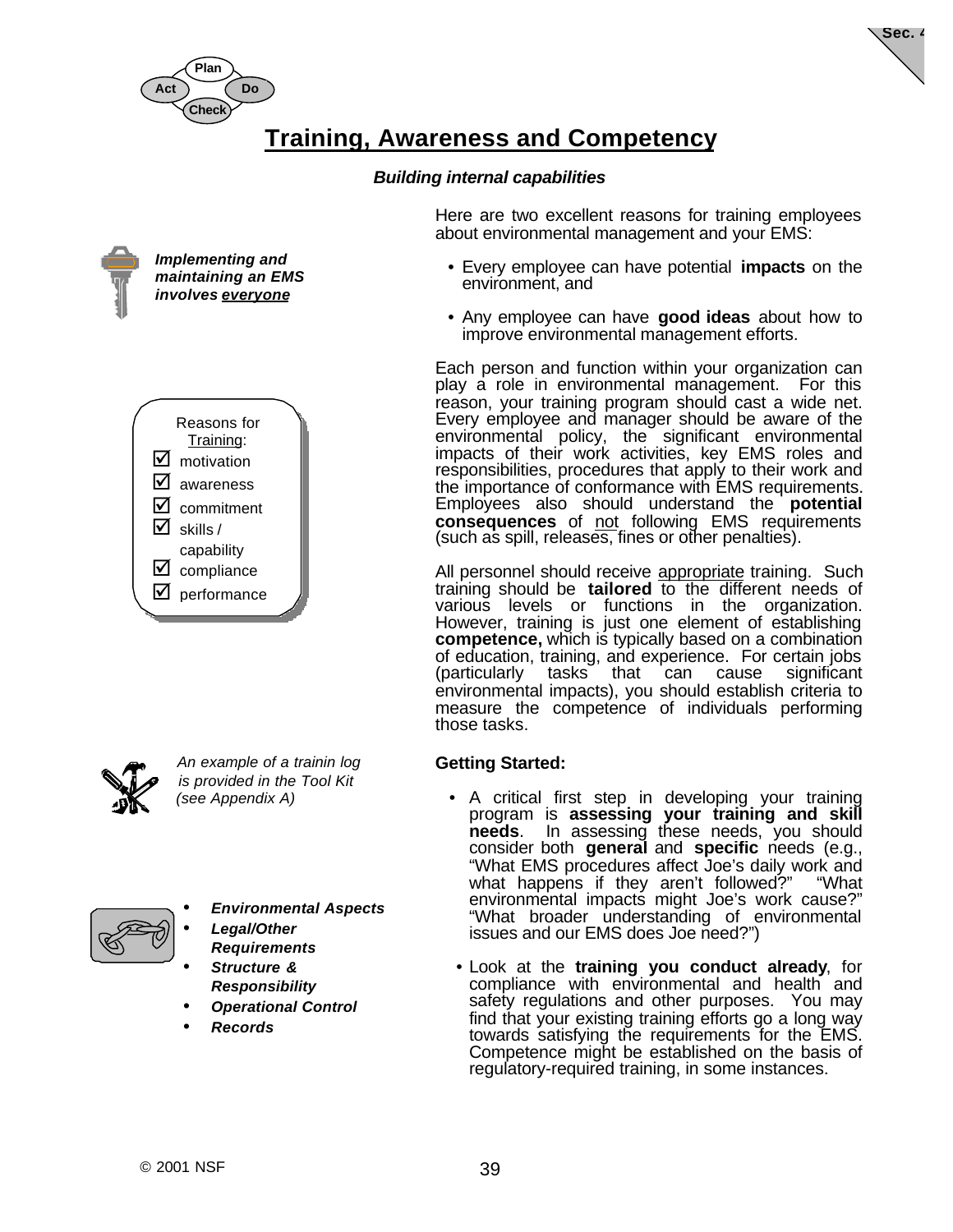# Training, Awareness and Competency

***Building internal capabilities***

***Implementing and maintaining an EMS involves everyone***

Here are two excellent reasons for training employees about environmental management and your EMS:

- Every employee can have potential **impacts** on the environment, and
- Any employee can have **good ideas** about how to improve environmental management efforts.

Reasons for Training:

- ☑ motivation
- ☑ awareness
- ☑ commitment
- ☑ skills / capability
- ☑ compliance
- ☑ performance

Each person and function within your organization can play a role in environmental management. For this reason, your training program should cast a wide net. Every employee and manager should be aware of the environmental policy, the significant environmental impacts of their work activities, key EMS roles and responsibilities, procedures that apply to their work and the importance of conformance with EMS requirements. Employees also should understand the **potential consequences** of not following EMS requirements (such as spill, releases, fines or other penalties).

All personnel should receive appropriate training. Such training should be **tailored** to the different needs of various levels or functions in the organization. However, training is just one element of establishing **competence,** which is typically based on a combination of education, training, and experience. For certain jobs (particularly tasks that can cause significant environmental impacts), you should establish criteria to measure the competence of individuals performing those tasks.

*An example of a trainin log is provided in the Tool Kit (see Appendix A)*

**Getting Started:**

- A critical first step in developing your training program is **assessing your training and skill needs**. In assessing these needs, you should consider both **general** and **specific** needs (e.g., "What EMS procedures affect Joe's daily work and what happens if they aren't followed?" "What environmental impacts might Joe's work cause?" "What broader understanding of environmental issues and our EMS does Joe need?")
- Look at the **training you conduct already**, for compliance with environmental and health and safety regulations and other purposes. You may find that your existing training efforts go a long way towards satisfying the requirements for the EMS. Competence might be established on the basis of regulatory-required training, in some instances.

- ***Environmental Aspects***
- ***Legal/Other Requirements***
- ***Structure & Responsibility***
- ***Operational Control***
- ***Records***

© 2001 NSF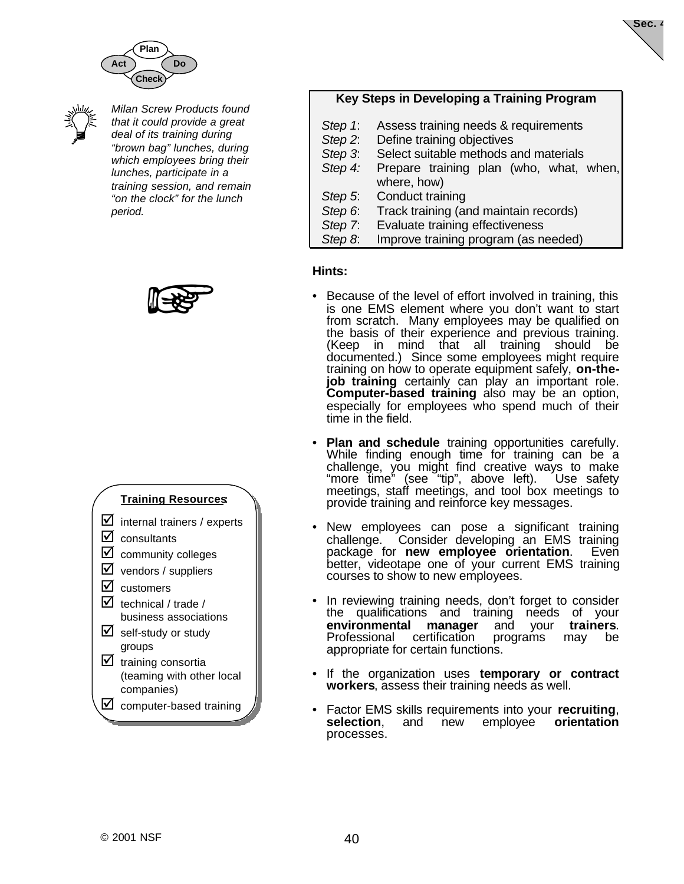*Milan Screw Products found that it could provide a great deal of its training during "brown bag" lunches, during which employees bring their lunches, participate in a training session, and remain "on the clock" for the lunch period.*

**Key Steps in Developing a Training Program**

| | |
|---|---|
| *Step 1*: | Assess training needs & requirements |
| *Step 2*: | Define training objectives |
| *Step 3*: | Select suitable methods and materials |
| *Step 4:* | Prepare training plan (who, what, when, where, how) |
| *Step 5*: | Conduct training |
| *Step 6*: | Track training (and maintain records) |
| *Step 7*: | Evaluate training effectiveness |
| *Step 8*: | Improve training program (as needed) |

**Hints:**

- Because of the level of effort involved in training, this is one EMS element where you don't want to start from scratch. Many employees may be qualified on the basis of their experience and previous training. (Keep in mind that all training should be documented.) Since some employees might require training on how to operate equipment safely, **on-the-job training** certainly can play an important role. **Computer-based training** also may be an option, especially for employees who spend much of their time in the field.
- **Plan and schedule** training opportunities carefully. While finding enough time for training can be a challenge, you might find creative ways to make "more time" (see "tip", above left). Use safety meetings, staff meetings, and tool box meetings to provide training and reinforce key messages.
- New employees can pose a significant training challenge. Consider developing an EMS training package for **new employee orientation**. Even better, videotape one of your current EMS training courses to show to new employees.
- In reviewing training needs, don't forget to consider the qualifications and training needs of your **environmental manager** and your **trainers**. Professional certification programs may be appropriate for certain functions.
- If the organization uses **temporary or contract workers**, assess their training needs as well.
- Factor EMS skills requirements into your **recruiting**, **selection**, and new employee **orientation** processes.

**Training Resources:**

- ☑ internal trainers / experts
- ☑ consultants
- ☑ community colleges
- ☑ vendors / suppliers
- ☑ customers
- ☑ technical / trade / business associations
- ☑ self-study or study groups
- ☑ training consortia (teaming with other local companies)
- ☑ computer-based training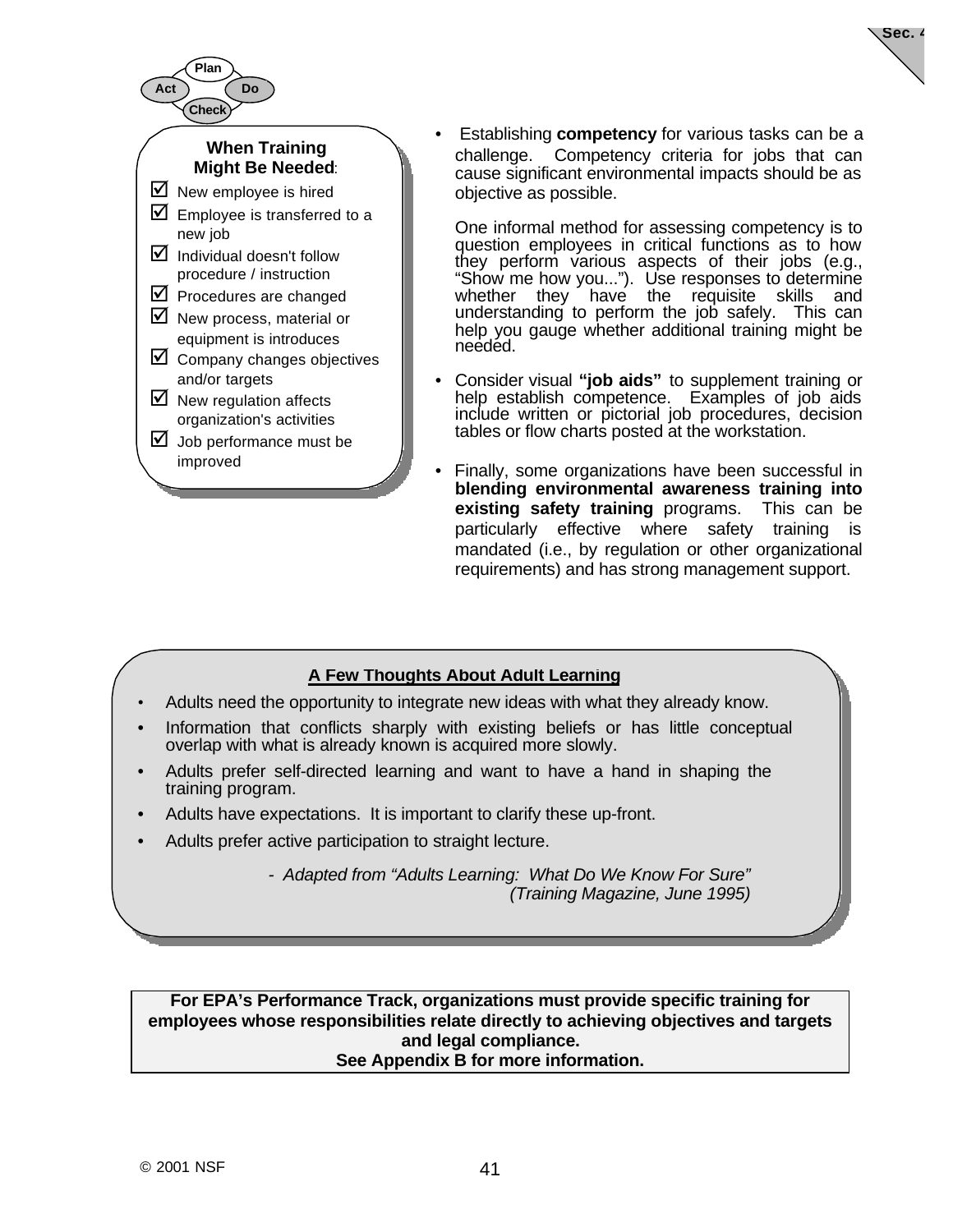Plan
Act Do
Check

**When Training Might Be Needed**:

- ☑ New employee is hired
- ☑ Employee is transferred to a new job
- ☑ Individual doesn't follow procedure / instruction
- ☑ Procedures are changed
- ☑ New process, material or equipment is introduces
- ☑ Company changes objectives and/or targets
- ☑ New regulation affects organization's activities
- ☑ Job performance must be improved

- Establishing **competency** for various tasks can be a challenge. Competency criteria for jobs that can cause significant environmental impacts should be as objective as possible.

  One informal method for assessing competency is to question employees in critical functions as to how they perform various aspects of their jobs (e.g., "Show me how you..."). Use responses to determine whether they have the requisite skills and understanding to perform the job safely. This can help you gauge whether additional training might be needed.

- Consider visual **"job aids"** to supplement training or help establish competence. Examples of job aids include written or pictorial job procedures, decision tables or flow charts posted at the workstation.

- Finally, some organizations have been successful in **blending environmental awareness training into existing safety training** programs. This can be particularly effective where safety training is mandated (i.e., by regulation or other organizational requirements) and has strong management support.

**A Few Thoughts About Adult Learning**

- Adults need the opportunity to integrate new ideas with what they already know.
- Information that conflicts sharply with existing beliefs or has little conceptual overlap with what is already known is acquired more slowly.
- Adults prefer self-directed learning and want to have a hand in shaping the training program.
- Adults have expectations. It is important to clarify these up-front.
- Adults prefer active participation to straight lecture.

*- Adapted from "Adults Learning: What Do We Know For Sure" (Training Magazine, June 1995)*

**For EPA's Performance Track, organizations must provide specific training for employees whose responsibilities relate directly to achieving objectives and targets and legal compliance.**
**See Appendix B for more information.**

© 2001 NSF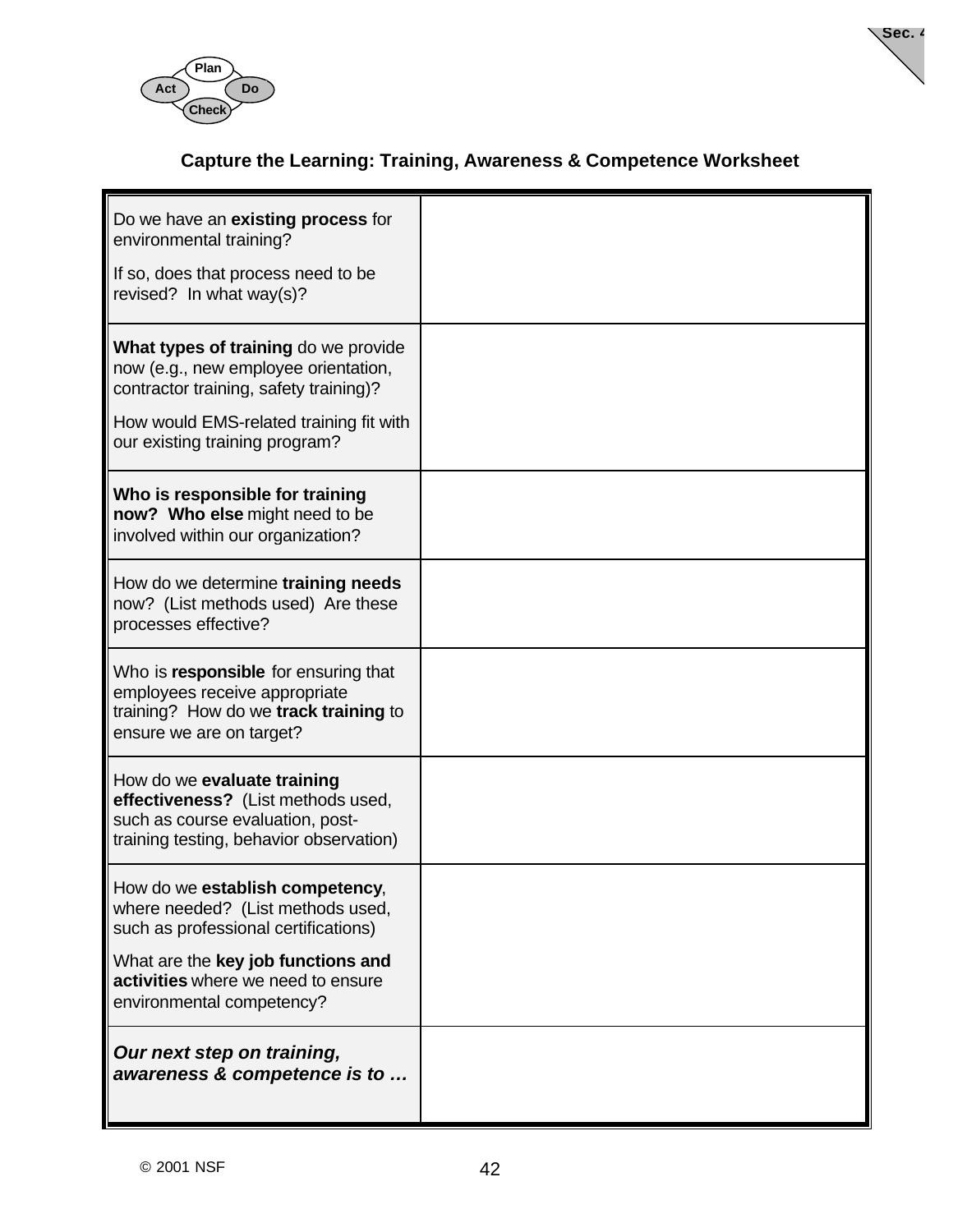### Capture the Learning: Training, Awareness & Competence Worksheet

| | |
|---|---|
| Do we have an **existing process** for environmental training?<br><br>If so, does that process need to be revised? In what way(s)? | |
| **What types of training** do we provide now (e.g., new employee orientation, contractor training, safety training)?<br><br>How would EMS-related training fit with our existing training program? | |
| **Who is responsible for training now? Who else** might need to be involved within our organization? | |
| How do we determine **training needs** now? (List methods used) Are these processes effective? | |
| Who is **responsible** for ensuring that employees receive appropriate training? How do we **track training** to ensure we are on target? | |
| How do we **evaluate training effectiveness?** (List methods used, such as course evaluation, post-training testing, behavior observation) | |
| How do we **establish competency**, where needed? (List methods used, such as professional certifications)<br><br>What are the **key job functions and activities** where we need to ensure environmental competency? | |
| ***Our next step on training, awareness & competence is to …*** | |

© 2001 NSF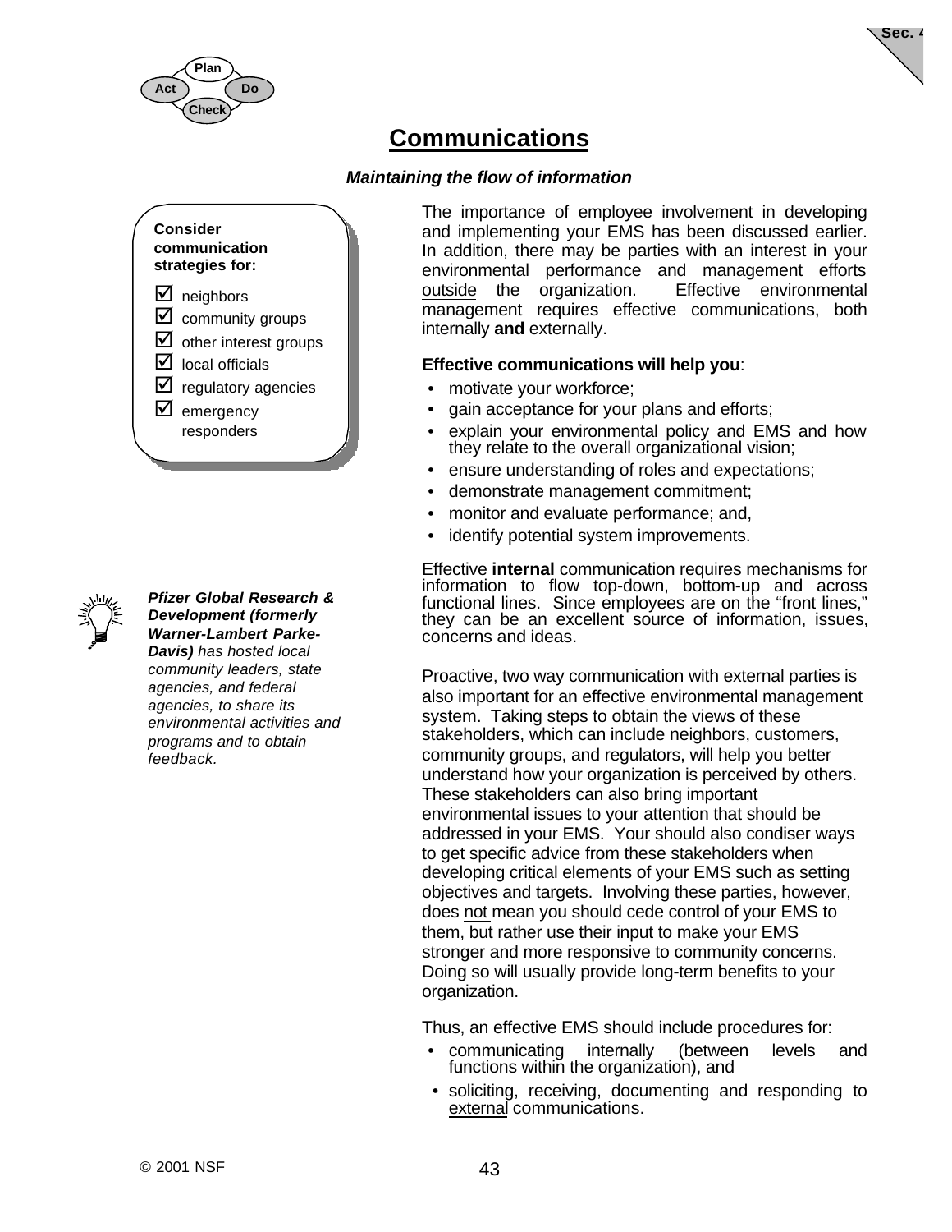# Communications

***Maintaining the flow of information***

**Consider communication strategies for:**

- ☑ neighbors
- ☑ community groups
- ☑ other interest groups
- ☑ local officials
- ☑ regulatory agencies
- ☑ emergency responders

The importance of employee involvement in developing and implementing your EMS has been discussed earlier. In addition, there may be parties with an interest in your environmental performance and management efforts outside the organization. Effective environmental management requires effective communications, both internally **and** externally.

**Effective communications will help you**:

- motivate your workforce;
- gain acceptance for your plans and efforts;
- explain your environmental policy and EMS and how they relate to the overall organizational vision;
- ensure understanding of roles and expectations;
- demonstrate management commitment;
- monitor and evaluate performance; and,
- identify potential system improvements.

Effective **internal** communication requires mechanisms for information to flow top-down, bottom-up and across functional lines. Since employees are on the "front lines," they can be an excellent source of information, issues, concerns and ideas.

***Pfizer Global Research & Development (formerly Warner-Lambert Parke-Davis)*** *has hosted local community leaders, state agencies, and federal agencies, to share its environmental activities and programs and to obtain feedback.*

Proactive, two way communication with external parties is also important for an effective environmental management system. Taking steps to obtain the views of these stakeholders, which can include neighbors, customers, community groups, and regulators, will help you better understand how your organization is perceived by others. These stakeholders can also bring important environmental issues to your attention that should be addressed in your EMS. Your should also condiser ways to get specific advice from these stakeholders when developing critical elements of your EMS such as setting objectives and targets. Involving these parties, however, does not mean you should cede control of your EMS to them, but rather use their input to make your EMS stronger and more responsive to community concerns. Doing so will usually provide long-term benefits to your organization.

Thus, an effective EMS should include procedures for:

- communicating internally (between levels and functions within the organization), and
- soliciting, receiving, documenting and responding to external communications.

© 2001 NSF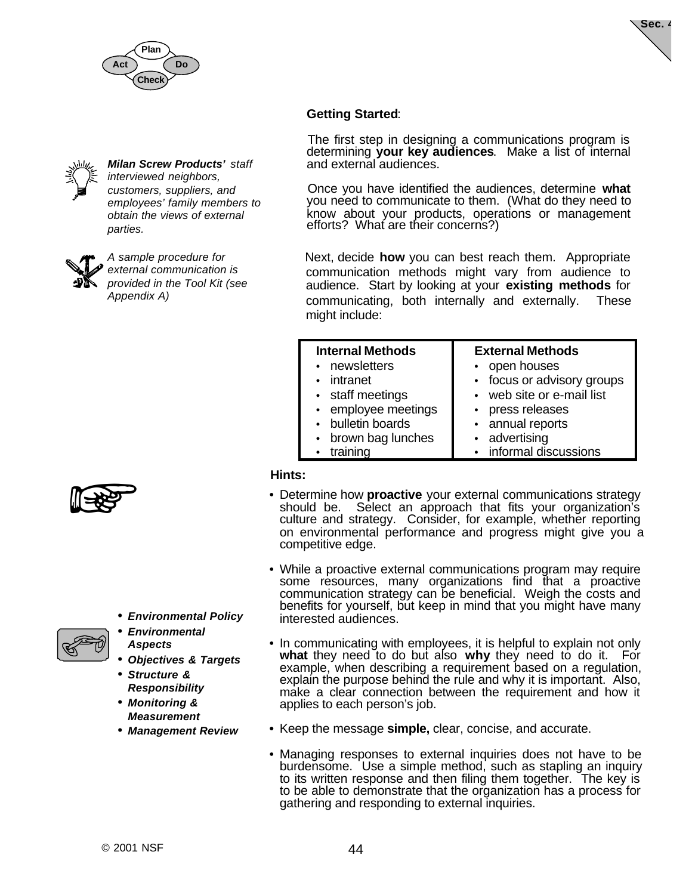## Getting Started:

The first step in designing a communications program is determining **your key audiences**. Make a list of internal and external audiences.

*__Milan Screw Products'__ staff interviewed neighbors, customers, suppliers, and employees' family members to obtain the views of external parties.*

Once you have identified the audiences, determine **what** you need to communicate to them. (What do they need to know about your products, operations or management efforts? What are their concerns?)

*A sample procedure for external communication is provided in the Tool Kit (see Appendix A)*

Next, decide **how** you can best reach them. Appropriate communication methods might vary from audience to audience. Start by looking at your **existing methods** for communicating, both internally and externally. These might include:

| Internal Methods | External Methods |
|---|---|
| • newsletters | • open houses |
| • intranet | • focus or advisory groups |
| • staff meetings | • web site or e-mail list |
| • employee meetings | • press releases |
| • bulletin boards | • annual reports |
| • brown bag lunches | • advertising |
| • training | • informal discussions |

**Hints:**

- Determine how **proactive** your external communications strategy should be. Select an approach that fits your organization's culture and strategy. Consider, for example, whether reporting on environmental performance and progress might give you a competitive edge.
- While a proactive external communications program may require some resources, many organizations find that a proactive communication strategy can be beneficial. Weigh the costs and benefits for yourself, but keep in mind that you might have many interested audiences.
- In communicating with employees, it is helpful to explain not only **what** they need to do but also **why** they need to do it. For example, when describing a requirement based on a regulation, explain the purpose behind the rule and why it is important. Also, make a clear connection between the requirement and how it applies to each person's job.
- Keep the message **simple,** clear, concise, and accurate.
- Managing responses to external inquiries does not have to be burdensome. Use a simple method, such as stapling an inquiry to its written response and then filing them together. The key is to be able to demonstrate that the organization has a process for gathering and responding to external inquiries.

- ***Environmental Policy***
- ***Environmental Aspects***
- ***Objectives & Targets***
- ***Structure & Responsibility***
- ***Monitoring & Measurement***
- ***Management Review***

© 2001 NSF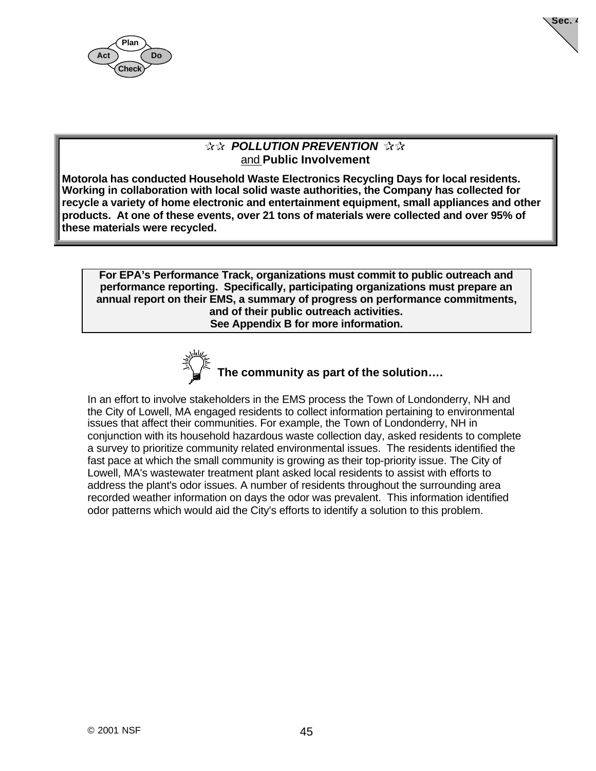**☆☆ *POLLUTION PREVENTION* ☆☆**
and **Public Involvement**

**Motorola has conducted Household Waste Electronics Recycling Days for local residents. Working in collaboration with local solid waste authorities, the Company has collected for recycle a variety of home electronic and entertainment equipment, small appliances and other products. At one of these events, over 21 tons of materials were collected and over 95% of these materials were recycled.**

**For EPA's Performance Track, organizations must commit to public outreach and performance reporting. Specifically, participating organizations must prepare an annual report on their EMS, a summary of progress on performance commitments, and of their public outreach activities.**
**See Appendix B for more information.**

**The community as part of the solution….**

In an effort to involve stakeholders in the EMS process the Town of Londonderry, NH and the City of Lowell, MA engaged residents to collect information pertaining to environmental issues that affect their communities. For example, the Town of Londonderry, NH in conjunction with its household hazardous waste collection day, asked residents to complete a survey to prioritize community related environmental issues. The residents identified the fast pace at which the small community is growing as their top-priority issue. The City of Lowell, MA's wastewater treatment plant asked local residents to assist with efforts to address the plant's odor issues. A number of residents throughout the surrounding area recorded weather information on days the odor was prevalent. This information identified odor patterns which would aid the City's efforts to identify a solution to this problem.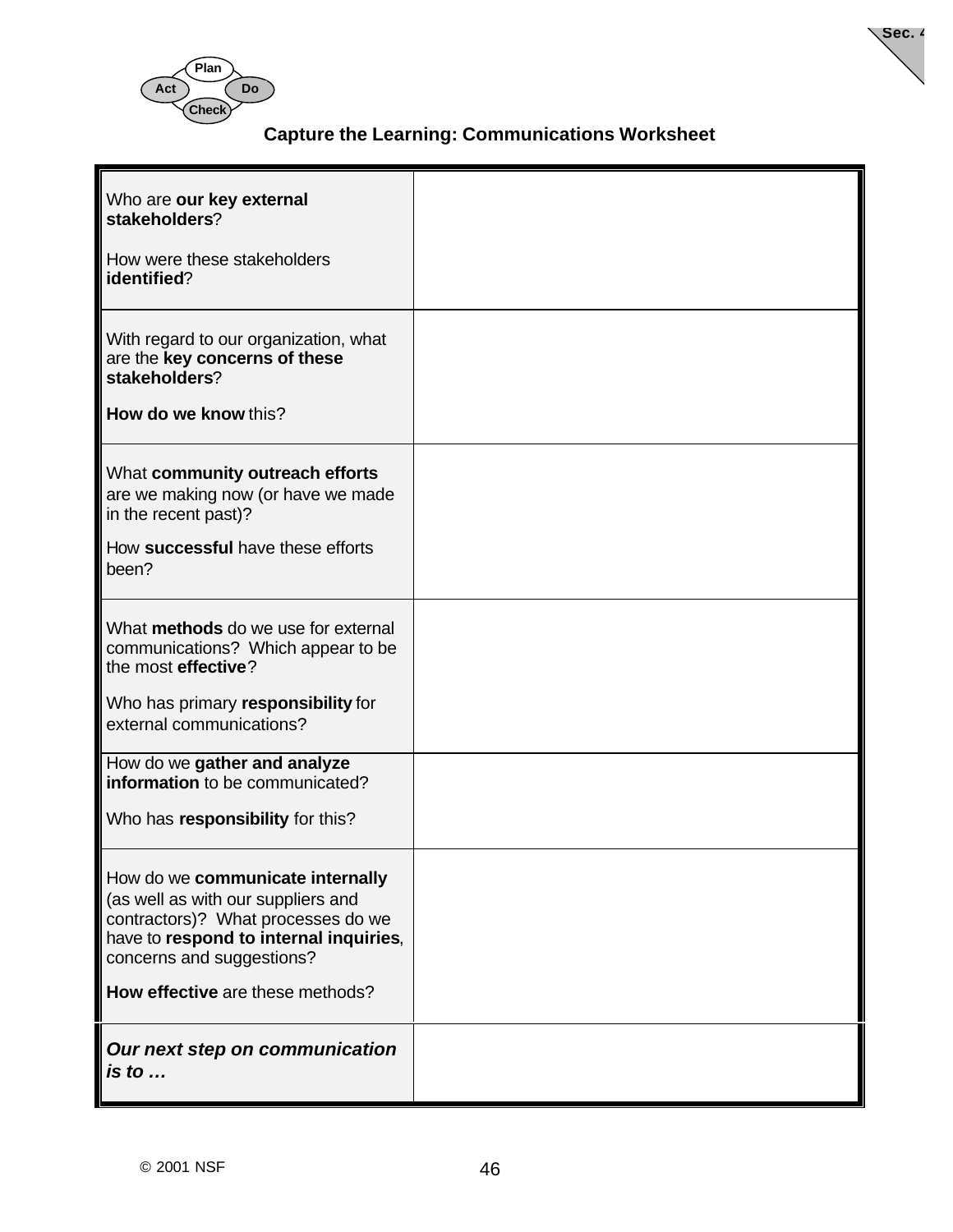## Capture the Learning: Communications Worksheet

| | |
|---|---|
| Who are **our key external stakeholders**?<br><br>How were these stakeholders **identified**? | |
| With regard to our organization, what are the **key concerns of these stakeholders**?<br><br>**How do we know** this? | |
| What **community outreach efforts** are we making now (or have we made in the recent past)?<br><br>How **successful** have these efforts been? | |
| What **methods** do we use for external communications? Which appear to be the most **effective**?<br><br>Who has primary **responsibility** for external communications? | |
| How do we **gather and analyze information** to be communicated?<br><br>Who has **responsibility** for this? | |
| How do we **communicate internally** (as well as with our suppliers and contractors)? What processes do we have to **respond to internal inquiries**, concerns and suggestions?<br><br>**How effective** are these methods? | |
| ***Our next step on communication is to …*** | |

© 2001 NSF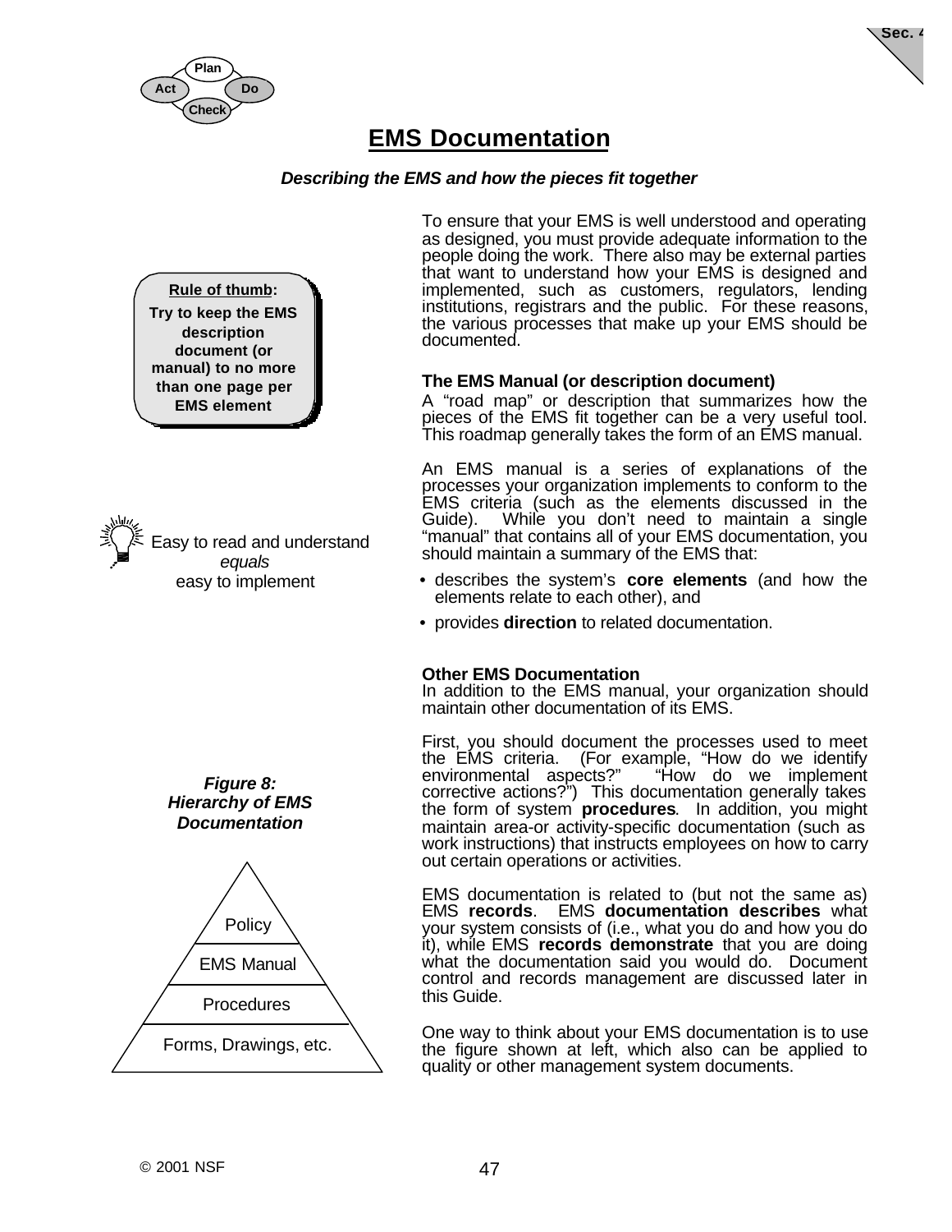# EMS Documentation

***Describing the EMS and how the pieces fit together***

To ensure that your EMS is well understood and operating as designed, you must provide adequate information to the people doing the work. There also may be external parties that want to understand how your EMS is designed and implemented, such as customers, regulators, lending institutions, registrars and the public. For these reasons, the various processes that make up your EMS should be documented.

**Rule of thumb:**
**Try to keep the EMS description document (or manual) to no more than one page per EMS element**

### The EMS Manual (or description document)

A "road map" or description that summarizes how the pieces of the EMS fit together can be a very useful tool. This roadmap generally takes the form of an EMS manual.

An EMS manual is a series of explanations of the processes your organization implements to conform to the EMS criteria (such as the elements discussed in the Guide). While you don't need to maintain a single "manual" that contains all of your EMS documentation, you should maintain a summary of the EMS that:

Easy to read and understand *equals* easy to implement

- describes the system's **core elements** (and how the elements relate to each other), and
- provides **direction** to related documentation.

### Other EMS Documentation

In addition to the EMS manual, your organization should maintain other documentation of its EMS.

First, you should document the processes used to meet the EMS criteria. (For example, "How do we identify environmental aspects?" "How do we implement corrective actions?") This documentation generally takes the form of system **procedures**. In addition, you might maintain area-or activity-specific documentation (such as work instructions) that instructs employees on how to carry out certain operations or activities.

EMS documentation is related to (but not the same as) EMS **records**. EMS **documentation describes** what your system consists of (i.e., what you do and how you do it), while EMS **records demonstrate** that you are doing what the documentation said you would do. Document control and records management are discussed later in this Guide.

One way to think about your EMS documentation is to use the figure shown at left, which also can be applied to quality or other management system documents.

***Figure 8: Hierarchy of EMS Documentation***

- Policy
- EMS Manual
- Procedures
- Forms, Drawings, etc.

© 2001 NSF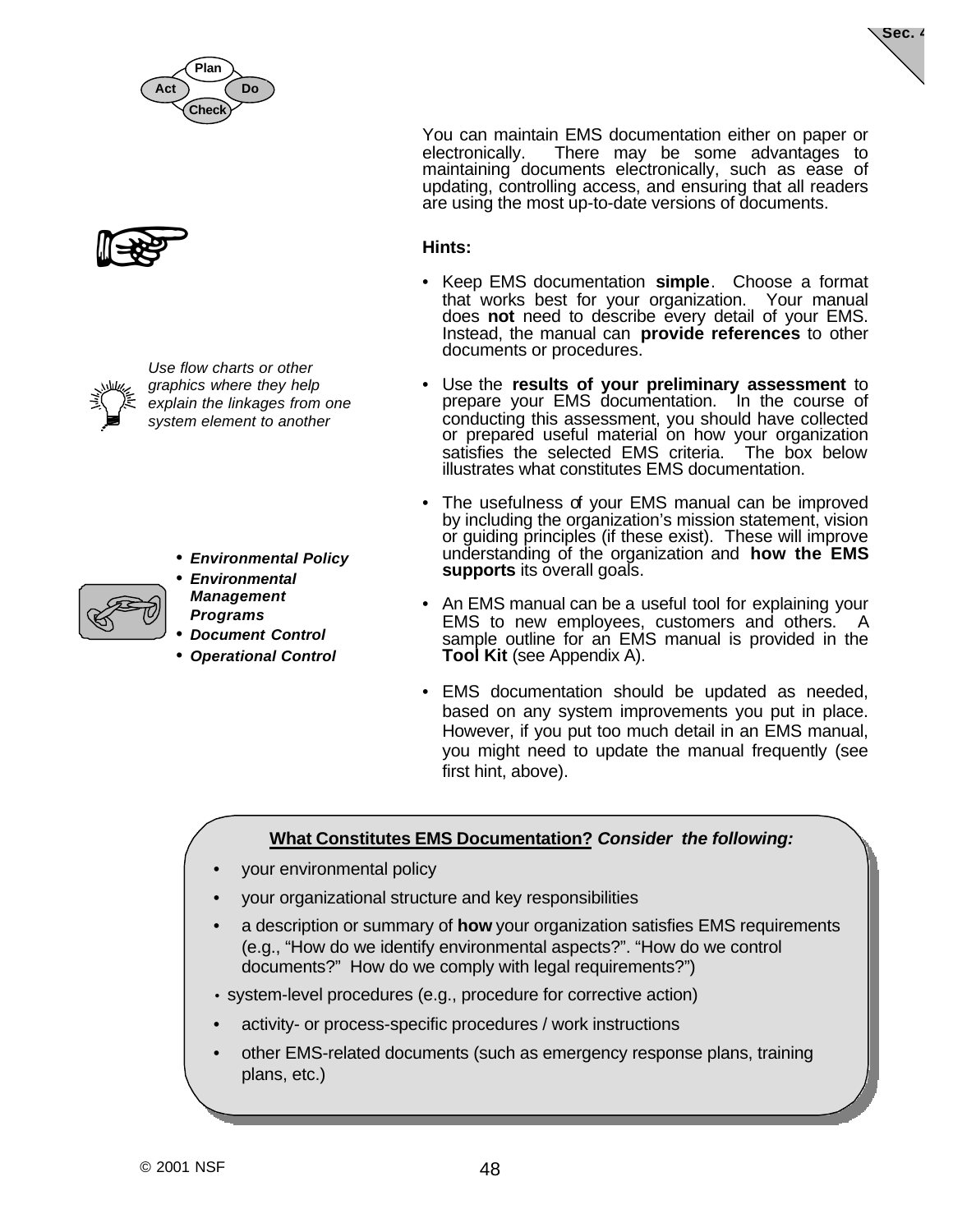You can maintain EMS documentation either on paper or electronically. There may be some advantages to maintaining documents electronically, such as ease of updating, controlling access, and ensuring that all readers are using the most up-to-date versions of documents.

**Hints:**

- Keep EMS documentation **simple**. Choose a format that works best for your organization. Your manual does **not** need to describe every detail of your EMS. Instead, the manual can **provide references** to other documents or procedures.
- Use the **results of your preliminary assessment** to prepare your EMS documentation. In the course of conducting this assessment, you should have collected or prepared useful material on how your organization satisfies the selected EMS criteria. The box below illustrates what constitutes EMS documentation.
- The usefulness of your EMS manual can be improved by including the organization's mission statement, vision or guiding principles (if these exist). These will improve understanding of the organization and **how the EMS supports** its overall goals.
- An EMS manual can be a useful tool for explaining your EMS to new employees, customers and others. A sample outline for an EMS manual is provided in the **Tool Kit** (see Appendix A).
- EMS documentation should be updated as needed, based on any system improvements you put in place. However, if you put too much detail in an EMS manual, you might need to update the manual frequently (see first hint, above).

*Use flow charts or other graphics where they help explain the linkages from one system element to another*

- ***Environmental Policy***
- ***Environmental Management Programs***
- ***Document Control***
- ***Operational Control***

**What Constitutes EMS Documentation?** ***Consider the following:***

- your environmental policy
- your organizational structure and key responsibilities
- a description or summary of **how** your organization satisfies EMS requirements (e.g., "How do we identify environmental aspects?". "How do we control documents?" How do we comply with legal requirements?")
- system-level procedures (e.g., procedure for corrective action)
- activity- or process-specific procedures / work instructions
- other EMS-related documents (such as emergency response plans, training plans, etc.)

© 2001 NSF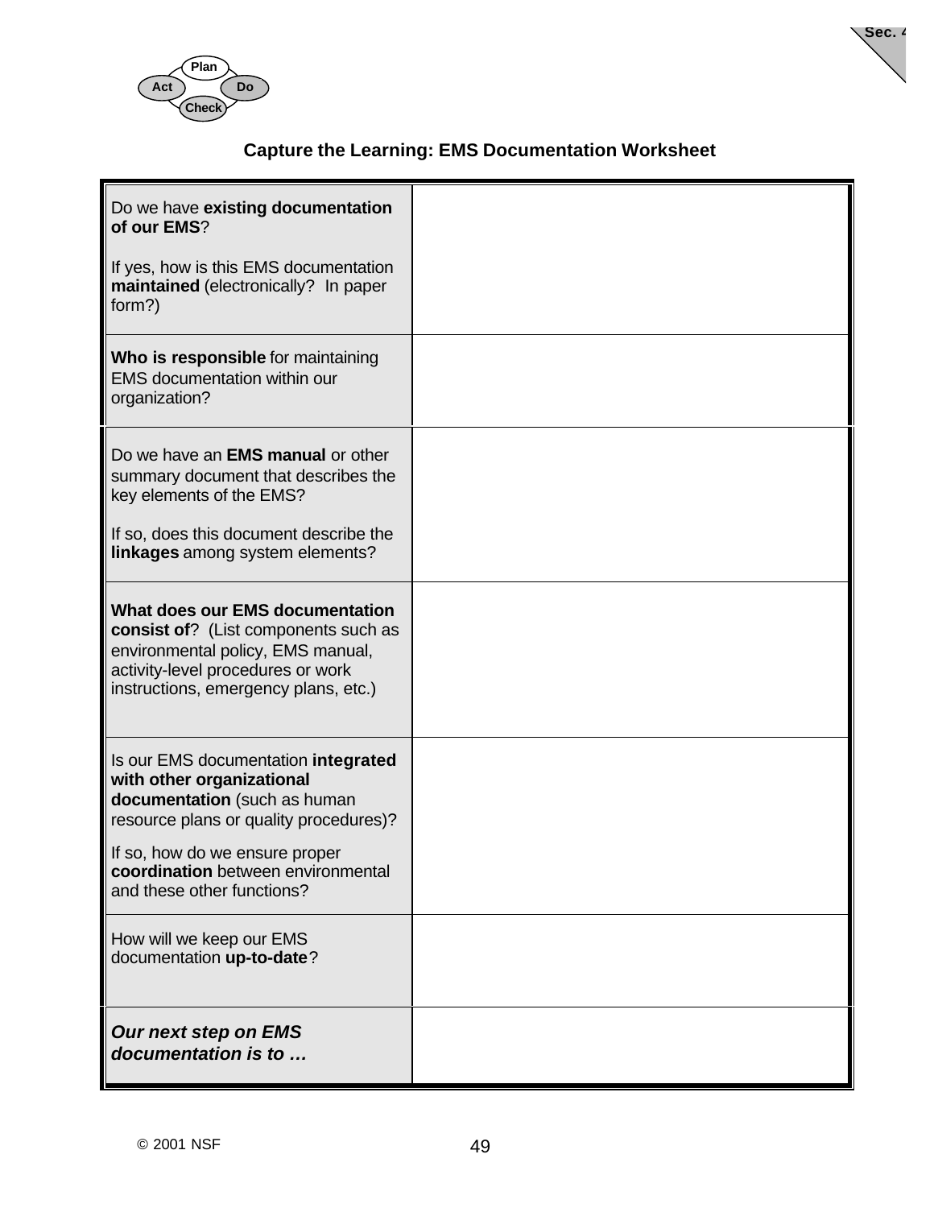## Capture the Learning: EMS Documentation Worksheet

| | |
|---|---|
| Do we have **existing documentation of our EMS**?<br><br>If yes, how is this EMS documentation **maintained** (electronically? In paper form?) | |
| **Who is responsible** for maintaining EMS documentation within our organization? | |
| Do we have an **EMS manual** or other summary document that describes the key elements of the EMS?<br><br>If so, does this document describe the **linkages** among system elements? | |
| **What does our EMS documentation consist of**? (List components such as environmental policy, EMS manual, activity-level procedures or work instructions, emergency plans, etc.) | |
| Is our EMS documentation **integrated with other organizational documentation** (such as human resource plans or quality procedures)?<br><br>If so, how do we ensure proper **coordination** between environmental and these other functions? | |
| How will we keep our EMS documentation **up-to-date**? | |
| ***Our next step on EMS documentation is to …*** | |

© 2001 NSF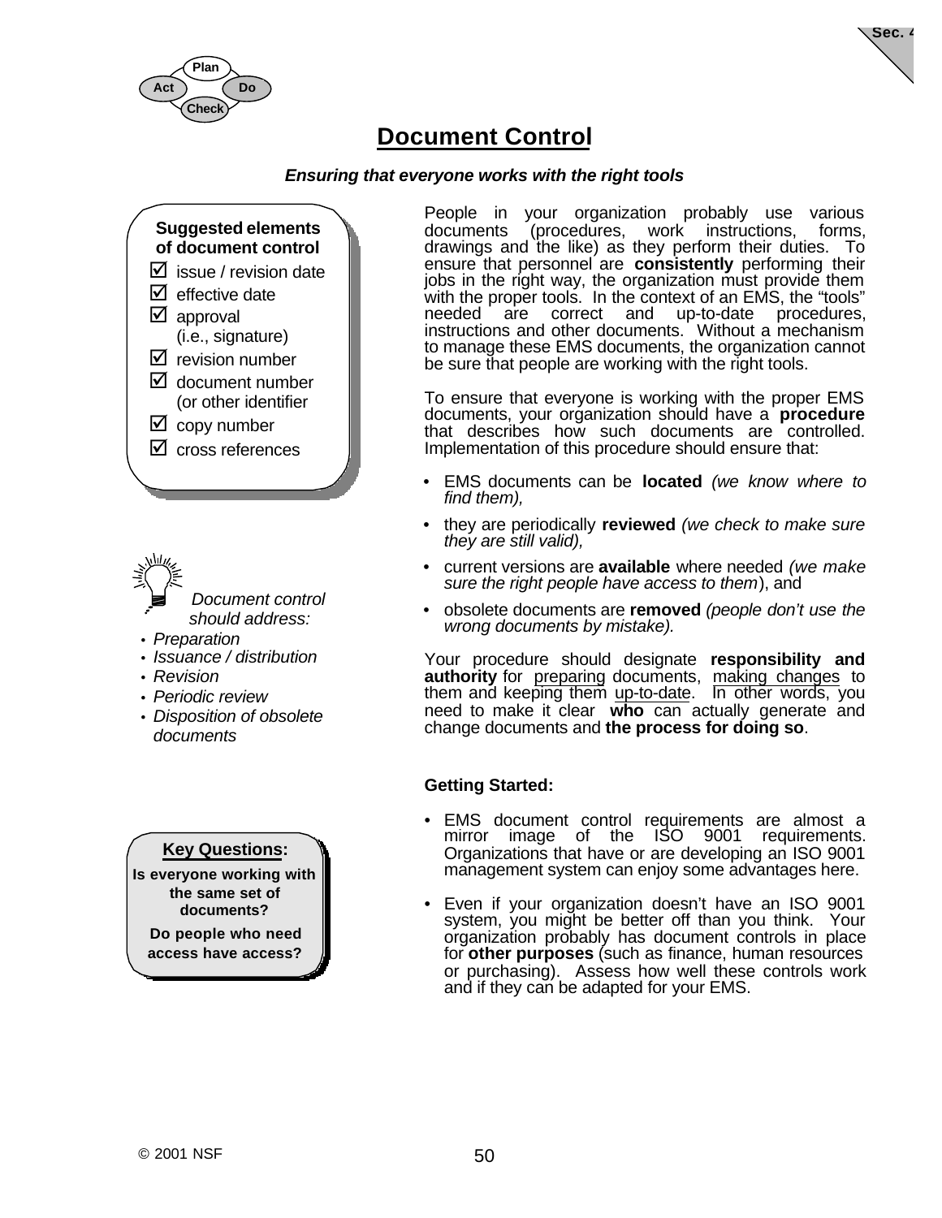# Document Control

***Ensuring that everyone works with the right tools***

**Suggested elements of document control**

- ☑ issue / revision date
- ☑ effective date
- ☑ approval (i.e., signature)
- ☑ revision number
- ☑ document number (or other identifier
- ☑ copy number
- ☑ cross references

People in your organization probably use various documents (procedures, work instructions, forms, drawings and the like) as they perform their duties. To ensure that personnel are **consistently** performing their jobs in the right way, the organization must provide them with the proper tools. In the context of an EMS, the "tools" needed are correct and up-to-date procedures, instructions and other documents. Without a mechanism to manage these EMS documents, the organization cannot be sure that people are working with the right tools.

To ensure that everyone is working with the proper EMS documents, your organization should have a **procedure** that describes how such documents are controlled. Implementation of this procedure should ensure that:

- EMS documents can be **located** *(we know where to find them),*
- they are periodically **reviewed** *(we check to make sure they are still valid),*
- current versions are **available** where needed *(we make sure the right people have access to them*), and
- obsolete documents are **removed** *(people don't use the wrong documents by mistake).*

Your procedure should designate **responsibility and authority** for preparing documents, making changes to them and keeping them up-to-date. In other words, you need to make it clear **who** can actually generate and change documents and **the process for doing so**.

*Document control should address:*

- *Preparation*
- *Issuance / distribution*
- *Revision*
- *Periodic review*
- *Disposition of obsolete documents*

**Getting Started:**

- EMS document control requirements are almost a mirror image of the ISO 9001 requirements. Organizations that have or are developing an ISO 9001 management system can enjoy some advantages here.
- Even if your organization doesn't have an ISO 9001 system, you might be better off than you think. Your organization probably has document controls in place for **other purposes** (such as finance, human resources or purchasing). Assess how well these controls work and if they can be adapted for your EMS.

**Key Questions:**

**Is everyone working with the same set of documents?**

**Do people who need access have access?**

© 2001 NSF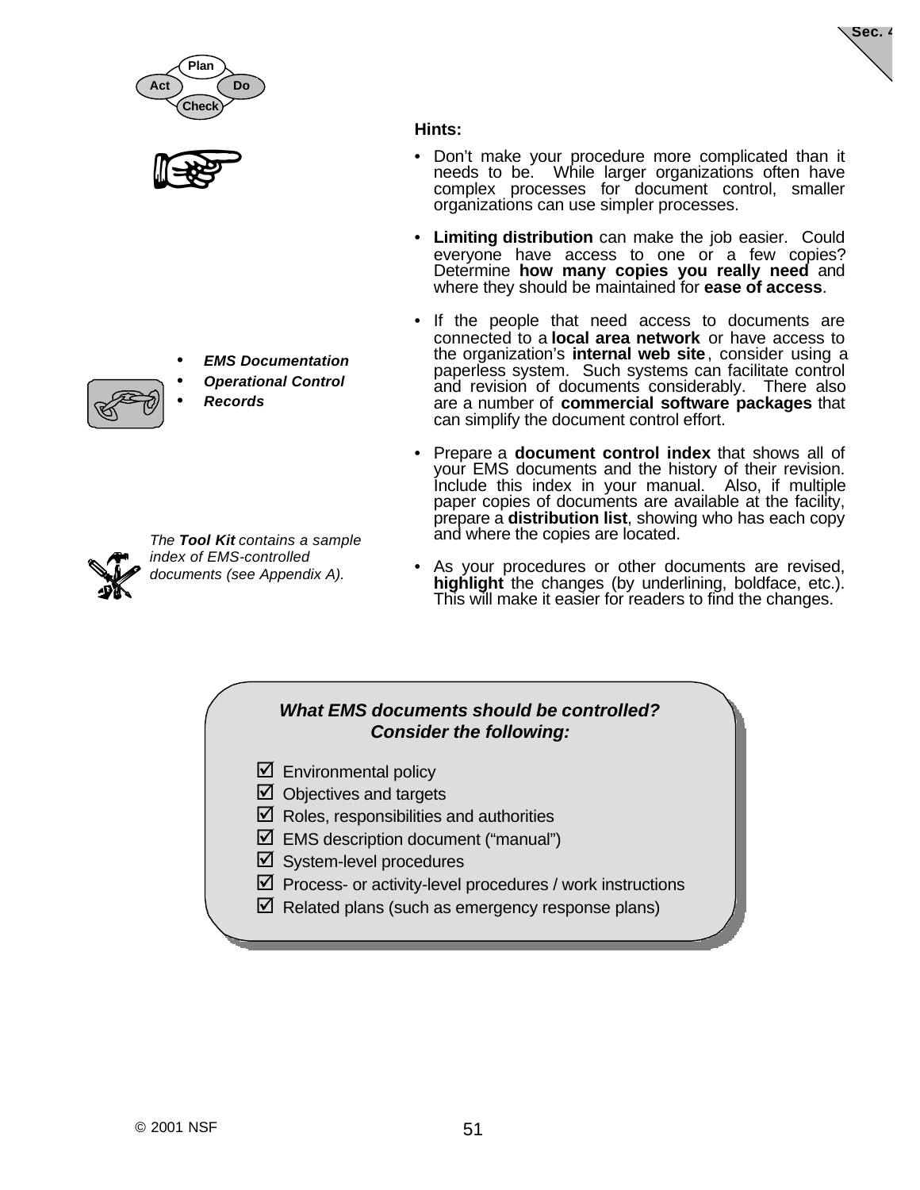**Hints:**

- Don't make your procedure more complicated than it needs to be. While larger organizations often have complex processes for document control, smaller organizations can use simpler processes.
- **Limiting distribution** can make the job easier. Could everyone have access to one or a few copies? Determine **how many copies you really need** and where they should be maintained for **ease of access**.
- If the people that need access to documents are connected to a **local area network** or have access to the organization's **internal web site**, consider using a paperless system. Such systems can facilitate control and revision of documents considerably. There also are a number of **commercial software packages** that can simplify the document control effort.
- Prepare a **document control index** that shows all of your EMS documents and the history of their revision. Include this index in your manual. Also, if multiple paper copies of documents are available at the facility, prepare a **distribution list**, showing who has each copy and where the copies are located.
- As your procedures or other documents are revised, **highlight** the changes (by underlining, boldface, etc.). This will make it easier for readers to find the changes.

- ***EMS Documentation***
- ***Operational Control***
- ***Records***

*The **Tool Kit** contains a sample index of EMS-controlled documents (see Appendix A).*

***What EMS documents should be controlled? Consider the following:***

- ☑ Environmental policy
- ☑ Objectives and targets
- ☑ Roles, responsibilities and authorities
- ☑ EMS description document ("manual")
- ☑ System-level procedures
- ☑ Process- or activity-level procedures / work instructions
- ☑ Related plans (such as emergency response plans)

© 2001 NSF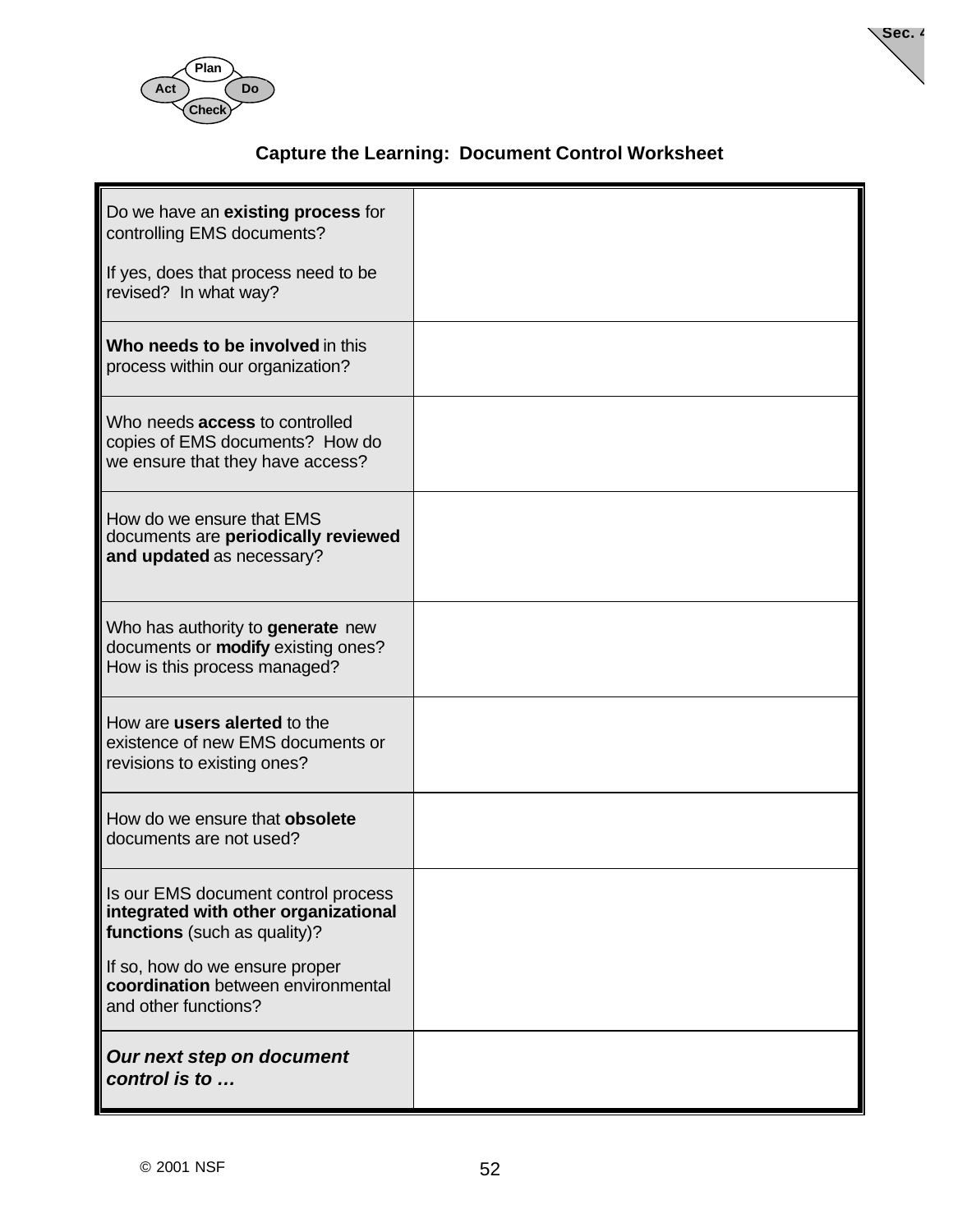## Capture the Learning: Document Control Worksheet

| | |
|---|---|
| Do we have an **existing process** for controlling EMS documents?<br><br>If yes, does that process need to be revised? In what way? | |
| **Who needs to be involved** in this process within our organization? | |
| Who needs **access** to controlled copies of EMS documents? How do we ensure that they have access? | |
| How do we ensure that EMS documents are **periodically reviewed and updated** as necessary? | |
| Who has authority to **generate** new documents or **modify** existing ones? How is this process managed? | |
| How are **users alerted** to the existence of new EMS documents or revisions to existing ones? | |
| How do we ensure that **obsolete** documents are not used? | |
| Is our EMS document control process **integrated with other organizational functions** (such as quality)?<br><br>If so, how do we ensure proper **coordination** between environmental and other functions? | |
| ***Our next step on document control is to …*** | |

© 2001 NSF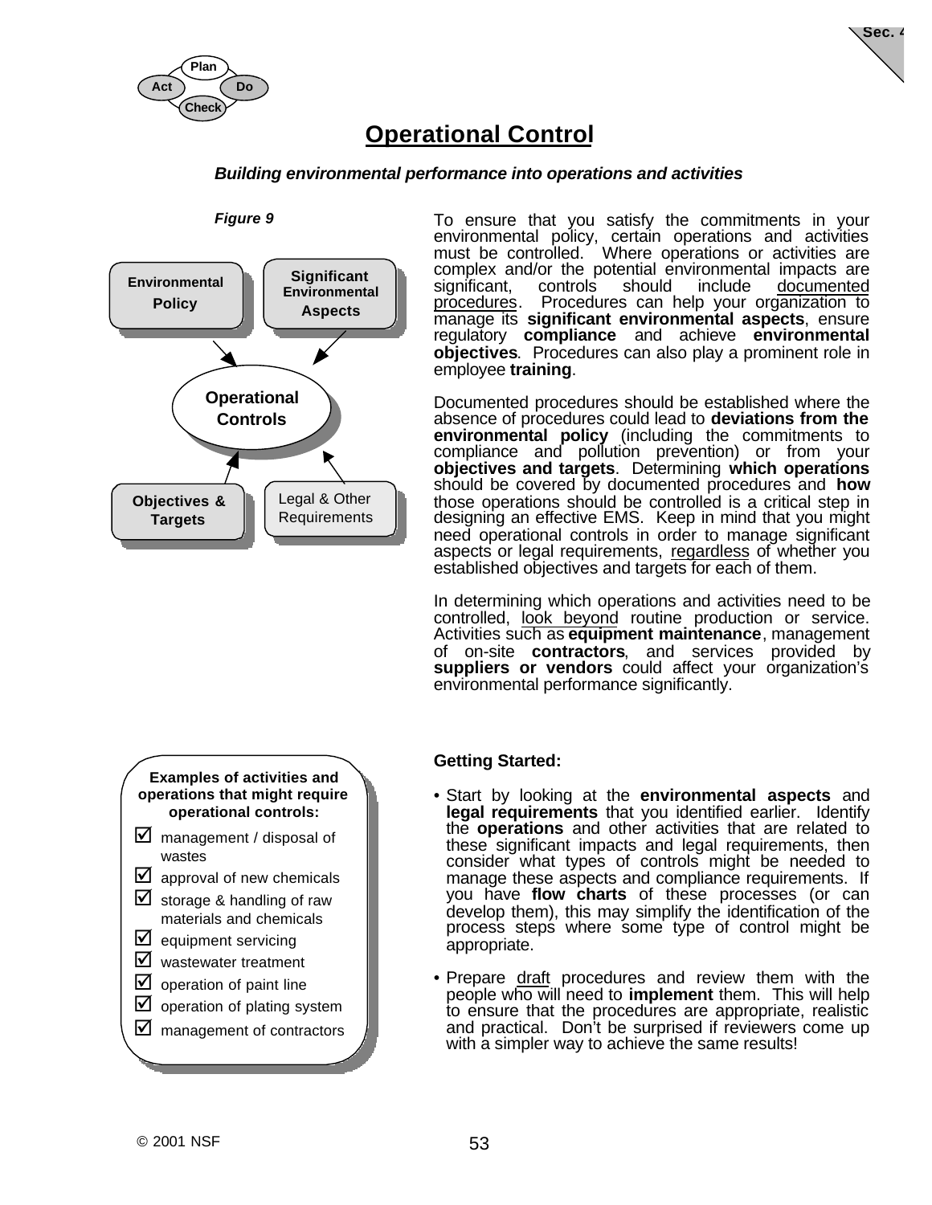# Operational Control

***Building environmental performance into operations and activities***

***Figure 9***

Environmental Policy → Operational Controls ← Significant Environmental Aspects

Objectives & Targets → Operational Controls ← Legal & Other Requirements

To ensure that you satisfy the commitments in your environmental policy, certain operations and activities must be controlled. Where operations or activities are complex and/or the potential environmental impacts are significant, controls should include documented procedures. Procedures can help your organization to manage its **significant environmental aspects**, ensure regulatory **compliance** and achieve **environmental objectives**. Procedures can also play a prominent role in employee **training**.

Documented procedures should be established where the absence of procedures could lead to **deviations from the environmental policy** (including the commitments to compliance and pollution prevention) or from your **objectives and targets**. Determining **which operations** should be covered by documented procedures and **how** those operations should be controlled is a critical step in designing an effective EMS. Keep in mind that you might need operational controls in order to manage significant aspects or legal requirements, regardless of whether you established objectives and targets for each of them.

In determining which operations and activities need to be controlled, look beyond routine production or service. Activities such as **equipment maintenance**, management of on-site **contractors**, and services provided by **suppliers or vendors** could affect your organization's environmental performance significantly.

**Examples of activities and operations that might require operational controls:**

- ☑ management / disposal of wastes
- ☑ approval of new chemicals
- ☑ storage & handling of raw materials and chemicals
- ☑ equipment servicing
- ☑ wastewater treatment
- ☑ operation of paint line
- ☑ operation of plating system
- ☑ management of contractors

**Getting Started:**

- Start by looking at the **environmental aspects** and **legal requirements** that you identified earlier. Identify the **operations** and other activities that are related to these significant impacts and legal requirements, then consider what types of controls might be needed to manage these aspects and compliance requirements. If you have **flow charts** of these processes (or can develop them), this may simplify the identification of the process steps where some type of control might be appropriate.
- Prepare draft procedures and review them with the people who will need to **implement** them. This will help to ensure that the procedures are appropriate, realistic and practical. Don't be surprised if reviewers come up with a simpler way to achieve the same results!

© 2001 NSF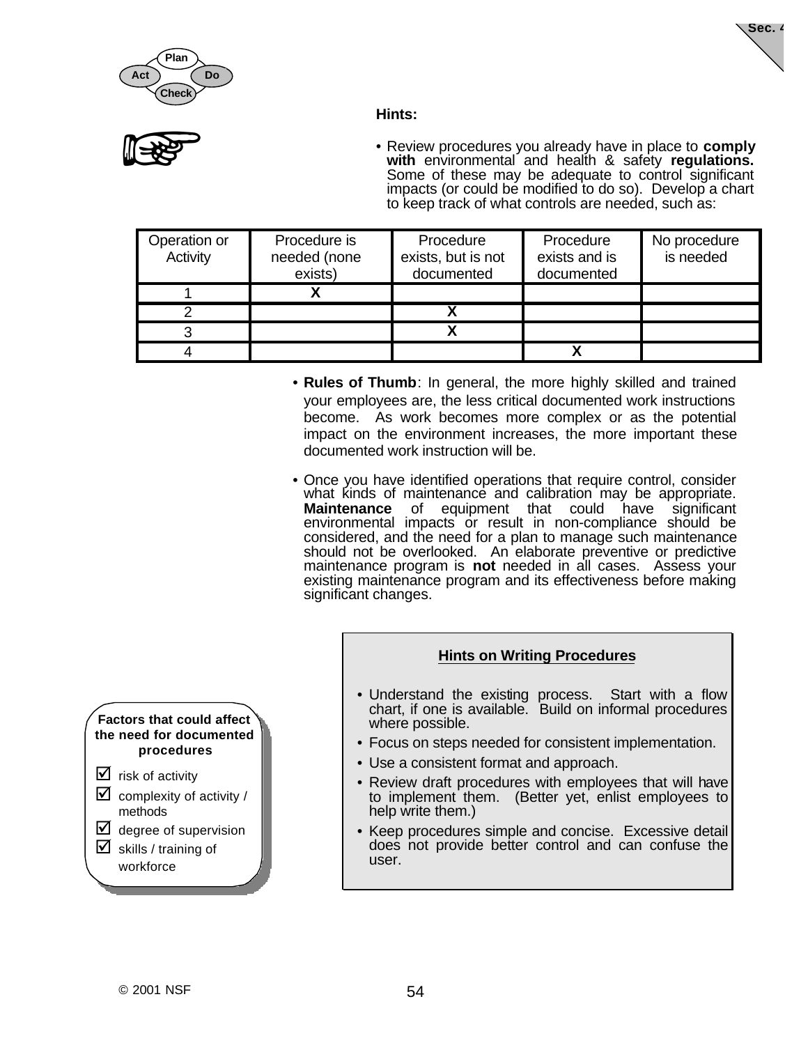**Hints:**

- Review procedures you already have in place to **comply with** environmental and health & safety **regulations.** Some of these may be adequate to control significant impacts (or could be modified to do so). Develop a chart to keep track of what controls are needed, such as:

| Operation or Activity | Procedure is needed (none exists) | Procedure exists, but is not documented | Procedure exists and is documented | No procedure is needed |
|---|---|---|---|---|
| 1 | X | | | |
| 2 | | X | | |
| 3 | | X | | |
| 4 | | | X | |

- **Rules of Thumb**: In general, the more highly skilled and trained your employees are, the less critical documented work instructions become. As work becomes more complex or as the potential impact on the environment increases, the more important these documented work instruction will be.

- Once you have identified operations that require control, consider what kinds of maintenance and calibration may be appropriate. **Maintenance** of equipment that could have significant environmental impacts or result in non-compliance should be considered, and the need for a plan to manage such maintenance should not be overlooked. An elaborate preventive or predictive maintenance program is **not** needed in all cases. Assess your existing maintenance program and its effectiveness before making significant changes.

**Hints on Writing Procedures**

- Understand the existing process. Start with a flow chart, if one is available. Build on informal procedures where possible.
- Focus on steps needed for consistent implementation.
- Use a consistent format and approach.
- Review draft procedures with employees that will have to implement them. (Better yet, enlist employees to help write them.)
- Keep procedures simple and concise. Excessive detail does not provide better control and can confuse the user.

**Factors that could affect the need for documented procedures**

- ☑ risk of activity
- ☑ complexity of activity / methods
- ☑ degree of supervision
- ☑ skills / training of workforce

© 2001 NSF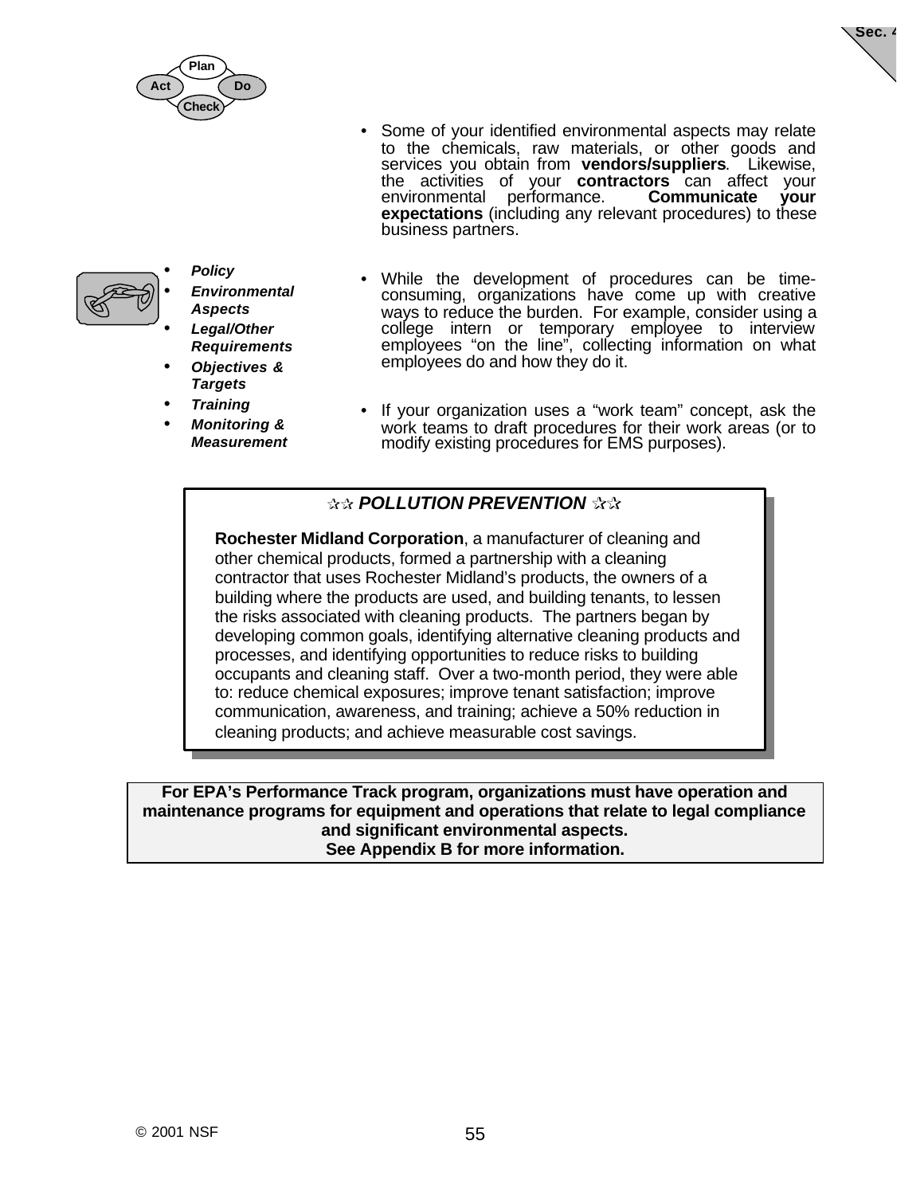- Some of your identified environmental aspects may relate to the chemicals, raw materials, or other goods and services you obtain from **vendors/suppliers**. Likewise, the activities of your **contractors** can affect your environmental performance. **Communicate your expectations** (including any relevant procedures) to these business partners.

- ***Policy***
- ***Environmental Aspects***
- ***Legal/Other Requirements***
- ***Objectives & Targets***
- ***Training***
- ***Monitoring & Measurement***

- While the development of procedures can be time-consuming, organizations have come up with creative ways to reduce the burden. For example, consider using a college intern or temporary employee to interview employees "on the line", collecting information on what employees do and how they do it.

- If your organization uses a "work team" concept, ask the work teams to draft procedures for their work areas (or to modify existing procedures for EMS purposes).

> ***✰✰ POLLUTION PREVENTION ✰✰***
>
> **Rochester Midland Corporation**, a manufacturer of cleaning and other chemical products, formed a partnership with a cleaning contractor that uses Rochester Midland's products, the owners of a building where the products are used, and building tenants, to lessen the risks associated with cleaning products. The partners began by developing common goals, identifying alternative cleaning products and processes, and identifying opportunities to reduce risks to building occupants and cleaning staff. Over a two-month period, they were able to: reduce chemical exposures; improve tenant satisfaction; improve communication, awareness, and training; achieve a 50% reduction in cleaning products; and achieve measurable cost savings.

> **For EPA's Performance Track program, organizations must have operation and maintenance programs for equipment and operations that relate to legal compliance and significant environmental aspects.**
> **See Appendix B for more information.**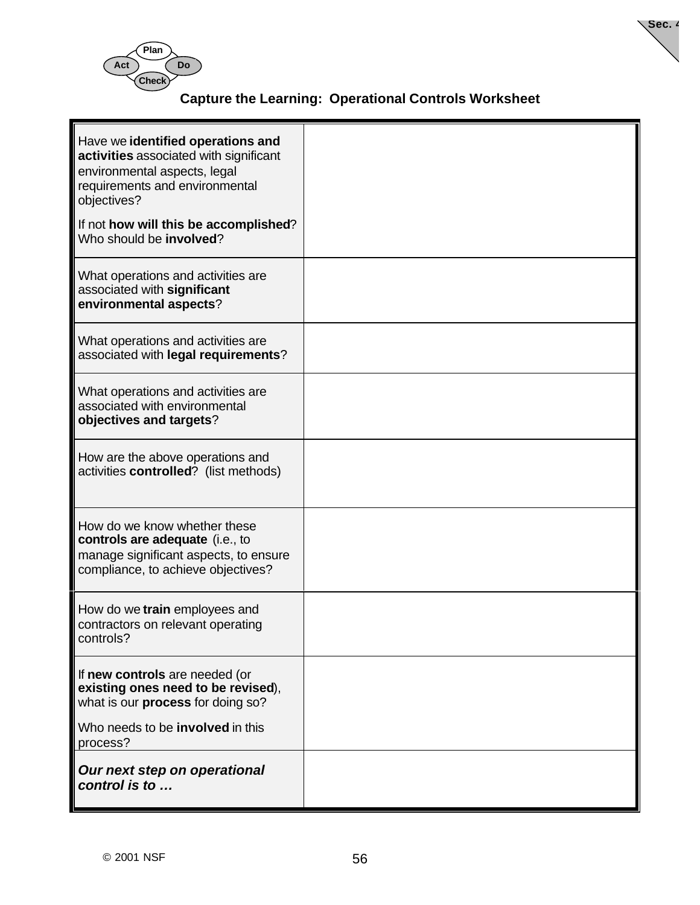## Capture the Learning: Operational Controls Worksheet

| | |
|---|---|
| Have we **identified operations and activities** associated with significant environmental aspects, legal requirements and environmental objectives?<br><br>If not **how will this be accomplished**? Who should be **involved**? | |
| What operations and activities are associated with **significant environmental aspects**? | |
| What operations and activities are associated with **legal requirements**? | |
| What operations and activities are associated with environmental **objectives and targets**? | |
| How are the above operations and activities **controlled**? (list methods) | |
| How do we know whether these **controls are adequate** (i.e., to manage significant aspects, to ensure compliance, to achieve objectives? | |
| How do we **train** employees and contractors on relevant operating controls? | |
| If **new controls** are needed (or **existing ones need to be revised**), what is our **process** for doing so?<br><br>Who needs to be **involved** in this process? | |
| ***Our next step on operational control is to …*** | |

© 2001 NSF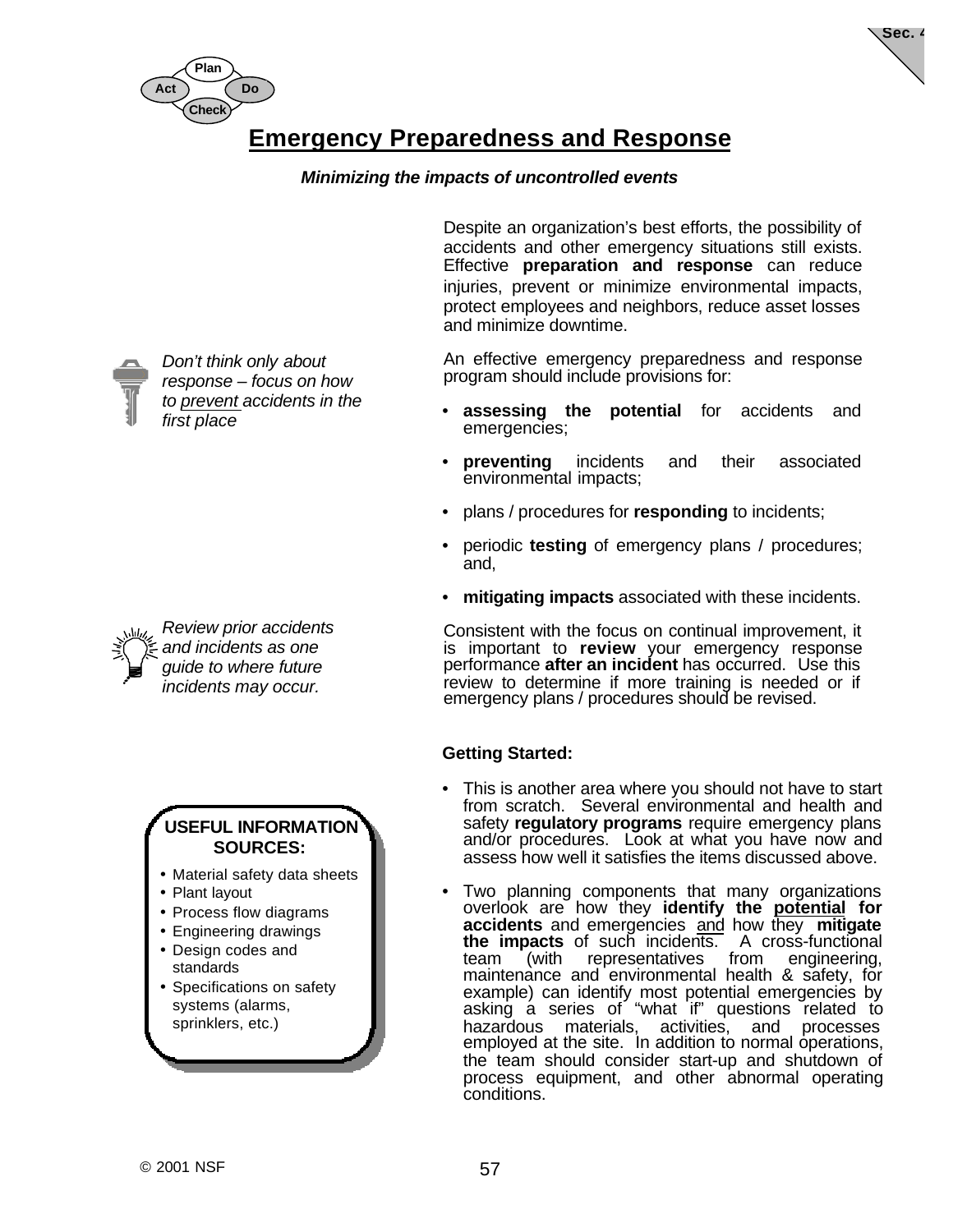# Emergency Preparedness and Response

***Minimizing the impacts of uncontrolled events***

Despite an organization's best efforts, the possibility of accidents and other emergency situations still exists. Effective **preparation and response** can reduce injuries, prevent or minimize environmental impacts, protect employees and neighbors, reduce asset losses and minimize downtime.

*Don't think only about response – focus on how to prevent accidents in the first place*

An effective emergency preparedness and response program should include provisions for:

- **assessing the potential** for accidents and emergencies;
- **preventing** incidents and their associated environmental impacts;
- plans / procedures for **responding** to incidents;
- periodic **testing** of emergency plans / procedures; and,
- **mitigating impacts** associated with these incidents.

*Review prior accidents and incidents as one guide to where future incidents may occur.*

Consistent with the focus on continual improvement, it is important to **review** your emergency response performance **after an incident** has occurred. Use this review to determine if more training is needed or if emergency plans / procedures should be revised.

**Getting Started:**

- This is another area where you should not have to start from scratch. Several environmental and health and safety **regulatory programs** require emergency plans and/or procedures. Look at what you have now and assess how well it satisfies the items discussed above.
- Two planning components that many organizations overlook are how they **identify the potential for accidents** and emergencies and how they **mitigate the impacts** of such incidents. A cross-functional team (with representatives from engineering, maintenance and environmental health & safety, for example) can identify most potential emergencies by asking a series of "what if" questions related to hazardous materials, activities, and processes employed at the site. In addition to normal operations, the team should consider start-up and shutdown of process equipment, and other abnormal operating conditions.

**USEFUL INFORMATION SOURCES:**

- Material safety data sheets
- Plant layout
- Process flow diagrams
- Engineering drawings
- Design codes and standards
- Specifications on safety systems (alarms, sprinklers, etc.)

© 2001 NSF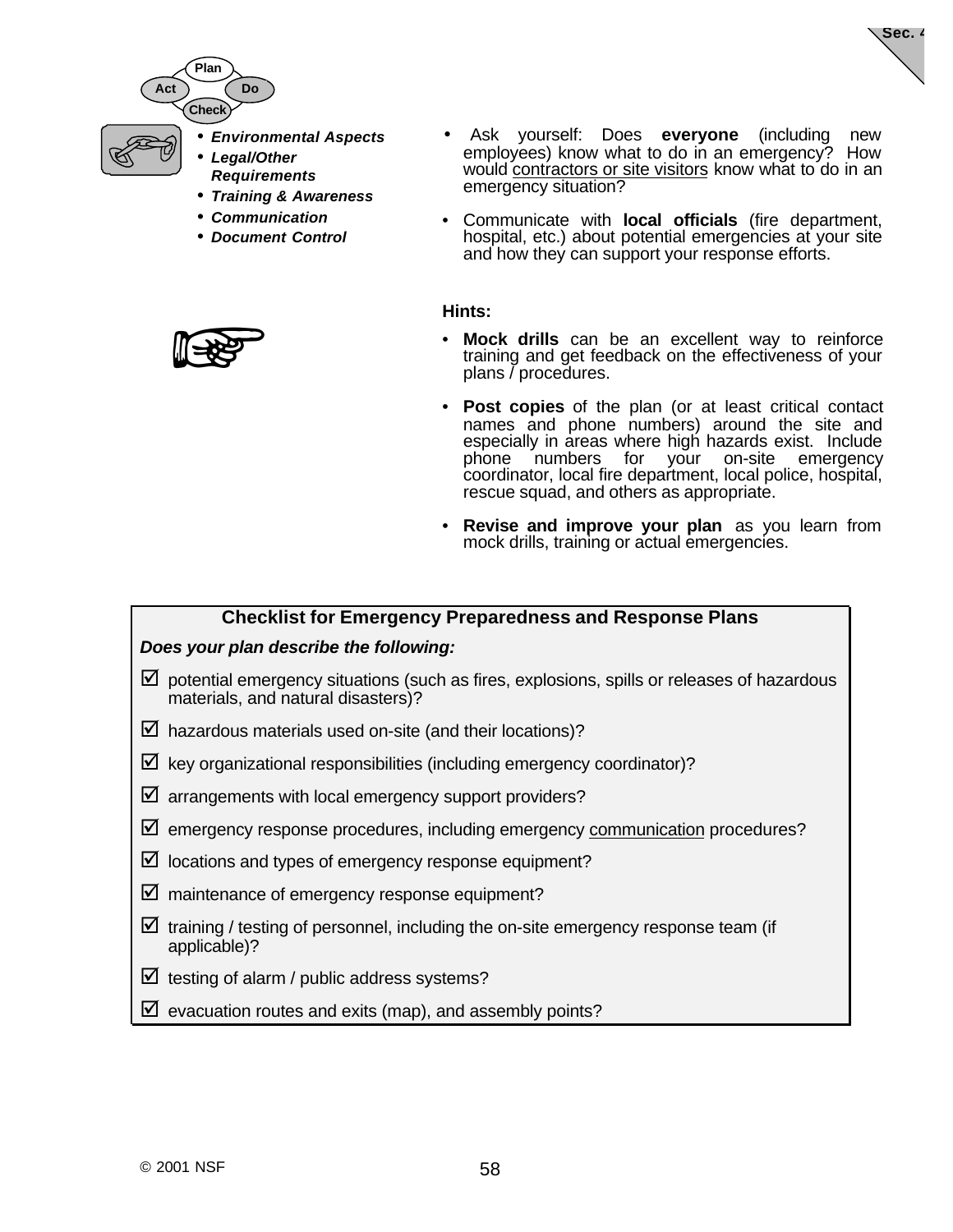- *Environmental Aspects*
- *Legal/Other Requirements*
- *Training & Awareness*
- *Communication*
- *Document Control*

- Ask yourself: Does **everyone** (including new employees) know what to do in an emergency? How would contractors or site visitors know what to do in an emergency situation?

- Communicate with **local officials** (fire department, hospital, etc.) about potential emergencies at your site and how they can support your response efforts.

**Hints:**

- **Mock drills** can be an excellent way to reinforce training and get feedback on the effectiveness of your plans / procedures.

- **Post copies** of the plan (or at least critical contact names and phone numbers) around the site and especially in areas where high hazards exist. Include phone numbers for your on-site emergency coordinator, local fire department, local police, hospital, rescue squad, and others as appropriate.

- **Revise and improve your plan** as you learn from mock drills, training or actual emergencies.

**Checklist for Emergency Preparedness and Response Plans**

***Does your plan describe the following:***

- ☑ potential emergency situations (such as fires, explosions, spills or releases of hazardous materials, and natural disasters)?
- ☑ hazardous materials used on-site (and their locations)?
- ☑ key organizational responsibilities (including emergency coordinator)?
- ☑ arrangements with local emergency support providers?
- ☑ emergency response procedures, including emergency communication procedures?
- ☑ locations and types of emergency response equipment?
- ☑ maintenance of emergency response equipment?
- ☑ training / testing of personnel, including the on-site emergency response team (if applicable)?
- ☑ testing of alarm / public address systems?
- ☑ evacuation routes and exits (map), and assembly points?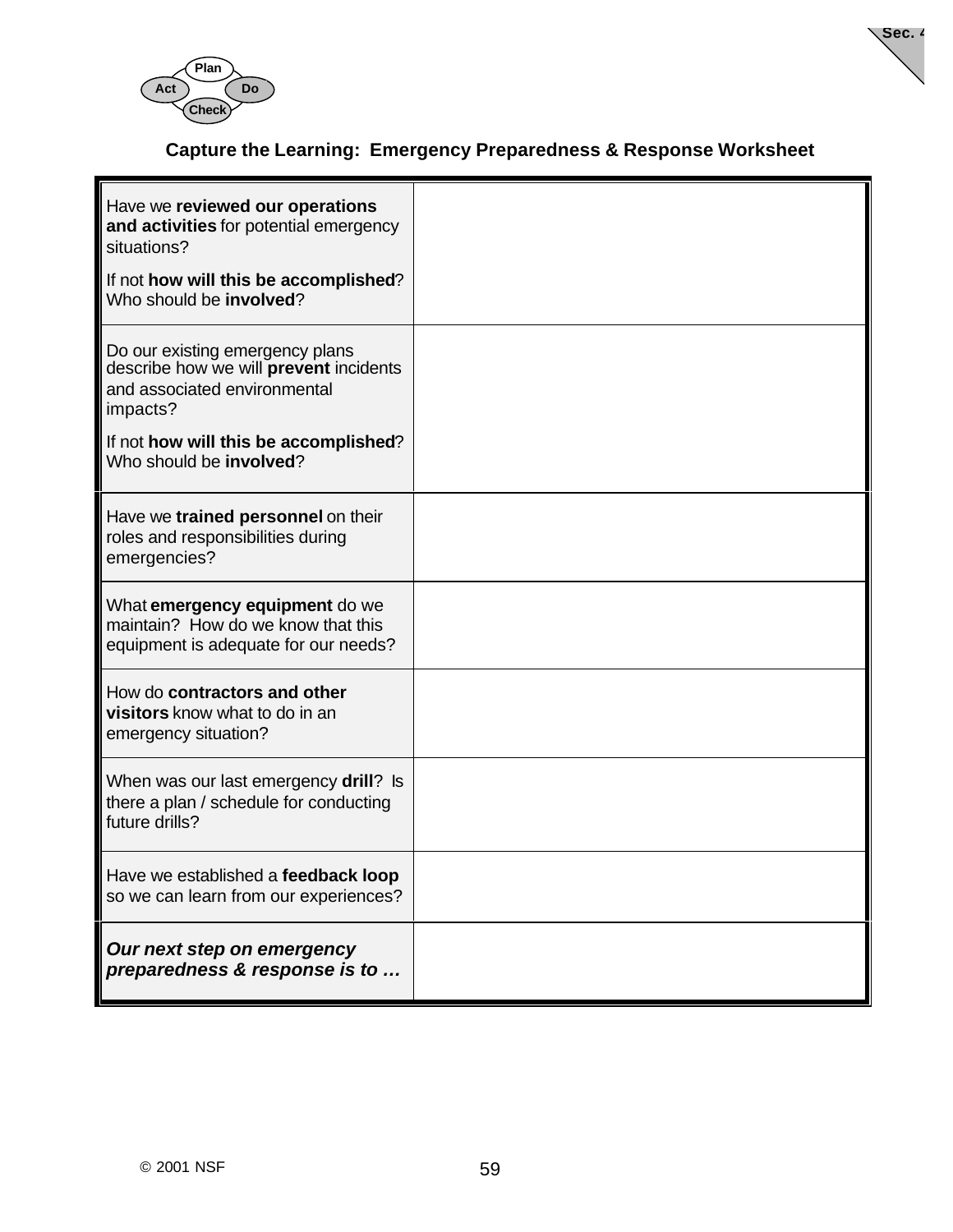## Capture the Learning: Emergency Preparedness & Response Worksheet

| | |
|---|---|
| Have we **reviewed our operations and activities** for potential emergency situations?<br><br>If not **how will this be accomplished**? Who should be **involved**? | |
| Do our existing emergency plans describe how we will **prevent** incidents and associated environmental impacts?<br><br>If not **how will this be accomplished**? Who should be **involved**? | |
| Have we **trained personnel** on their roles and responsibilities during emergencies? | |
| What **emergency equipment** do we maintain? How do we know that this equipment is adequate for our needs? | |
| How do **contractors and other visitors** know what to do in an emergency situation? | |
| When was our last emergency **drill**? Is there a plan / schedule for conducting future drills? | |
| Have we established a **feedback loop** so we can learn from our experiences? | |
| ***Our next step on emergency preparedness & response is to …*** | |

© 2001 NSF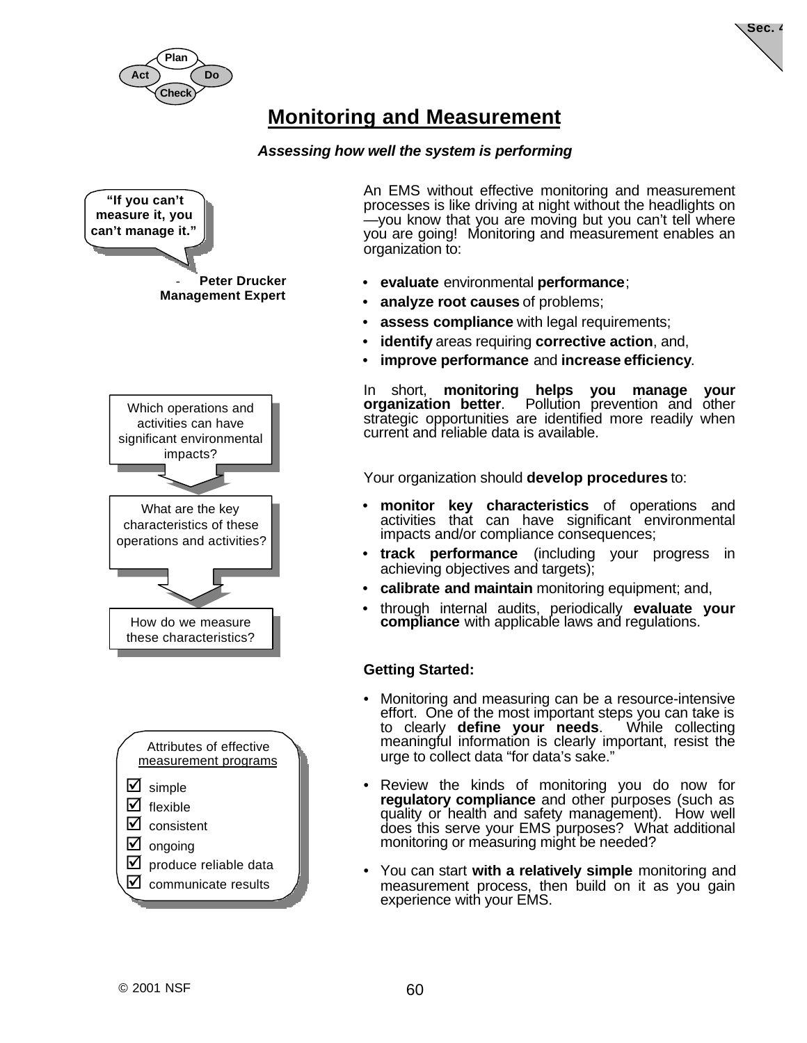# Monitoring and Measurement

***Assessing how well the system is performing***

> **"If you can't measure it, you can't manage it."**
>
> \- **Peter Drucker Management Expert**

An EMS without effective monitoring and measurement processes is like driving at night without the headlights on—you know that you are moving but you can't tell where you are going! Monitoring and measurement enables an organization to:

- **evaluate** environmental **performance**;
- **analyze root causes** of problems;
- **assess compliance** with legal requirements;
- **identify** areas requiring **corrective action**, and,
- **improve performance** and **increase efficiency**.

In short, **monitoring helps you manage your organization better**. Pollution prevention and other strategic opportunities are identified more readily when current and reliable data is available.

Which operations and activities can have significant environmental impacts?

↓

What are the key characteristics of these operations and activities?

↓

How do we measure these characteristics?

Your organization should **develop procedures** to:

- **monitor key characteristics** of operations and activities that can have significant environmental impacts and/or compliance consequences;
- **track performance** (including your progress in achieving objectives and targets);
- **calibrate and maintain** monitoring equipment; and,
- through internal audits, periodically **evaluate your compliance** with applicable laws and regulations.

**Getting Started:**

- Monitoring and measuring can be a resource-intensive effort. One of the most important steps you can take is to clearly **define your needs**. While collecting meaningful information is clearly important, resist the urge to collect data "for data's sake."
- Review the kinds of monitoring you do now for **regulatory compliance** and other purposes (such as quality or health and safety management). How well does this serve your EMS purposes? What additional monitoring or measuring might be needed?
- You can start **with a relatively simple** monitoring and measurement process, then build on it as you gain experience with your EMS.

Attributes of effective measurement programs

- ☑ simple
- ☑ flexible
- ☑ consistent
- ☑ ongoing
- ☑ produce reliable data
- ☑ communicate results

© 2001 NSF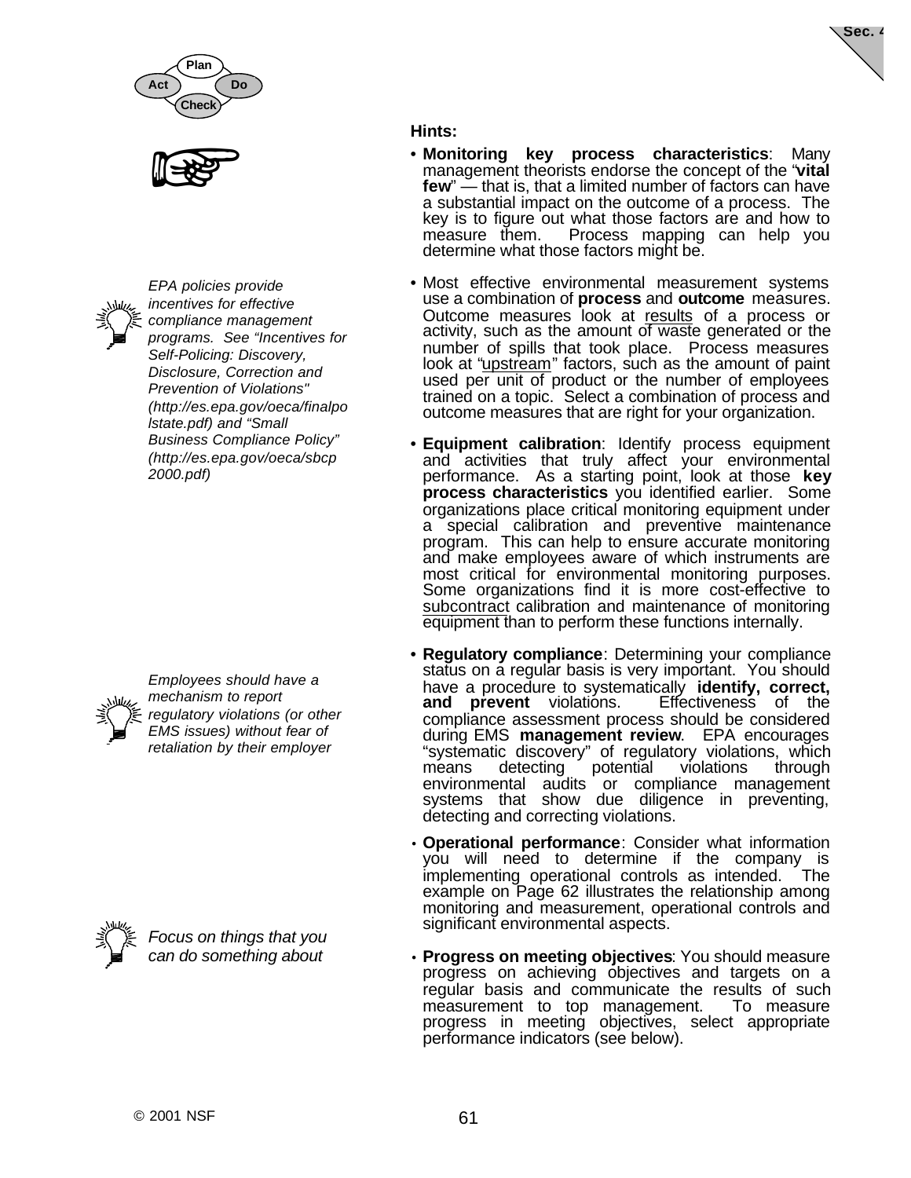**Hints:**

- **Monitoring key process characteristics**: Many management theorists endorse the concept of the "**vital few**" — that is, that a limited number of factors can have a substantial impact on the outcome of a process. The key is to figure out what those factors are and how to measure them. Process mapping can help you determine what those factors might be.

*EPA policies provide incentives for effective compliance management programs. See "Incentives for Self-Policing: Discovery, Disclosure, Correction and Prevention of Violations" (http://es.epa.gov/oeca/finalpolstate.pdf) and "Small Business Compliance Policy" (http://es.epa.gov/oeca/sbcp2000.pdf)*

- Most effective environmental measurement systems use a combination of **process** and **outcome** measures. Outcome measures look at results of a process or activity, such as the amount of waste generated or the number of spills that took place. Process measures look at "upstream" factors, such as the amount of paint used per unit of product or the number of employees trained on a topic. Select a combination of process and outcome measures that are right for your organization.

- **Equipment calibration**: Identify process equipment and activities that truly affect your environmental performance. As a starting point, look at those **key process characteristics** you identified earlier. Some organizations place critical monitoring equipment under a special calibration and preventive maintenance program. This can help to ensure accurate monitoring and make employees aware of which instruments are most critical for environmental monitoring purposes. Some organizations find it is more cost-effective to subcontract calibration and maintenance of monitoring equipment than to perform these functions internally.

*Employees should have a mechanism to report regulatory violations (or other EMS issues) without fear of retaliation by their employer*

- **Regulatory compliance**: Determining your compliance status on a regular basis is very important. You should have a procedure to systematically **identify, correct, and prevent** violations. Effectiveness of the compliance assessment process should be considered during EMS **management review**. EPA encourages "systematic discovery" of regulatory violations, which means detecting potential violations through environmental audits or compliance management systems that show due diligence in preventing, detecting and correcting violations.

- **Operational performance**: Consider what information you will need to determine if the company is implementing operational controls as intended. The example on Page 62 illustrates the relationship among monitoring and measurement, operational controls and significant environmental aspects.

*Focus on things that you can do something about*

- **Progress on meeting objectives**: You should measure progress on achieving objectives and targets on a regular basis and communicate the results of such measurement to top management. To measure progress in meeting objectives, select appropriate performance indicators (see below).

© 2001 NSF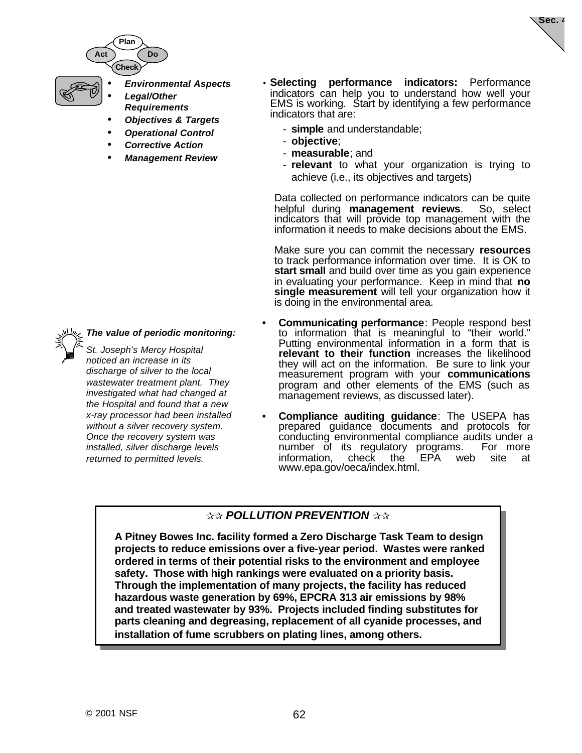- *Environmental Aspects*
- *Legal/Other Requirements*
- *Objectives & Targets*
- *Operational Control*
- *Corrective Action*
- *Management Review*

- **Selecting performance indicators:** Performance indicators can help you to understand how well your EMS is working. Start by identifying a few performance indicators that are:
  - **simple** and understandable;
  - **objective**;
  - **measurable**; and
  - **relevant** to what your organization is trying to achieve (i.e., its objectives and targets)

  Data collected on performance indicators can be quite helpful during **management reviews**. So, select indicators that will provide top management with the information it needs to make decisions about the EMS.

  Make sure you can commit the necessary **resources** to track performance information over time. It is OK to **start small** and build over time as you gain experience in evaluating your performance. Keep in mind that **no single measurement** will tell your organization how it is doing in the environmental area.

- **Communicating performance**: People respond best to information that is meaningful to "their world." Putting environmental information in a form that is **relevant to their function** increases the likelihood they will act on the information. Be sure to link your measurement program with your **communications** program and other elements of the EMS (such as management reviews, as discussed later).

- **Compliance auditing guidance**: The USEPA has prepared guidance documents and protocols for conducting environmental compliance audits under a number of its regulatory programs. For more information, check the EPA web site at www.epa.gov/oeca/index.html.

***The value of periodic monitoring:***

*St. Joseph's Mercy Hospital noticed an increase in its discharge of silver to the local wastewater treatment plant. They investigated what had changed at the Hospital and found that a new x-ray processor had been installed without a silver recovery system. Once the recovery system was installed, silver discharge levels returned to permitted levels.*

**☆☆ *POLLUTION PREVENTION* ☆☆**

**A Pitney Bowes Inc. facility formed a Zero Discharge Task Team to design projects to reduce emissions over a five-year period. Wastes were ranked ordered in terms of their potential risks to the environment and employee safety. Those with high rankings were evaluated on a priority basis. Through the implementation of many projects, the facility has reduced hazardous waste generation by 69%, EPCRA 313 air emissions by 98% and treated wastewater by 93%. Projects included finding substitutes for parts cleaning and degreasing, replacement of all cyanide processes, and installation of fume scrubbers on plating lines, among others.**

© 2001 NSF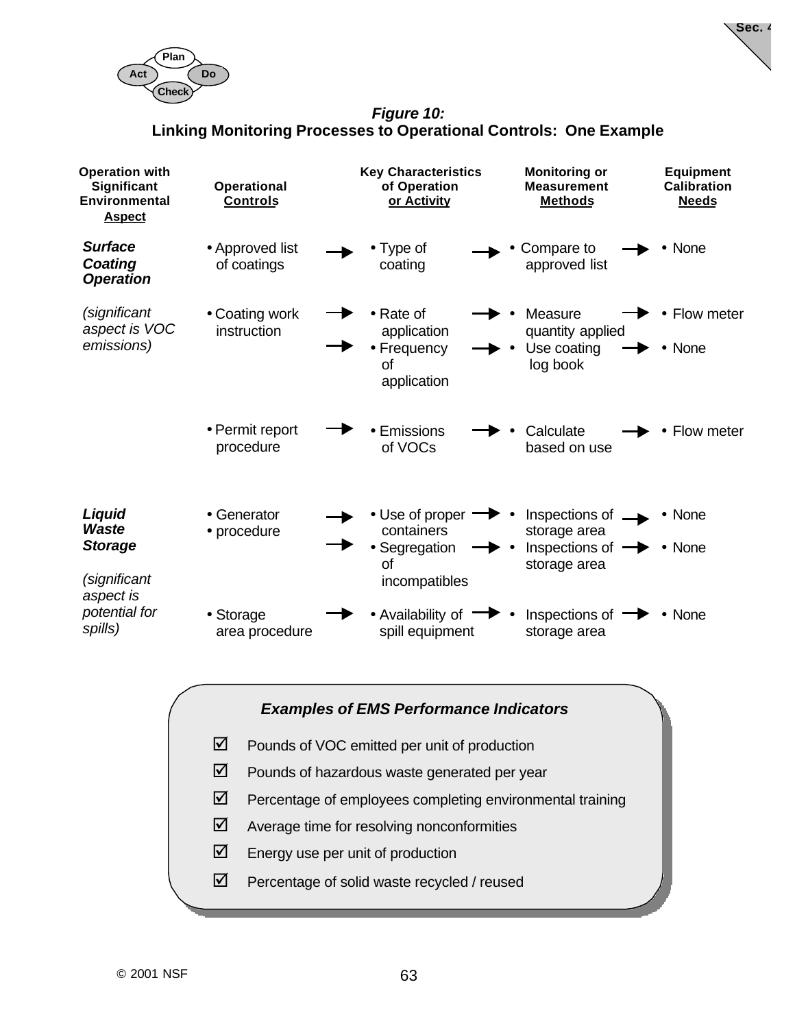***Figure 10:***
**Linking Monitoring Processes to Operational Controls: One Example**

| Operation with Significant Environmental Aspect | Operational Controls | Key Characteristics of Operation or Activity | Monitoring or Measurement Methods | Equipment Calibration Needs |
|---|---|---|---|---|
| ***Surface Coating Operation*** | • Approved list of coatings | • Type of coating | • Compare to approved list | • None |
| *(significant aspect is VOC emissions)* | • Coating work instruction | • Rate of application | • Measure quantity applied | • Flow meter |
| | | • Frequency of application | • Use coating log book | • None |
| | • Permit report procedure | • Emissions of VOCs | • Calculate based on use | • Flow meter |
| ***Liquid Waste Storage*** | • Generator<br>• procedure | • Use of proper containers | • Inspections of storage area | • None |
| *(significant aspect is potential for spills)* | | • Segregation of incompatibles | • Inspections of storage area | • None |
| | • Storage area procedure | • Availability of spill equipment | • Inspections of storage area | • None |

***Examples of EMS Performance Indicators***

- ☑ Pounds of VOC emitted per unit of production
- ☑ Pounds of hazardous waste generated per year
- ☑ Percentage of employees completing environmental training
- ☑ Average time for resolving nonconformities
- ☑ Energy use per unit of production
- ☑ Percentage of solid waste recycled / reused

© 2001 NSF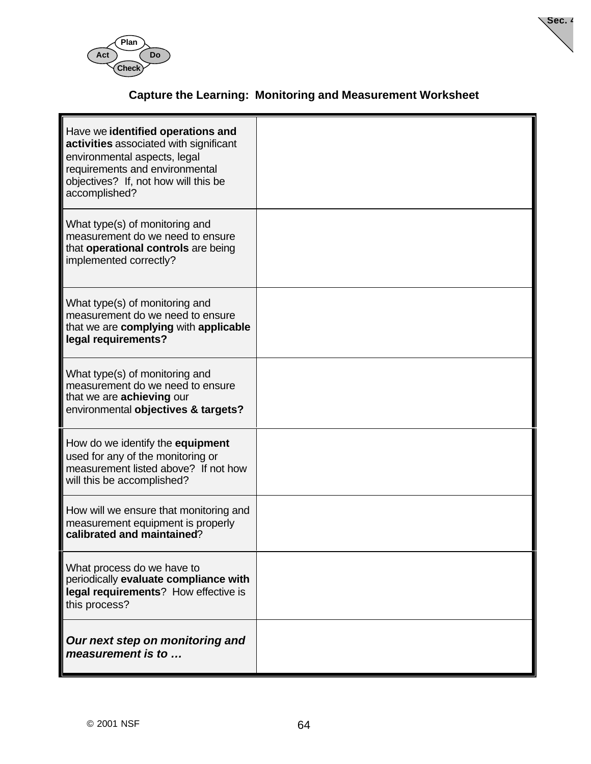**Capture the Learning: Monitoring and Measurement Worksheet**

| | |
|---|---|
| Have we **identified operations and activities** associated with significant environmental aspects, legal requirements and environmental objectives? If, not how will this be accomplished? | |
| What type(s) of monitoring and measurement do we need to ensure that **operational controls** are being implemented correctly? | |
| What type(s) of monitoring and measurement do we need to ensure that we are **complying** with **applicable legal requirements?** | |
| What type(s) of monitoring and measurement do we need to ensure that we are **achieving** our environmental **objectives & targets?** | |
| How do we identify the **equipment** used for any of the monitoring or measurement listed above? If not how will this be accomplished? | |
| How will we ensure that monitoring and measurement equipment is properly **calibrated and maintained**? | |
| What process do we have to periodically **evaluate compliance with legal requirements**? How effective is this process? | |
| ***Our next step on monitoring and measurement is to …*** | |

© 2001 NSF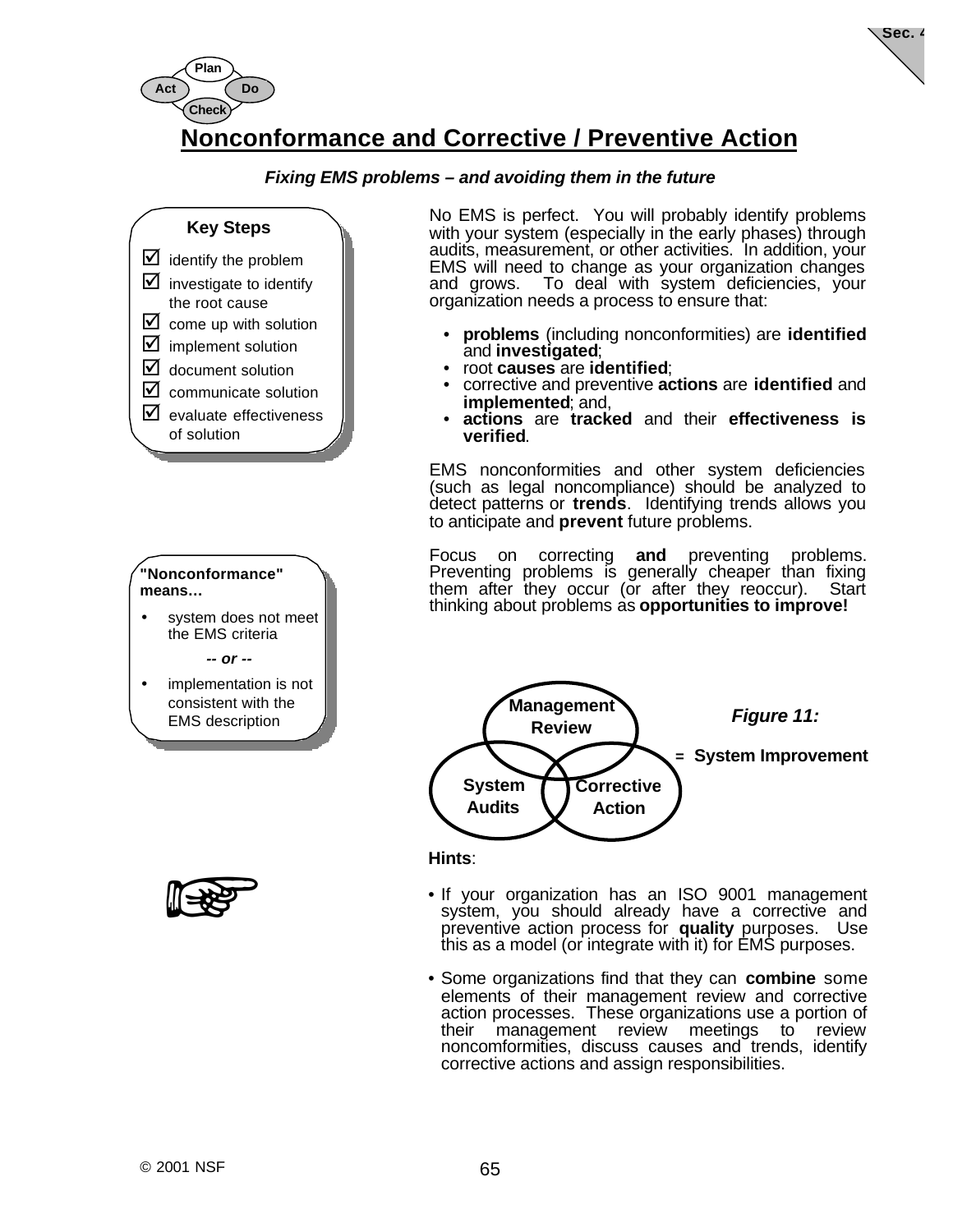# Nonconformance and Corrective / Preventive Action

***Fixing EMS problems – and avoiding them in the future***

**Key Steps**

- ☑ identify the problem
- ☑ investigate to identify the root cause
- ☑ come up with solution
- ☑ implement solution
- ☑ document solution
- ☑ communicate solution
- ☑ evaluate effectiveness of solution

No EMS is perfect. You will probably identify problems with your system (especially in the early phases) through audits, measurement, or other activities. In addition, your EMS will need to change as your organization changes and grows. To deal with system deficiencies, your organization needs a process to ensure that:

- **problems** (including nonconformities) are **identified** and **investigated**;
- root **causes** are **identified**;
- corrective and preventive **actions** are **identified** and **implemented**; and,
- **actions** are **tracked** and their **effectiveness is verified**.

EMS nonconformities and other system deficiencies (such as legal noncompliance) should be analyzed to detect patterns or **trends**. Identifying trends allows you to anticipate and **prevent** future problems.

Focus on correcting **and** preventing problems. Preventing problems is generally cheaper than fixing them after they occur (or after they reoccur). Start thinking about problems as **opportunities to improve!**

**"Nonconformance" means…**

- system does not meet the EMS criteria

***-- or --***

- implementation is not consistent with the EMS description

Management Review + System Audits + Corrective Action = **System Improvement**

***Figure 11:***

**Hints**:

- If your organization has an ISO 9001 management system, you should already have a corrective and preventive action process for **quality** purposes. Use this as a model (or integrate with it) for EMS purposes.
- Some organizations find that they can **combine** some elements of their management review and corrective action processes. These organizations use a portion of their management review meetings to review noncomformities, discuss causes and trends, identify corrective actions and assign responsibilities.

© 2001 NSF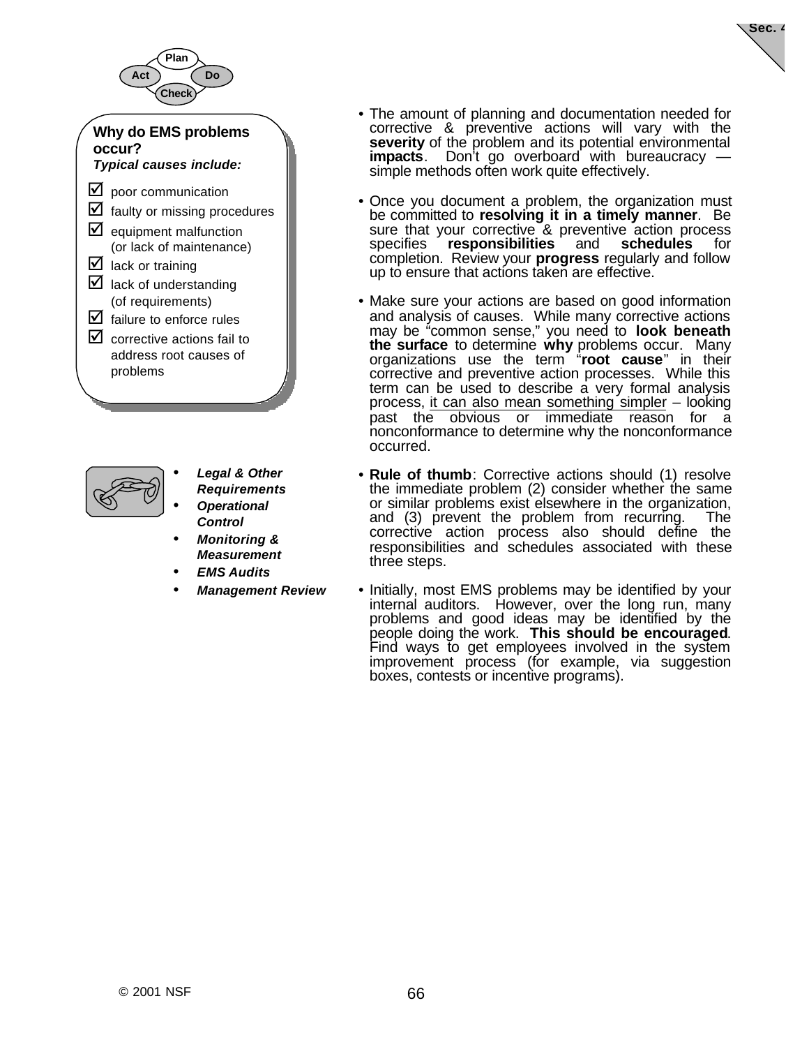Plan Act Do Check

**Why do EMS problems occur?**
***Typical causes include:***

- ☑ poor communication
- ☑ faulty or missing procedures
- ☑ equipment malfunction (or lack of maintenance)
- ☑ lack or training
- ☑ lack of understanding (of requirements)
- ☑ failure to enforce rules
- ☑ corrective actions fail to address root causes of problems

- The amount of planning and documentation needed for corrective & preventive actions will vary with the **severity** of the problem and its potential environmental **impacts**. Don't go overboard with bureaucracy — simple methods often work quite effectively.

- Once you document a problem, the organization must be committed to **resolving it in a timely manner**. Be sure that your corrective & preventive action process specifies **responsibilities** and **schedules** for completion. Review your **progress** regularly and follow up to ensure that actions taken are effective.

- Make sure your actions are based on good information and analysis of causes. While many corrective actions may be "common sense," you need to **look beneath the surface** to determine **why** problems occur. Many organizations use the term "**root cause**" in their corrective and preventive action processes. While this term can be used to describe a very formal analysis process, it can also mean something simpler – looking past the obvious or immediate reason for a nonconformance to determine why the nonconformance occurred.

- ***Legal & Other Requirements***
- ***Operational Control***
- ***Monitoring & Measurement***
- ***EMS Audits***
- ***Management Review***

- **Rule of thumb**: Corrective actions should (1) resolve the immediate problem (2) consider whether the same or similar problems exist elsewhere in the organization, and (3) prevent the problem from recurring. The corrective action process also should define the responsibilities and schedules associated with these three steps.

- Initially, most EMS problems may be identified by your internal auditors. However, over the long run, many problems and good ideas may be identified by the people doing the work. **This should be encouraged**. Find ways to get employees involved in the system improvement process (for example, via suggestion boxes, contests or incentive programs).

© 2001 NSF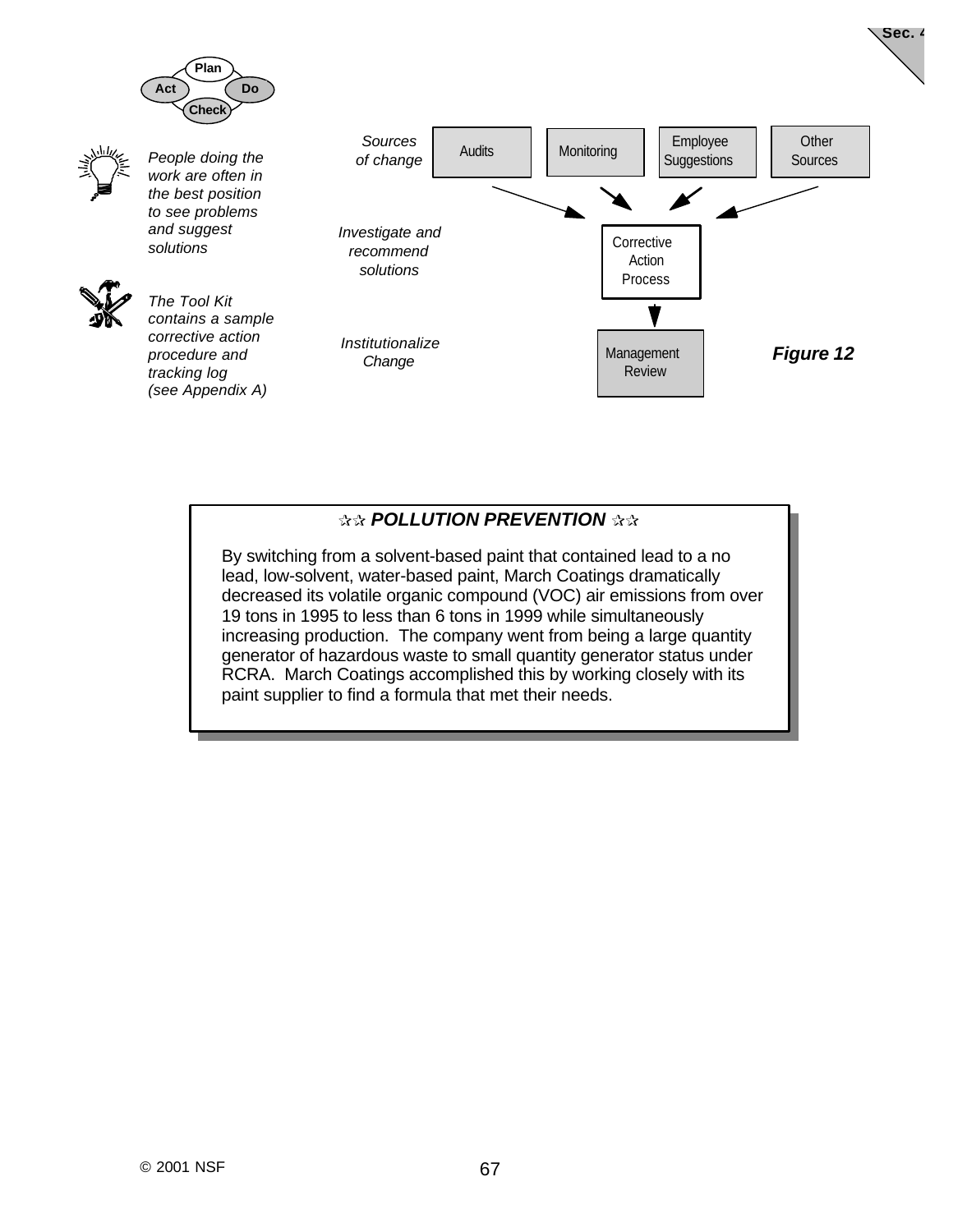*People doing the work are often in the best position to see problems and suggest solutions*

*The Tool Kit contains a sample corrective action procedure and tracking log (see Appendix A)*

*Sources of change*: Audits, Monitoring, Employee Suggestions, Other Sources

*Investigate and recommend solutions*: Corrective Action Process

*Institutionalize Change*: Management Review

***Figure 12***

> **☆☆ *POLLUTION PREVENTION* ☆☆**
>
> By switching from a solvent-based paint that contained lead to a no lead, low-solvent, water-based paint, March Coatings dramatically decreased its volatile organic compound (VOC) air emissions from over 19 tons in 1995 to less than 6 tons in 1999 while simultaneously increasing production. The company went from being a large quantity generator of hazardous waste to small quantity generator status under RCRA. March Coatings accomplished this by working closely with its paint supplier to find a formula that met their needs.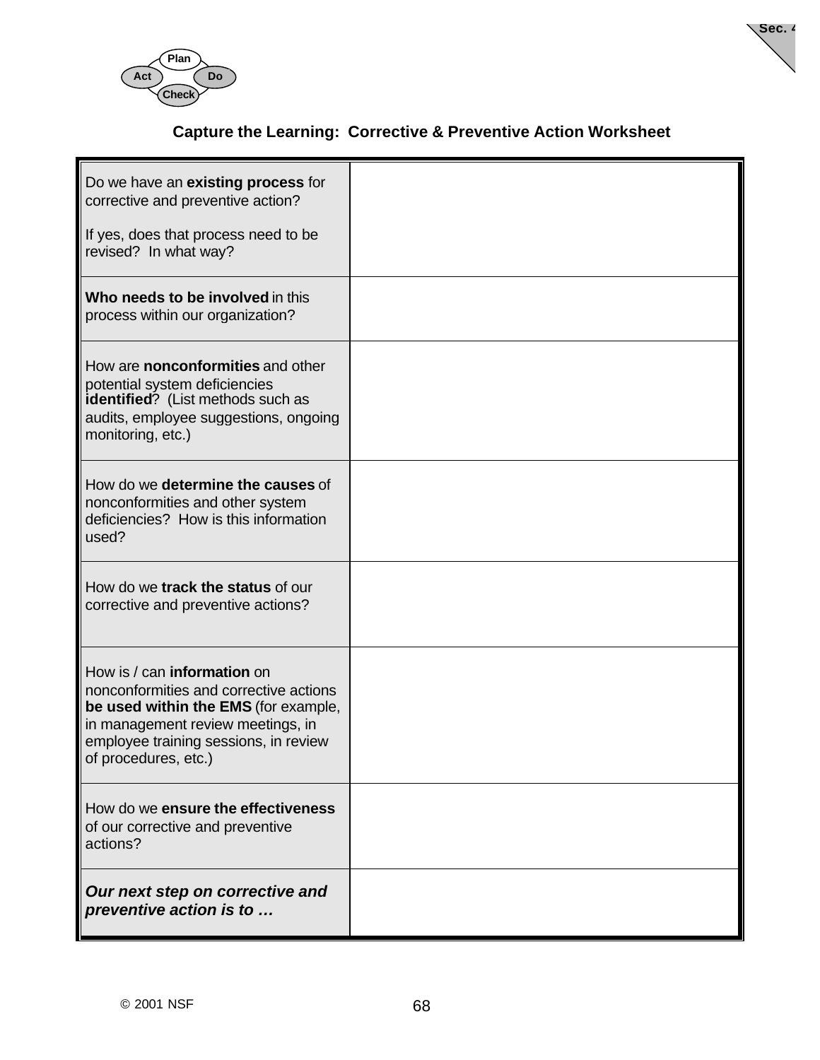### Capture the Learning: Corrective & Preventive Action Worksheet

| | |
|---|---|
| Do we have an **existing process** for corrective and preventive action?<br><br>If yes, does that process need to be revised? In what way? | |
| **Who needs to be involved** in this process within our organization? | |
| How are **nonconformities** and other potential system deficiencies **identified**? (List methods such as audits, employee suggestions, ongoing monitoring, etc.) | |
| How do we **determine the causes** of nonconformities and other system deficiencies? How is this information used? | |
| How do we **track the status** of our corrective and preventive actions? | |
| How is / can **information** on nonconformities and corrective actions **be used within the EMS** (for example, in management review meetings, in employee training sessions, in review of procedures, etc.) | |
| How do we **ensure the effectiveness** of our corrective and preventive actions? | |
| ***Our next step on corrective and preventive action is to …*** | |

© 2001 NSF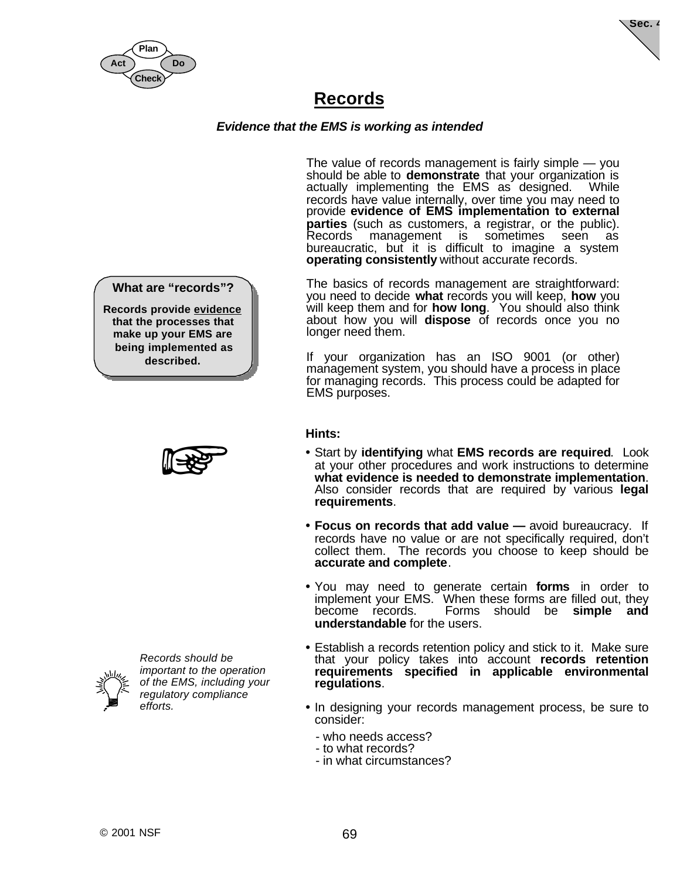# Records

***Evidence that the EMS is working as intended***

The value of records management is fairly simple — you should be able to **demonstrate** that your organization is actually implementing the EMS as designed. While records have value internally, over time you may need to provide **evidence of EMS implementation to external parties** (such as customers, a registrar, or the public). Records management is sometimes seen as bureaucratic, but it is difficult to imagine a system **operating consistently** without accurate records.

> **What are "records"?**
>
> **Records provide evidence that the processes that make up your EMS are being implemented as described.**

The basics of records management are straightforward: you need to decide **what** records you will keep, **how** you will keep them and for **how long**. You should also think about how you will **dispose** of records once you no longer need them.

If your organization has an ISO 9001 (or other) management system, you should have a process in place for managing records. This process could be adapted for EMS purposes.

**Hints:**

- Start by **identifying** what **EMS records are required**. Look at your other procedures and work instructions to determine **what evidence is needed to demonstrate implementation**. Also consider records that are required by various **legal requirements**.
- **Focus on records that add value —** avoid bureaucracy. If records have no value or are not specifically required, don't collect them. The records you choose to keep should be **accurate and complete**.
- You may need to generate certain **forms** in order to implement your EMS. When these forms are filled out, they become records. Forms should be **simple and understandable** for the users.
- Establish a records retention policy and stick to it. Make sure that your policy takes into account **records retention requirements specified in applicable environmental regulations**.
- In designing your records management process, be sure to consider:
  - who needs access?
  - to what records?
  - in what circumstances?

*Records should be important to the operation of the EMS, including your regulatory compliance efforts.*

© 2001 NSF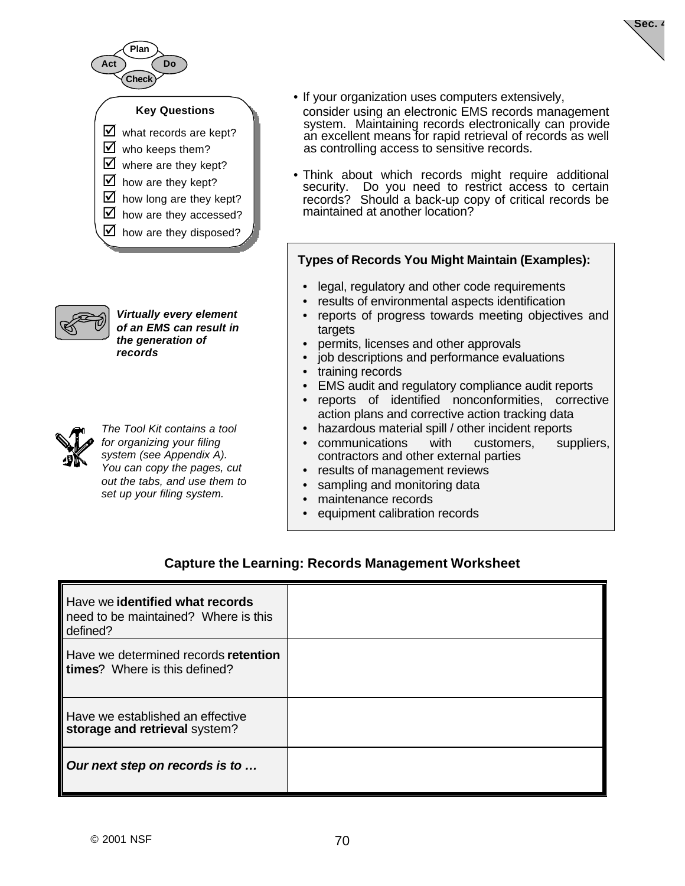Plan
Act Do
Check

**Key Questions**

- ☑ what records are kept?
- ☑ who keeps them?
- ☑ where are they kept?
- ☑ how are they kept?
- ☑ how long are they kept?
- ☑ how are they accessed?
- ☑ how are they disposed?

- If your organization uses computers extensively, consider using an electronic EMS records management system. Maintaining records electronically can provide an excellent means for rapid retrieval of records as well as controlling access to sensitive records.
- Think about which records might require additional security. Do you need to restrict access to certain records? Should a back-up copy of critical records be maintained at another location?

***Virtually every element of an EMS can result in the generation of records***

**Types of Records You Might Maintain (Examples):**

- legal, regulatory and other code requirements
- results of environmental aspects identification
- reports of progress towards meeting objectives and targets
- permits, licenses and other approvals
- job descriptions and performance evaluations
- training records
- EMS audit and regulatory compliance audit reports
- reports of identified nonconformities, corrective action plans and corrective action tracking data
- hazardous material spill / other incident reports
- communications with customers, suppliers, contractors and other external parties
- results of management reviews
- sampling and monitoring data
- maintenance records
- equipment calibration records

*The Tool Kit contains a tool for organizing your filing system (see Appendix A). You can copy the pages, cut out the tabs, and use them to set up your filing system.*

**Capture the Learning: Records Management Worksheet**

| | |
|---|---|
| Have we **identified what records** need to be maintained? Where is this defined? | |
| Have we determined records **retention times**? Where is this defined? | |
| Have we established an effective **storage and retrieval** system? | |
| ***Our next step on records is to …*** | |

© 2001 NSF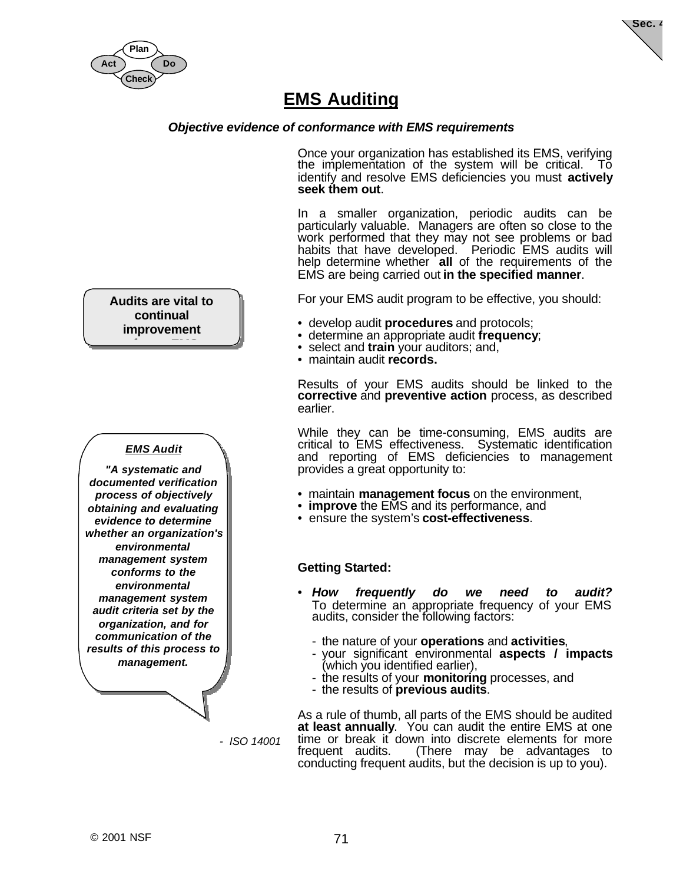# EMS Auditing

***Objective evidence of conformance with EMS requirements***

Once your organization has established its EMS, verifying the implementation of the system will be critical. To identify and resolve EMS deficiencies you must **actively seek them out**.

In a smaller organization, periodic audits can be particularly valuable. Managers are often so close to the work performed that they may not see problems or bad habits that have developed. Periodic EMS audits will help determine whether **all** of the requirements of the EMS are being carried out **in the specified manner**.

**Audits are vital to continual improvement**

For your EMS audit program to be effective, you should:

- develop audit **procedures** and protocols;
- determine an appropriate audit **frequency**;
- select and **train** your auditors; and,
- maintain audit **records.**

Results of your EMS audits should be linked to the **corrective** and **preventive action** process, as described earlier.

While they can be time-consuming, EMS audits are critical to EMS effectiveness. Systematic identification and reporting of EMS deficiencies to management provides a great opportunity to:

- maintain **management focus** on the environment,
- **improve** the EMS and its performance, and
- ensure the system's **cost-effectiveness**.

***EMS Audit***

***"A systematic and documented verification process of objectively obtaining and evaluating evidence to determine whether an organization's environmental management system conforms to the environmental management system audit criteria set by the organization, and for communication of the results of this process to management.***

*- ISO 14001*

**Getting Started:**

- ***How frequently do we need to audit?*** To determine an appropriate frequency of your EMS audits, consider the following factors:
  - the nature of your **operations** and **activities**,
  - your significant environmental **aspects / impacts** (which you identified earlier),
  - the results of your **monitoring** processes, and
  - the results of **previous audits**.

As a rule of thumb, all parts of the EMS should be audited **at least annually**. You can audit the entire EMS at one time or break it down into discrete elements for more frequent audits. (There may be advantages to conducting frequent audits, but the decision is up to you).

© 2001 NSF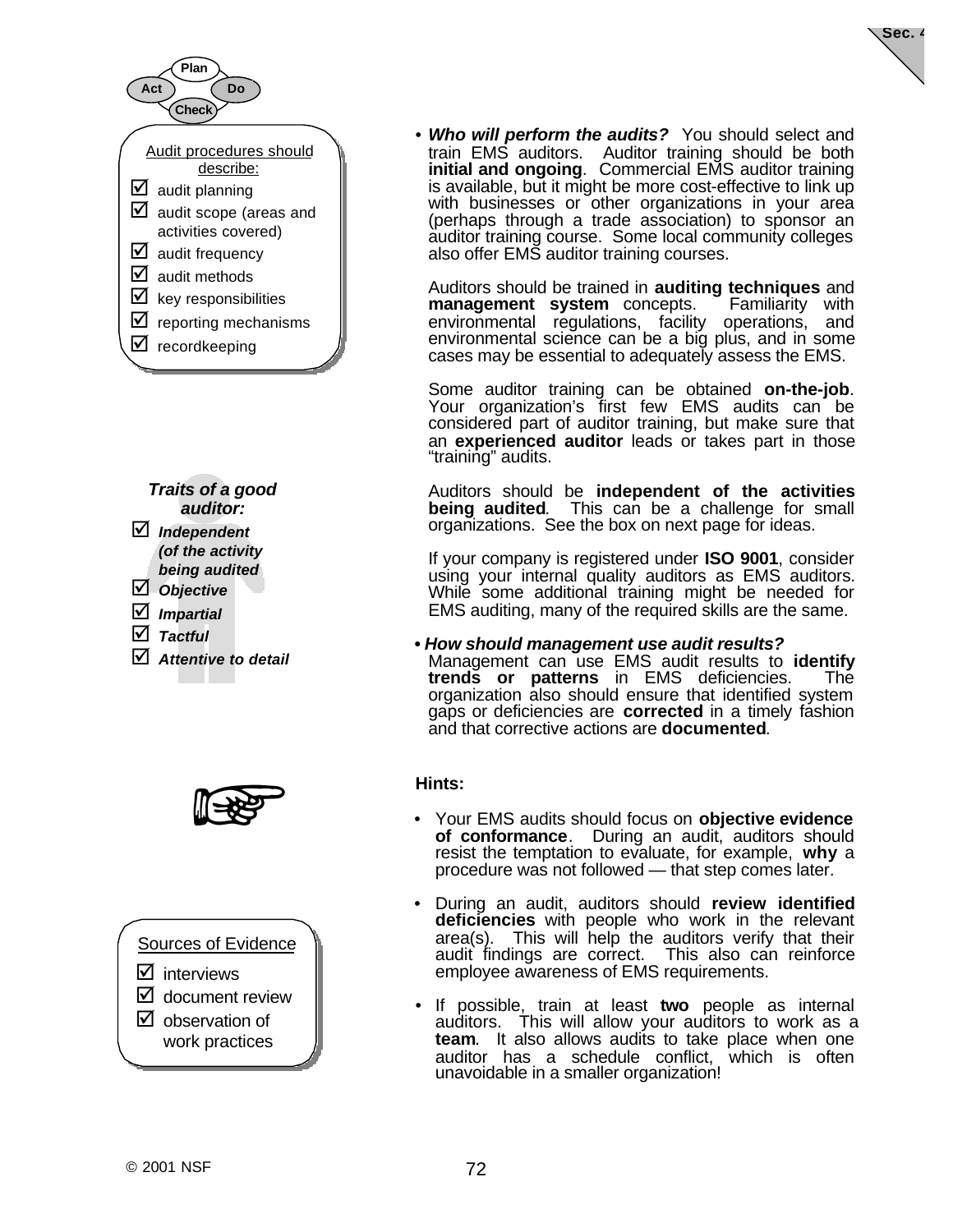Plan

Act Do

Check

Audit procedures should describe:

- ☑ audit planning
- ☑ audit scope (areas and activities covered)
- ☑ audit frequency
- ☑ audit methods
- ☑ key responsibilities
- ☑ reporting mechanisms
- ☑ recordkeeping

- ***Who will perform the audits?*** You should select and train EMS auditors. Auditor training should be both **initial and ongoing**. Commercial EMS auditor training is available, but it might be more cost-effective to link up with businesses or other organizations in your area (perhaps through a trade association) to sponsor an auditor training course. Some local community colleges also offer EMS auditor training courses.

  Auditors should be trained in **auditing techniques** and **management system** concepts. Familiarity with environmental regulations, facility operations, and environmental science can be a big plus, and in some cases may be essential to adequately assess the EMS.

  Some auditor training can be obtained **on-the-job**. Your organization's first few EMS audits can be considered part of auditor training, but make sure that an **experienced auditor** leads or takes part in those "training" audits.

  Auditors should be **independent of the activities being audited**. This can be a challenge for small organizations. See the box on next page for ideas.

  If your company is registered under **ISO 9001**, consider using your internal quality auditors as EMS auditors. While some additional training might be needed for EMS auditing, many of the required skills are the same.

***Traits of a good auditor:***

- ☑ ***Independent (of the activity being audited***
- ☑ ***Objective***
- ☑ ***Impartial***
- ☑ ***Tactful***
- ☑ ***Attentive to detail***

- ***How should management use audit results?*** Management can use EMS audit results to **identify trends or patterns** in EMS deficiencies. The organization also should ensure that identified system gaps or deficiencies are **corrected** in a timely fashion and that corrective actions are **documented**.

**Hints:**

- Your EMS audits should focus on **objective evidence of conformance**. During an audit, auditors should resist the temptation to evaluate, for example, **why** a procedure was not followed — that step comes later.
- During an audit, auditors should **review identified deficiencies** with people who work in the relevant area(s). This will help the auditors verify that their audit findings are correct. This also can reinforce employee awareness of EMS requirements.
- If possible, train at least **two** people as internal auditors. This will allow your auditors to work as a **team**. It also allows audits to take place when one auditor has a schedule conflict, which is often unavoidable in a smaller organization!

Sources of Evidence

- ☑ interviews
- ☑ document review
- ☑ observation of work practices

© 2001 NSF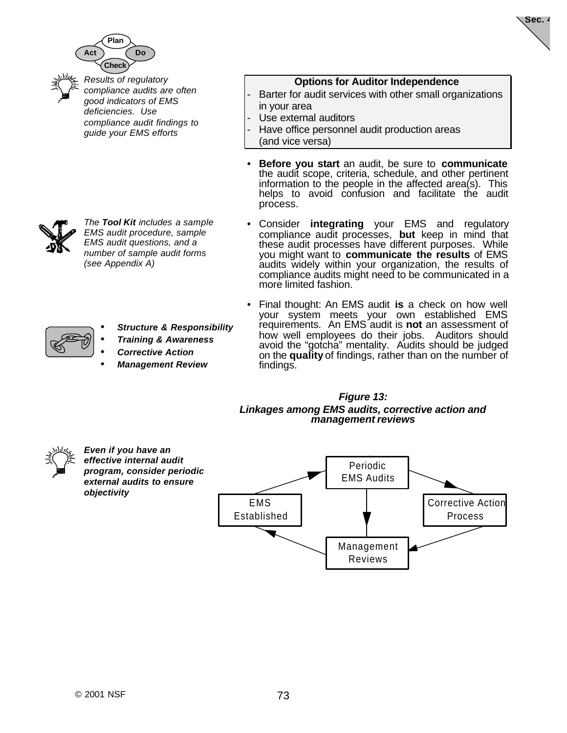*Results of regulatory compliance audits are often good indicators of EMS deficiencies. Use compliance audit findings to guide your EMS efforts*

**Options for Auditor Independence**

- Barter for audit services with other small organizations in your area
- Use external auditors
- Have office personnel audit production areas (and vice versa)

- **Before you start** an audit, be sure to **communicate** the audit scope, criteria, schedule, and other pertinent information to the people in the affected area(s). This helps to avoid confusion and facilitate the audit process.

*The **Tool Kit** includes a sample EMS audit procedure, sample EMS audit questions, and a number of sample audit forms (see Appendix A)*

- Consider **integrating** your EMS and regulatory compliance audit processes, **but** keep in mind that these audit processes have different purposes. While you might want to **communicate the results** of EMS audits widely within your organization, the results of compliance audits might need to be communicated in a more limited fashion.

- Final thought: An EMS audit **is** a check on how well your system meets your own established EMS requirements. An EMS audit is **not** an assessment of how well employees do their jobs. Auditors should avoid the "gotcha" mentality. Audits should be judged on the **quality** of findings, rather than on the number of findings.

- ***Structure & Responsibility***
- ***Training & Awareness***
- ***Corrective Action***
- ***Management Review***

***Figure 13:***
***Linkages among EMS audits, corrective action and management reviews***

EMS Established → Periodic EMS Audits → Corrective Action Process → Management Reviews → EMS Established

Periodic EMS Audits → Management Reviews

***Even if you have an effective internal audit program, consider periodic external audits to ensure objectivity***

© 2001 NSF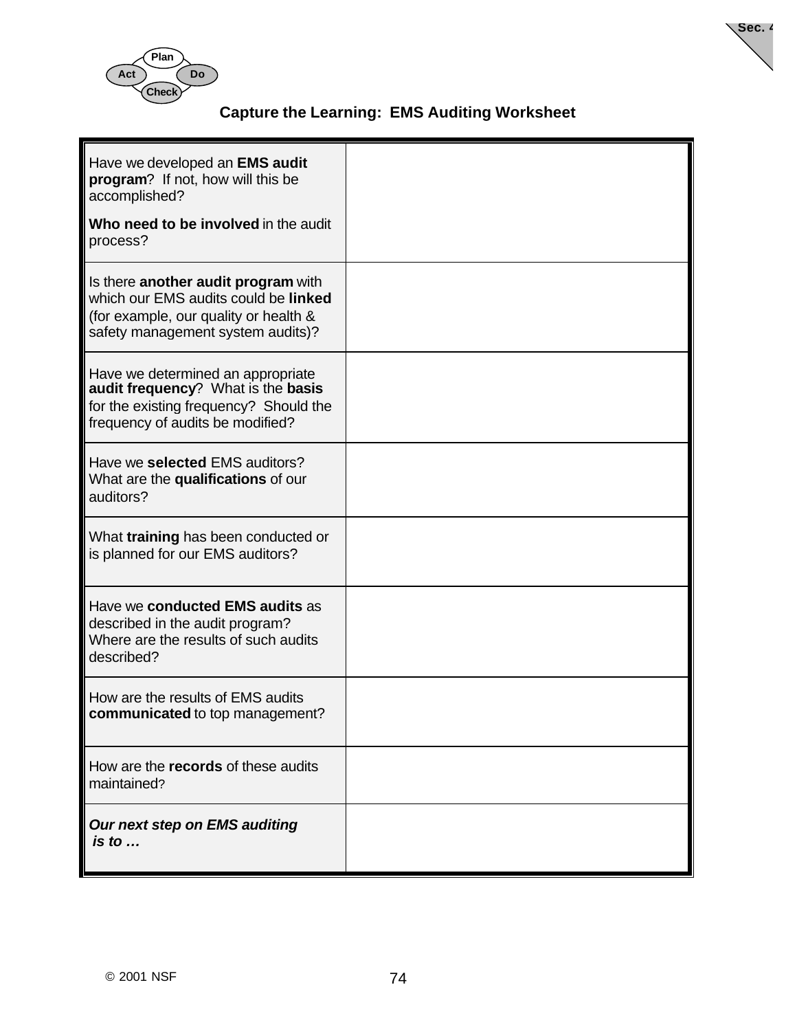## Capture the Learning: EMS Auditing Worksheet

| | |
|---|---|
| Have we developed an **EMS audit program**? If not, how will this be accomplished?<br><br>**Who need to be involved** in the audit process? | |
| Is there **another audit program** with which our EMS audits could be **linked** (for example, our quality or health & safety management system audits)? | |
| Have we determined an appropriate **audit frequency**? What is the **basis** for the existing frequency? Should the frequency of audits be modified? | |
| Have we **selected** EMS auditors? What are the **qualifications** of our auditors? | |
| What **training** has been conducted or is planned for our EMS auditors? | |
| Have we **conducted EMS audits** as described in the audit program? Where are the results of such audits described? | |
| How are the results of EMS audits **communicated** to top management? | |
| How are the **records** of these audits maintained? | |
| ***Our next step on EMS auditing is to …*** | |

© 2001 NSF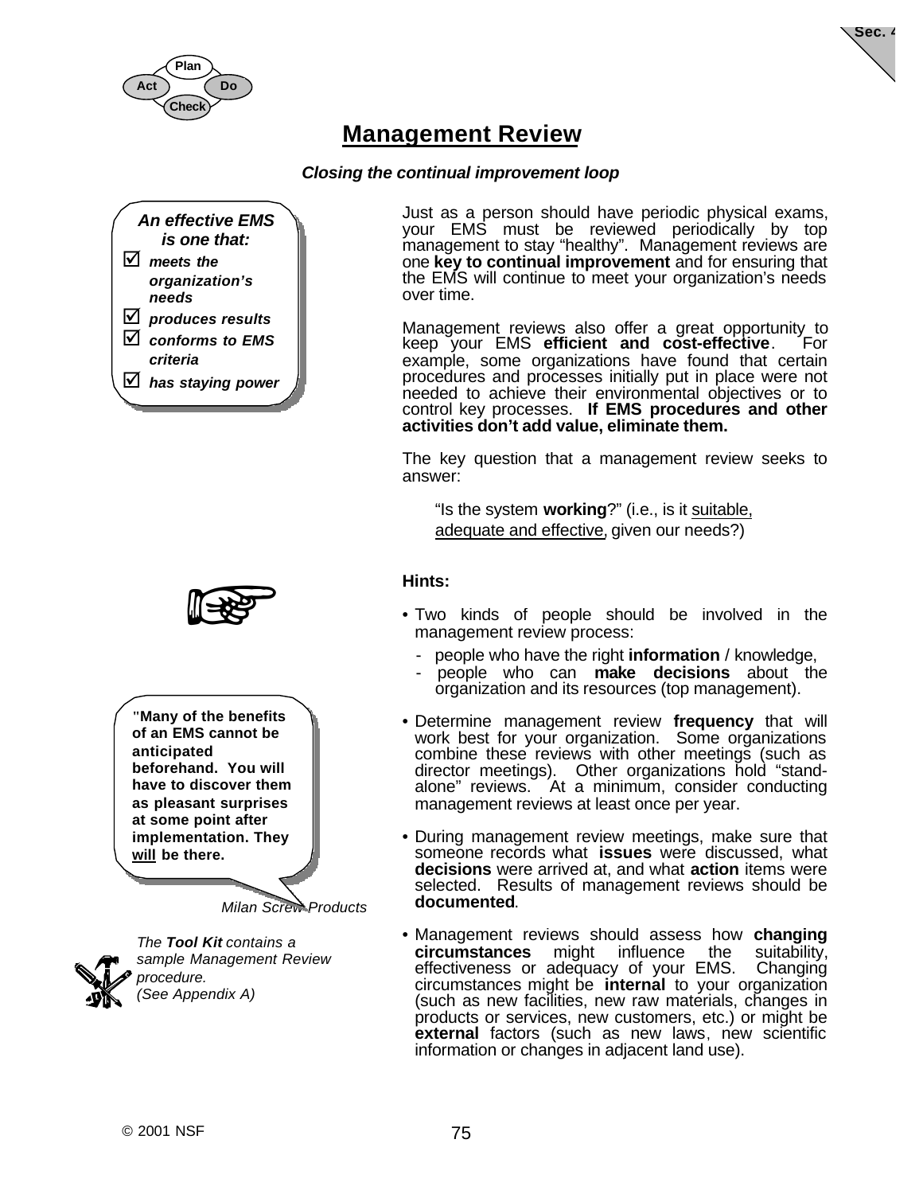# Management Review

***Closing the continual improvement loop***

> ***An effective EMS is one that:***
>
> - ☑ ***meets the organization's needs***
> - ☑ ***produces results***
> - ☑ ***conforms to EMS criteria***
> - ☑ ***has staying power***

Just as a person should have periodic physical exams, your EMS must be reviewed periodically by top management to stay "healthy". Management reviews are one **key to continual improvement** and for ensuring that the EMS will continue to meet your organization's needs over time.

Management reviews also offer a great opportunity to keep your EMS **efficient and cost-effective**. For example, some organizations have found that certain procedures and processes initially put in place were not needed to achieve their environmental objectives or to control key processes. **If EMS procedures and other activities don't add value, eliminate them.**

The key question that a management review seeks to answer:

> "Is the system **working**?" (i.e., is it suitable, adequate and effective, given our needs?)

**Hints:**

- Two kinds of people should be involved in the management review process:
  - people who have the right **information** / knowledge,
  - people who can **make decisions** about the organization and its resources (top management).
- Determine management review **frequency** that will work best for your organization. Some organizations combine these reviews with other meetings (such as director meetings). Other organizations hold "stand-alone" reviews. At a minimum, consider conducting management reviews at least once per year.
- During management review meetings, make sure that someone records what **issues** were discussed, what **decisions** were arrived at, and what **action** items were selected. Results of management reviews should be **documented**.
- Management reviews should assess how **changing circumstances** might influence the suitability, effectiveness or adequacy of your EMS. Changing circumstances might be **internal** to your organization (such as new facilities, new raw materials, changes in products or services, new customers, etc.) or might be **external** factors (such as new laws, new scientific information or changes in adjacent land use).

> **"Many of the benefits of an EMS cannot be anticipated beforehand. You will have to discover them as pleasant surprises at some point after implementation. They will be there.**
>
> *Milan Screw Products*

*The **Tool Kit** contains a sample Management Review procedure. (See Appendix A)*

© 2001 NSF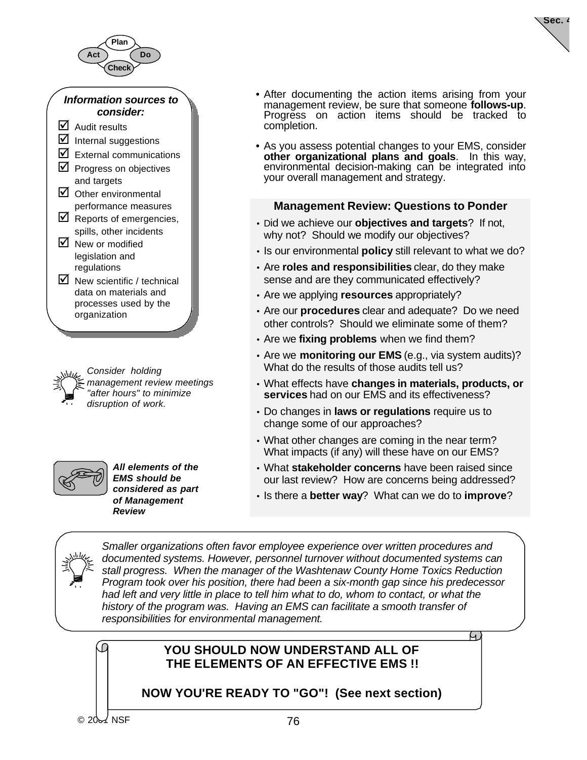Plan
Act Do
Check

***Information sources to consider:***

- ☑ Audit results
- ☑ Internal suggestions
- ☑ External communications
- ☑ Progress on objectives and targets
- ☑ Other environmental performance measures
- ☑ Reports of emergencies, spills, other incidents
- ☑ New or modified legislation and regulations
- ☑ New scientific / technical data on materials and processes used by the organization

- After documenting the action items arising from your management review, be sure that someone **follows-up**. Progress on action items should be tracked to completion.
- As you assess potential changes to your EMS, consider **other organizational plans and goals**. In this way, environmental decision-making can be integrated into your overall management and strategy.

*Consider holding management review meetings "after hours" to minimize disruption of work.*

***All elements of the EMS should be considered as part of Management Review***

### Management Review: Questions to Ponder

- Did we achieve our **objectives and targets**? If not, why not? Should we modify our objectives?
- Is our environmental **policy** still relevant to what we do?
- Are **roles and responsibilities** clear, do they make sense and are they communicated effectively?
- Are we applying **resources** appropriately?
- Are our **procedures** clear and adequate? Do we need other controls? Should we eliminate some of them?
- Are we **fixing problems** when we find them?
- Are we **monitoring our EMS** (e.g., via system audits)? What do the results of those audits tell us?
- What effects have **changes in materials, products, or services** had on our EMS and its effectiveness?
- Do changes in **laws or regulations** require us to change some of our approaches?
- What other changes are coming in the near term? What impacts (if any) will these have on our EMS?
- What **stakeholder concerns** have been raised since our last review? How are concerns being addressed?
- Is there a **better way**? What can we do to **improve**?

*Smaller organizations often favor employee experience over written procedures and documented systems. However, personnel turnover without documented systems can stall progress. When the manager of the Washtenaw County Home Toxics Reduction Program took over his position, there had been a six-month gap since his predecessor had left and very little in place to tell him what to do, whom to contact, or what the history of the program was. Having an EMS can facilitate a smooth transfer of responsibilities for environmental management.*

**YOU SHOULD NOW UNDERSTAND ALL OF THE ELEMENTS OF AN EFFECTIVE EMS !!**

**NOW YOU'RE READY TO "GO"! (See next section)**

© 2001 NSF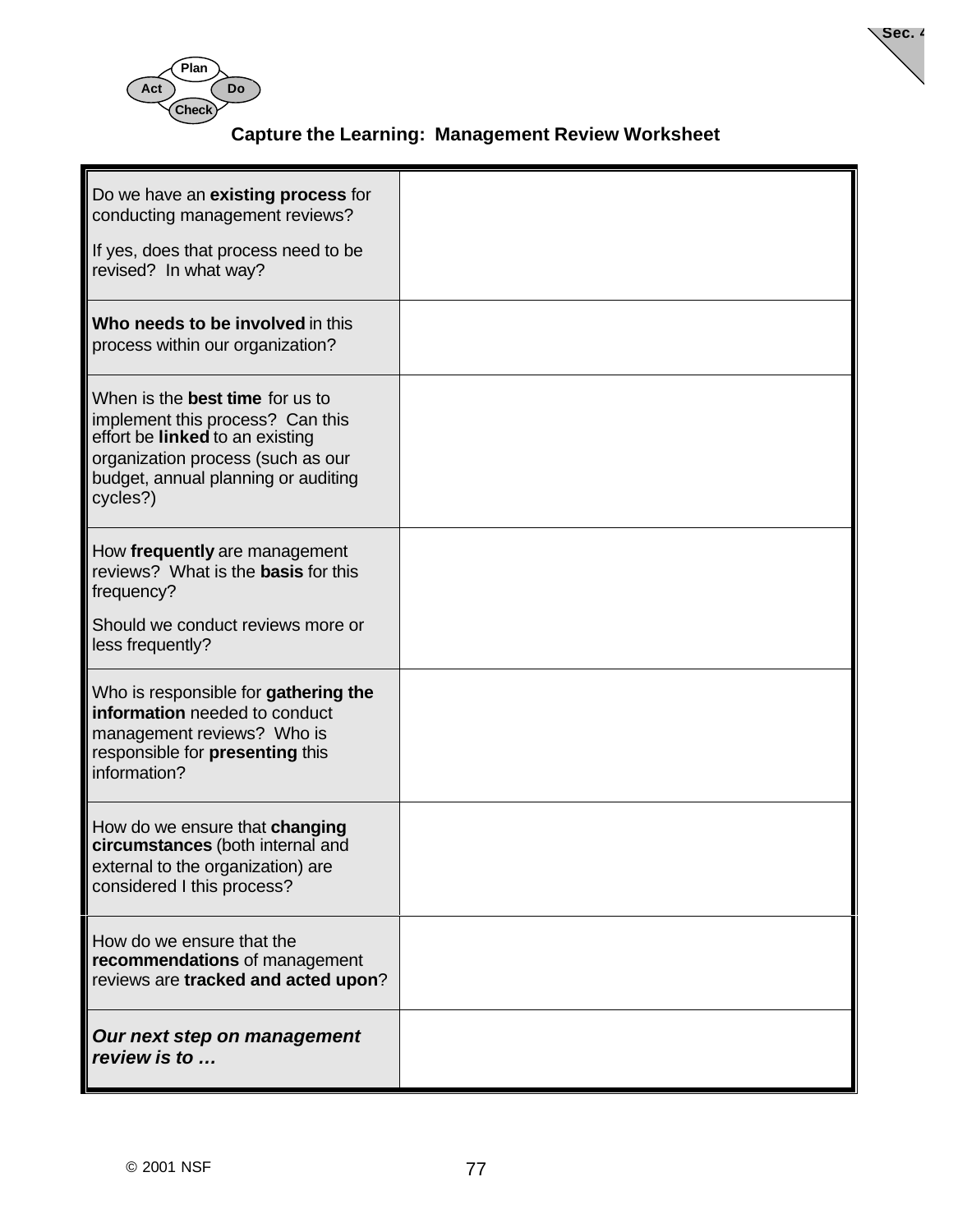## Capture the Learning: Management Review Worksheet

| | |
|---|---|
| Do we have an **existing process** for conducting management reviews?<br><br>If yes, does that process need to be revised? In what way? | |
| **Who needs to be involved** in this process within our organization? | |
| When is the **best time** for us to implement this process? Can this effort be **linked** to an existing organization process (such as our budget, annual planning or auditing cycles?) | |
| How **frequently** are management reviews? What is the **basis** for this frequency?<br><br>Should we conduct reviews more or less frequently? | |
| Who is responsible for **gathering the information** needed to conduct management reviews? Who is responsible for **presenting** this information? | |
| How do we ensure that **changing circumstances** (both internal and external to the organization) are considered I this process? | |
| How do we ensure that the **recommendations** of management reviews are **tracked and acted upon**? | |
| ***Our next step on management review is to …*** | |

© 2001 NSF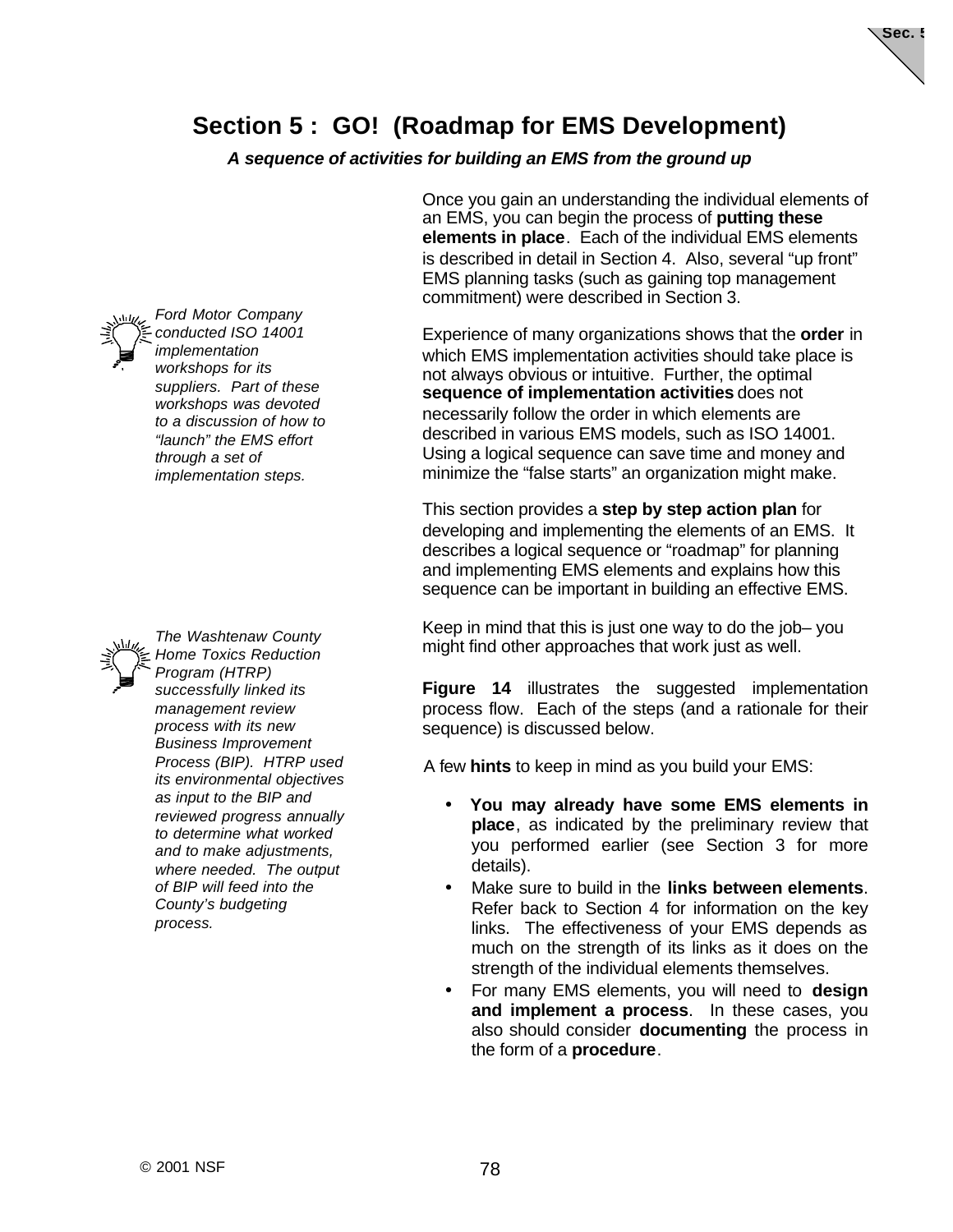# Section 5 : GO! (Roadmap for EMS Development)

***A sequence of activities for building an EMS from the ground up***

Once you gain an understanding the individual elements of an EMS, you can begin the process of **putting these elements in place**. Each of the individual EMS elements is described in detail in Section 4. Also, several "up front" EMS planning tasks (such as gaining top management commitment) were described in Section 3.

*Ford Motor Company conducted ISO 14001 implementation workshops for its suppliers. Part of these workshops was devoted to a discussion of how to "launch" the EMS effort through a set of implementation steps.*

Experience of many organizations shows that the **order** in which EMS implementation activities should take place is not always obvious or intuitive. Further, the optimal **sequence of implementation activities** does not necessarily follow the order in which elements are described in various EMS models, such as ISO 14001. Using a logical sequence can save time and money and minimize the "false starts" an organization might make.

This section provides a **step by step action plan** for developing and implementing the elements of an EMS. It describes a logical sequence or "roadmap" for planning and implementing EMS elements and explains how this sequence can be important in building an effective EMS.

Keep in mind that this is just one way to do the job– you might find other approaches that work just as well.

*The Washtenaw County Home Toxics Reduction Program (HTRP) successfully linked its management review process with its new Business Improvement Process (BIP). HTRP used its environmental objectives as input to the BIP and reviewed progress annually to determine what worked and to make adjustments, where needed. The output of BIP will feed into the County's budgeting process.*

**Figure 14** illustrates the suggested implementation process flow. Each of the steps (and a rationale for their sequence) is discussed below.

A few **hints** to keep in mind as you build your EMS:

- **You may already have some EMS elements in place**, as indicated by the preliminary review that you performed earlier (see Section 3 for more details).
- Make sure to build in the **links between elements**. Refer back to Section 4 for information on the key links. The effectiveness of your EMS depends as much on the strength of its links as it does on the strength of the individual elements themselves.
- For many EMS elements, you will need to **design and implement a process**. In these cases, you also should consider **documenting** the process in the form of a **procedure**.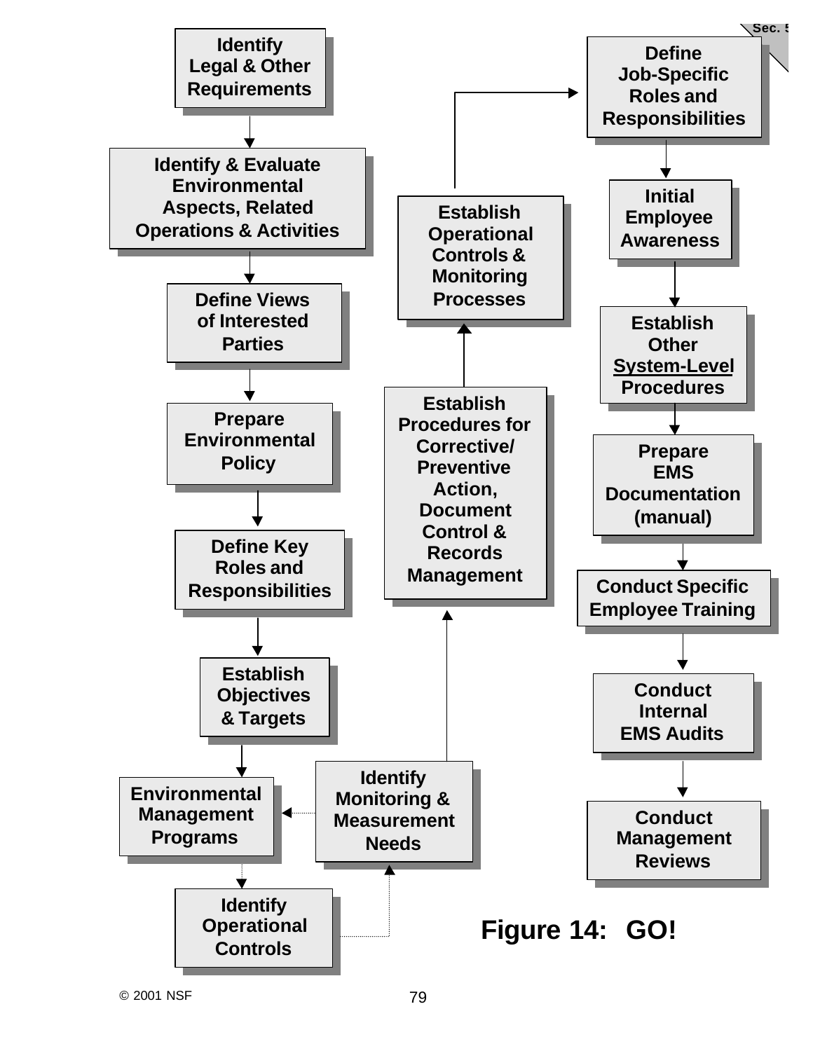Identify Legal & Other Requirements

Identify & Evaluate Environmental Aspects, Related Operations & Activities

Define Views of Interested Parties

Prepare Environmental Policy

Define Key Roles and Responsibilities

Establish Objectives & Targets

Environmental Management Programs

Identify Operational Controls

Identify Monitoring & Measurement Needs

Establish Procedures for Corrective/ Preventive Action, Document Control & Records Management

Establish Operational Controls & Monitoring Processes

Define Job-Specific Roles and Responsibilities

Initial Employee Awareness

Establish Other System-Level Procedures

Prepare EMS Documentation (manual)

Conduct Specific Employee Training

Conduct Internal EMS Audits

Conduct Management Reviews

**Figure 14: GO!**

© 2001 NSF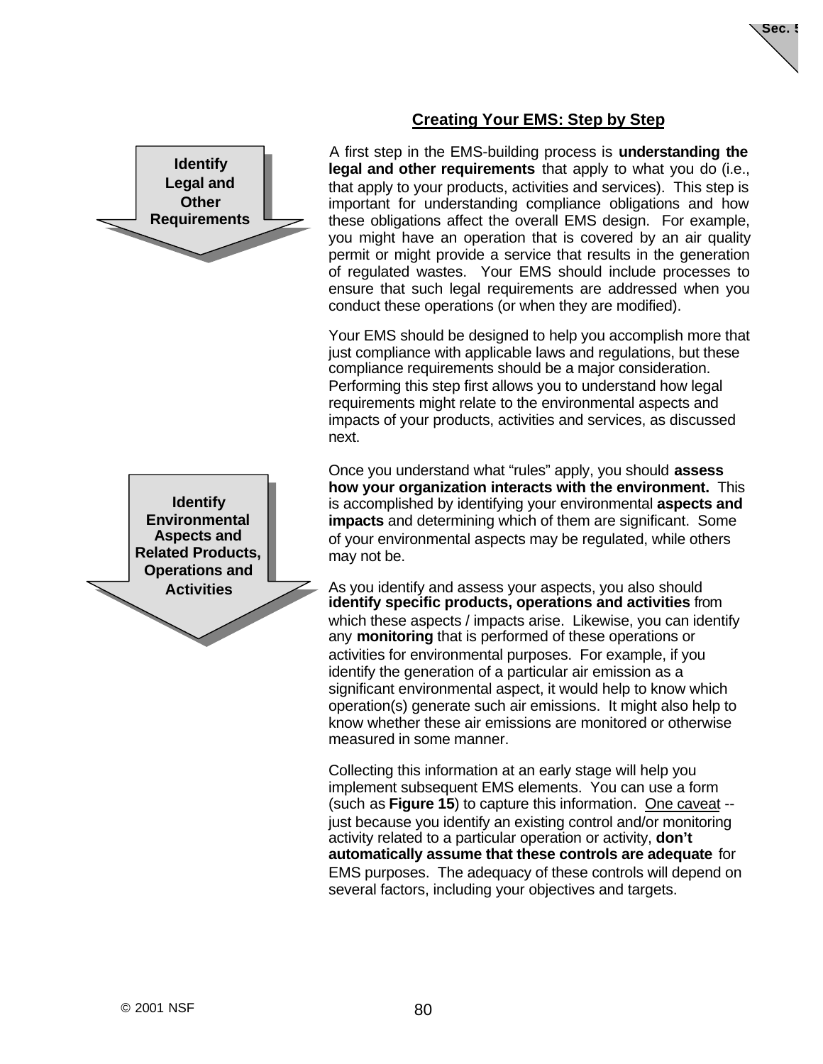## Creating Your EMS: Step by Step

**Identify Legal and Other Requirements**

A first step in the EMS-building process is **understanding the legal and other requirements** that apply to what you do (i.e., that apply to your products, activities and services). This step is important for understanding compliance obligations and how these obligations affect the overall EMS design. For example, you might have an operation that is covered by an air quality permit or might provide a service that results in the generation of regulated wastes. Your EMS should include processes to ensure that such legal requirements are addressed when you conduct these operations (or when they are modified).

Your EMS should be designed to help you accomplish more that just compliance with applicable laws and regulations, but these compliance requirements should be a major consideration. Performing this step first allows you to understand how legal requirements might relate to the environmental aspects and impacts of your products, activities and services, as discussed next.

**Identify Environmental Aspects and Related Products, Operations and Activities**

Once you understand what "rules" apply, you should **assess how your organization interacts with the environment.** This is accomplished by identifying your environmental **aspects and impacts** and determining which of them are significant. Some of your environmental aspects may be regulated, while others may not be.

As you identify and assess your aspects, you also should **identify specific products, operations and activities** from which these aspects / impacts arise. Likewise, you can identify any **monitoring** that is performed of these operations or activities for environmental purposes. For example, if you identify the generation of a particular air emission as a significant environmental aspect, it would help to know which operation(s) generate such air emissions. It might also help to know whether these air emissions are monitored or otherwise measured in some manner.

Collecting this information at an early stage will help you implement subsequent EMS elements. You can use a form (such as **Figure 15**) to capture this information. One caveat -- just because you identify an existing control and/or monitoring activity related to a particular operation or activity, **don't automatically assume that these controls are adequate** for EMS purposes. The adequacy of these controls will depend on several factors, including your objectives and targets.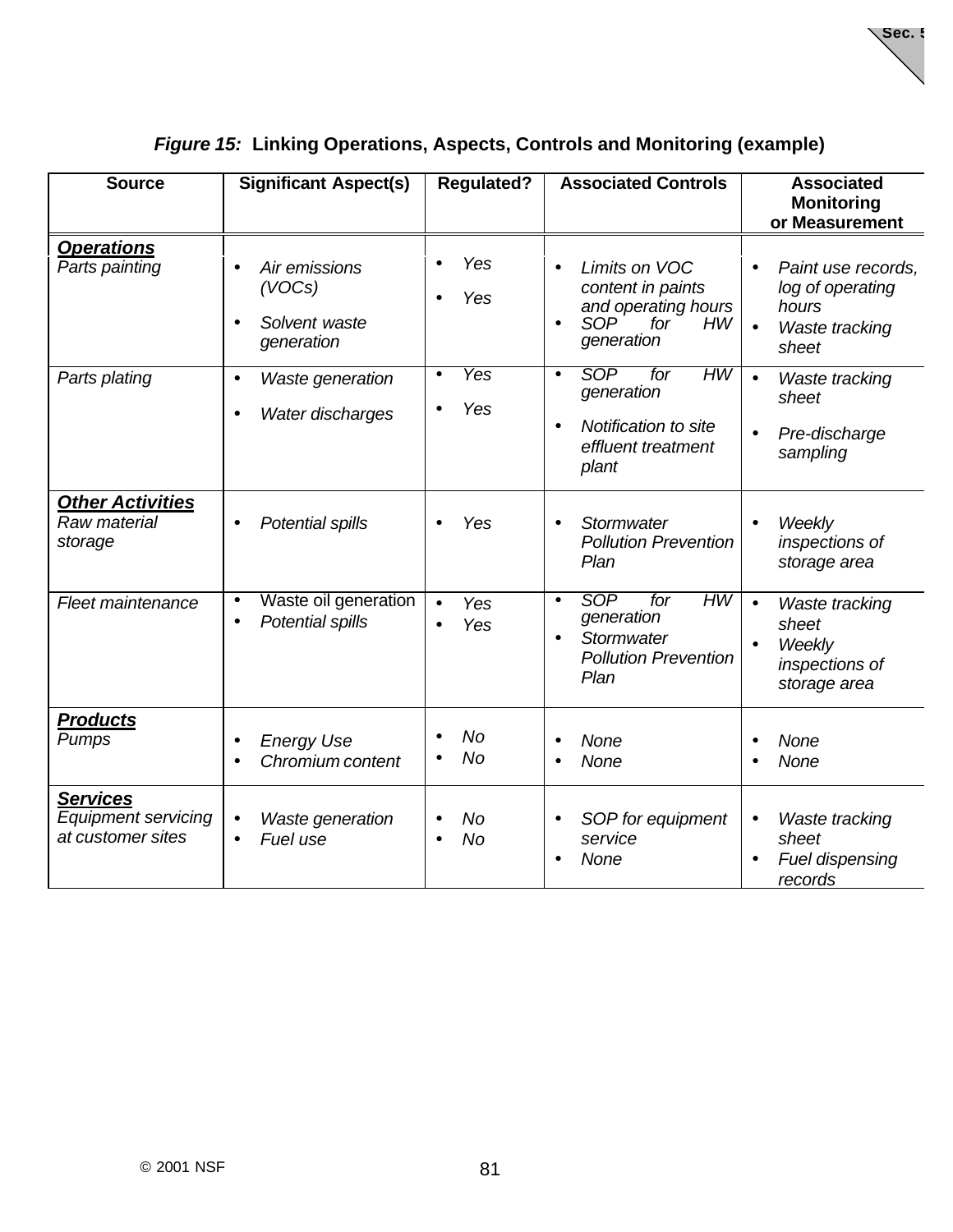***Figure 15:*** **Linking Operations, Aspects, Controls and Monitoring (example)**

| Source | Significant Aspect(s) | Regulated? | Associated Controls | Associated Monitoring or Measurement |
|---|---|---|---|---|
| ***Operations*** <br> *Parts painting* | • *Air emissions (VOCs)* <br> • *Solvent waste generation* | • *Yes* <br> • *Yes* | • *Limits on VOC content in paints and operating hours* <br> • *SOP for HW generation* | • *Paint use records, log of operating hours* <br> • *Waste tracking sheet* |
| *Parts plating* | • *Waste generation* <br> • *Water discharges* | • *Yes* <br> • *Yes* | • *SOP for HW generation* <br> • *Notification to site effluent treatment plant* | • *Waste tracking sheet* <br> • *Pre-discharge sampling* |
| ***Other Activities*** <br> *Raw material storage* | • *Potential spills* | • *Yes* | • *Stormwater Pollution Prevention Plan* | • *Weekly inspections of storage area* |
| *Fleet maintenance* | • Waste oil generation <br> • *Potential spills* | • *Yes* <br> • *Yes* | • *SOP for HW generation* <br> • *Stormwater Pollution Prevention Plan* | • *Waste tracking sheet* <br> • *Weekly inspections of storage area* |
| ***Products*** <br> *Pumps* | • *Energy Use* <br> • *Chromium content* | • *No* <br> • *No* | • *None* <br> • *None* | • *None* <br> • *None* |
| ***Services*** <br> *Equipment servicing at customer sites* | • *Waste generation* <br> • *Fuel use* | • *No* <br> • *No* | • *SOP for equipment service* <br> • *None* | • *Waste tracking sheet* <br> • *Fuel dispensing records* |

© 2001 NSF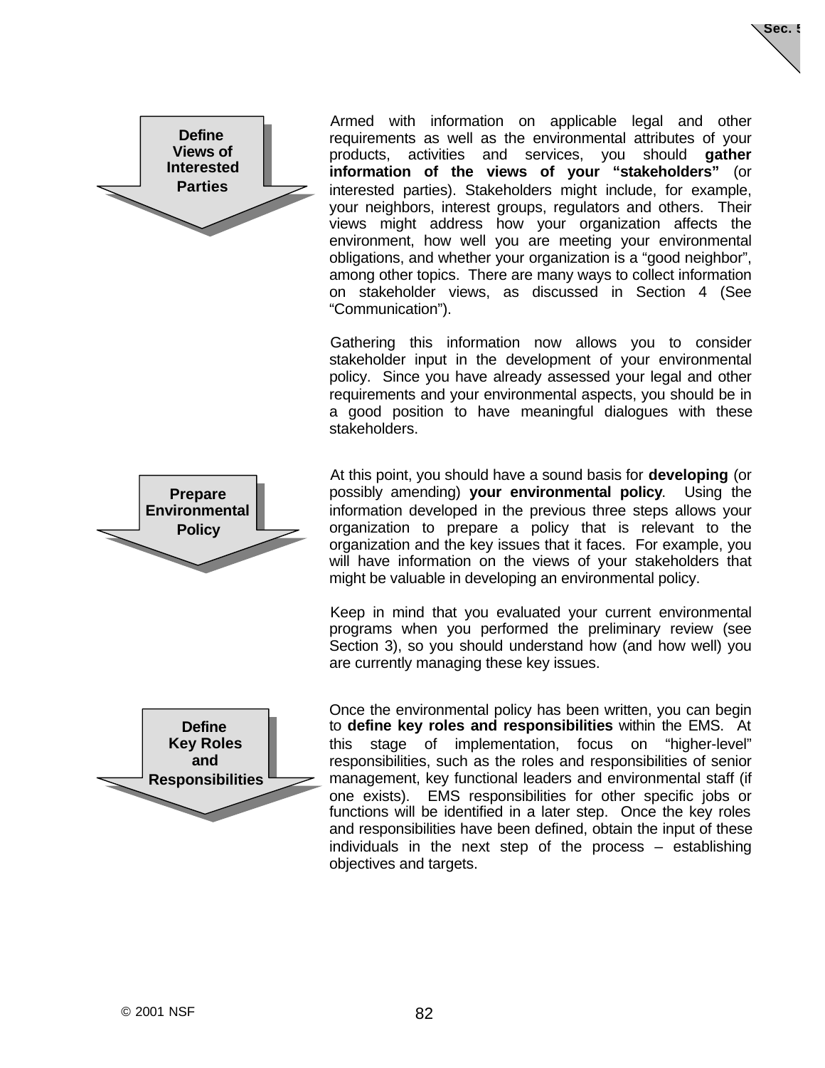**Define Views of Interested Parties**

Armed with information on applicable legal and other requirements as well as the environmental attributes of your products, activities and services, you should **gather information of the views of your "stakeholders"** (or interested parties). Stakeholders might include, for example, your neighbors, interest groups, regulators and others. Their views might address how your organization affects the environment, how well you are meeting your environmental obligations, and whether your organization is a "good neighbor", among other topics. There are many ways to collect information on stakeholder views, as discussed in Section 4 (See "Communication").

Gathering this information now allows you to consider stakeholder input in the development of your environmental policy. Since you have already assessed your legal and other requirements and your environmental aspects, you should be in a good position to have meaningful dialogues with these stakeholders.

**Prepare Environmental Policy**

At this point, you should have a sound basis for **developing** (or possibly amending) **your environmental policy**. Using the information developed in the previous three steps allows your organization to prepare a policy that is relevant to the organization and the key issues that it faces. For example, you will have information on the views of your stakeholders that might be valuable in developing an environmental policy.

Keep in mind that you evaluated your current environmental programs when you performed the preliminary review (see Section 3), so you should understand how (and how well) you are currently managing these key issues.

**Define Key Roles and Responsibilities**

Once the environmental policy has been written, you can begin to **define key roles and responsibilities** within the EMS. At this stage of implementation, focus on "higher-level" responsibilities, such as the roles and responsibilities of senior management, key functional leaders and environmental staff (if one exists). EMS responsibilities for other specific jobs or functions will be identified in a later step. Once the key roles and responsibilities have been defined, obtain the input of these individuals in the next step of the process – establishing objectives and targets.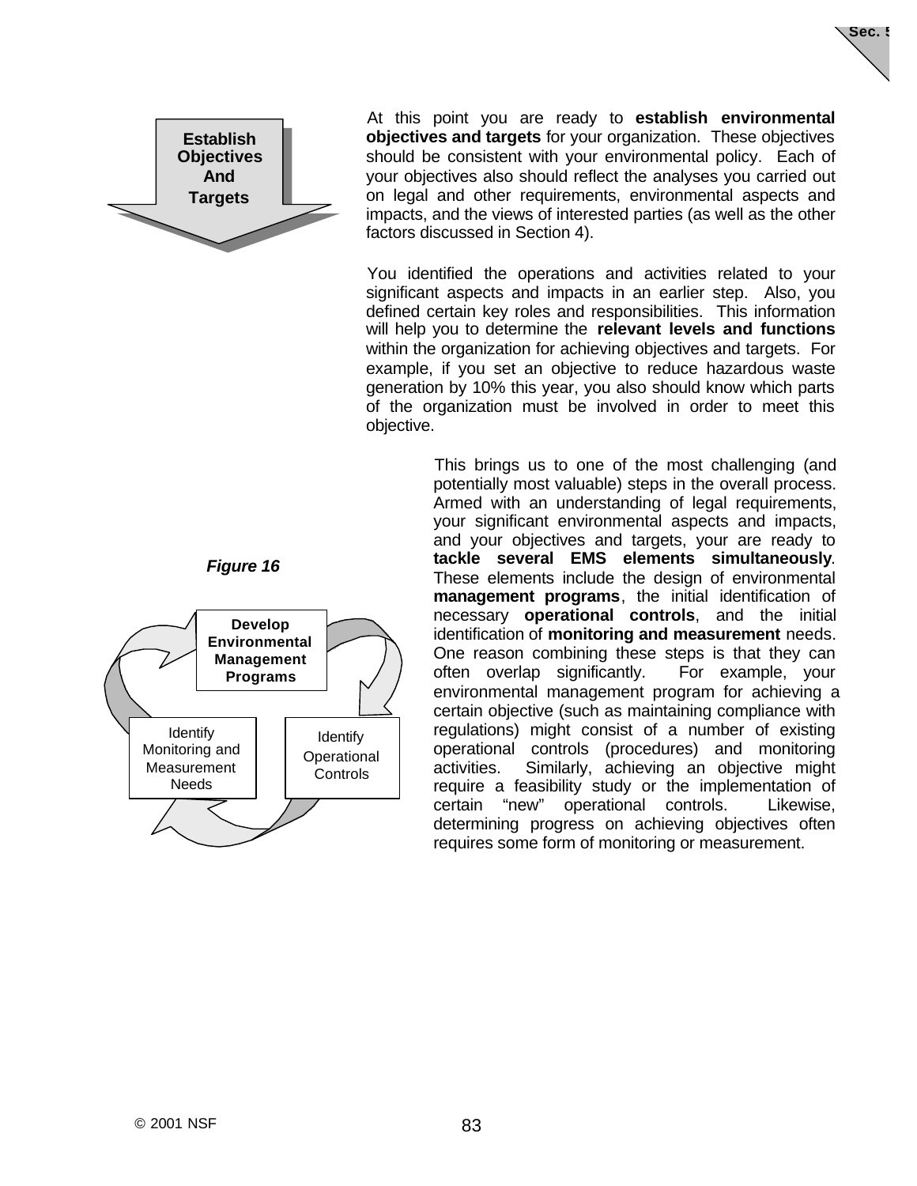**Establish Objectives And Targets**

At this point you are ready to **establish environmental objectives and targets** for your organization. These objectives should be consistent with your environmental policy. Each of your objectives also should reflect the analyses you carried out on legal and other requirements, environmental aspects and impacts, and the views of interested parties (as well as the other factors discussed in Section 4).

You identified the operations and activities related to your significant aspects and impacts in an earlier step. Also, you defined certain key roles and responsibilities. This information will help you to determine the **relevant levels and functions** within the organization for achieving objectives and targets. For example, if you set an objective to reduce hazardous waste generation by 10% this year, you also should know which parts of the organization must be involved in order to meet this objective.

***Figure 16***

**Develop Environmental Management Programs**

Identify Operational Controls

Identify Monitoring and Measurement Needs

This brings us to one of the most challenging (and potentially most valuable) steps in the overall process. Armed with an understanding of legal requirements, your significant environmental aspects and impacts, and your objectives and targets, your are ready to **tackle several EMS elements simultaneously**. These elements include the design of environmental **management programs**, the initial identification of necessary **operational controls**, and the initial identification of **monitoring and measurement** needs. One reason combining these steps is that they can often overlap significantly. For example, your environmental management program for achieving a certain objective (such as maintaining compliance with regulations) might consist of a number of existing operational controls (procedures) and monitoring activities. Similarly, achieving an objective might require a feasibility study or the implementation of certain "new" operational controls. Likewise, determining progress on achieving objectives often requires some form of monitoring or measurement.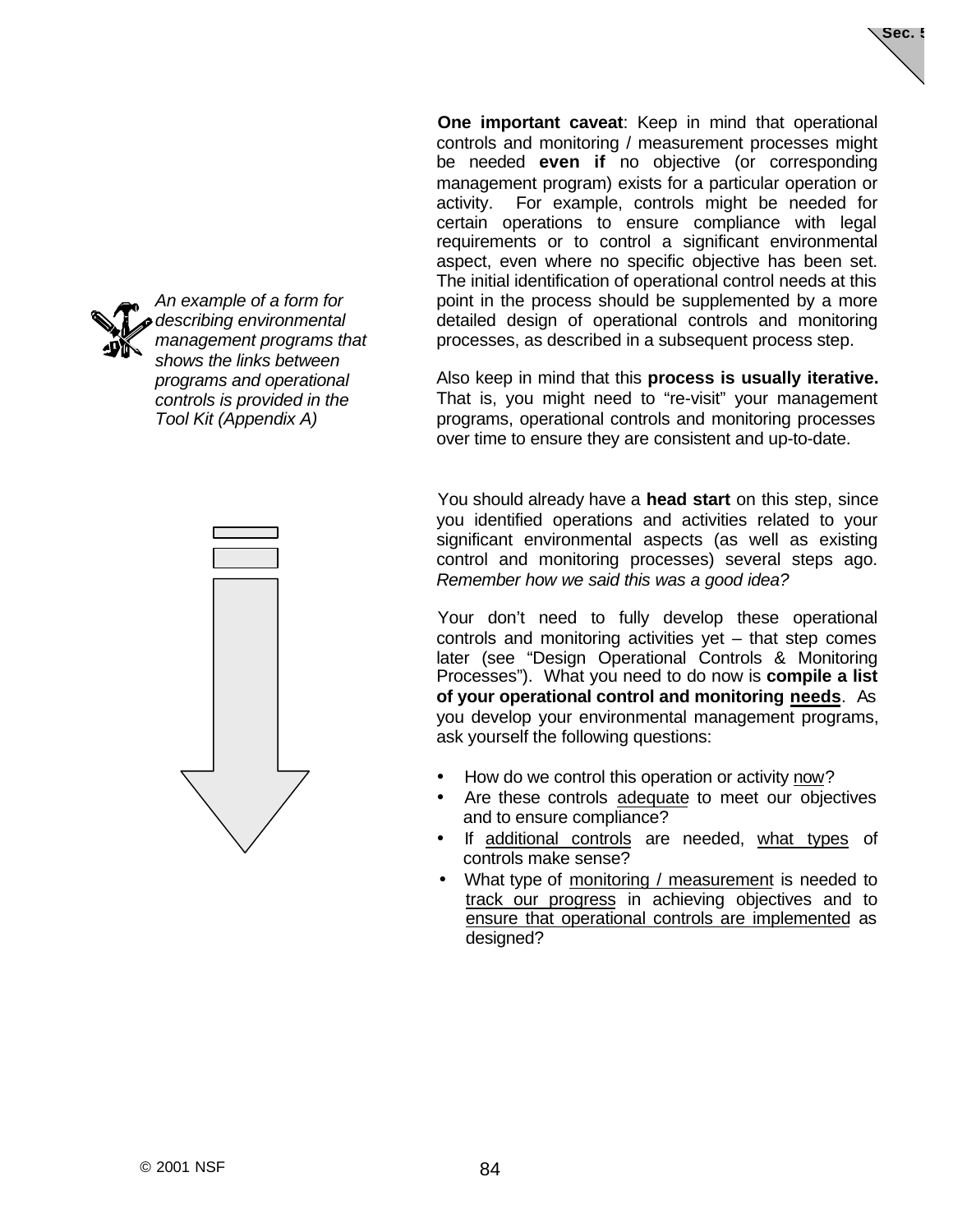**One important caveat**: Keep in mind that operational controls and monitoring / measurement processes might be needed **even if** no objective (or corresponding management program) exists for a particular operation or activity. For example, controls might be needed for certain operations to ensure compliance with legal requirements or to control a significant environmental aspect, even where no specific objective has been set. The initial identification of operational control needs at this point in the process should be supplemented by a more detailed design of operational controls and monitoring processes, as described in a subsequent process step.

*An example of a form for describing environmental management programs that shows the links between programs and operational controls is provided in the Tool Kit (Appendix A)*

Also keep in mind that this **process is usually iterative.** That is, you might need to "re-visit" your management programs, operational controls and monitoring processes over time to ensure they are consistent and up-to-date.

You should already have a **head start** on this step, since you identified operations and activities related to your significant environmental aspects (as well as existing control and monitoring processes) several steps ago. *Remember how we said this was a good idea?*

Your don't need to fully develop these operational controls and monitoring activities yet – that step comes later (see "Design Operational Controls & Monitoring Processes"). What you need to do now is **compile a list of your operational control and monitoring needs**. As you develop your environmental management programs, ask yourself the following questions:

- How do we control this operation or activity now?
- Are these controls adequate to meet our objectives and to ensure compliance?
- If additional controls are needed, what types of controls make sense?
- What type of monitoring / measurement is needed to track our progress in achieving objectives and to ensure that operational controls are implemented as designed?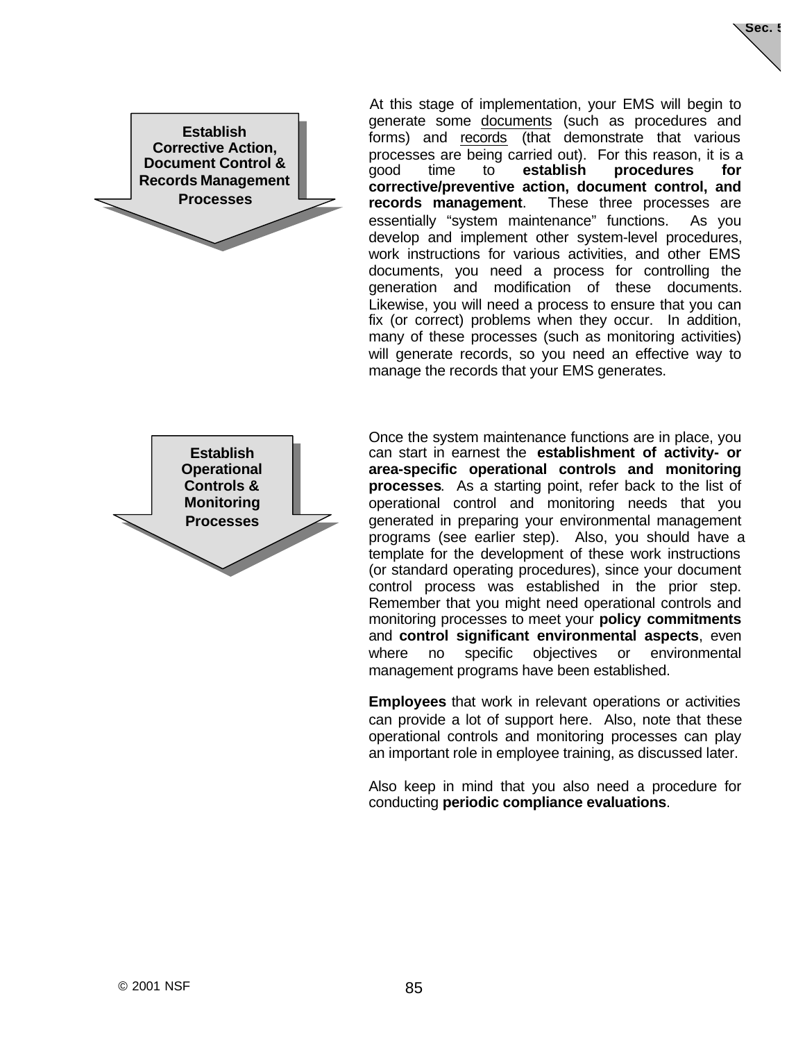**Establish Corrective Action, Document Control & Records Management Processes**

At this stage of implementation, your EMS will begin to generate some documents (such as procedures and forms) and records (that demonstrate that various processes are being carried out). For this reason, it is a good time to **establish procedures for corrective/preventive action, document control, and records management**. These three processes are essentially "system maintenance" functions. As you develop and implement other system-level procedures, work instructions for various activities, and other EMS documents, you need a process for controlling the generation and modification of these documents. Likewise, you will need a process to ensure that you can fix (or correct) problems when they occur. In addition, many of these processes (such as monitoring activities) will generate records, so you need an effective way to manage the records that your EMS generates.

**Establish Operational Controls & Monitoring Processes**

Once the system maintenance functions are in place, you can start in earnest the **establishment of activity- or area-specific operational controls and monitoring processes**. As a starting point, refer back to the list of operational control and monitoring needs that you generated in preparing your environmental management programs (see earlier step). Also, you should have a template for the development of these work instructions (or standard operating procedures), since your document control process was established in the prior step. Remember that you might need operational controls and monitoring processes to meet your **policy commitments** and **control significant environmental aspects**, even where no specific objectives or environmental management programs have been established.

**Employees** that work in relevant operations or activities can provide a lot of support here. Also, note that these operational controls and monitoring processes can play an important role in employee training, as discussed later.

Also keep in mind that you also need a procedure for conducting **periodic compliance evaluations**.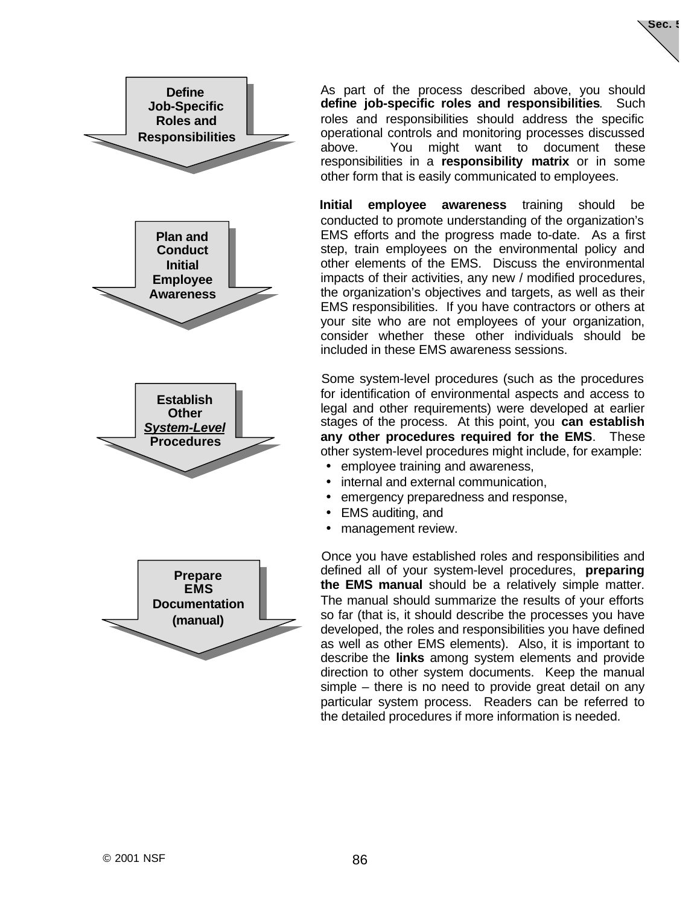**Define Job-Specific Roles and Responsibilities**

As part of the process described above, you should **define job-specific roles and responsibilities**. Such roles and responsibilities should address the specific operational controls and monitoring processes discussed above. You might want to document these responsibilities in a **responsibility matrix** or in some other form that is easily communicated to employees.

**Plan and Conduct Initial Employee Awareness**

**Initial employee awareness** training should be conducted to promote understanding of the organization's EMS efforts and the progress made to-date. As a first step, train employees on the environmental policy and other elements of the EMS. Discuss the environmental impacts of their activities, any new / modified procedures, the organization's objectives and targets, as well as their EMS responsibilities. If you have contractors or others at your site who are not employees of your organization, consider whether these other individuals should be included in these EMS awareness sessions.

**Establish Other *System-Level* Procedures**

Some system-level procedures (such as the procedures for identification of environmental aspects and access to legal and other requirements) were developed at earlier stages of the process. At this point, you **can establish any other procedures required for the EMS**. These other system-level procedures might include, for example:

- employee training and awareness,
- internal and external communication,
- emergency preparedness and response,
- EMS auditing, and
- management review.

**Prepare EMS Documentation (manual)**

Once you have established roles and responsibilities and defined all of your system-level procedures, **preparing the EMS manual** should be a relatively simple matter. The manual should summarize the results of your efforts so far (that is, it should describe the processes you have developed, the roles and responsibilities you have defined as well as other EMS elements). Also, it is important to describe the **links** among system elements and provide direction to other system documents. Keep the manual simple – there is no need to provide great detail on any particular system process. Readers can be referred to the detailed procedures if more information is needed.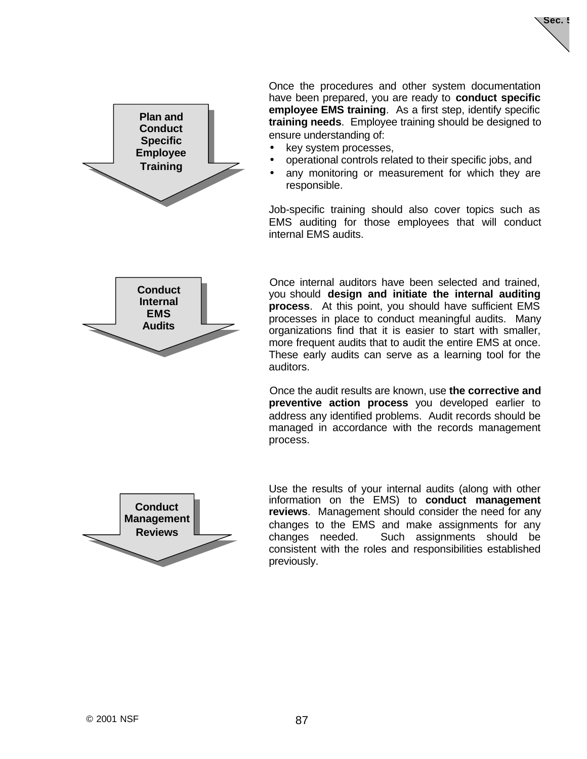**Plan and Conduct Specific Employee Training**

Once the procedures and other system documentation have been prepared, you are ready to **conduct specific employee EMS training**. As a first step, identify specific **training needs**. Employee training should be designed to ensure understanding of:

- key system processes,
- operational controls related to their specific jobs, and
- any monitoring or measurement for which they are responsible.

Job-specific training should also cover topics such as EMS auditing for those employees that will conduct internal EMS audits.

**Conduct Internal EMS Audits**

Once internal auditors have been selected and trained, you should **design and initiate the internal auditing process**. At this point, you should have sufficient EMS processes in place to conduct meaningful audits. Many organizations find that it is easier to start with smaller, more frequent audits that to audit the entire EMS at once. These early audits can serve as a learning tool for the auditors.

Once the audit results are known, use **the corrective and preventive action process** you developed earlier to address any identified problems. Audit records should be managed in accordance with the records management process.

**Conduct Management Reviews**

Use the results of your internal audits (along with other information on the EMS) to **conduct management reviews**. Management should consider the need for any changes to the EMS and make assignments for any changes needed. Such assignments should be consistent with the roles and responsibilities established previously.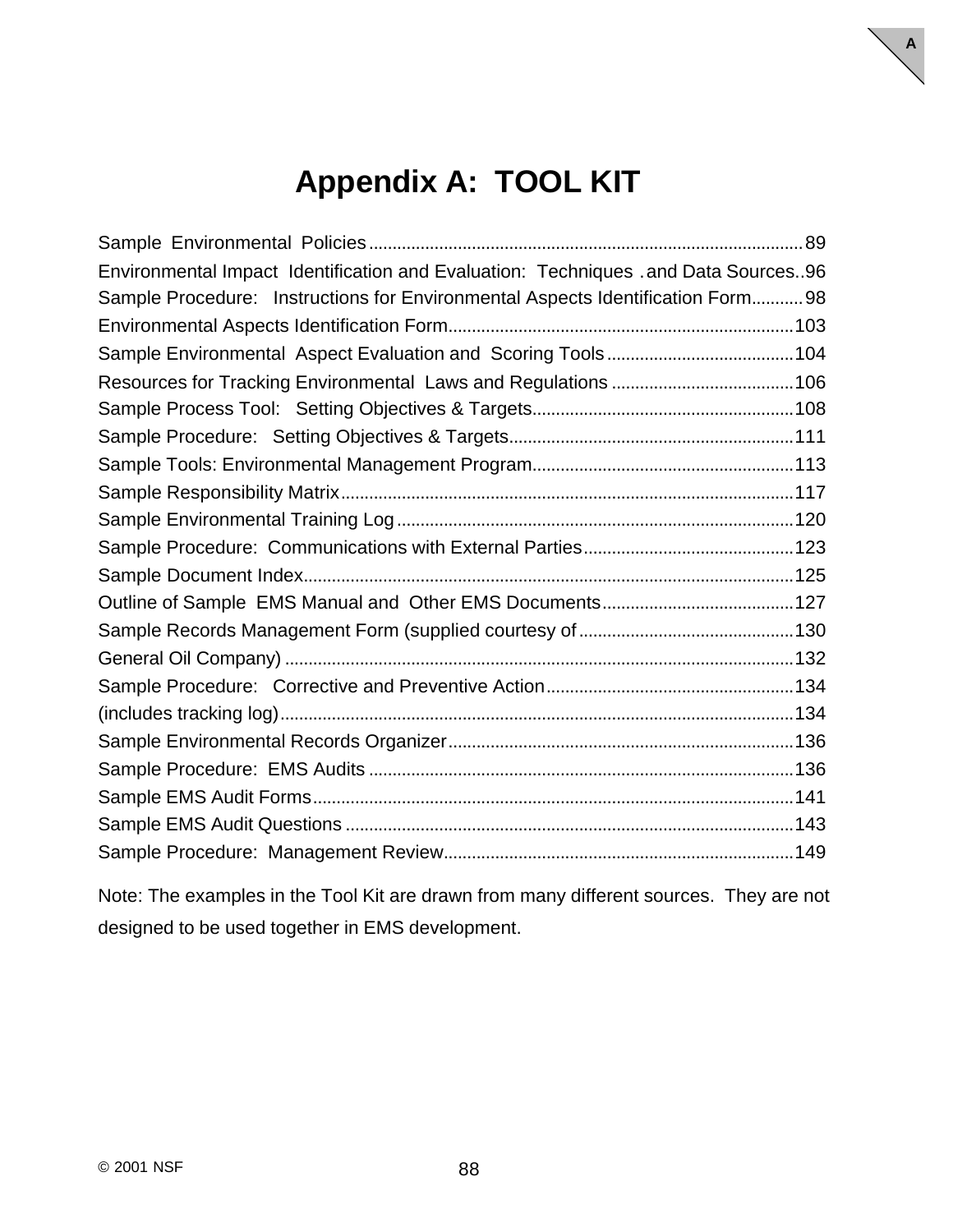# Appendix A: TOOL KIT

Sample Environmental Policies ........................................................................................... 89
Environmental Impact Identification and Evaluation: Techniques .and Data Sources..96
Sample Procedure: Instructions for Environmental Aspects Identification Form........... 98
Environmental Aspects Identification Form......................................................................... 103
Sample Environmental Aspect Evaluation and Scoring Tools ....................................... 104
Resources for Tracking Environmental Laws and Regulations ...................................... 106
Sample Process Tool: Setting Objectives & Targets....................................................... 108
Sample Procedure: Setting Objectives & Targets............................................................ 111
Sample Tools: Environmental Management Program....................................................... 113
Sample Responsibility Matrix................................................................................................ 117
Sample Environmental Training Log .................................................................................... 120
Sample Procedure: Communications with External Parties............................................ 123
Sample Document Index........................................................................................................ 125
Outline of Sample EMS Manual and Other EMS Documents......................................... 127
Sample Records Management Form (supplied courtesy of ............................................. 130
General Oil Company) ............................................................................................................ 132
Sample Procedure: Corrective and Preventive Action.................................................... 134
(includes tracking log)............................................................................................................. 134
Sample Environmental Records Organizer......................................................................... 136
Sample Procedure: EMS Audits .......................................................................................... 136
Sample EMS Audit Forms...................................................................................................... 141
Sample EMS Audit Questions ............................................................................................... 143
Sample Procedure: Management Review.......................................................................... 149

Note: The examples in the Tool Kit are drawn from many different sources. They are not designed to be used together in EMS development.

© 2001 NSF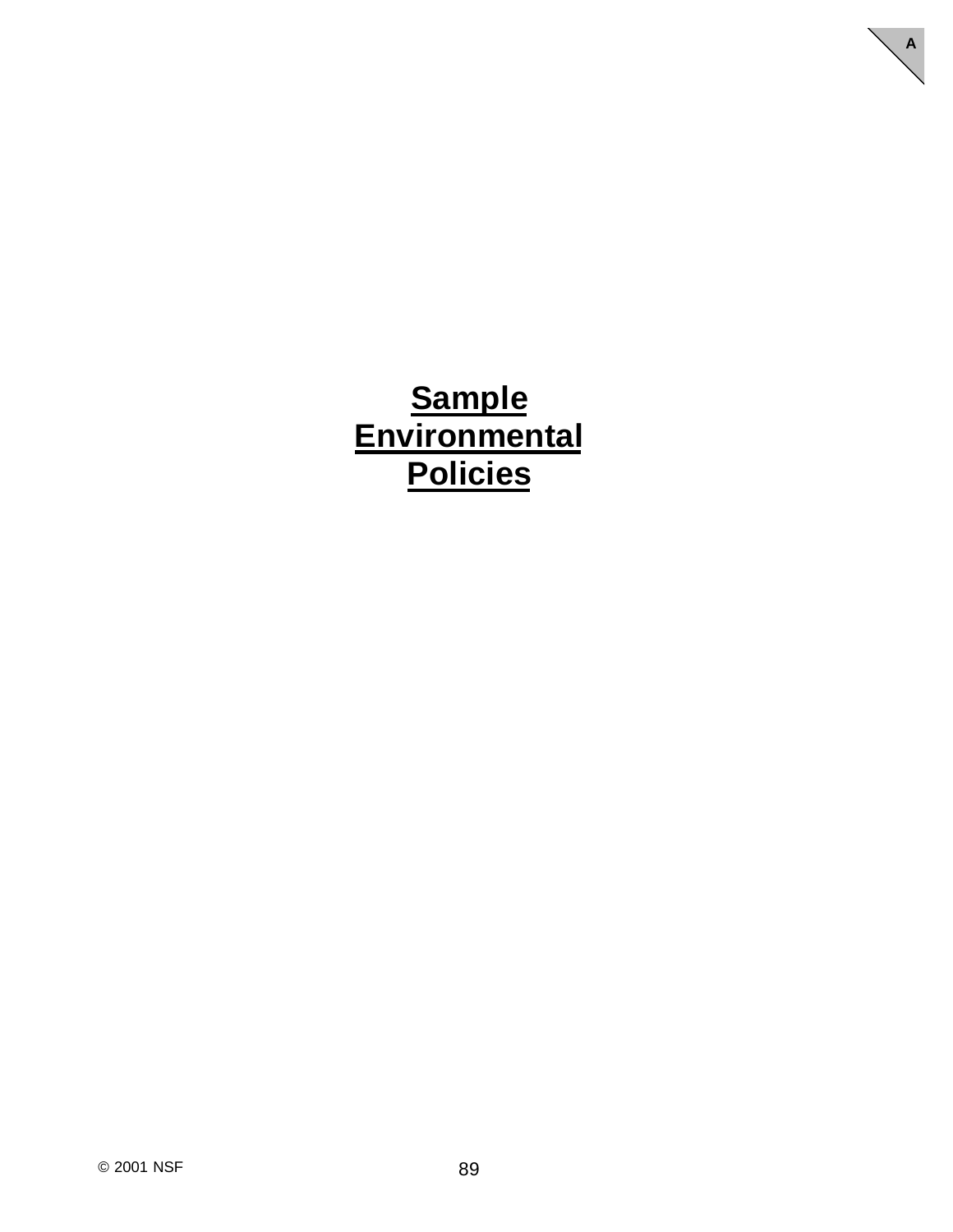# Sample Environmental Policies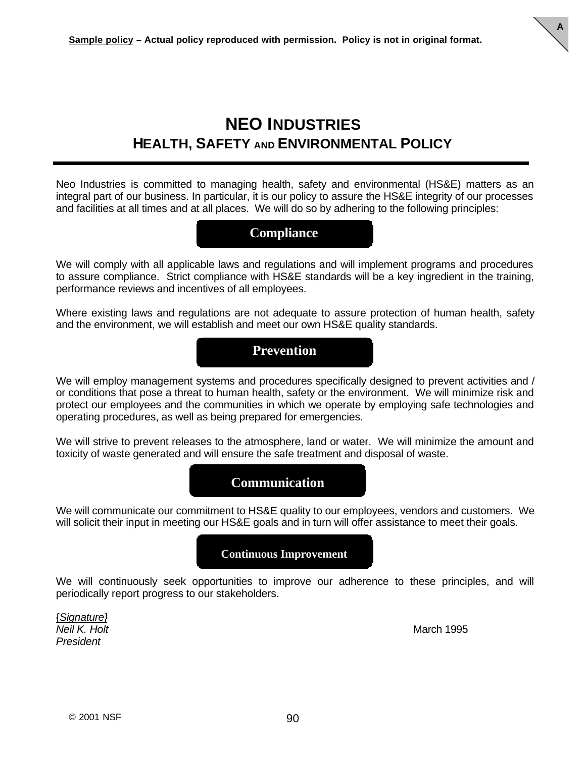**Sample policy** – **Actual policy reproduced with permission. Policy is not in original format.**

# NEO INDUSTRIES
## HEALTH, SAFETY AND ENVIRONMENTAL POLICY

Neo Industries is committed to managing health, safety and environmental (HS&E) matters as an integral part of our business. In particular, it is our policy to assure the HS&E integrity of our processes and facilities at all times and at all places. We will do so by adhering to the following principles:

### Compliance

We will comply with all applicable laws and regulations and will implement programs and procedures to assure compliance. Strict compliance with HS&E standards will be a key ingredient in the training, performance reviews and incentives of all employees.

Where existing laws and regulations are not adequate to assure protection of human health, safety and the environment, we will establish and meet our own HS&E quality standards.

### Prevention

We will employ management systems and procedures specifically designed to prevent activities and / or conditions that pose a threat to human health, safety or the environment. We will minimize risk and protect our employees and the communities in which we operate by employing safe technologies and operating procedures, as well as being prepared for emergencies.

We will strive to prevent releases to the atmosphere, land or water. We will minimize the amount and toxicity of waste generated and will ensure the safe treatment and disposal of waste.

### Communication

We will communicate our commitment to HS&E quality to our employees, vendors and customers. We will solicit their input in meeting our HS&E goals and in turn will offer assistance to meet their goals.

### Continuous Improvement

We will continuously seek opportunities to improve our adherence to these principles, and will periodically report progress to our stakeholders.

*{Signature}*
*Neil K. Holt* — March 1995
*President*

© 2001 NSF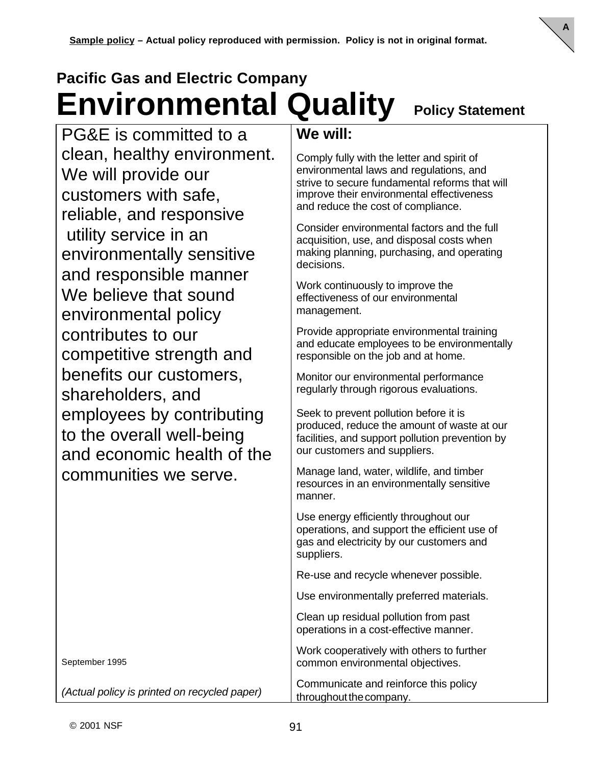**Sample policy** – **Actual policy reproduced with permission. Policy is not in original format.**

**Pacific Gas and Electric Company**

# Environmental Quality Policy Statement

PG&E is committed to a clean, healthy environment. We will provide our customers with safe, reliable, and responsive utility service in an environmentally sensitive and responsible manner We believe that sound environmental policy contributes to our competitive strength and benefits our customers, shareholders, and employees by contributing to the overall well-being and economic health of the communities we serve.

September 1995

*(Actual policy is printed on recycled paper)*

**We will:**

Comply fully with the letter and spirit of environmental laws and regulations, and strive to secure fundamental reforms that will improve their environmental effectiveness and reduce the cost of compliance.

Consider environmental factors and the full acquisition, use, and disposal costs when making planning, purchasing, and operating decisions.

Work continuously to improve the effectiveness of our environmental management.

Provide appropriate environmental training and educate employees to be environmentally responsible on the job and at home.

Monitor our environmental performance regularly through rigorous evaluations.

Seek to prevent pollution before it is produced, reduce the amount of waste at our facilities, and support pollution prevention by our customers and suppliers.

Manage land, water, wildlife, and timber resources in an environmentally sensitive manner.

Use energy efficiently throughout our operations, and support the efficient use of gas and electricity by our customers and suppliers.

Re-use and recycle whenever possible.

Use environmentally preferred materials.

Clean up residual pollution from past operations in a cost-effective manner.

Work cooperatively with others to further common environmental objectives.

Communicate and reinforce this policy throughout the company.

© 2001 NSF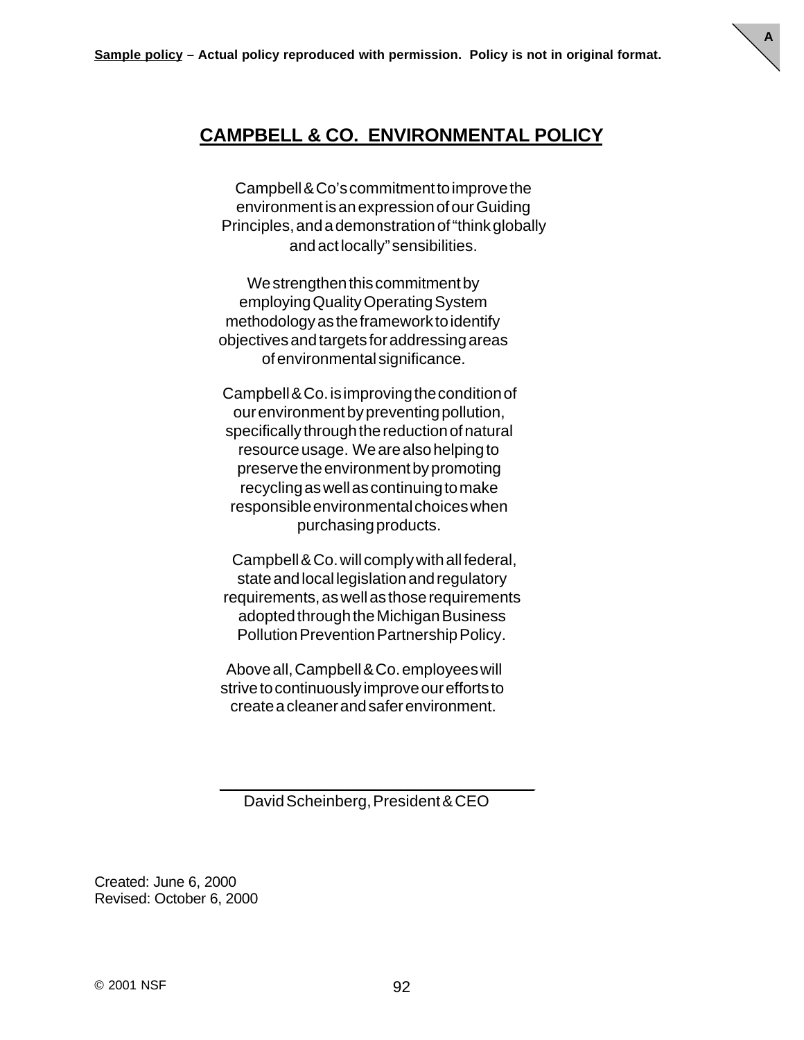**Sample policy** – **Actual policy reproduced with permission. Policy is not in original format.**

## CAMPBELL & CO. ENVIRONMENTAL POLICY

Campbell & Co's commitment to improve the environment is an expression of our Guiding Principles, and a demonstration of "think globally and act locally" sensibilities.

We strengthen this commitment by employing Quality Operating System methodology as the framework to identify objectives and targets for addressing areas of environmental significance.

Campbell & Co. is improving the condition of our environment by preventing pollution, specifically through the reduction of natural resource usage. We are also helping to preserve the environment by promoting recycling as well as continuing to make responsible environmental choices when purchasing products.

Campbell & Co. will comply with all federal, state and local legislation and regulatory requirements, as well as those requirements adopted through the Michigan Business Pollution Prevention Partnership Policy.

Above all, Campbell & Co. employees will strive to continuously improve our efforts to create a cleaner and safer environment.

\_\_\_\_\_\_\_\_\_\_\_\_\_\_\_\_\_\_\_\_\_\_\_\_\_\_\_\_\_\_\_\_\_\_\_\_

David Scheinberg, President & CEO

Created: June 6, 2000
Revised: October 6, 2000

© 2001 NSF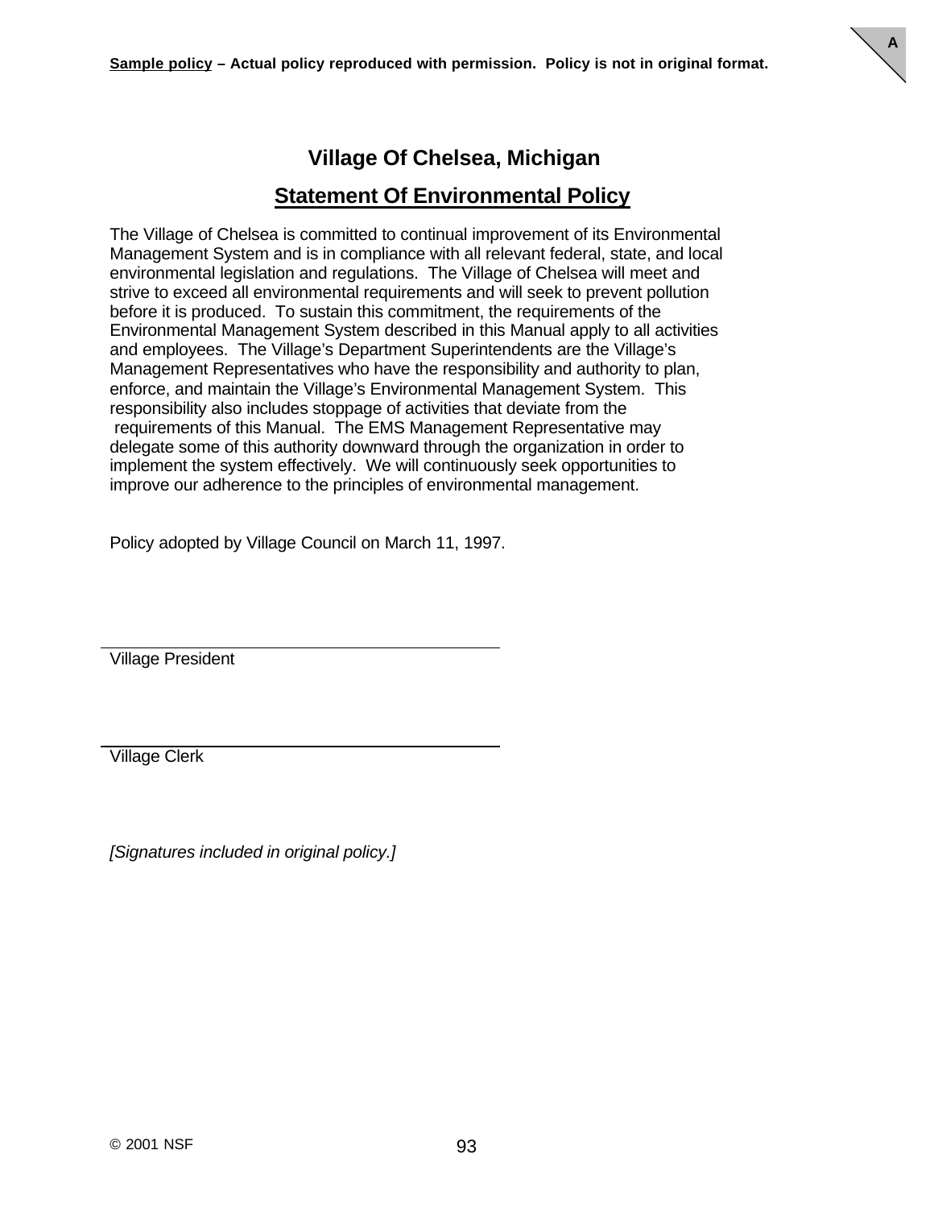**Sample policy – Actual policy reproduced with permission. Policy is not in original format.**

# Village Of Chelsea, Michigan

## Statement Of Environmental Policy

The Village of Chelsea is committed to continual improvement of its Environmental Management System and is in compliance with all relevant federal, state, and local environmental legislation and regulations. The Village of Chelsea will meet and strive to exceed all environmental requirements and will seek to prevent pollution before it is produced. To sustain this commitment, the requirements of the Environmental Management System described in this Manual apply to all activities and employees. The Village's Department Superintendents are the Village's Management Representatives who have the responsibility and authority to plan, enforce, and maintain the Village's Environmental Management System. This responsibility also includes stoppage of activities that deviate from the requirements of this Manual. The EMS Management Representative may delegate some of this authority downward through the organization in order to implement the system effectively. We will continuously seek opportunities to improve our adherence to the principles of environmental management.

Policy adopted by Village Council on March 11, 1997.

\_\_\_\_\_\_\_\_\_\_\_\_\_\_\_\_\_\_\_\_\_\_\_\_\_\_\_\_\_\_\_\_\_\_\_\_\_\_\_\_

Village President

\_\_\_\_\_\_\_\_\_\_\_\_\_\_\_\_\_\_\_\_\_\_\_\_\_\_\_\_\_\_\_\_\_\_\_\_\_\_\_\_

Village Clerk

*[Signatures included in original policy.]*

© 2001 NSF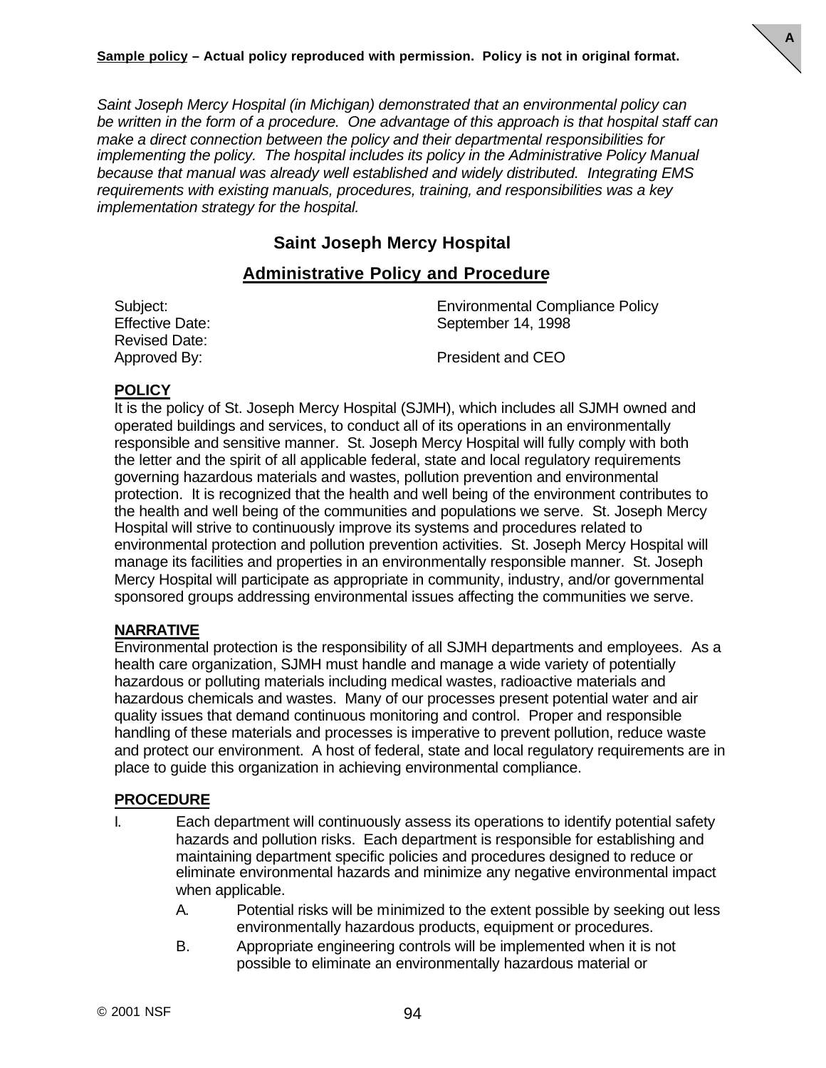**Sample policy – Actual policy reproduced with permission. Policy is not in original format.**

*Saint Joseph Mercy Hospital (in Michigan) demonstrated that an environmental policy can be written in the form of a procedure. One advantage of this approach is that hospital staff can make a direct connection between the policy and their departmental responsibilities for implementing the policy. The hospital includes its policy in the Administrative Policy Manual because that manual was already well established and widely distributed. Integrating EMS requirements with existing manuals, procedures, training, and responsibilities was a key implementation strategy for the hospital.*

## Saint Joseph Mercy Hospital

## Administrative Policy and Procedure

| | |
|---|---|
| Subject: | Environmental Compliance Policy |
| Effective Date: | September 14, 1998 |
| Revised Date: | |
| Approved By: | President and CEO |

### POLICY

It is the policy of St. Joseph Mercy Hospital (SJMH), which includes all SJMH owned and operated buildings and services, to conduct all of its operations in an environmentally responsible and sensitive manner. St. Joseph Mercy Hospital will fully comply with both the letter and the spirit of all applicable federal, state and local regulatory requirements governing hazardous materials and wastes, pollution prevention and environmental protection. It is recognized that the health and well being of the environment contributes to the health and well being of the communities and populations we serve. St. Joseph Mercy Hospital will strive to continuously improve its systems and procedures related to environmental protection and pollution prevention activities. St. Joseph Mercy Hospital will manage its facilities and properties in an environmentally responsible manner. St. Joseph Mercy Hospital will participate as appropriate in community, industry, and/or governmental sponsored groups addressing environmental issues affecting the communities we serve.

### NARRATIVE

Environmental protection is the responsibility of all SJMH departments and employees. As a health care organization, SJMH must handle and manage a wide variety of potentially hazardous or polluting materials including medical wastes, radioactive materials and hazardous chemicals and wastes. Many of our processes present potential water and air quality issues that demand continuous monitoring and control. Proper and responsible handling of these materials and processes is imperative to prevent pollution, reduce waste and protect our environment. A host of federal, state and local regulatory requirements are in place to guide this organization in achieving environmental compliance.

### PROCEDURE

I. Each department will continuously assess its operations to identify potential safety hazards and pollution risks. Each department is responsible for establishing and maintaining department specific policies and procedures designed to reduce or eliminate environmental hazards and minimize any negative environmental impact when applicable.

   A. Potential risks will be minimized to the extent possible by seeking out less environmentally hazardous products, equipment or procedures.

   B. Appropriate engineering controls will be implemented when it is not possible to eliminate an environmentally hazardous material or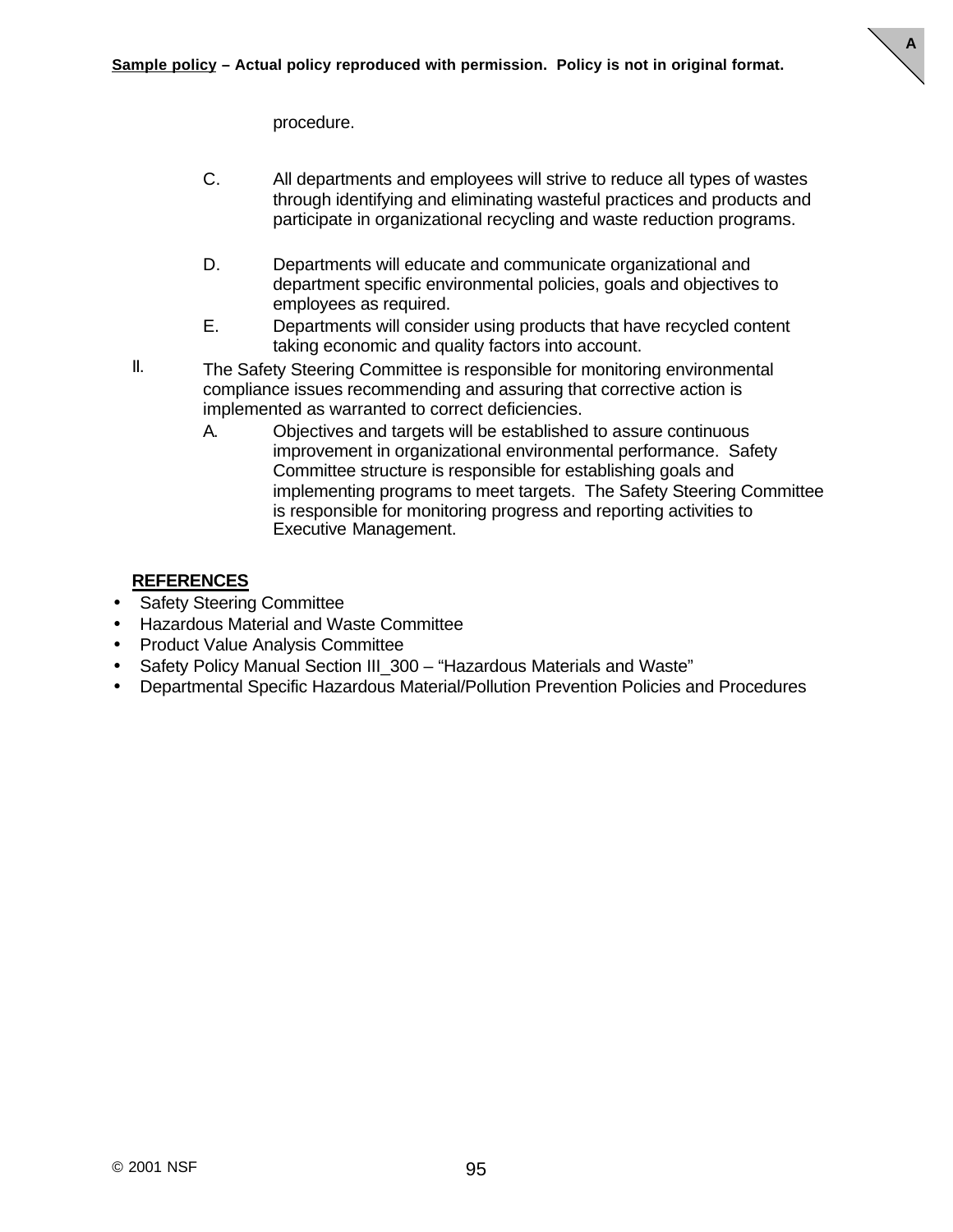procedure.

C. All departments and employees will strive to reduce all types of wastes through identifying and eliminating wasteful practices and products and participate in organizational recycling and waste reduction programs.

D. Departments will educate and communicate organizational and department specific environmental policies, goals and objectives to employees as required.

E. Departments will consider using products that have recycled content taking economic and quality factors into account.

II. The Safety Steering Committee is responsible for monitoring environmental compliance issues recommending and assuring that corrective action is implemented as warranted to correct deficiencies.

A. Objectives and targets will be established to assure continuous improvement in organizational environmental performance. Safety Committee structure is responsible for establishing goals and implementing programs to meet targets. The Safety Steering Committee is responsible for monitoring progress and reporting activities to Executive Management.

**REFERENCES**

- Safety Steering Committee
- Hazardous Material and Waste Committee
- Product Value Analysis Committee
- Safety Policy Manual Section III_300 – “Hazardous Materials and Waste”
- Departmental Specific Hazardous Material/Pollution Prevention Policies and Procedures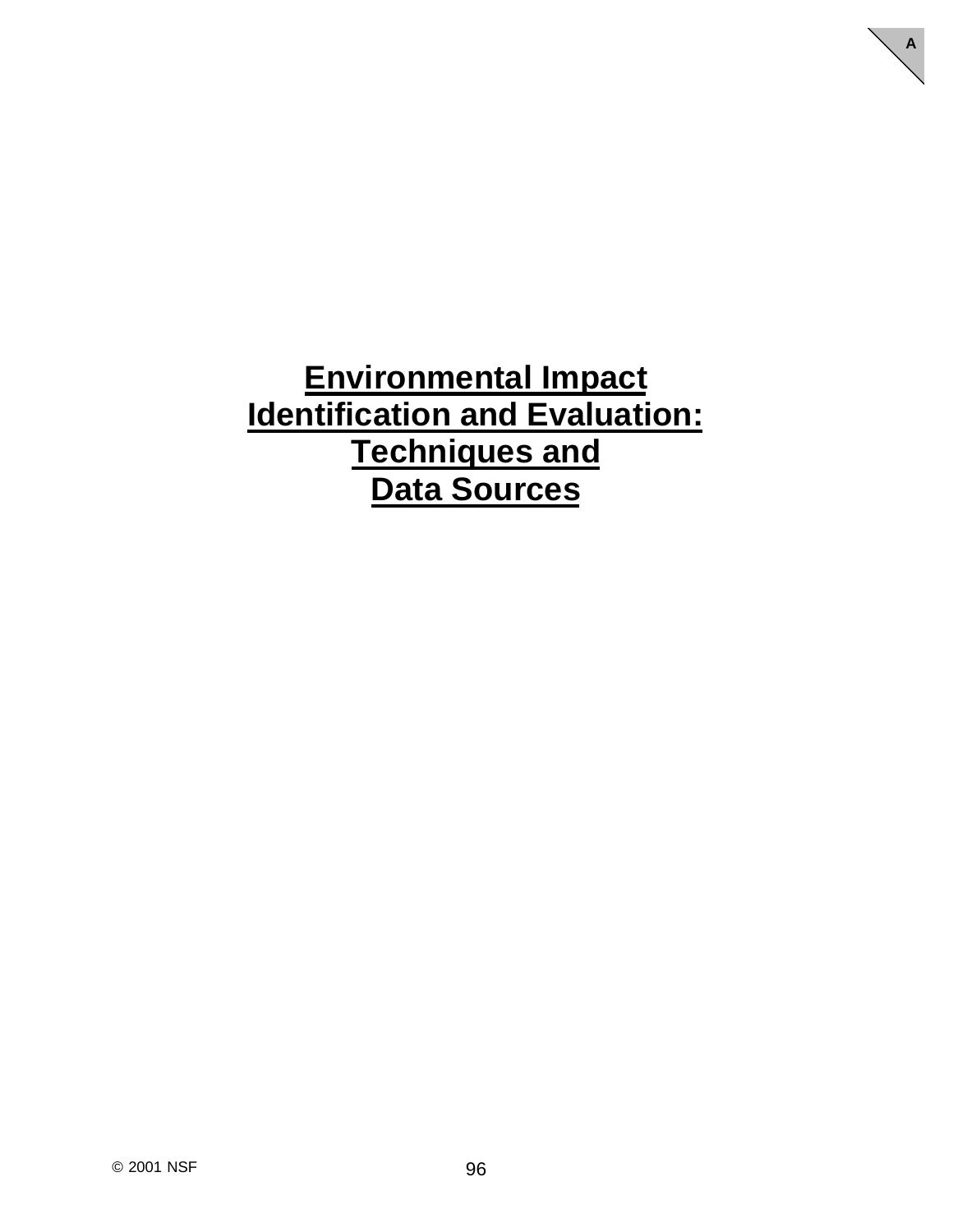# Environmental Impact Identification and Evaluation: Techniques and Data Sources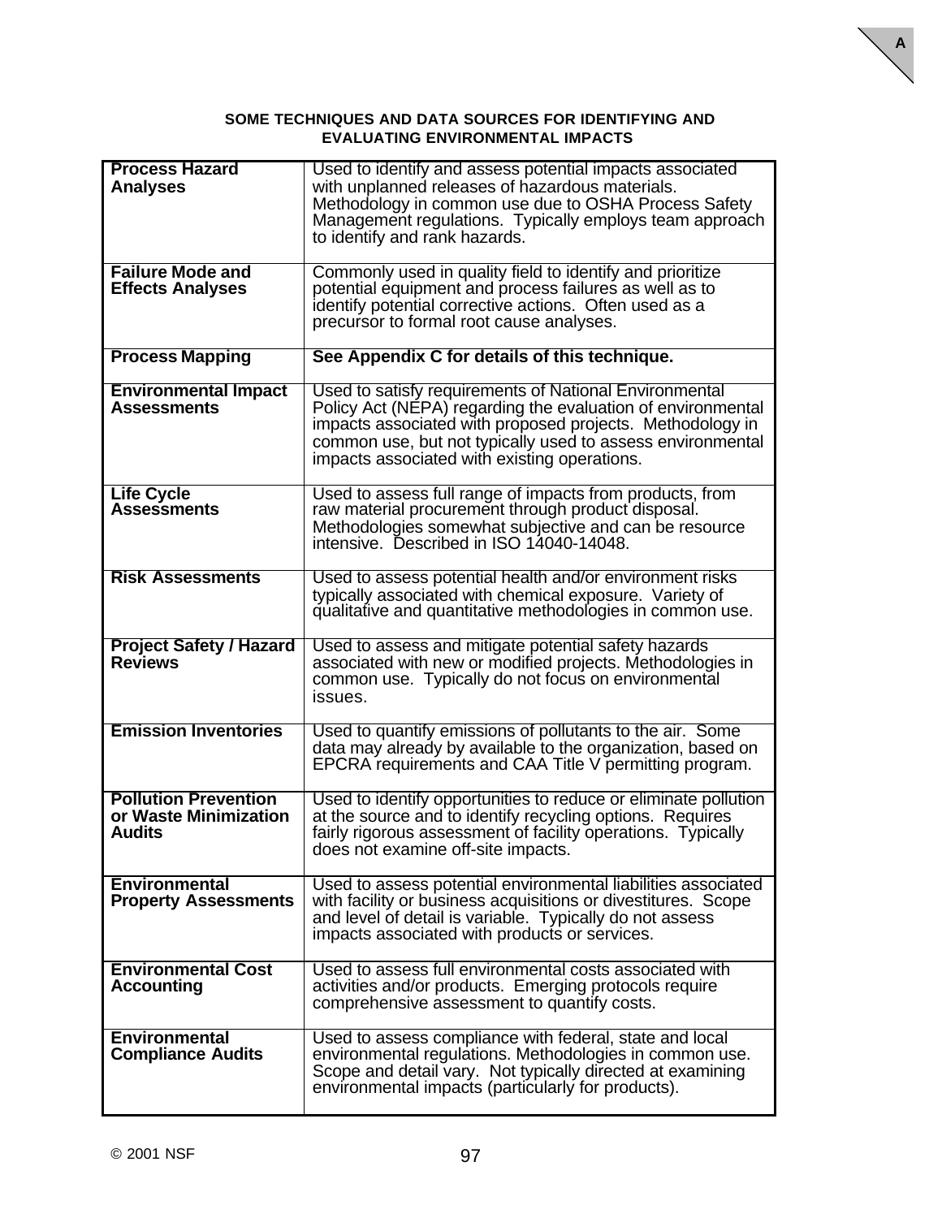## SOME TECHNIQUES AND DATA SOURCES FOR IDENTIFYING AND EVALUATING ENVIRONMENTAL IMPACTS

| | |
|---|---|
| **Process Hazard Analyses** | Used to identify and assess potential impacts associated with unplanned releases of hazardous materials. Methodology in common use due to OSHA Process Safety Management regulations. Typically employs team approach to identify and rank hazards. |
| **Failure Mode and Effects Analyses** | Commonly used in quality field to identify and prioritize potential equipment and process failures as well as to identify potential corrective actions. Often used as a precursor to formal root cause analyses. |
| **Process Mapping** | **See Appendix C for details of this technique.** |
| **Environmental Impact Assessments** | Used to satisfy requirements of National Environmental Policy Act (NEPA) regarding the evaluation of environmental impacts associated with proposed projects. Methodology in common use, but not typically used to assess environmental impacts associated with existing operations. |
| **Life Cycle Assessments** | Used to assess full range of impacts from products, from raw material procurement through product disposal. Methodologies somewhat subjective and can be resource intensive. Described in ISO 14040-14048. |
| **Risk Assessments** | Used to assess potential health and/or environment risks typically associated with chemical exposure. Variety of qualitative and quantitative methodologies in common use. |
| **Project Safety / Hazard Reviews** | Used to assess and mitigate potential safety hazards associated with new or modified projects. Methodologies in common use. Typically do not focus on environmental issues. |
| **Emission Inventories** | Used to quantify emissions of pollutants to the air. Some data may already by available to the organization, based on EPCRA requirements and CAA Title V permitting program. |
| **Pollution Prevention or Waste Minimization Audits** | Used to identify opportunities to reduce or eliminate pollution at the source and to identify recycling options. Requires fairly rigorous assessment of facility operations. Typically does not examine off-site impacts. |
| **Environmental Property Assessments** | Used to assess potential environmental liabilities associated with facility or business acquisitions or divestitures. Scope and level of detail is variable. Typically do not assess impacts associated with products or services. |
| **Environmental Cost Accounting** | Used to assess full environmental costs associated with activities and/or products. Emerging protocols require comprehensive assessment to quantify costs. |
| **Environmental Compliance Audits** | Used to assess compliance with federal, state and local environmental regulations. Methodologies in common use. Scope and detail vary. Not typically directed at examining environmental impacts (particularly for products). |

© 2001 NSF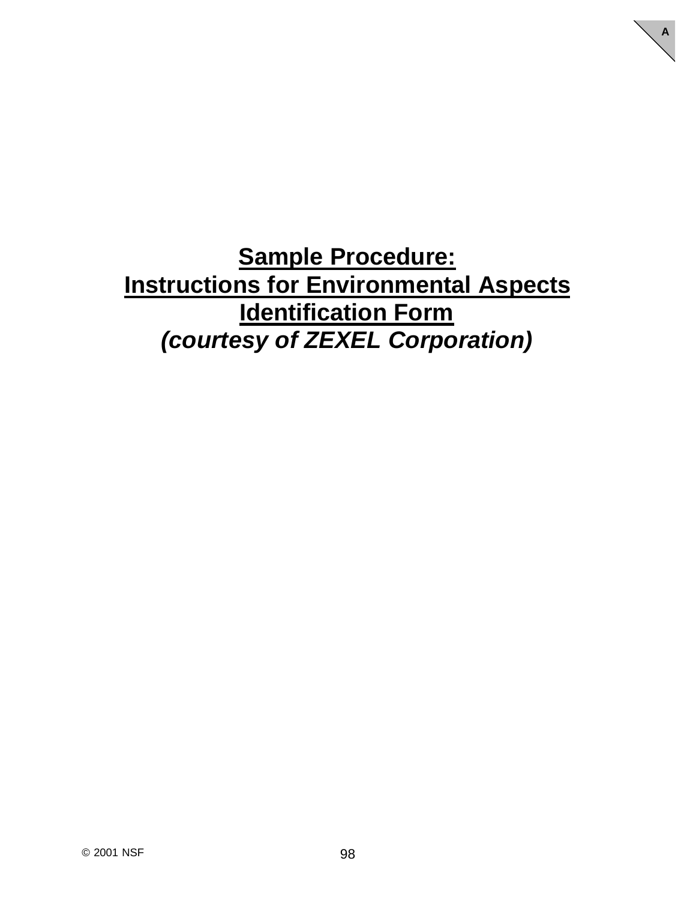# Sample Procedure: Instructions for Environmental Aspects Identification Form

***(courtesy of ZEXEL Corporation)***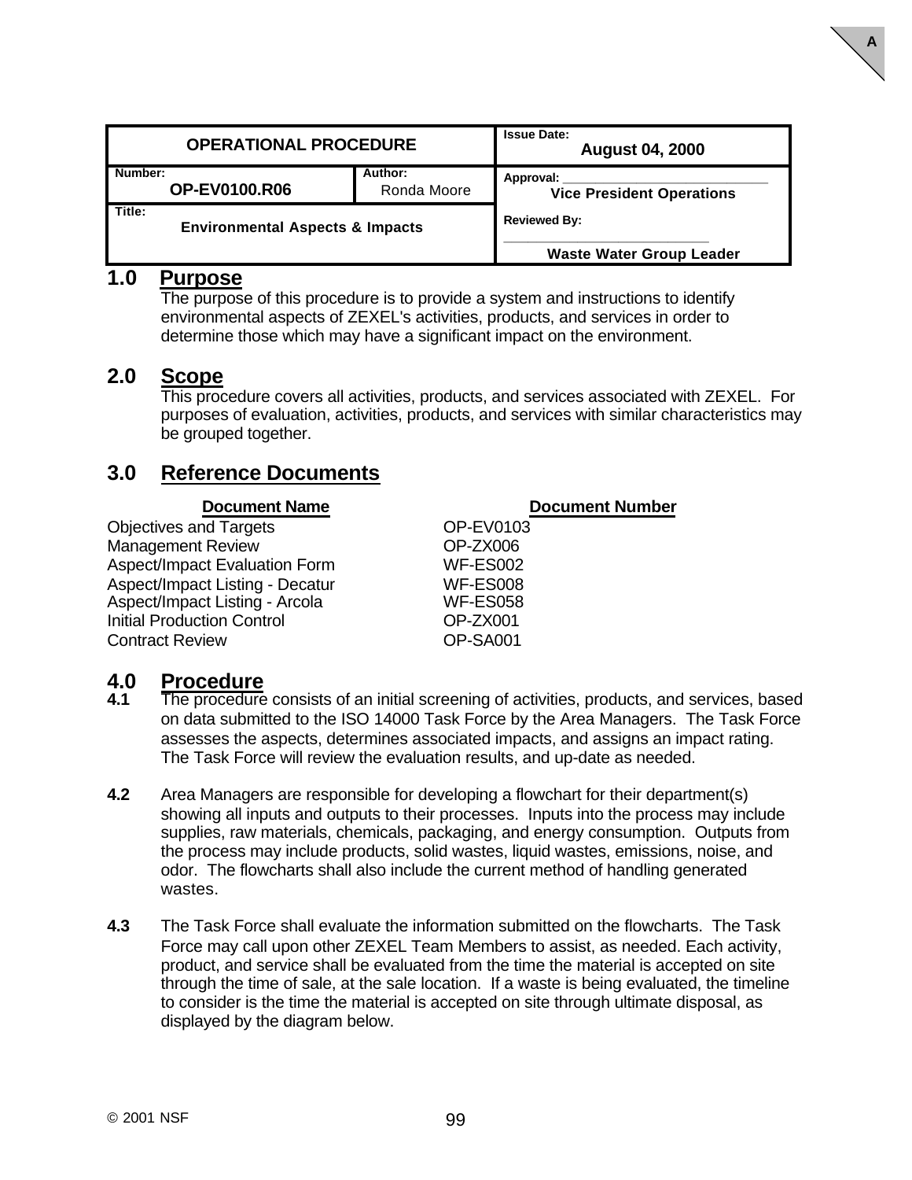A

| OPERATIONAL PROCEDURE | | Issue Date: August 04, 2000 |
|---|---|---|
| Number: OP-EV0100.R06 | Author: Ronda Moore | Approval: ___________________________ Vice President Operations |
| Title: Environmental Aspects & Impacts | | Reviewed By: ___________________________ Waste Water Group Leader |

## 1.0 Purpose

The purpose of this procedure is to provide a system and instructions to identify environmental aspects of ZEXEL's activities, products, and services in order to determine those which may have a significant impact on the environment.

## 2.0 Scope

This procedure covers all activities, products, and services associated with ZEXEL. For purposes of evaluation, activities, products, and services with similar characteristics may be grouped together.

## 3.0 Reference Documents

| Document Name | Document Number |
|---|---|
| Objectives and Targets | OP-EV0103 |
| Management Review | OP-ZX006 |
| Aspect/Impact Evaluation Form | WF-ES002 |
| Aspect/Impact Listing - Decatur | WF-ES008 |
| Aspect/Impact Listing - Arcola | WF-ES058 |
| Initial Production Control | OP-ZX001 |
| Contract Review | OP-SA001 |

## 4.0 Procedure

**4.1** The procedure consists of an initial screening of activities, products, and services, based on data submitted to the ISO 14000 Task Force by the Area Managers. The Task Force assesses the aspects, determines associated impacts, and assigns an impact rating. The Task Force will review the evaluation results, and up-date as needed.

**4.2** Area Managers are responsible for developing a flowchart for their department(s) showing all inputs and outputs to their processes. Inputs into the process may include supplies, raw materials, chemicals, packaging, and energy consumption. Outputs from the process may include products, solid wastes, liquid wastes, emissions, noise, and odor. The flowcharts shall also include the current method of handling generated wastes.

**4.3** The Task Force shall evaluate the information submitted on the flowcharts. The Task Force may call upon other ZEXEL Team Members to assist, as needed. Each activity, product, and service shall be evaluated from the time the material is accepted on site through the time of sale, at the sale location. If a waste is being evaluated, the timeline to consider is the time the material is accepted on site through ultimate disposal, as displayed by the diagram below.

© 2001 NSF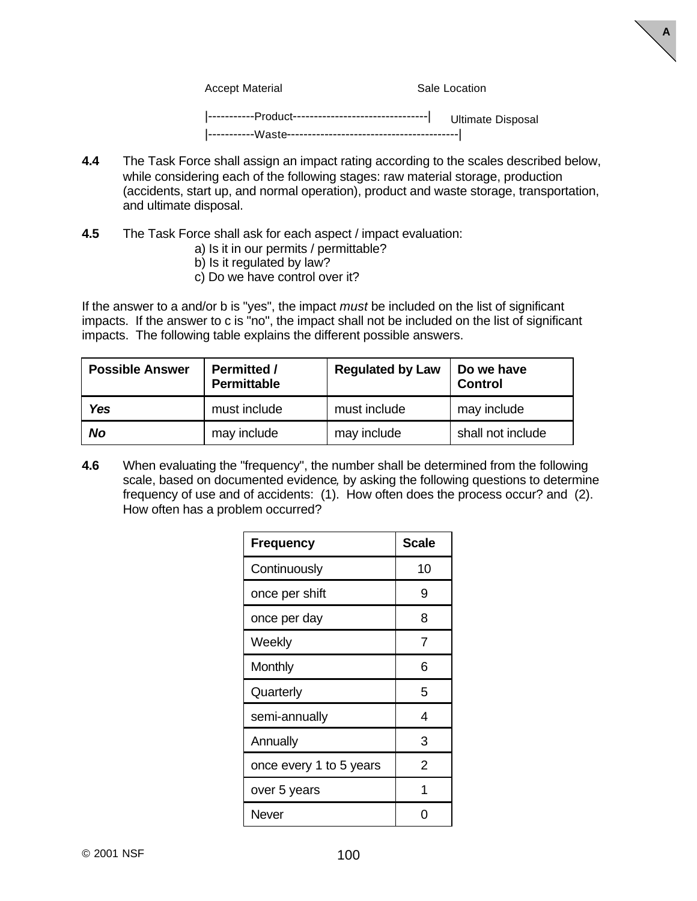```
Accept Material                           Sale Location

|-----------Product--------------------------------|  Ultimate Disposal
|-----------Waste-----------------------------------------|
```

**4.4** The Task Force shall assign an impact rating according to the scales described below, while considering each of the following stages: raw material storage, production (accidents, start up, and normal operation), product and waste storage, transportation, and ultimate disposal.

**4.5** The Task Force shall ask for each aspect / impact evaluation:

a) Is it in our permits / permittable?
b) Is it regulated by law?
c) Do we have control over it?

If the answer to a and/or b is "yes", the impact *must* be included on the list of significant impacts. If the answer to c is "no", the impact shall not be included on the list of significant impacts. The following table explains the different possible answers.

| Possible Answer | Permitted / Permittable | Regulated by Law | Do we have Control |
|---|---|---|---|
| ***Yes*** | must include | must include | may include |
| ***No*** | may include | may include | shall not include |

**4.6** When evaluating the "frequency", the number shall be determined from the following scale, based on documented evidence*,* by asking the following questions to determine frequency of use and of accidents: (1). How often does the process occur? and (2). How often has a problem occurred?

| Frequency | Scale |
|---|---|
| Continuously | 10 |
| once per shift | 9 |
| once per day | 8 |
| Weekly | 7 |
| Monthly | 6 |
| Quarterly | 5 |
| semi-annually | 4 |
| Annually | 3 |
| once every 1 to 5 years | 2 |
| over 5 years | 1 |
| Never | 0 |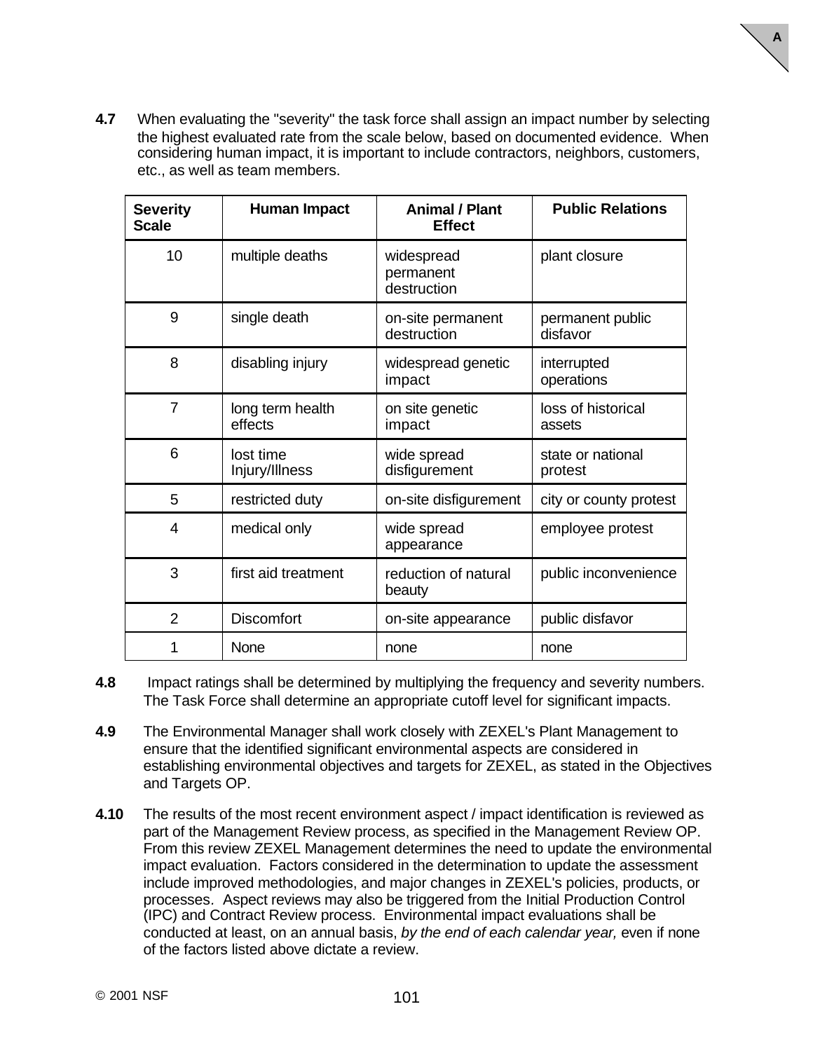**4.7** When evaluating the "severity" the task force shall assign an impact number by selecting the highest evaluated rate from the scale below, based on documented evidence. When considering human impact, it is important to include contractors, neighbors, customers, etc., as well as team members.

| Severity Scale | Human Impact | Animal / Plant Effect | Public Relations |
|---|---|---|---|
| 10 | multiple deaths | widespread permanent destruction | plant closure |
| 9 | single death | on-site permanent destruction | permanent public disfavor |
| 8 | disabling injury | widespread genetic impact | interrupted operations |
| 7 | long term health effects | on site genetic impact | loss of historical assets |
| 6 | lost time Injury/Illness | wide spread disfigurement | state or national protest |
| 5 | restricted duty | on-site disfigurement | city or county protest |
| 4 | medical only | wide spread appearance | employee protest |
| 3 | first aid treatment | reduction of natural beauty | public inconvenience |
| 2 | Discomfort | on-site appearance | public disfavor |
| 1 | None | none | none |

**4.8** Impact ratings shall be determined by multiplying the frequency and severity numbers. The Task Force shall determine an appropriate cutoff level for significant impacts.

**4.9** The Environmental Manager shall work closely with ZEXEL's Plant Management to ensure that the identified significant environmental aspects are considered in establishing environmental objectives and targets for ZEXEL, as stated in the Objectives and Targets OP.

**4.10** The results of the most recent environment aspect / impact identification is reviewed as part of the Management Review process, as specified in the Management Review OP. From this review ZEXEL Management determines the need to update the environmental impact evaluation. Factors considered in the determination to update the assessment include improved methodologies, and major changes in ZEXEL's policies, products, or processes. Aspect reviews may also be triggered from the Initial Production Control (IPC) and Contract Review process. Environmental impact evaluations shall be conducted at least, on an annual basis, *by the end of each calendar year,* even if none of the factors listed above dictate a review.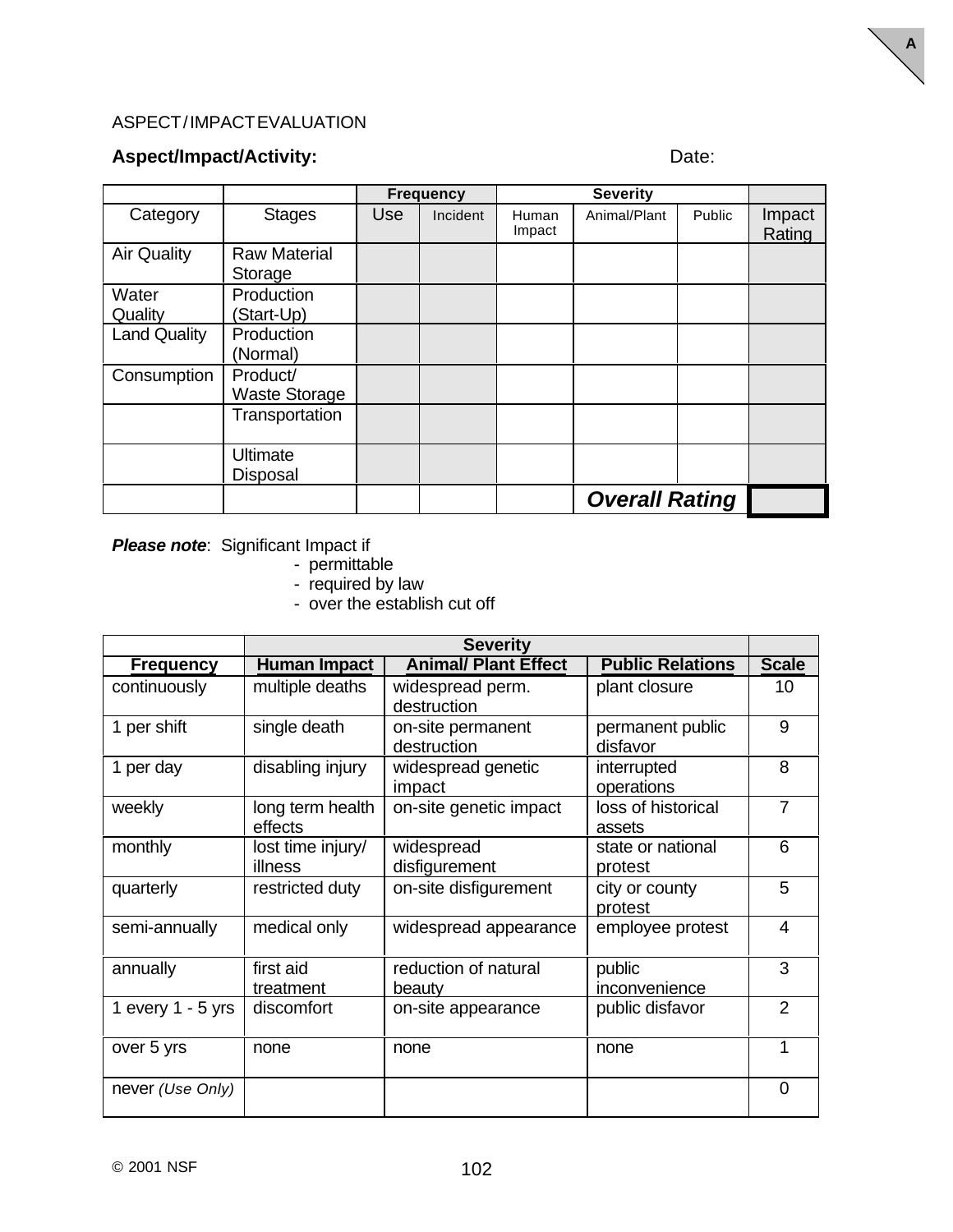ASPECT / IMPACT EVALUATION

**Aspect/Impact/Activity:** Date:

| | | Frequency | | Severity | | | |
|---|---|---|---|---|---|---|---|
| Category | Stages | Use | Incident | Human Impact | Animal/Plant | Public | Impact Rating |
| Air Quality | Raw Material Storage | | | | | | |
| Water Quality | Production (Start-Up) | | | | | | |
| Land Quality | Production (Normal) | | | | | | |
| Consumption | Product/ Waste Storage | | | | | | |
| | Transportation | | | | | | |
| | Ultimate Disposal | | | | | | |
| | | | | | ***Overall Rating*** | | |

***Please note***: Significant Impact if
- permittable
- required by law
- over the establish cut off

| | Severity | | | |
|---|---|---|---|---|
| **Frequency** | **Human Impact** | **Animal/ Plant Effect** | **Public Relations** | **Scale** |
| continuously | multiple deaths | widespread perm. destruction | plant closure | 10 |
| 1 per shift | single death | on-site permanent destruction | permanent public disfavor | 9 |
| 1 per day | disabling injury | widespread genetic impact | interrupted operations | 8 |
| weekly | long term health effects | on-site genetic impact | loss of historical assets | 7 |
| monthly | lost time injury/ illness | widespread disfigurement | state or national protest | 6 |
| quarterly | restricted duty | on-site disfigurement | city or county protest | 5 |
| semi-annually | medical only | widespread appearance | employee protest | 4 |
| annually | first aid treatment | reduction of natural beauty | public inconvenience | 3 |
| 1 every 1 - 5 yrs | discomfort | on-site appearance | public disfavor | 2 |
| over 5 yrs | none | none | none | 1 |
| never *(Use Only)* | | | | 0 |

© 2001 NSF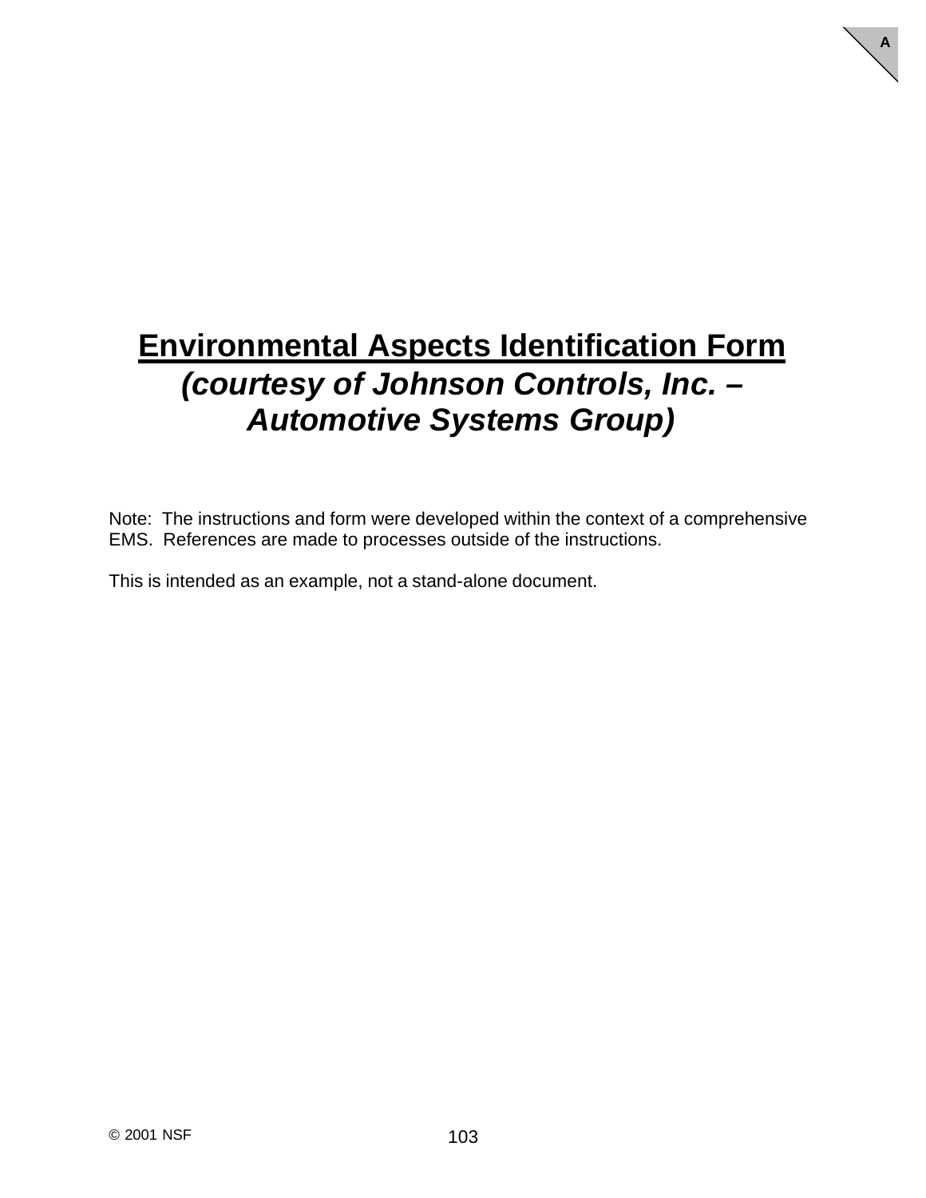# Environmental Aspects Identification Form

***(courtesy of Johnson Controls, Inc. – Automotive Systems Group)***

Note: The instructions and form were developed within the context of a comprehensive EMS. References are made to processes outside of the instructions.

This is intended as an example, not a stand-alone document.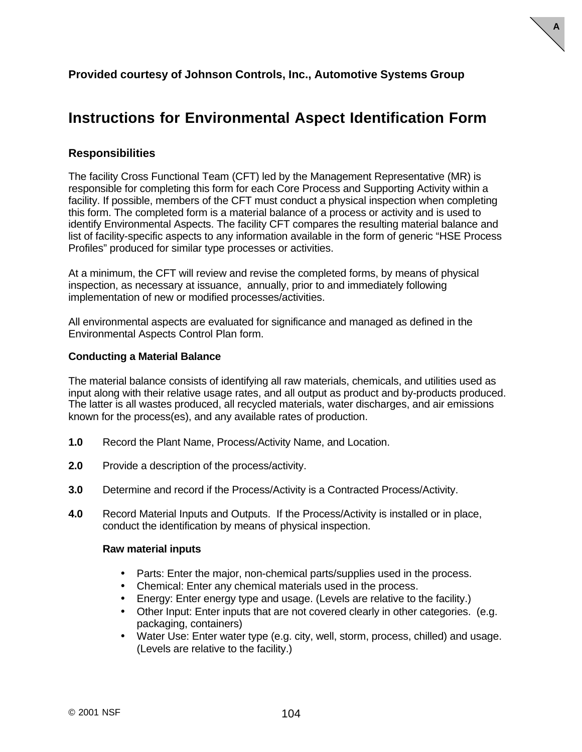**Provided courtesy of Johnson Controls, Inc., Automotive Systems Group**

# Instructions for Environmental Aspect Identification Form

### Responsibilities

The facility Cross Functional Team (CFT) led by the Management Representative (MR) is responsible for completing this form for each Core Process and Supporting Activity within a facility. If possible, members of the CFT must conduct a physical inspection when completing this form. The completed form is a material balance of a process or activity and is used to identify Environmental Aspects. The facility CFT compares the resulting material balance and list of facility-specific aspects to any information available in the form of generic "HSE Process Profiles" produced for similar type processes or activities.

At a minimum, the CFT will review and revise the completed forms, by means of physical inspection, as necessary at issuance, annually, prior to and immediately following implementation of new or modified processes/activities.

All environmental aspects are evaluated for significance and managed as defined in the Environmental Aspects Control Plan form.

#### Conducting a Material Balance

The material balance consists of identifying all raw materials, chemicals, and utilities used as input along with their relative usage rates, and all output as product and by-products produced. The latter is all wastes produced, all recycled materials, water discharges, and air emissions known for the process(es), and any available rates of production.

**1.0** Record the Plant Name, Process/Activity Name, and Location.

**2.0** Provide a description of the process/activity.

**3.0** Determine and record if the Process/Activity is a Contracted Process/Activity.

**4.0** Record Material Inputs and Outputs. If the Process/Activity is installed or in place, conduct the identification by means of physical inspection.

**Raw material inputs**

- Parts: Enter the major, non-chemical parts/supplies used in the process.
- Chemical: Enter any chemical materials used in the process.
- Energy: Enter energy type and usage. (Levels are relative to the facility.)
- Other Input: Enter inputs that are not covered clearly in other categories. (e.g. packaging, containers)
- Water Use: Enter water type (e.g. city, well, storm, process, chilled) and usage. (Levels are relative to the facility.)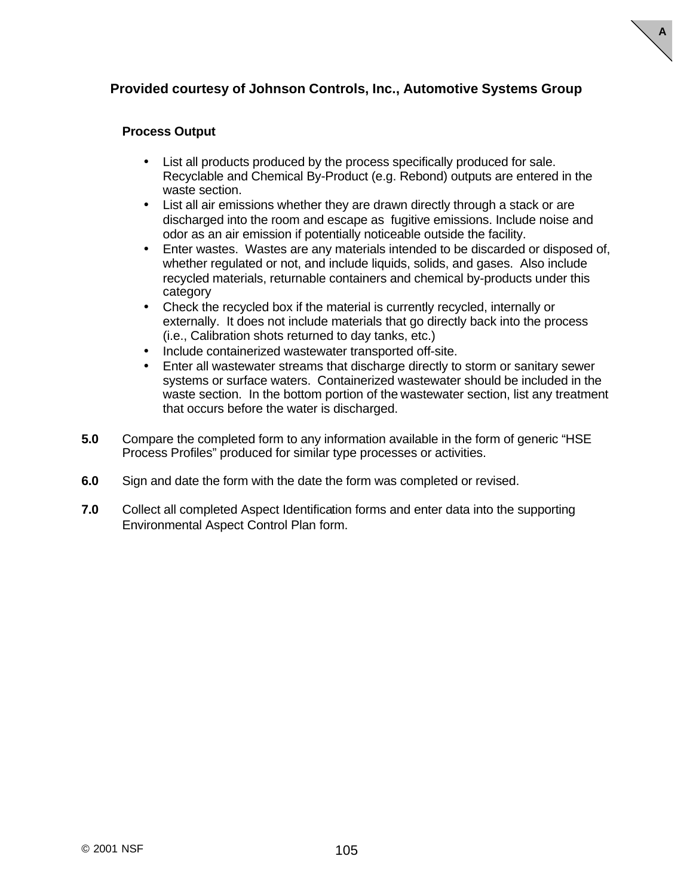**Provided courtesy of Johnson Controls, Inc., Automotive Systems Group**

**Process Output**

- List all products produced by the process specifically produced for sale. Recyclable and Chemical By-Product (e.g. Rebond) outputs are entered in the waste section.
- List all air emissions whether they are drawn directly through a stack or are discharged into the room and escape as fugitive emissions. Include noise and odor as an air emission if potentially noticeable outside the facility.
- Enter wastes. Wastes are any materials intended to be discarded or disposed of, whether regulated or not, and include liquids, solids, and gases. Also include recycled materials, returnable containers and chemical by-products under this category
- Check the recycled box if the material is currently recycled, internally or externally. It does not include materials that go directly back into the process (i.e., Calibration shots returned to day tanks, etc.)
- Include containerized wastewater transported off-site.
- Enter all wastewater streams that discharge directly to storm or sanitary sewer systems or surface waters. Containerized wastewater should be included in the waste section. In the bottom portion of the wastewater section, list any treatment that occurs before the water is discharged.

**5.0** Compare the completed form to any information available in the form of generic "HSE Process Profiles" produced for similar type processes or activities.

**6.0** Sign and date the form with the date the form was completed or revised.

**7.0** Collect all completed Aspect Identification forms and enter data into the supporting Environmental Aspect Control Plan form.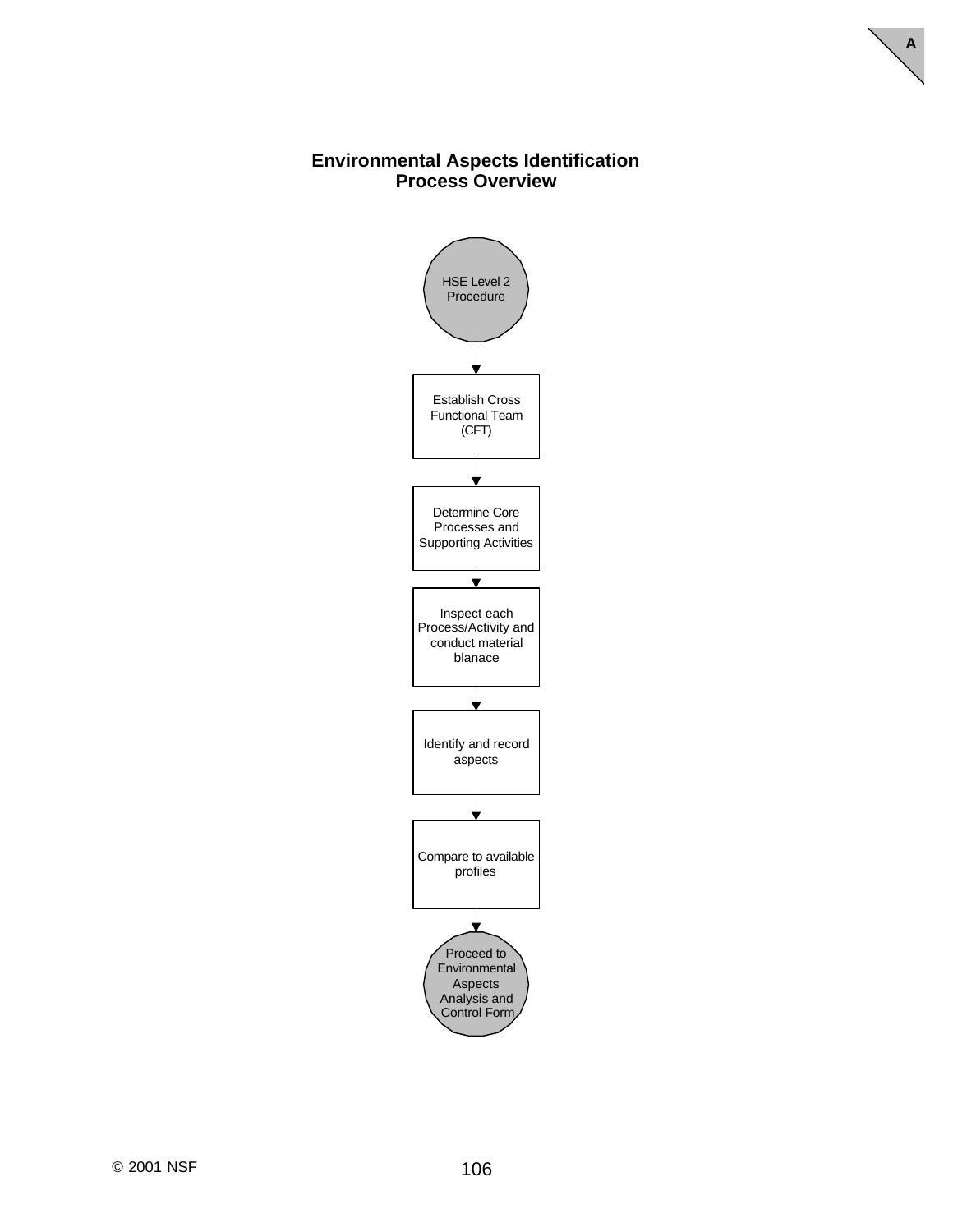# Environmental Aspects Identification Process Overview

HSE Level 2 Procedure

↓

Establish Cross Functional Team (CFT)

↓

Determine Core Processes and Supporting Activities

↓

Inspect each Process/Activity and conduct material blanace

↓

Identify and record aspects

↓

Compare to available profiles

↓

Proceed to Environmental Aspects Analysis and Control Form

© 2001 NSF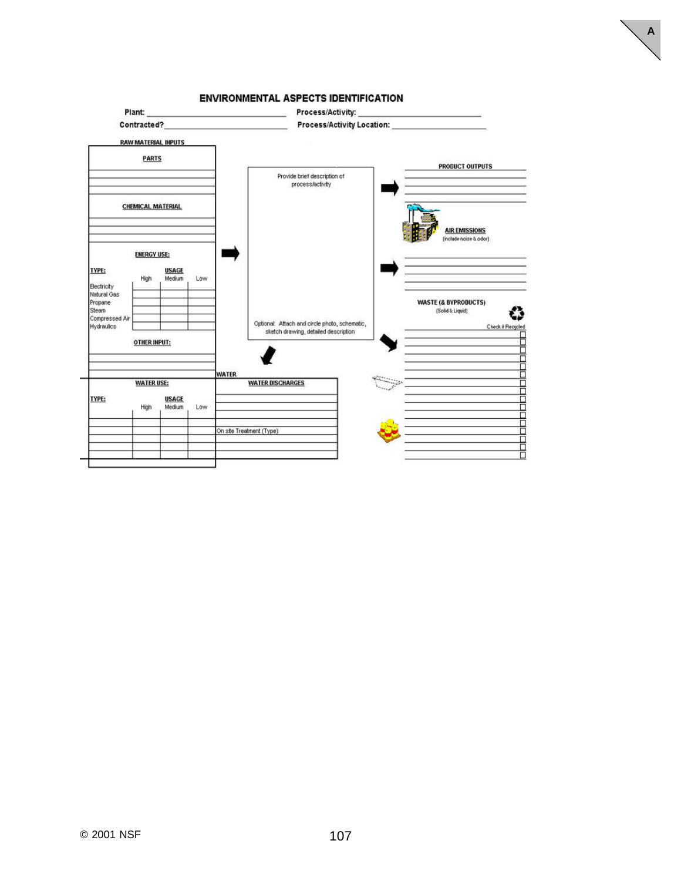# ENVIRONMENTAL ASPECTS IDENTIFICATION

Plant: ____________________ Process/Activity: ____________________

Contracted? ____________________ Process/Activity Location: ____________________

## RAW MATERIAL INPUTS

### PARTS

### CHEMICAL MATERIAL

### ENERGY USE:

| TYPE: | High | Medium | Low |
|---|---|---|---|
| Electricity | | | |
| Natural Gas | | | |
| Propane | | | |
| Steam | | | |
| Compressed Air | | | |
| Hydraulics | | | |

(USAGE)

### OTHER INPUT:

Provide brief description of process/activity

Optional: Attach and circle photo, schematic, sketch drawing, detailed description

## PRODUCT OUTPUTS

## AIR EMISSIONS

(include noise & odor)

## WASTE (& BYPRODUCTS)

(Solid & Liquid)

Check if Recycled

## WATER

### WATER USE:

| TYPE: | High | Medium | Low |
|---|---|---|---|
| | | | |
| | | | |
| | | | |
| | | | |
| | | | |

(USAGE)

### WATER DISCHARGES

On site Treatment (Type)

© 2001 NSF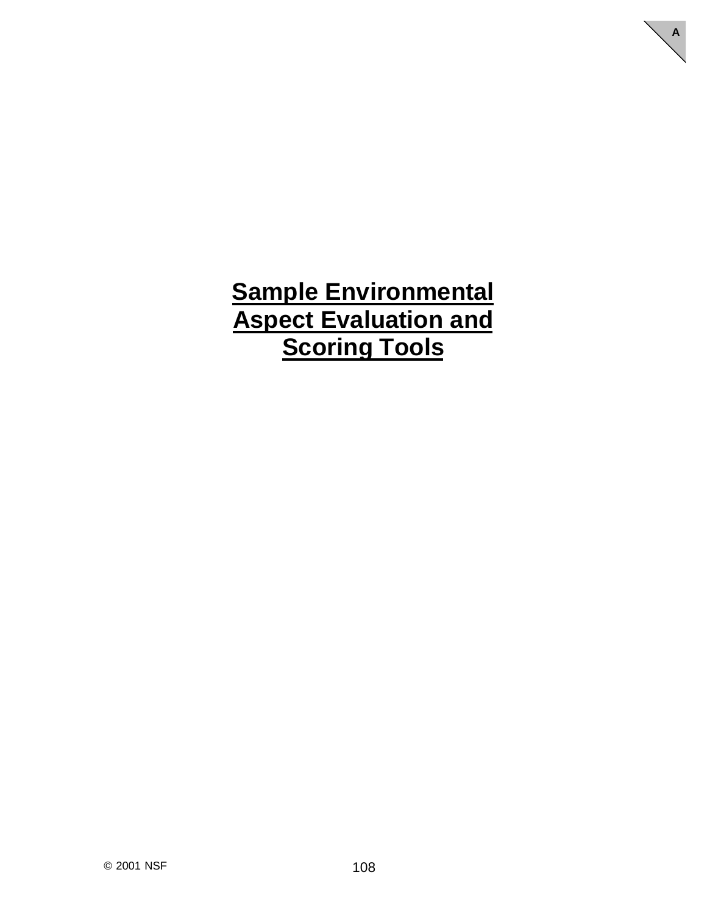# Sample Environmental Aspect Evaluation and Scoring Tools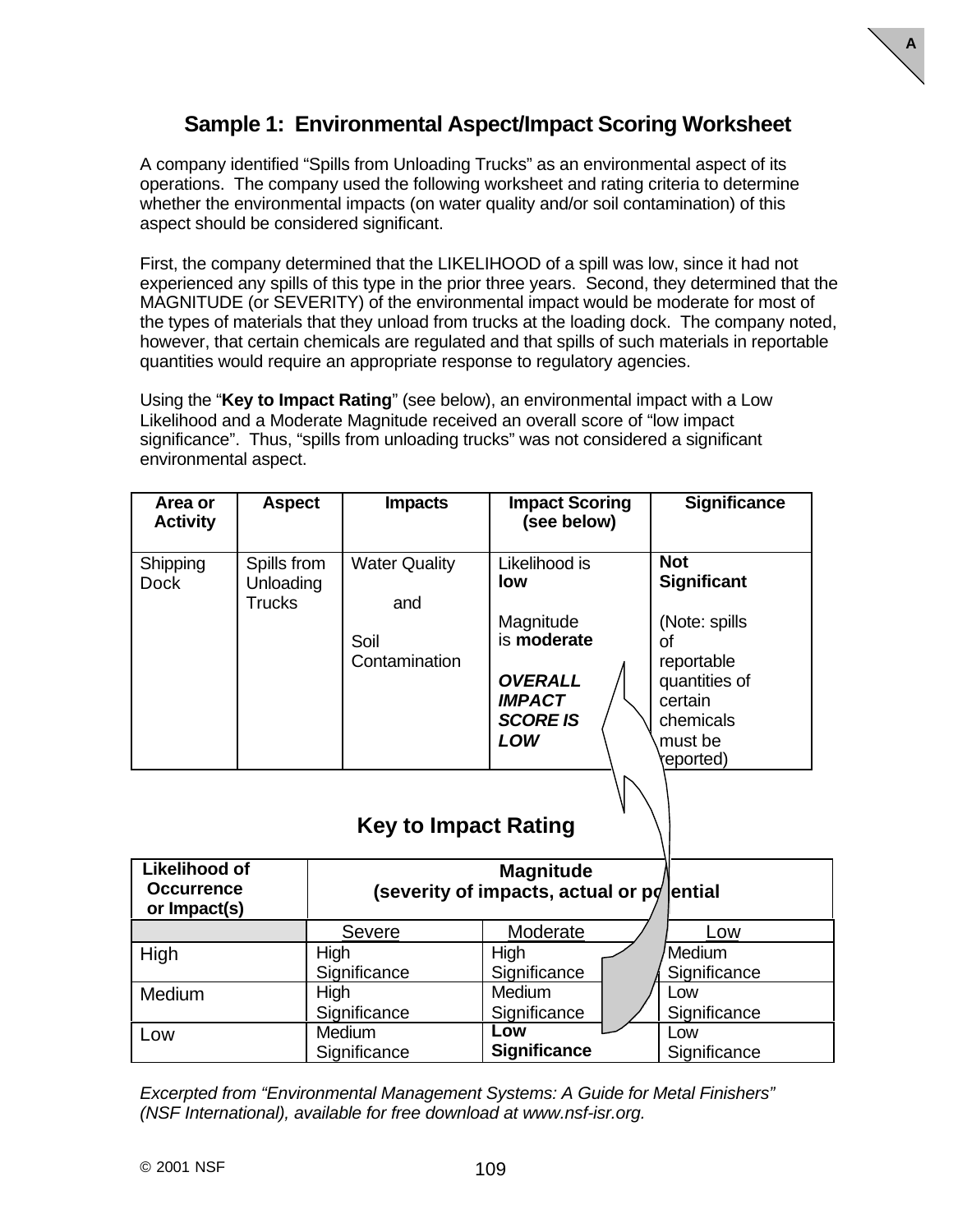## Sample 1: Environmental Aspect/Impact Scoring Worksheet

A company identified "Spills from Unloading Trucks" as an environmental aspect of its operations. The company used the following worksheet and rating criteria to determine whether the environmental impacts (on water quality and/or soil contamination) of this aspect should be considered significant.

First, the company determined that the LIKELIHOOD of a spill was low, since it had not experienced any spills of this type in the prior three years. Second, they determined that the MAGNITUDE (or SEVERITY) of the environmental impact would be moderate for most of the types of materials that they unload from trucks at the loading dock. The company noted, however, that certain chemicals are regulated and that spills of such materials in reportable quantities would require an appropriate response to regulatory agencies.

Using the "**Key to Impact Rating**" (see below), an environmental impact with a Low Likelihood and a Moderate Magnitude received an overall score of "low impact significance". Thus, "spills from unloading trucks" was not considered a significant environmental aspect.

| Area or Activity | Aspect | Impacts | Impact Scoring (see below) | Significance |
|---|---|---|---|---|
| Shipping Dock | Spills from Unloading Trucks | Water Quality and Soil Contamination | Likelihood is **low**<br><br>Magnitude is **moderate**<br><br>***OVERALL IMPACT SCORE IS LOW*** | **Not Significant**<br><br>(Note: spills of reportable quantities of certain chemicals must be reported) |

### Key to Impact Rating

| Likelihood of Occurrence or Impact(s) | Magnitude (severity of impacts, actual or potential) | | |
|---|---|---|---|
| | Severe | Moderate | Low |
| High | High Significance | High Significance | Medium Significance |
| Medium | High Significance | Medium Significance | Low Significance |
| Low | Medium Significance | **Low Significance** | Low Significance |

*Excerpted from "Environmental Management Systems: A Guide for Metal Finishers" (NSF International), available for free download at www.nsf-isr.org.*

© 2001 NSF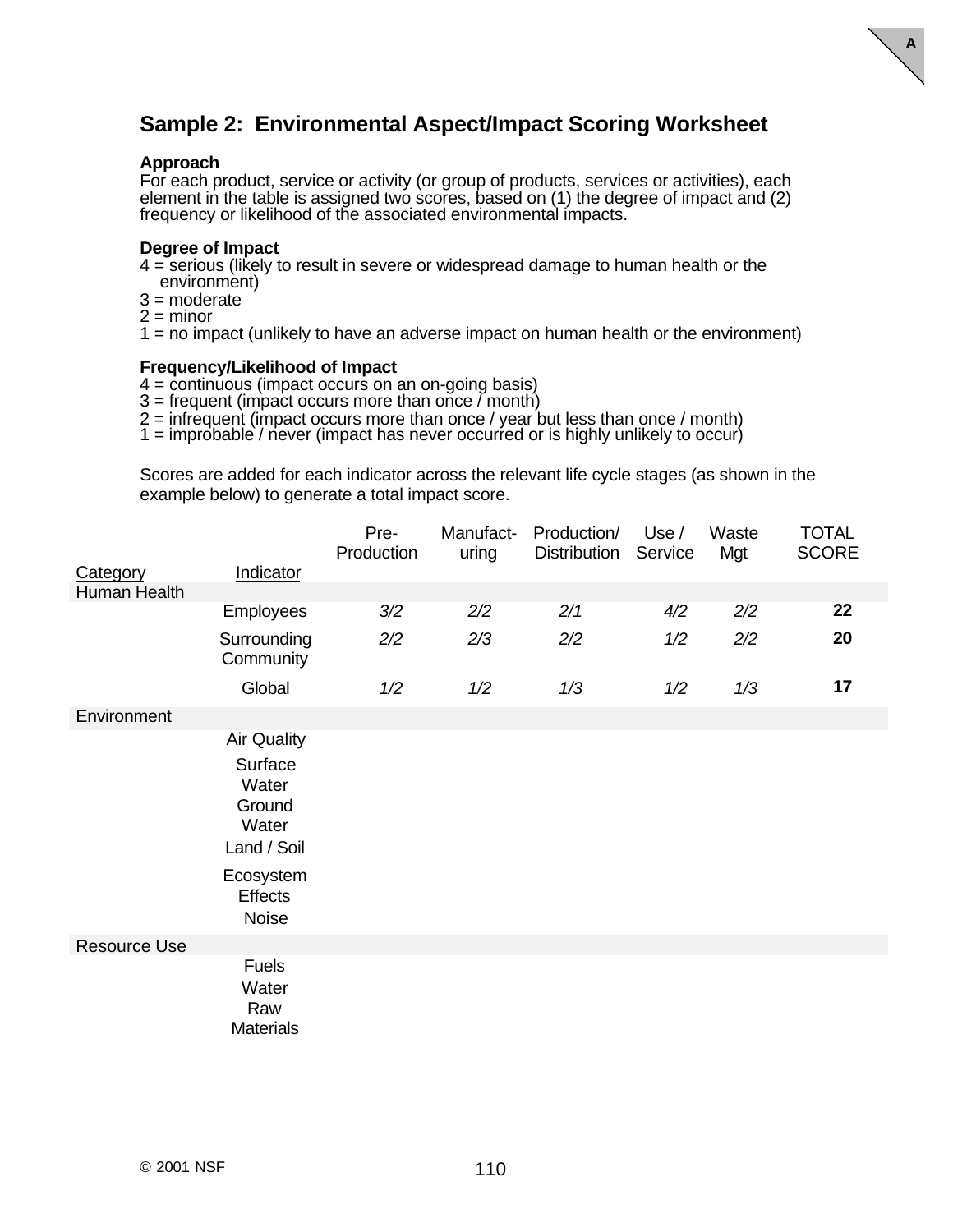## Sample 2: Environmental Aspect/Impact Scoring Worksheet

**Approach**
For each product, service or activity (or group of products, services or activities), each element in the table is assigned two scores, based on (1) the degree of impact and (2) frequency or likelihood of the associated environmental impacts.

**Degree of Impact**
4 = serious (likely to result in severe or widespread damage to human health or the environment)
3 = moderate
2 = minor
1 = no impact (unlikely to have an adverse impact on human health or the environment)

**Frequency/Likelihood of Impact**
4 = continuous (impact occurs on an on-going basis)
3 = frequent (impact occurs more than once / month)
2 = infrequent (impact occurs more than once / year but less than once / month)
1 = improbable / never (impact has never occurred or is highly unlikely to occur)

Scores are added for each indicator across the relevant life cycle stages (as shown in the example below) to generate a total impact score.

| Category | Indicator | Pre-Production | Manufact-uring | Production/ Distribution | Use / Service | Waste Mgt | TOTAL SCORE |
|---|---|---|---|---|---|---|---|
| Human Health | | | | | | | |
| | Employees | *3/2* | *2/2* | *2/1* | *4/2* | *2/2* | **22** |
| | Surrounding Community | *2/2* | *2/3* | *2/2* | *1/2* | *2/2* | **20** |
| | Global | *1/2* | *1/2* | *1/3* | *1/2* | *1/3* | **17** |
| Environment | | | | | | | |
| | Air Quality | | | | | | |
| | Surface Water | | | | | | |
| | Ground Water | | | | | | |
| | Land / Soil | | | | | | |
| | Ecosystem Effects | | | | | | |
| | Noise | | | | | | |
| Resource Use | | | | | | | |
| | Fuels | | | | | | |
| | Water | | | | | | |
| | Raw Materials | | | | | | |

© 2001 NSF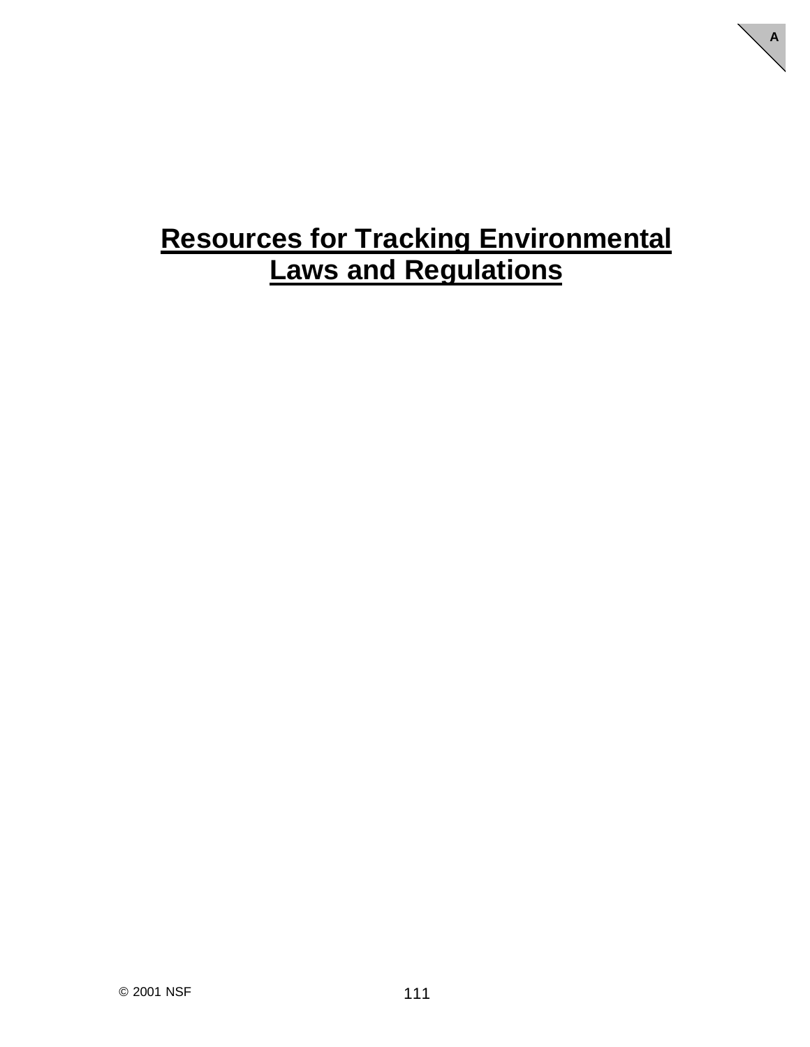# Resources for Tracking Environmental Laws and Regulations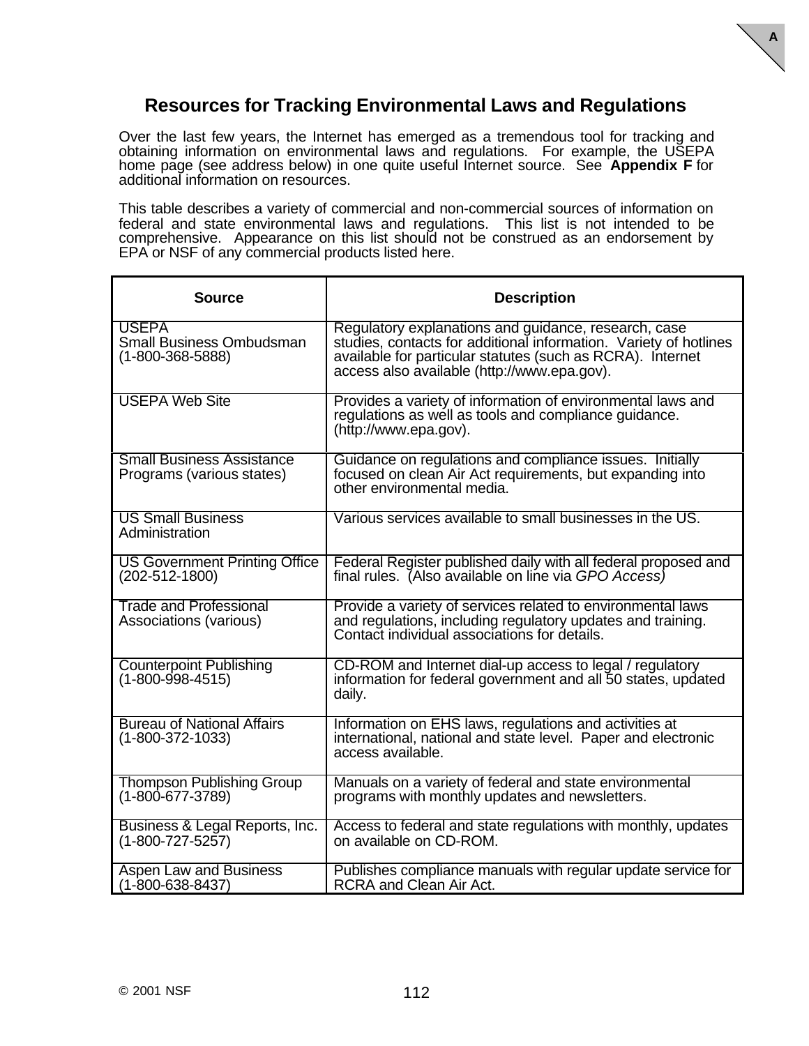# Resources for Tracking Environmental Laws and Regulations

Over the last few years, the Internet has emerged as a tremendous tool for tracking and obtaining information on environmental laws and regulations. For example, the USEPA home page (see address below) in one quite useful Internet source. See **Appendix F** for additional information on resources.

This table describes a variety of commercial and non-commercial sources of information on federal and state environmental laws and regulations. This list is not intended to be comprehensive. Appearance on this list should not be construed as an endorsement by EPA or NSF of any commercial products listed here.

| Source | Description |
|---|---|
| USEPA<br>Small Business Ombudsman<br>(1-800-368-5888) | Regulatory explanations and guidance, research, case studies, contacts for additional information. Variety of hotlines available for particular statutes (such as RCRA). Internet access also available (http://www.epa.gov). |
| USEPA Web Site | Provides a variety of information of environmental laws and regulations as well as tools and compliance guidance. (http://www.epa.gov). |
| Small Business Assistance Programs (various states) | Guidance on regulations and compliance issues. Initially focused on clean Air Act requirements, but expanding into other environmental media. |
| US Small Business Administration | Various services available to small businesses in the US. |
| US Government Printing Office (202-512-1800) | Federal Register published daily with all federal proposed and final rules. (Also available on line via *GPO Access)* |
| Trade and Professional Associations (various) | Provide a variety of services related to environmental laws and regulations, including regulatory updates and training. Contact individual associations for details. |
| Counterpoint Publishing (1-800-998-4515) | CD-ROM and Internet dial-up access to legal / regulatory information for federal government and all 50 states, updated daily. |
| Bureau of National Affairs (1-800-372-1033) | Information on EHS laws, regulations and activities at international, national and state level. Paper and electronic access available. |
| Thompson Publishing Group (1-800-677-3789) | Manuals on a variety of federal and state environmental programs with monthly updates and newsletters. |
| Business & Legal Reports, Inc. (1-800-727-5257) | Access to federal and state regulations with monthly, updates on available on CD-ROM. |
| Aspen Law and Business (1-800-638-8437) | Publishes compliance manuals with regular update service for RCRA and Clean Air Act. |

© 2001 NSF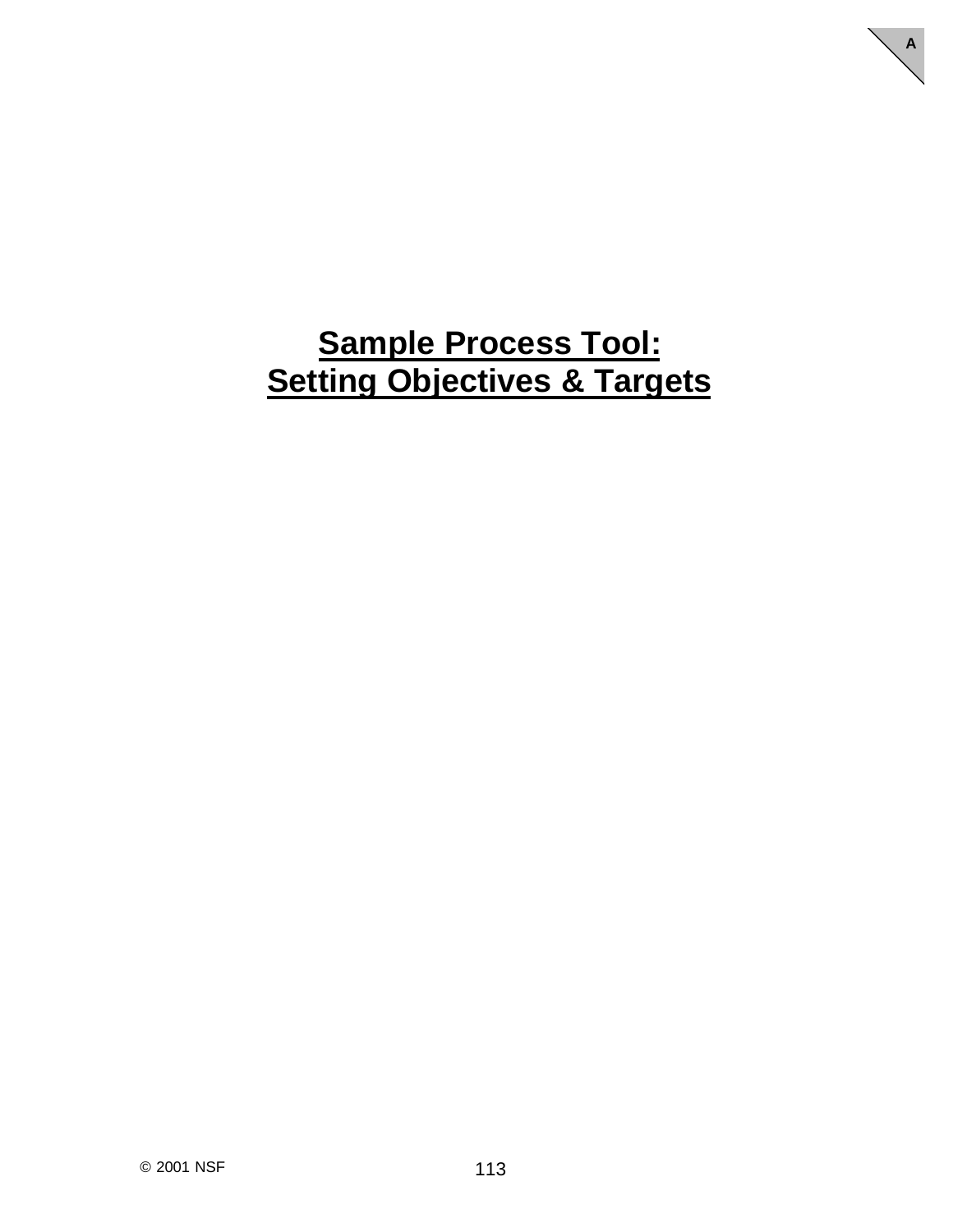# Sample Process Tool: Setting Objectives & Targets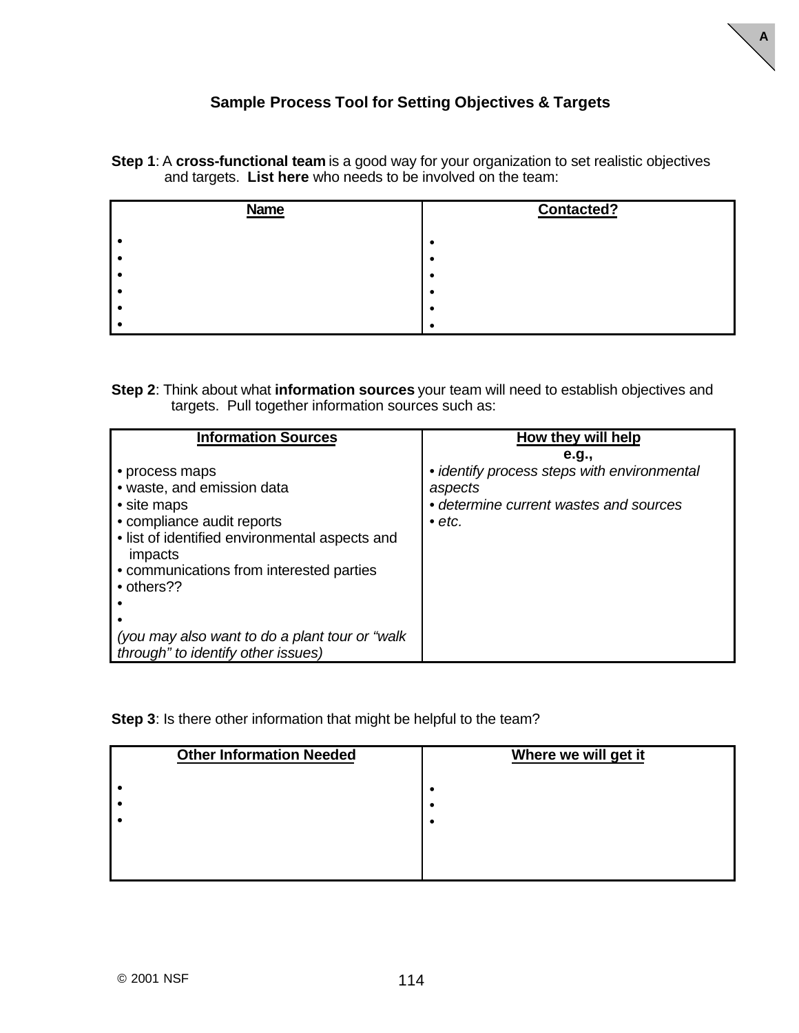# Sample Process Tool for Setting Objectives & Targets

**Step 1**: A **cross-functional team** is a good way for your organization to set realistic objectives and targets. **List here** who needs to be involved on the team:

| Name | Contacted? |
|---|---|
| • | • |
| • | • |
| • | • |
| • | • |
| • | • |
| • | • |

**Step 2**: Think about what **information sources** your team will need to establish objectives and targets. Pull together information sources such as:

| Information Sources | How they will help<br>**e.g.,** |
|---|---|
| • process maps<br>• waste, and emission data<br>• site maps<br>• compliance audit reports<br>• list of identified environmental aspects and impacts<br>• communications from interested parties<br>• others??<br>•<br>•<br>*(you may also want to do a plant tour or "walk through" to identify other issues)* | • *identify process steps with environmental aspects*<br>• *determine current wastes and sources*<br>• *etc.* |

**Step 3**: Is there other information that might be helpful to the team?

| Other Information Needed | Where we will get it |
|---|---|
| • | • |
| • | • |
| • | • |

© 2001 NSF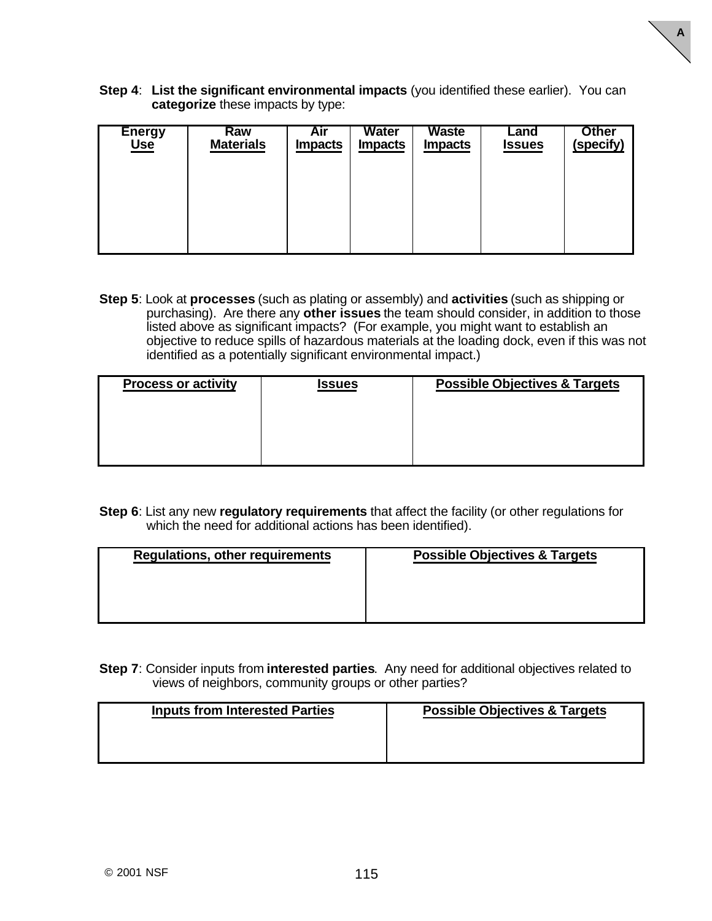**Step 4**: **List the significant environmental impacts** (you identified these earlier). You can **categorize** these impacts by type:

| Energy Use | Raw Materials | Air Impacts | Water Impacts | Waste Impacts | Land Issues | Other (specify) |
|---|---|---|---|---|---|---|
| | | | | | | |

**Step 5**: Look at **processes** (such as plating or assembly) and **activities** (such as shipping or purchasing). Are there any **other issues** the team should consider, in addition to those listed above as significant impacts? (For example, you might want to establish an objective to reduce spills of hazardous materials at the loading dock, even if this was not identified as a potentially significant environmental impact.)

| Process or activity | Issues | Possible Objectives & Targets |
|---|---|---|
| | | |

**Step 6**: List any new **regulatory requirements** that affect the facility (or other regulations for which the need for additional actions has been identified).

| Regulations, other requirements | Possible Objectives & Targets |
|---|---|
| | |

**Step 7**: Consider inputs from **interested parties**. Any need for additional objectives related to views of neighbors, community groups or other parties?

| Inputs from Interested Parties | Possible Objectives & Targets |
|---|---|
| | |

© 2001 NSF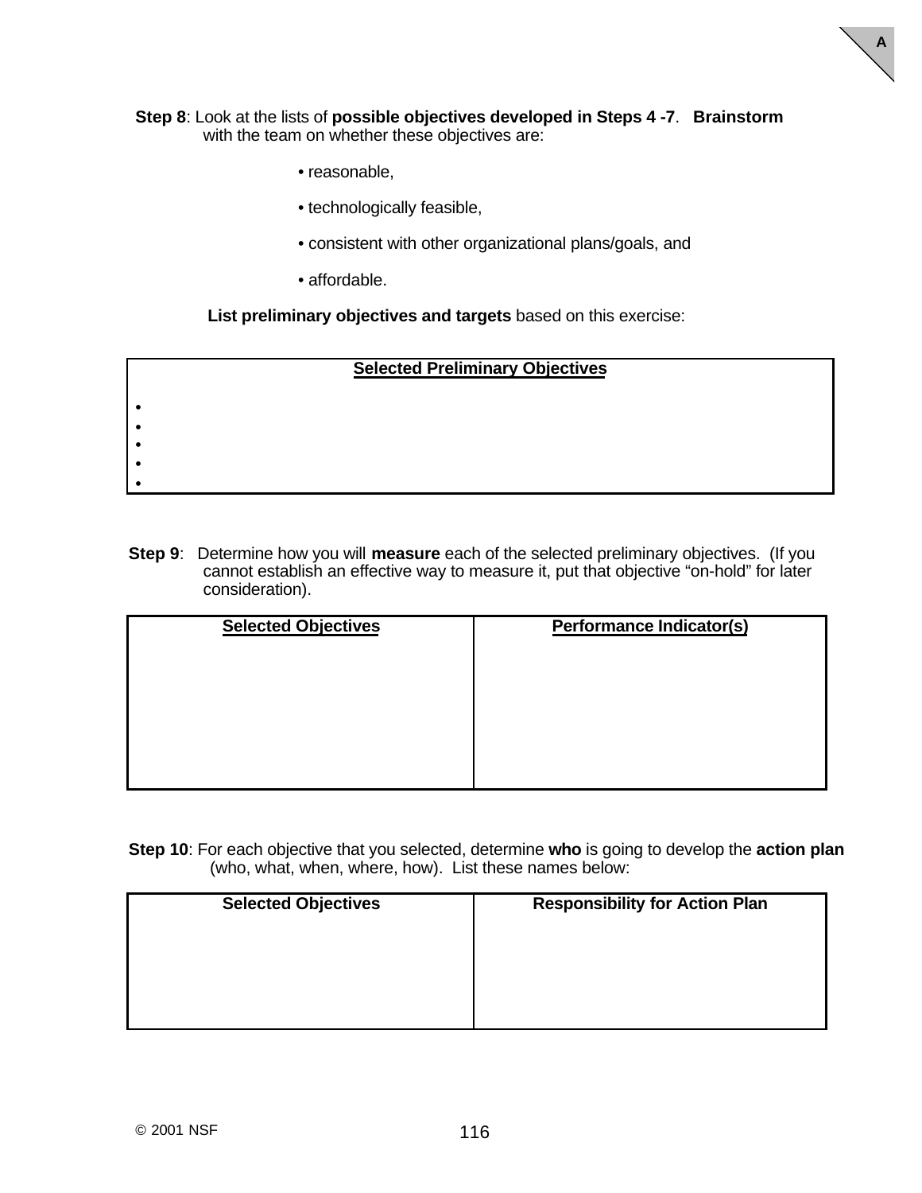**Step 8**: Look at the lists of **possible objectives developed in Steps 4 -7**. **Brainstorm** with the team on whether these objectives are:

- reasonable,
- technologically feasible,
- consistent with other organizational plans/goals, and
- affordable.

**List preliminary objectives and targets** based on this exercise:

| Selected Preliminary Objectives |
|---|
| • |
| • |
| • |
| • |
| • |

**Step 9**: Determine how you will **measure** each of the selected preliminary objectives. (If you cannot establish an effective way to measure it, put that objective "on-hold" for later consideration).

| Selected Objectives | Performance Indicator(s) |
|---|---|
| | |

**Step 10**: For each objective that you selected, determine **who** is going to develop the **action plan** (who, what, when, where, how). List these names below:

| Selected Objectives | Responsibility for Action Plan |
|---|---|
| | |

© 2001 NSF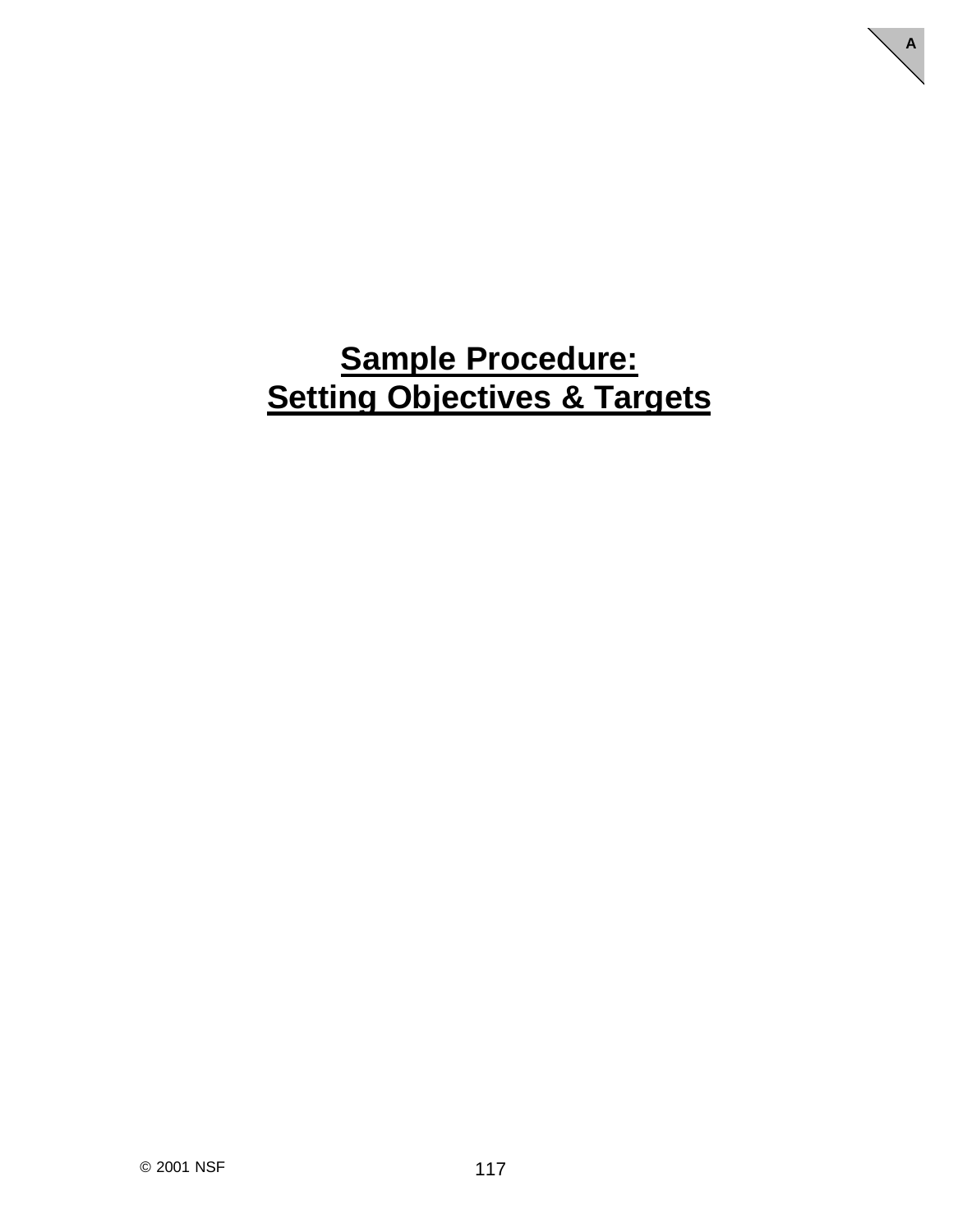# Sample Procedure: Setting Objectives & Targets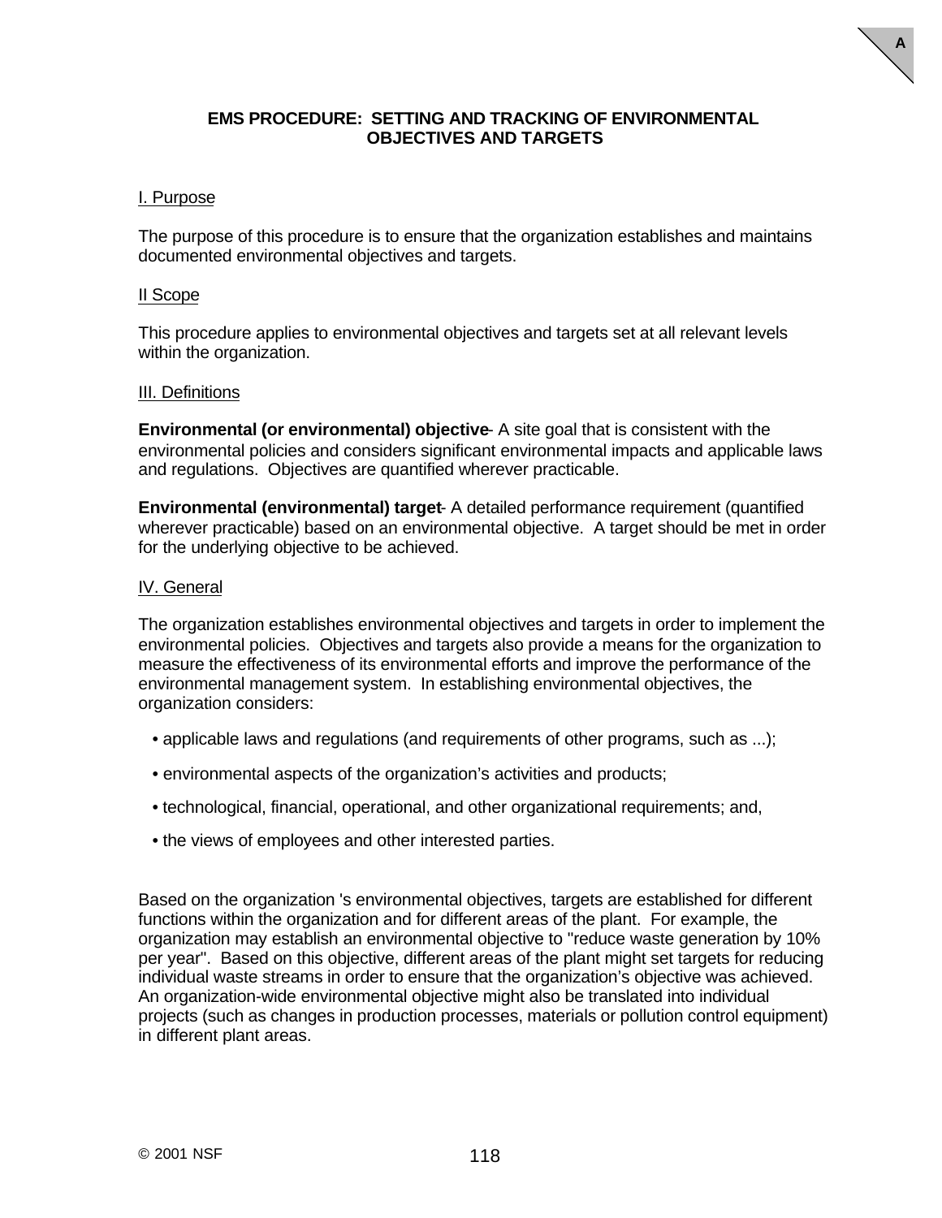# EMS PROCEDURE: SETTING AND TRACKING OF ENVIRONMENTAL OBJECTIVES AND TARGETS

## I. Purpose

The purpose of this procedure is to ensure that the organization establishes and maintains documented environmental objectives and targets.

## II Scope

This procedure applies to environmental objectives and targets set at all relevant levels within the organization.

## III. Definitions

**Environmental (or environmental) objective**- A site goal that is consistent with the environmental policies and considers significant environmental impacts and applicable laws and regulations. Objectives are quantified wherever practicable.

**Environmental (environmental) target**- A detailed performance requirement (quantified wherever practicable) based on an environmental objective. A target should be met in order for the underlying objective to be achieved.

## IV. General

The organization establishes environmental objectives and targets in order to implement the environmental policies. Objectives and targets also provide a means for the organization to measure the effectiveness of its environmental efforts and improve the performance of the environmental management system. In establishing environmental objectives, the organization considers:

- applicable laws and regulations (and requirements of other programs, such as ...);
- environmental aspects of the organization's activities and products;
- technological, financial, operational, and other organizational requirements; and,
- the views of employees and other interested parties.

Based on the organization 's environmental objectives, targets are established for different functions within the organization and for different areas of the plant. For example, the organization may establish an environmental objective to "reduce waste generation by 10% per year". Based on this objective, different areas of the plant might set targets for reducing individual waste streams in order to ensure that the organization's objective was achieved. An organization-wide environmental objective might also be translated into individual projects (such as changes in production processes, materials or pollution control equipment) in different plant areas.

© 2001 NSF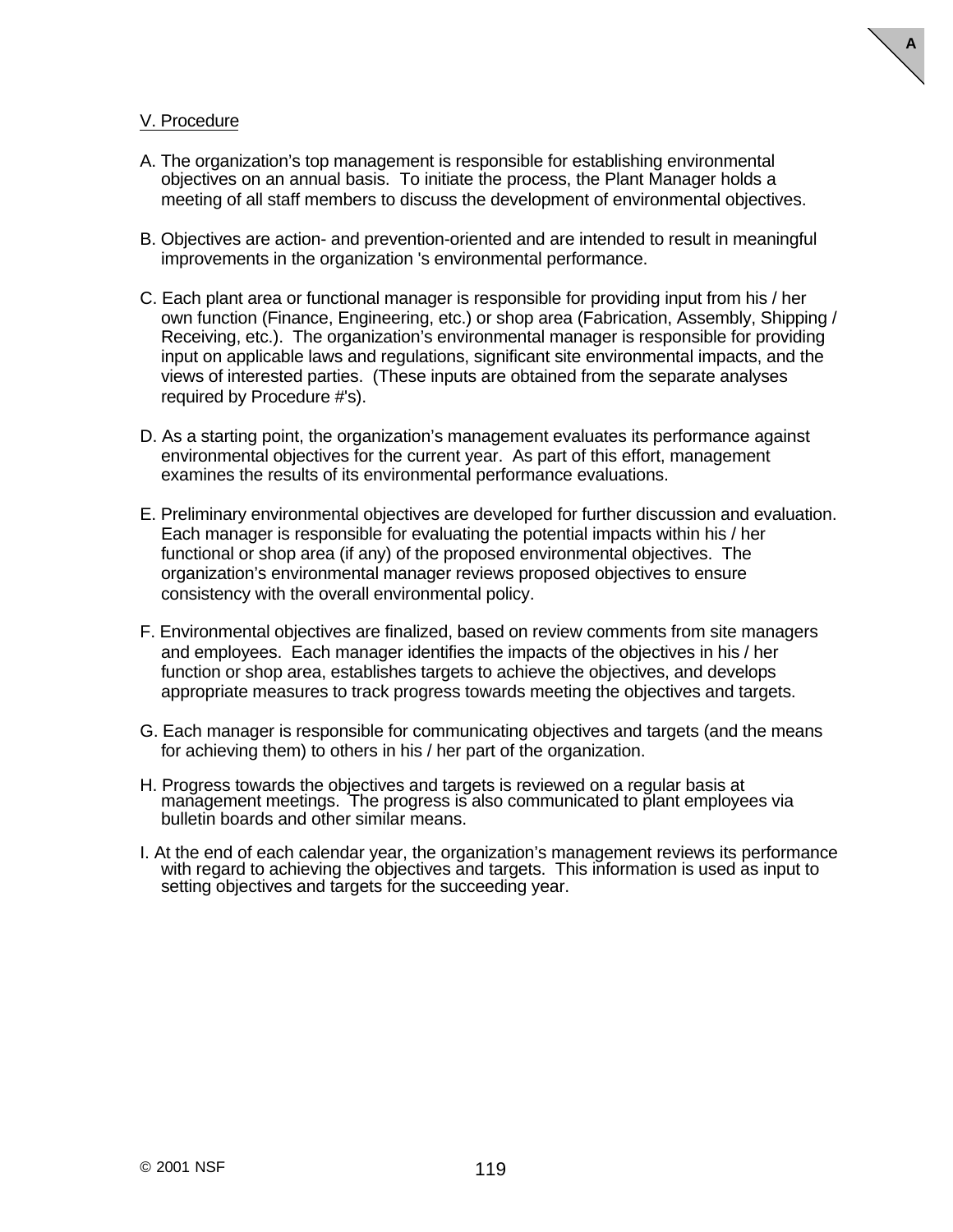V. Procedure

A. The organization's top management is responsible for establishing environmental objectives on an annual basis. To initiate the process, the Plant Manager holds a meeting of all staff members to discuss the development of environmental objectives.

B. Objectives are action- and prevention-oriented and are intended to result in meaningful improvements in the organization 's environmental performance.

C. Each plant area or functional manager is responsible for providing input from his / her own function (Finance, Engineering, etc.) or shop area (Fabrication, Assembly, Shipping / Receiving, etc.). The organization's environmental manager is responsible for providing input on applicable laws and regulations, significant site environmental impacts, and the views of interested parties. (These inputs are obtained from the separate analyses required by Procedure #'s).

D. As a starting point, the organization's management evaluates its performance against environmental objectives for the current year. As part of this effort, management examines the results of its environmental performance evaluations.

E. Preliminary environmental objectives are developed for further discussion and evaluation. Each manager is responsible for evaluating the potential impacts within his / her functional or shop area (if any) of the proposed environmental objectives. The organization's environmental manager reviews proposed objectives to ensure consistency with the overall environmental policy.

F. Environmental objectives are finalized, based on review comments from site managers and employees. Each manager identifies the impacts of the objectives in his / her function or shop area, establishes targets to achieve the objectives, and develops appropriate measures to track progress towards meeting the objectives and targets.

G. Each manager is responsible for communicating objectives and targets (and the means for achieving them) to others in his / her part of the organization.

H. Progress towards the objectives and targets is reviewed on a regular basis at management meetings. The progress is also communicated to plant employees via bulletin boards and other similar means.

I. At the end of each calendar year, the organization's management reviews its performance with regard to achieving the objectives and targets. This information is used as input to setting objectives and targets for the succeeding year.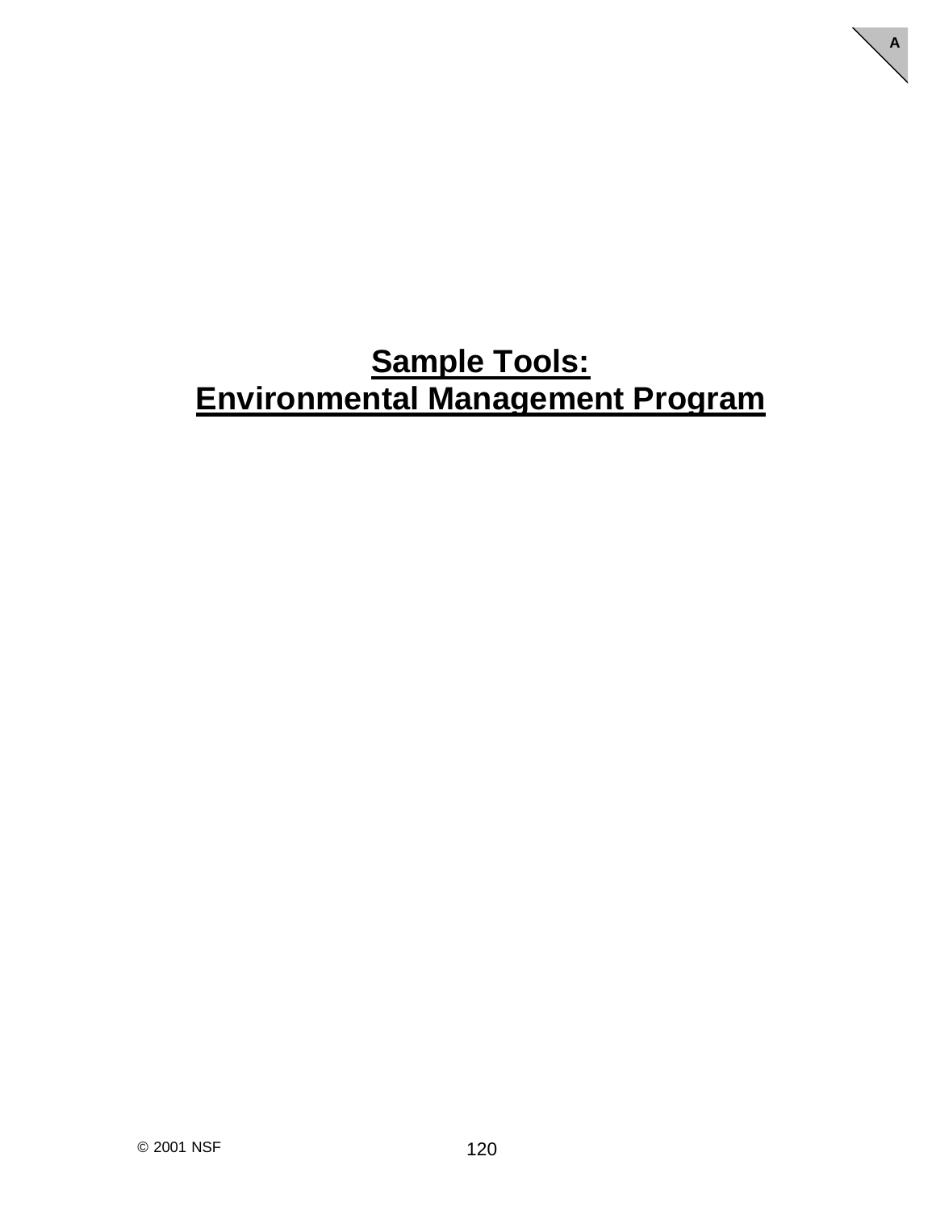# Sample Tools: Environmental Management Program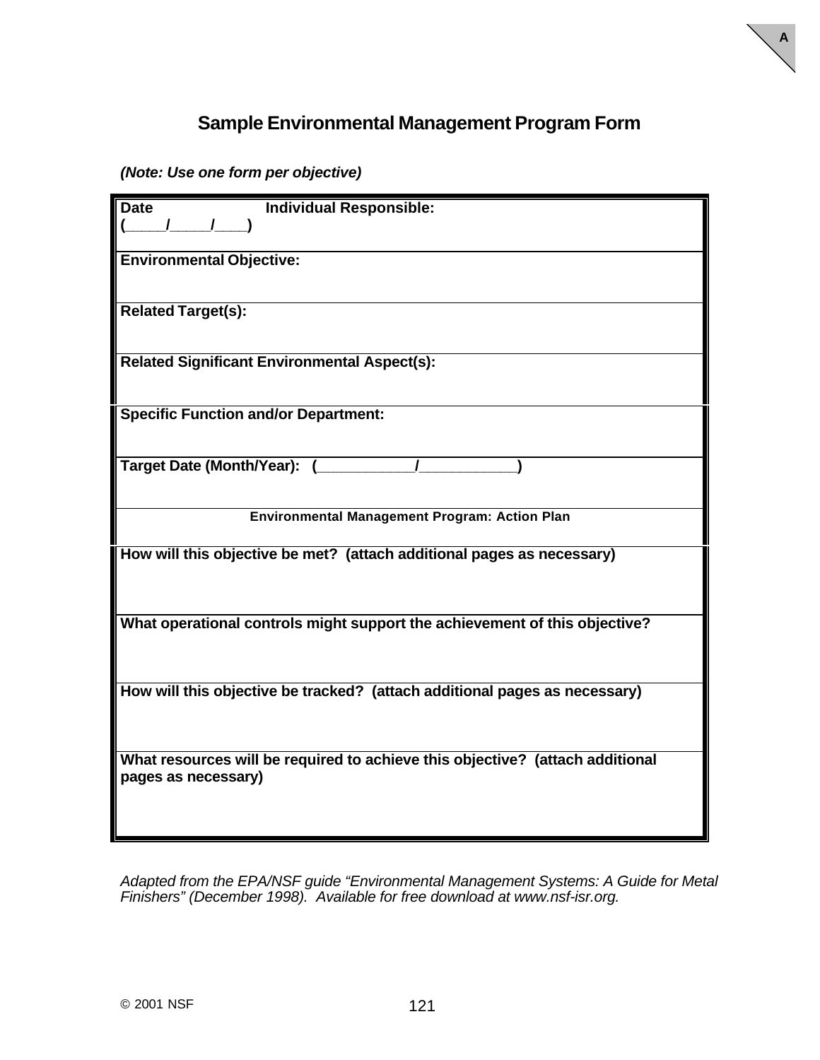# Sample Environmental Management Program Form

***(Note: Use one form per objective)***

| **Date** (____/____/___) **Individual Responsible:** |
|---|
| **Environmental Objective:** |
| **Related Target(s):** |
| **Related Significant Environmental Aspect(s):** |
| **Specific Function and/or Department:** |
| **Target Date (Month/Year): (___________/___________)** |
| **Environmental Management Program: Action Plan** |
| **How will this objective be met? (attach additional pages as necessary)** |
| **What operational controls might support the achievement of this objective?** |
| **How will this objective be tracked? (attach additional pages as necessary)** |
| **What resources will be required to achieve this objective? (attach additional pages as necessary)** |

*Adapted from the EPA/NSF guide "Environmental Management Systems: A Guide for Metal Finishers" (December 1998). Available for free download at www.nsf-isr.org.*

© 2001 NSF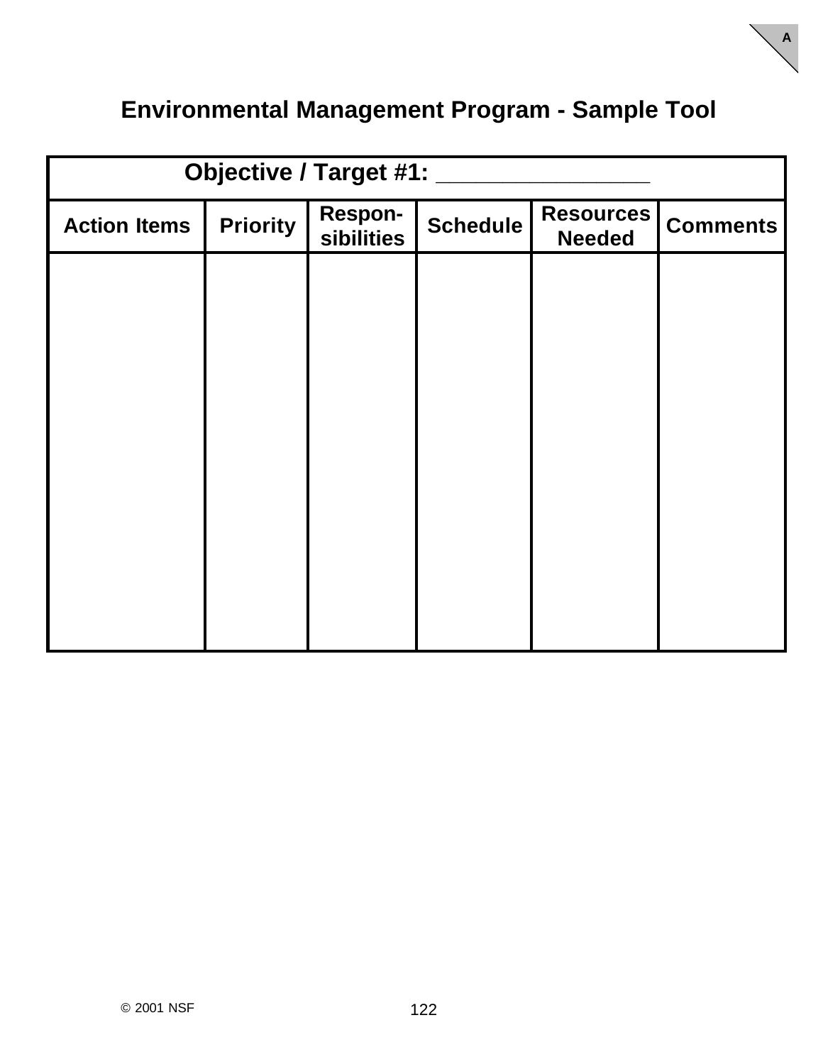# Environmental Management Program - Sample Tool

| Objective / Target #1: _______________ | | | | | |
|---|---|---|---|---|---|
| **Action Items** | **Priority** | **Respon-sibilities** | **Schedule** | **Resources Needed** | **Comments** |
| | | | | | |

© 2001 NSF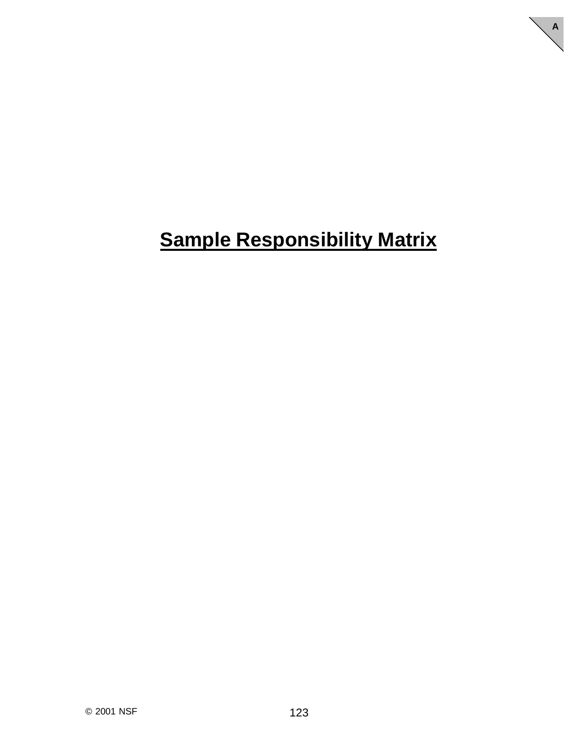# Sample Responsibility Matrix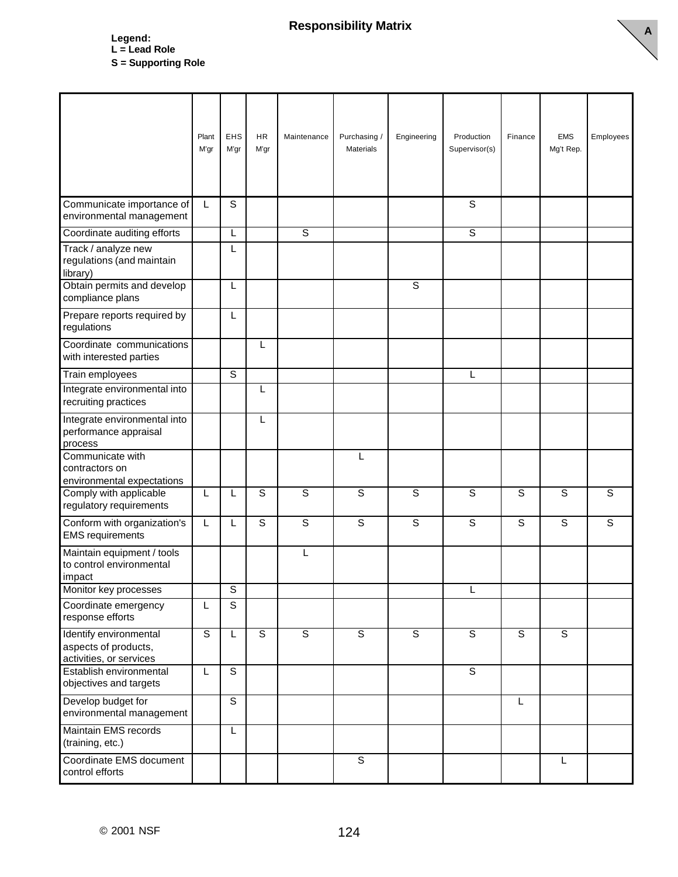## Responsibility Matrix

**Legend:**
**L = Lead Role**
**S = Supporting Role**

| | Plant M'gr | EHS M'gr | HR M'gr | Maintenance | Purchasing / Materials | Engineering | Production Supervisor(s) | Finance | EMS Mg't Rep. | Employees |
|---|---|---|---|---|---|---|---|---|---|---|
| Communicate importance of environmental management | L | S | | | | | S | | | |
| Coordinate auditing efforts | | L | | S | | | S | | | |
| Track / analyze new regulations (and maintain library) | | L | | | | | | | | |
| Obtain permits and develop compliance plans | | L | | | | S | | | | |
| Prepare reports required by regulations | | L | | | | | | | | |
| Coordinate communications with interested parties | | | L | | | | | | | |
| Train employees | | S | | | | | L | | | |
| Integrate environmental into recruiting practices | | | L | | | | | | | |
| Integrate environmental into performance appraisal process | | | L | | | | | | | |
| Communicate with contractors on environmental expectations | | | | | L | | | | | |
| Comply with applicable regulatory requirements | L | L | S | S | S | S | S | S | S | S |
| Conform with organization's EMS requirements | L | L | S | S | S | S | S | S | S | S |
| Maintain equipment / tools to control environmental impact | | | | L | | | | | | |
| Monitor key processes | | S | | | | | L | | | |
| Coordinate emergency response efforts | L | S | | | | | | | | |
| Identify environmental aspects of products, activities, or services | S | L | S | S | S | S | S | S | S | |
| Establish environmental objectives and targets | L | S | | | | | S | | | |
| Develop budget for environmental management | | S | | | | | | L | | |
| Maintain EMS records (training, etc.) | | L | | | | | | | | |
| Coordinate EMS document control efforts | | | | | S | | | | L | |

© 2001 NSF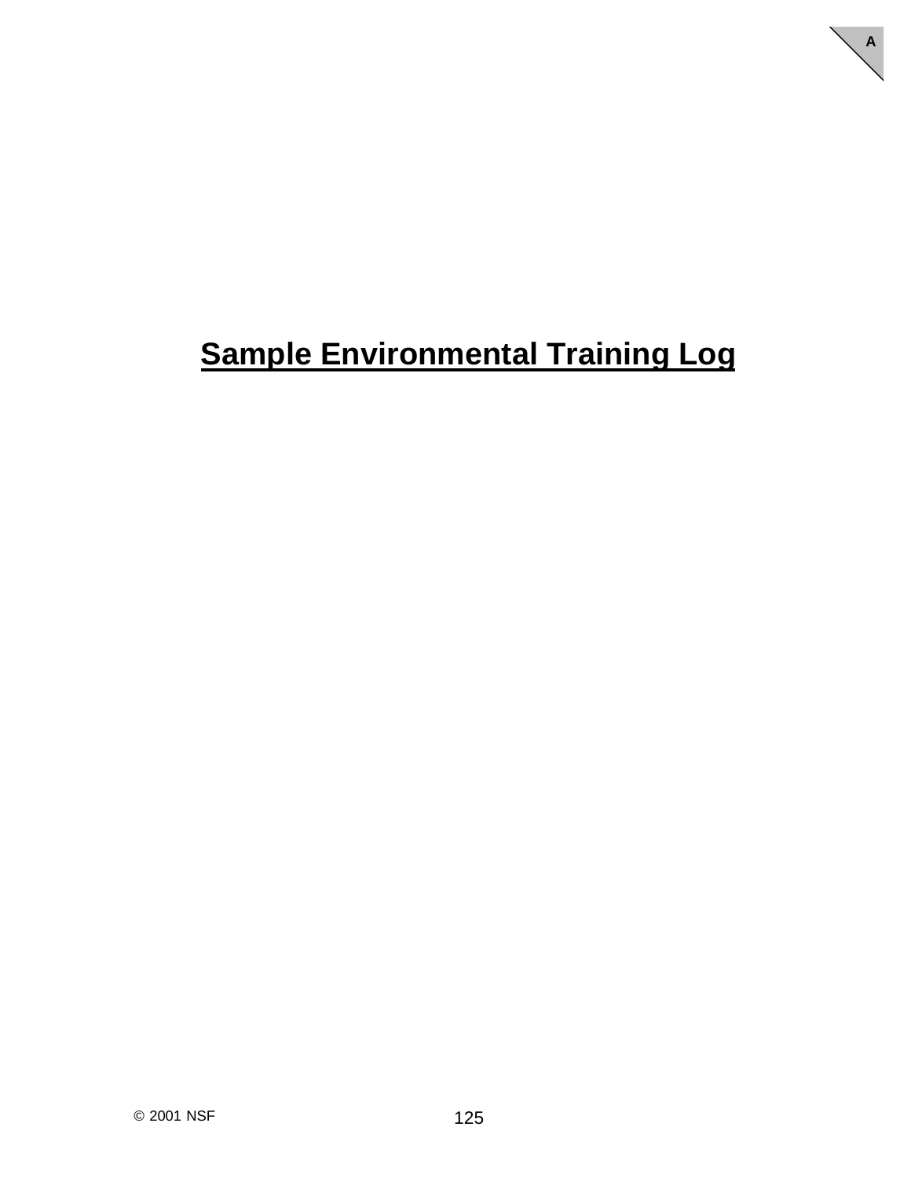# Sample Environmental Training Log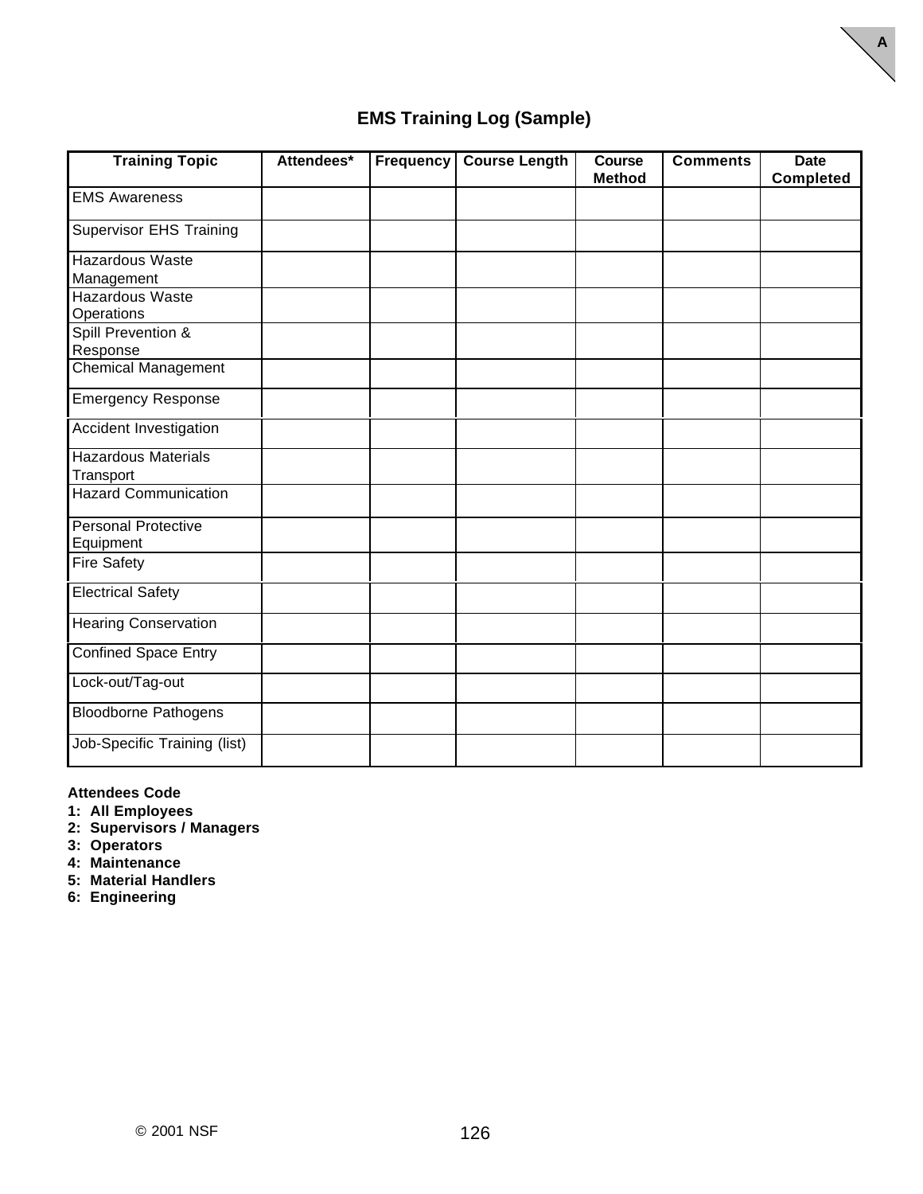## EMS Training Log (Sample)

| Training Topic | Attendees* | Frequency | Course Length | Course Method | Comments | Date Completed |
|---|---|---|---|---|---|---|
| EMS Awareness | | | | | | |
| Supervisor EHS Training | | | | | | |
| Hazardous Waste Management | | | | | | |
| Hazardous Waste Operations | | | | | | |
| Spill Prevention & Response | | | | | | |
| Chemical Management | | | | | | |
| Emergency Response | | | | | | |
| Accident Investigation | | | | | | |
| Hazardous Materials Transport | | | | | | |
| Hazard Communication | | | | | | |
| Personal Protective Equipment | | | | | | |
| Fire Safety | | | | | | |
| Electrical Safety | | | | | | |
| Hearing Conservation | | | | | | |
| Confined Space Entry | | | | | | |
| Lock-out/Tag-out | | | | | | |
| Bloodborne Pathogens | | | | | | |
| Job-Specific Training (list) | | | | | | |

**Attendees Code**

**1: All Employees**
**2: Supervisors / Managers**
**3: Operators**
**4: Maintenance**
**5: Material Handlers**
**6: Engineering**

© 2001 NSF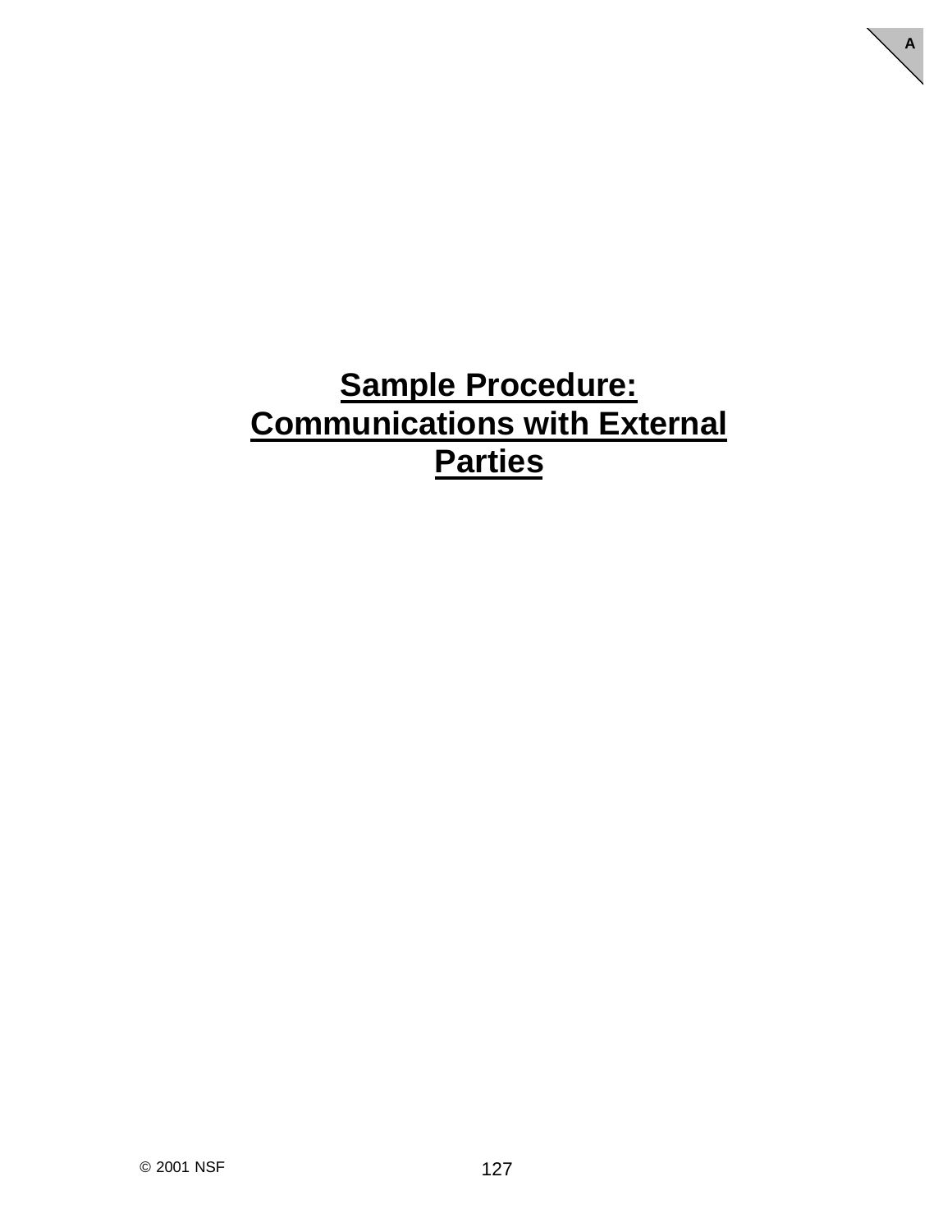# Sample Procedure: Communications with External Parties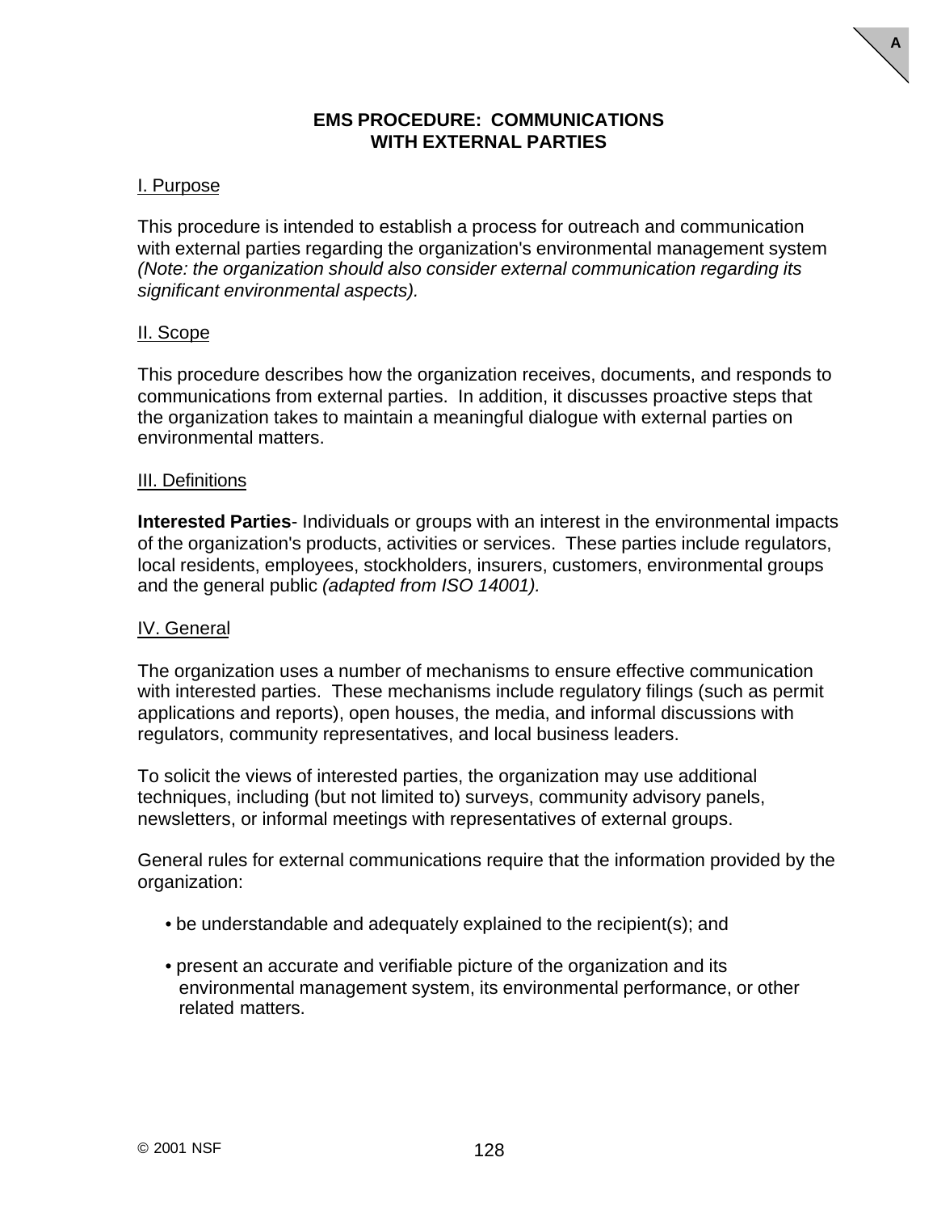# EMS PROCEDURE: COMMUNICATIONS WITH EXTERNAL PARTIES

I. Purpose

This procedure is intended to establish a process for outreach and communication with external parties regarding the organization's environmental management system *(Note: the organization should also consider external communication regarding its significant environmental aspects).*

II. Scope

This procedure describes how the organization receives, documents, and responds to communications from external parties. In addition, it discusses proactive steps that the organization takes to maintain a meaningful dialogue with external parties on environmental matters.

III. Definitions

**Interested Parties**- Individuals or groups with an interest in the environmental impacts of the organization's products, activities or services. These parties include regulators, local residents, employees, stockholders, insurers, customers, environmental groups and the general public *(adapted from ISO 14001).*

IV. General

The organization uses a number of mechanisms to ensure effective communication with interested parties. These mechanisms include regulatory filings (such as permit applications and reports), open houses, the media, and informal discussions with regulators, community representatives, and local business leaders.

To solicit the views of interested parties, the organization may use additional techniques, including (but not limited to) surveys, community advisory panels, newsletters, or informal meetings with representatives of external groups.

General rules for external communications require that the information provided by the organization:

- be understandable and adequately explained to the recipient(s); and
- present an accurate and verifiable picture of the organization and its environmental management system, its environmental performance, or other related matters.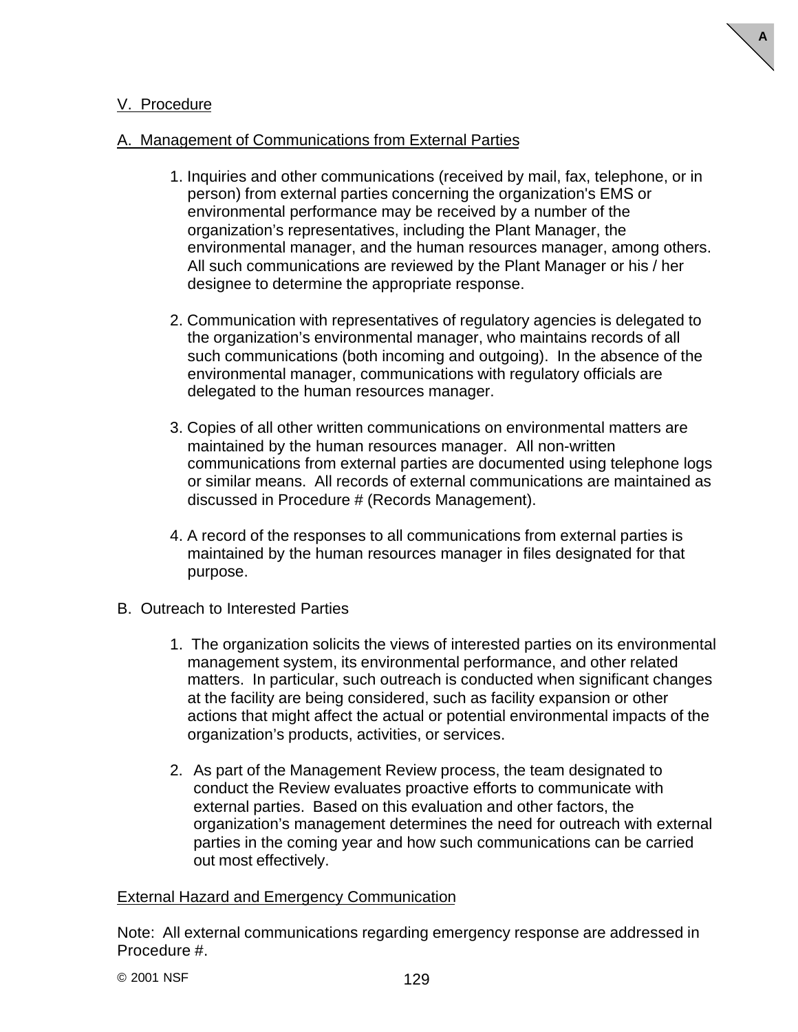## V. Procedure

### A. Management of Communications from External Parties

1. Inquiries and other communications (received by mail, fax, telephone, or in person) from external parties concerning the organization's EMS or environmental performance may be received by a number of the organization's representatives, including the Plant Manager, the environmental manager, and the human resources manager, among others. All such communications are reviewed by the Plant Manager or his / her designee to determine the appropriate response.

2. Communication with representatives of regulatory agencies is delegated to the organization's environmental manager, who maintains records of all such communications (both incoming and outgoing). In the absence of the environmental manager, communications with regulatory officials are delegated to the human resources manager.

3. Copies of all other written communications on environmental matters are maintained by the human resources manager. All non-written communications from external parties are documented using telephone logs or similar means. All records of external communications are maintained as discussed in Procedure # (Records Management).

4. A record of the responses to all communications from external parties is maintained by the human resources manager in files designated for that purpose.

### B. Outreach to Interested Parties

1. The organization solicits the views of interested parties on its environmental management system, its environmental performance, and other related matters. In particular, such outreach is conducted when significant changes at the facility are being considered, such as facility expansion or other actions that might affect the actual or potential environmental impacts of the organization's products, activities, or services.

2. As part of the Management Review process, the team designated to conduct the Review evaluates proactive efforts to communicate with external parties. Based on this evaluation and other factors, the organization's management determines the need for outreach with external parties in the coming year and how such communications can be carried out most effectively.

### External Hazard and Emergency Communication

Note: All external communications regarding emergency response are addressed in Procedure #.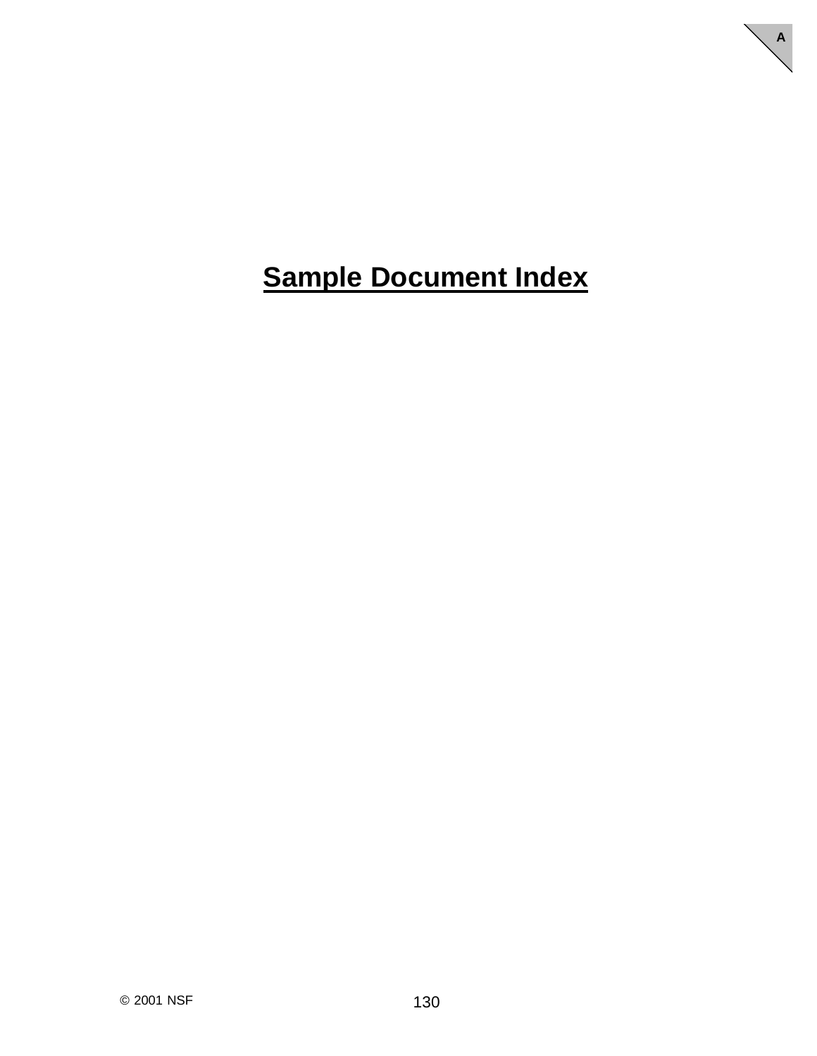# Sample Document Index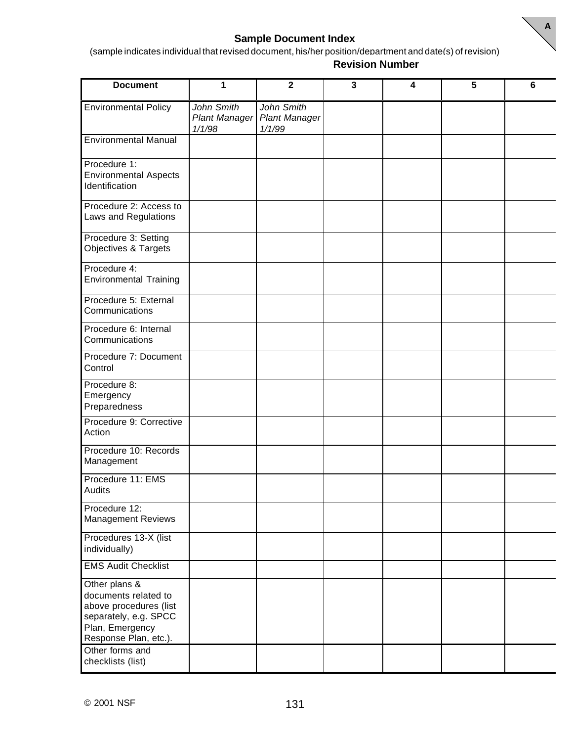### Sample Document Index

(sample indicates individual that revised document, his/her position/department and date(s) of revision)

**Revision Number**

| Document | 1 | 2 | 3 | 4 | 5 | 6 |
|---|---|---|---|---|---|---|
| Environmental Policy | *John Smith Plant Manager 1/1/98* | *John Smith Plant Manager 1/1/99* | | | | |
| Environmental Manual | | | | | | |
| Procedure 1: Environmental Aspects Identification | | | | | | |
| Procedure 2: Access to Laws and Regulations | | | | | | |
| Procedure 3: Setting Objectives & Targets | | | | | | |
| Procedure 4: Environmental Training | | | | | | |
| Procedure 5: External Communications | | | | | | |
| Procedure 6: Internal Communications | | | | | | |
| Procedure 7: Document Control | | | | | | |
| Procedure 8: Emergency Preparedness | | | | | | |
| Procedure 9: Corrective Action | | | | | | |
| Procedure 10: Records Management | | | | | | |
| Procedure 11: EMS Audits | | | | | | |
| Procedure 12: Management Reviews | | | | | | |
| Procedures 13-X (list individually) | | | | | | |
| EMS Audit Checklist | | | | | | |
| Other plans & documents related to above procedures (list separately, e.g. SPCC Plan, Emergency Response Plan, etc.). | | | | | | |
| Other forms and checklists (list) | | | | | | |

© 2001 NSF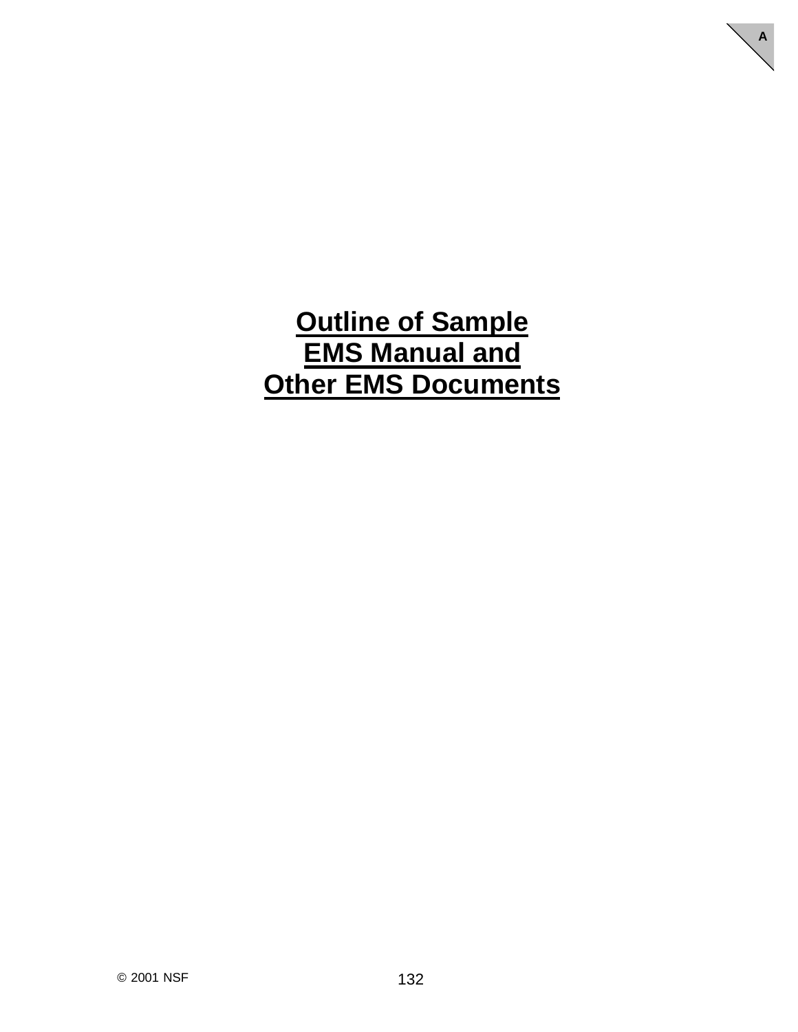# Outline of Sample EMS Manual and Other EMS Documents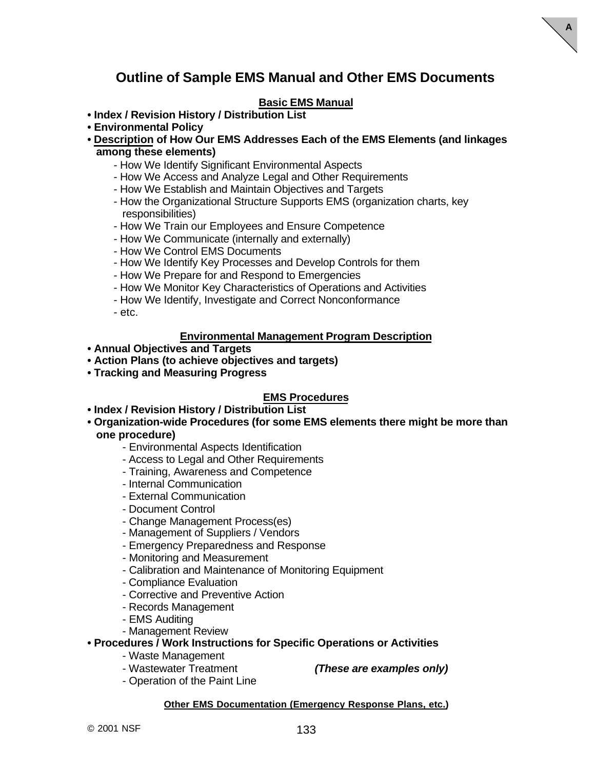# Outline of Sample EMS Manual and Other EMS Documents

## Basic EMS Manual

- **Index / Revision History / Distribution List**
- **Environmental Policy**
- **Description of How Our EMS Addresses Each of the EMS Elements (and linkages among these elements)**
  - How We Identify Significant Environmental Aspects
  - How We Access and Analyze Legal and Other Requirements
  - How We Establish and Maintain Objectives and Targets
  - How the Organizational Structure Supports EMS (organization charts, key responsibilities)
  - How We Train our Employees and Ensure Competence
  - How We Communicate (internally and externally)
  - How We Control EMS Documents
  - How We Identify Key Processes and Develop Controls for them
  - How We Prepare for and Respond to Emergencies
  - How We Monitor Key Characteristics of Operations and Activities
  - How We Identify, Investigate and Correct Nonconformance
  - etc.

## Environmental Management Program Description

- **Annual Objectives and Targets**
- **Action Plans (to achieve objectives and targets)**
- **Tracking and Measuring Progress**

## EMS Procedures

- **Index / Revision History / Distribution List**
- **Organization-wide Procedures (for some EMS elements there might be more than one procedure)**
  - Environmental Aspects Identification
  - Access to Legal and Other Requirements
  - Training, Awareness and Competence
  - Internal Communication
  - External Communication
  - Document Control
  - Change Management Process(es)
  - Management of Suppliers / Vendors
  - Emergency Preparedness and Response
  - Monitoring and Measurement
  - Calibration and Maintenance of Monitoring Equipment
  - Compliance Evaluation
  - Corrective and Preventive Action
  - Records Management
  - EMS Auditing
  - Management Review
- **Procedures / Work Instructions for Specific Operations or Activities**
  - Waste Management
  - Wastewater Treatment ***(These are examples only)***
  - Operation of the Paint Line

## Other EMS Documentation (Emergency Response Plans, etc.)

© 2001 NSF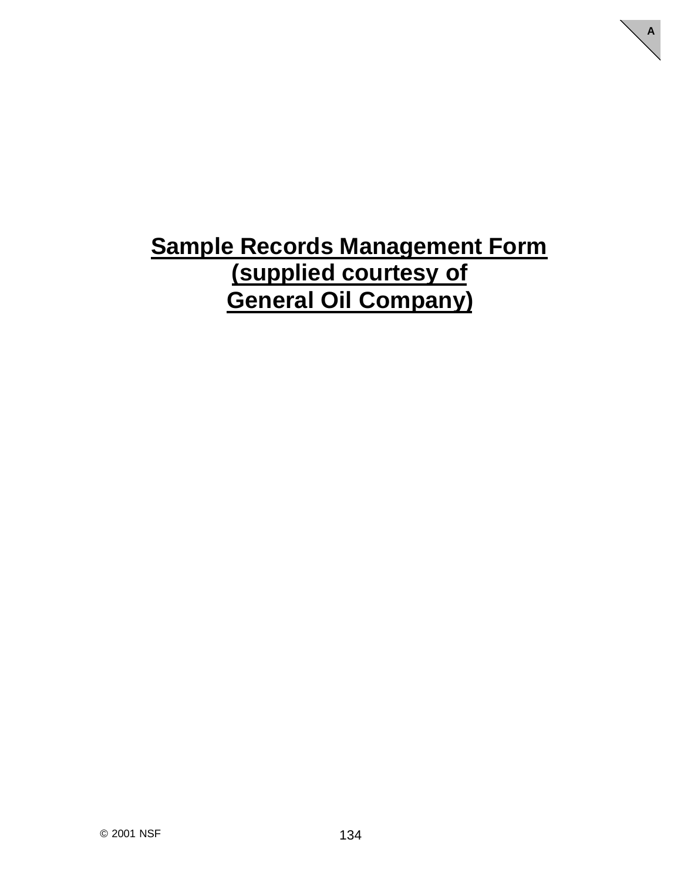# Sample Records Management Form (supplied courtesy of General Oil Company)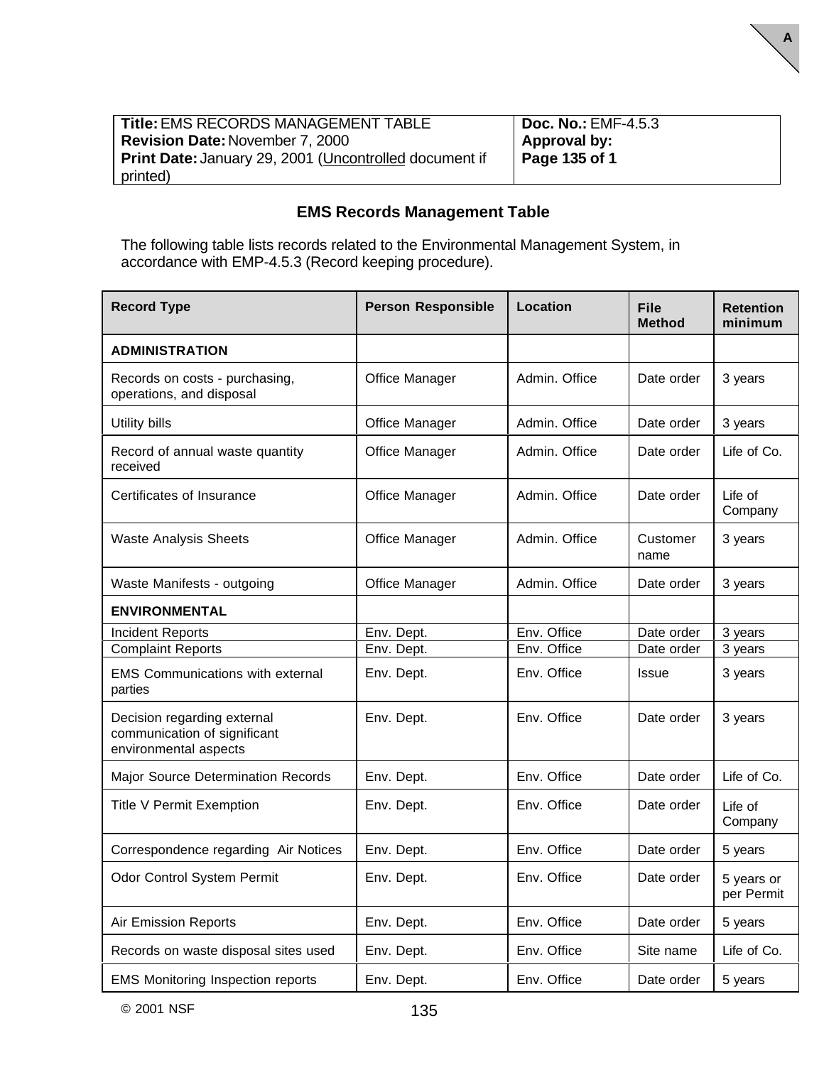| **Title:** EMS RECORDS MANAGEMENT TABLE<br>**Revision Date:** November 7, 2000<br>**Print Date:** January 29, 2001 (Uncontrolled document if printed) | **Doc. No.:** EMF-4.5.3<br>**Approval by:**<br>**Page 135 of 1** |
|---|---|

## EMS Records Management Table

The following table lists records related to the Environmental Management System, in accordance with EMP-4.5.3 (Record keeping procedure).

| Record Type | Person Responsible | Location | File Method | Retention minimum |
|---|---|---|---|---|
| **ADMINISTRATION** | | | | |
| Records on costs - purchasing, operations, and disposal | Office Manager | Admin. Office | Date order | 3 years |
| Utility bills | Office Manager | Admin. Office | Date order | 3 years |
| Record of annual waste quantity received | Office Manager | Admin. Office | Date order | Life of Co. |
| Certificates of Insurance | Office Manager | Admin. Office | Date order | Life of Company |
| Waste Analysis Sheets | Office Manager | Admin. Office | Customer name | 3 years |
| Waste Manifests - outgoing | Office Manager | Admin. Office | Date order | 3 years |
| **ENVIRONMENTAL** | | | | |
| Incident Reports | Env. Dept. | Env. Office | Date order | 3 years |
| Complaint Reports | Env. Dept. | Env. Office | Date order | 3 years |
| EMS Communications with external parties | Env. Dept. | Env. Office | Issue | 3 years |
| Decision regarding external communication of significant environmental aspects | Env. Dept. | Env. Office | Date order | 3 years |
| Major Source Determination Records | Env. Dept. | Env. Office | Date order | Life of Co. |
| Title V Permit Exemption | Env. Dept. | Env. Office | Date order | Life of Company |
| Correspondence regarding Air Notices | Env. Dept. | Env. Office | Date order | 5 years |
| Odor Control System Permit | Env. Dept. | Env. Office | Date order | 5 years or per Permit |
| Air Emission Reports | Env. Dept. | Env. Office | Date order | 5 years |
| Records on waste disposal sites used | Env. Dept. | Env. Office | Site name | Life of Co. |
| EMS Monitoring Inspection reports | Env. Dept. | Env. Office | Date order | 5 years |

© 2001 NSF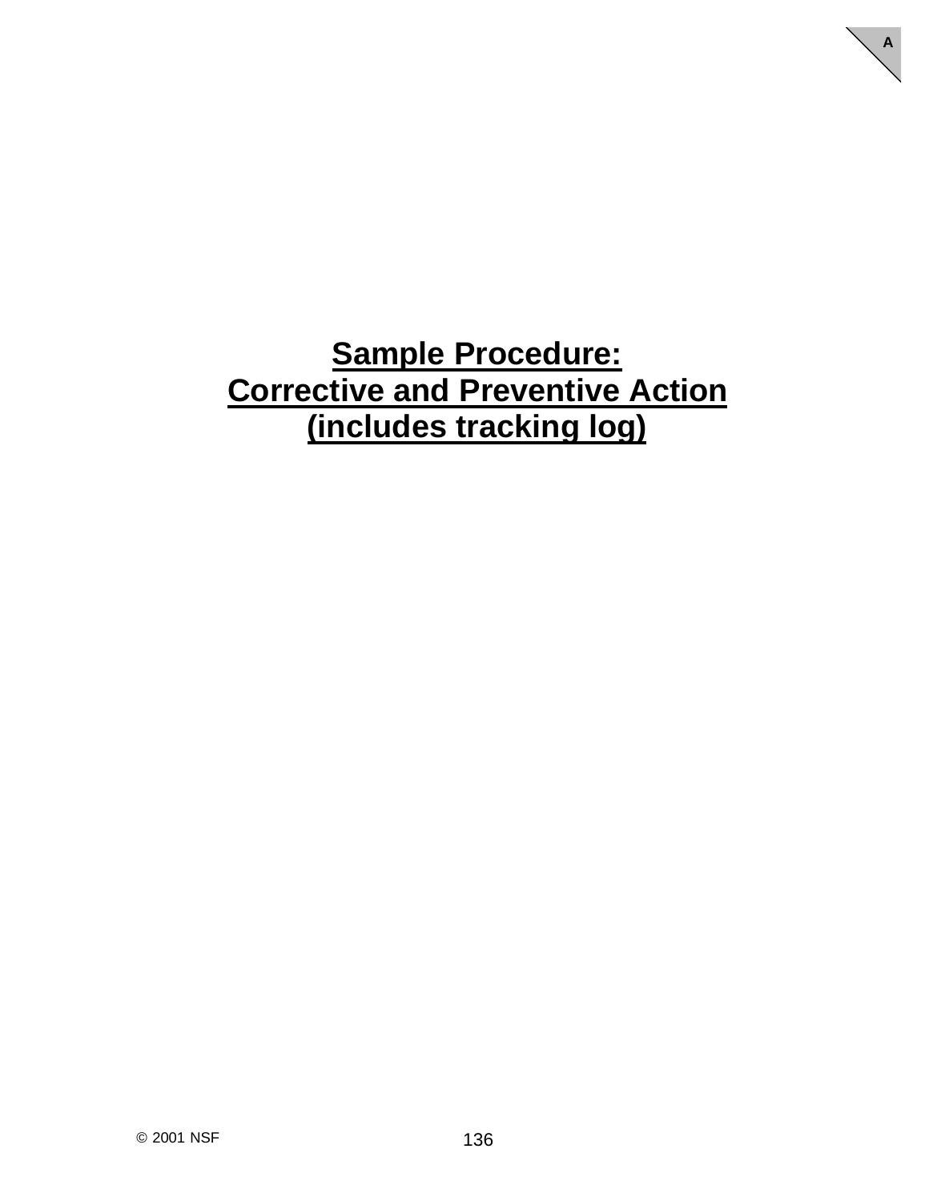# Sample Procedure: Corrective and Preventive Action (includes tracking log)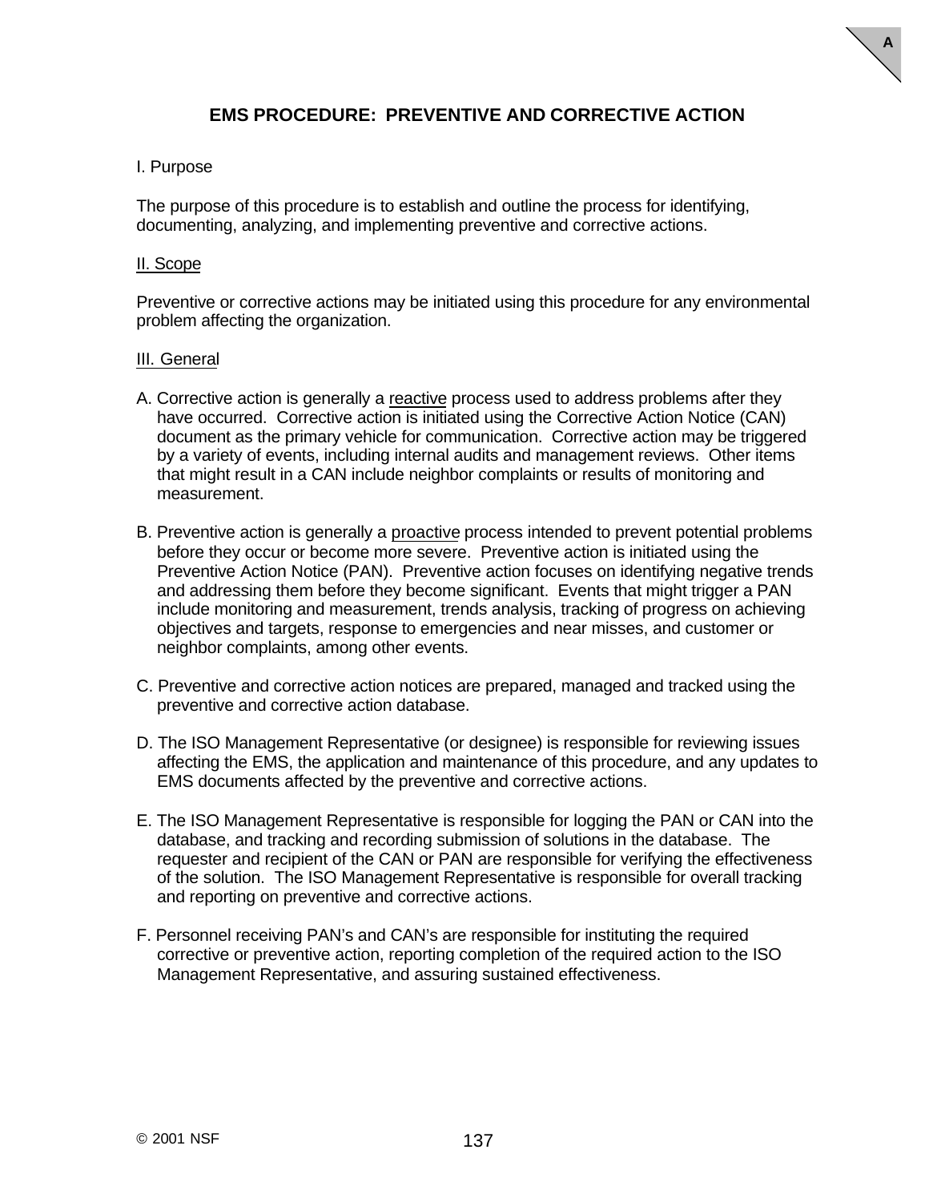# EMS PROCEDURE: PREVENTIVE AND CORRECTIVE ACTION

I. Purpose

The purpose of this procedure is to establish and outline the process for identifying, documenting, analyzing, and implementing preventive and corrective actions.

II. Scope

Preventive or corrective actions may be initiated using this procedure for any environmental problem affecting the organization.

III. General

A. Corrective action is generally a reactive process used to address problems after they have occurred. Corrective action is initiated using the Corrective Action Notice (CAN) document as the primary vehicle for communication. Corrective action may be triggered by a variety of events, including internal audits and management reviews. Other items that might result in a CAN include neighbor complaints or results of monitoring and measurement.

B. Preventive action is generally a proactive process intended to prevent potential problems before they occur or become more severe. Preventive action is initiated using the Preventive Action Notice (PAN). Preventive action focuses on identifying negative trends and addressing them before they become significant. Events that might trigger a PAN include monitoring and measurement, trends analysis, tracking of progress on achieving objectives and targets, response to emergencies and near misses, and customer or neighbor complaints, among other events.

C. Preventive and corrective action notices are prepared, managed and tracked using the preventive and corrective action database.

D. The ISO Management Representative (or designee) is responsible for reviewing issues affecting the EMS, the application and maintenance of this procedure, and any updates to EMS documents affected by the preventive and corrective actions.

E. The ISO Management Representative is responsible for logging the PAN or CAN into the database, and tracking and recording submission of solutions in the database. The requester and recipient of the CAN or PAN are responsible for verifying the effectiveness of the solution. The ISO Management Representative is responsible for overall tracking and reporting on preventive and corrective actions.

F. Personnel receiving PAN's and CAN's are responsible for instituting the required corrective or preventive action, reporting completion of the required action to the ISO Management Representative, and assuring sustained effectiveness.

© 2001 NSF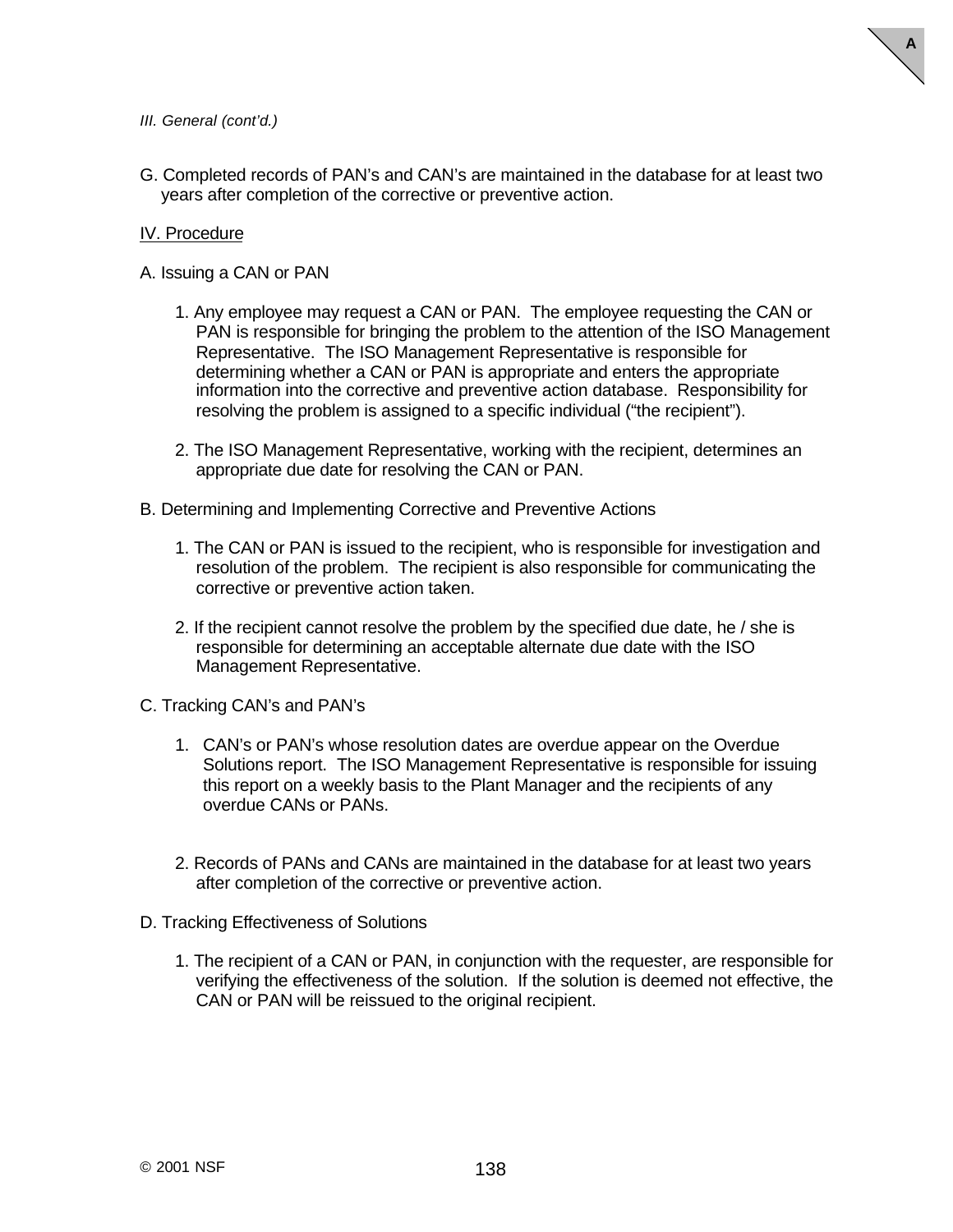*III. General (cont'd.)*

G. Completed records of PAN's and CAN's are maintained in the database for at least two years after completion of the corrective or preventive action.

<u>IV. Procedure</u>

A. Issuing a CAN or PAN

1. Any employee may request a CAN or PAN. The employee requesting the CAN or PAN is responsible for bringing the problem to the attention of the ISO Management Representative. The ISO Management Representative is responsible for determining whether a CAN or PAN is appropriate and enters the appropriate information into the corrective and preventive action database. Responsibility for resolving the problem is assigned to a specific individual ("the recipient").

2. The ISO Management Representative, working with the recipient, determines an appropriate due date for resolving the CAN or PAN.

B. Determining and Implementing Corrective and Preventive Actions

1. The CAN or PAN is issued to the recipient, who is responsible for investigation and resolution of the problem. The recipient is also responsible for communicating the corrective or preventive action taken.

2. If the recipient cannot resolve the problem by the specified due date, he / she is responsible for determining an acceptable alternate due date with the ISO Management Representative.

C. Tracking CAN's and PAN's

1. CAN's or PAN's whose resolution dates are overdue appear on the Overdue Solutions report. The ISO Management Representative is responsible for issuing this report on a weekly basis to the Plant Manager and the recipients of any overdue CANs or PANs.

2. Records of PANs and CANs are maintained in the database for at least two years after completion of the corrective or preventive action.

D. Tracking Effectiveness of Solutions

1. The recipient of a CAN or PAN, in conjunction with the requester, are responsible for verifying the effectiveness of the solution. If the solution is deemed not effective, the CAN or PAN will be reissued to the original recipient.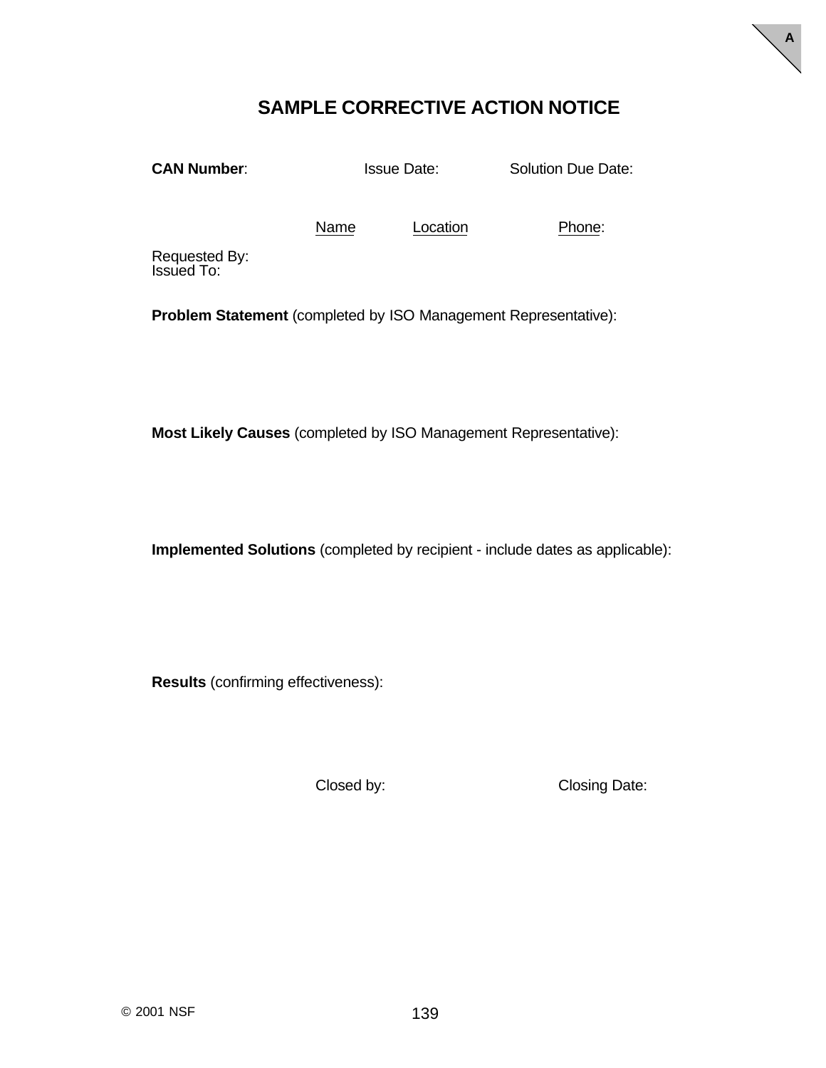# SAMPLE CORRECTIVE ACTION NOTICE

**CAN Number**: Issue Date: Solution Due Date:

| | Name | Location | Phone: |
|---|---|---|---|
| Requested By: | | | |
| Issued To: | | | |

**Problem Statement** (completed by ISO Management Representative):

**Most Likely Causes** (completed by ISO Management Representative):

**Implemented Solutions** (completed by recipient - include dates as applicable):

**Results** (confirming effectiveness):

Closed by: Closing Date:

© 2001 NSF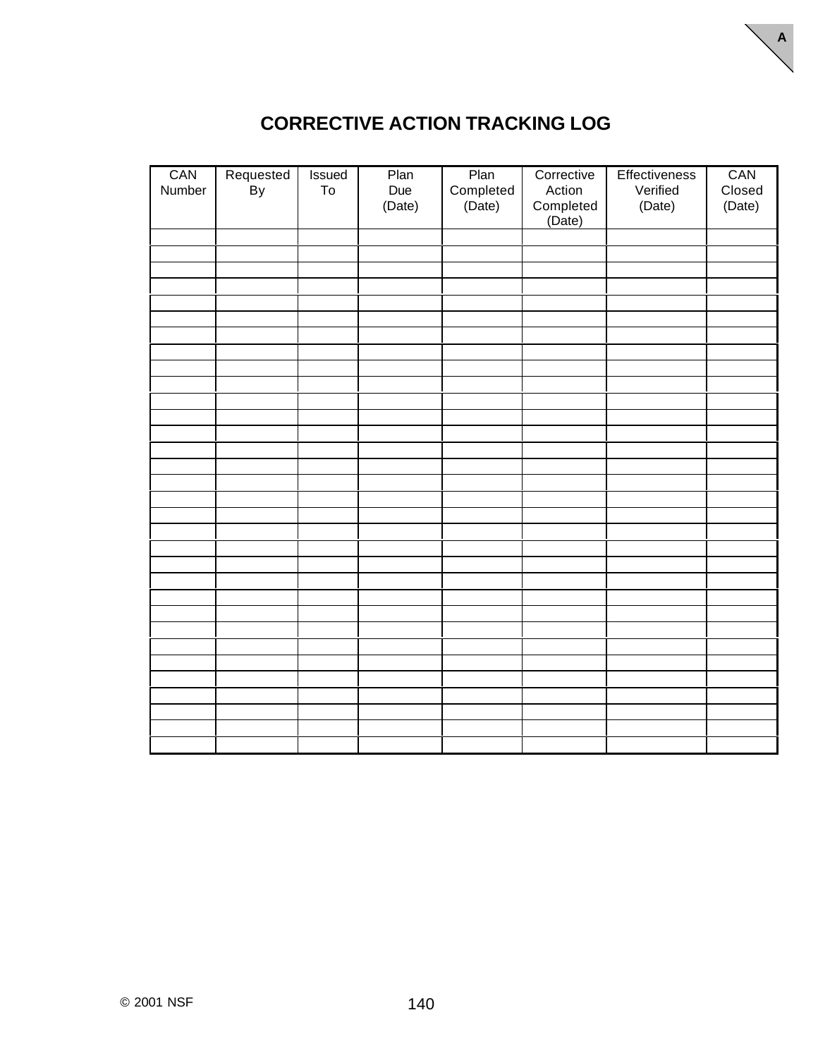# CORRECTIVE ACTION TRACKING LOG

| CAN Number | Requested By | Issued To | Plan Due (Date) | Plan Completed (Date) | Corrective Action Completed (Date) | Effectiveness Verified (Date) | CAN Closed (Date) |
|---|---|---|---|---|---|---|---|
| | | | | | | | |
| | | | | | | | |
| | | | | | | | |
| | | | | | | | |
| | | | | | | | |
| | | | | | | | |
| | | | | | | | |
| | | | | | | | |
| | | | | | | | |
| | | | | | | | |
| | | | | | | | |
| | | | | | | | |
| | | | | | | | |
| | | | | | | | |
| | | | | | | | |
| | | | | | | | |
| | | | | | | | |
| | | | | | | | |
| | | | | | | | |
| | | | | | | | |
| | | | | | | | |
| | | | | | | | |
| | | | | | | | |
| | | | | | | | |
| | | | | | | | |
| | | | | | | | |
| | | | | | | | |
| | | | | | | | |
| | | | | | | | |
| | | | | | | | |
| | | | | | | | |
| | | | | | | | |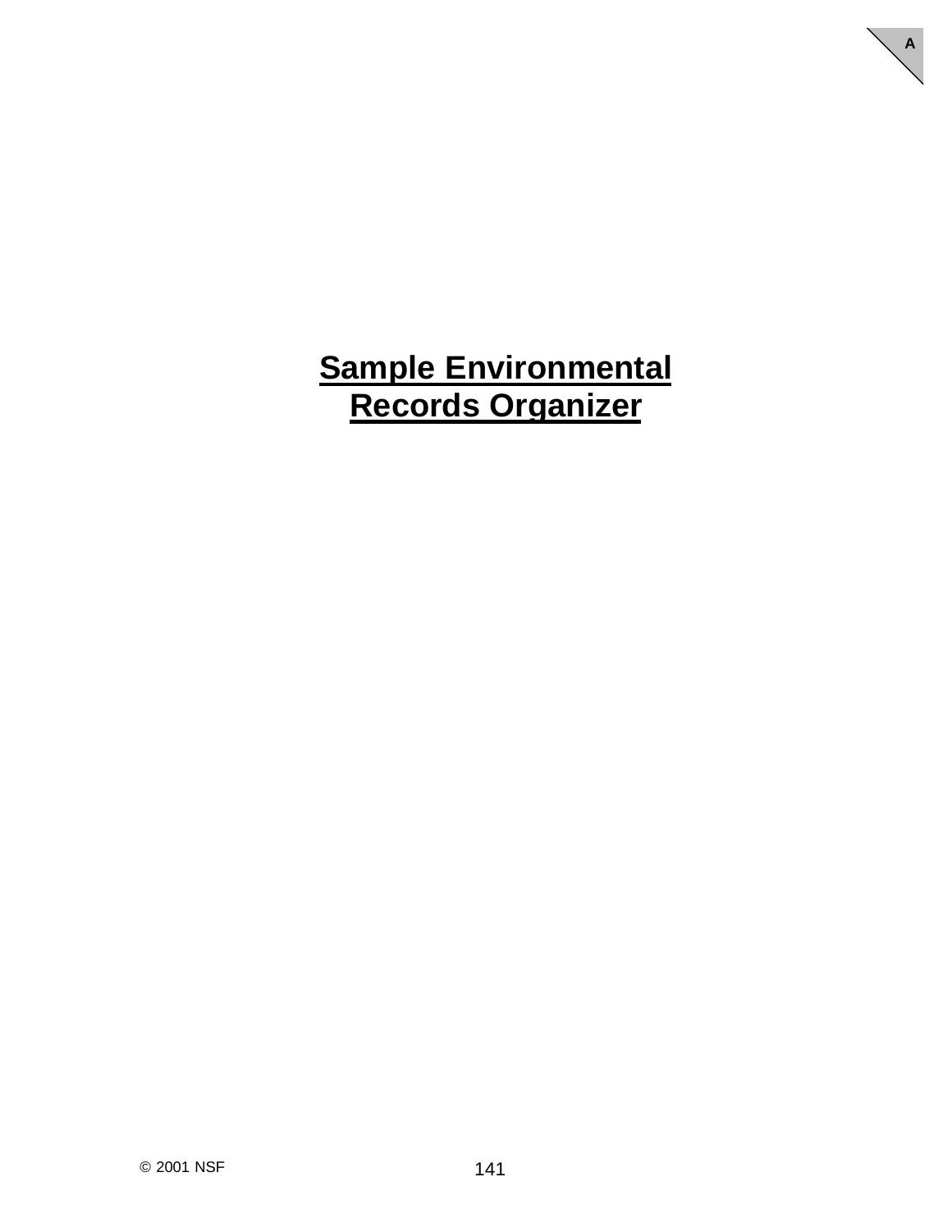# Sample Environmental Records Organizer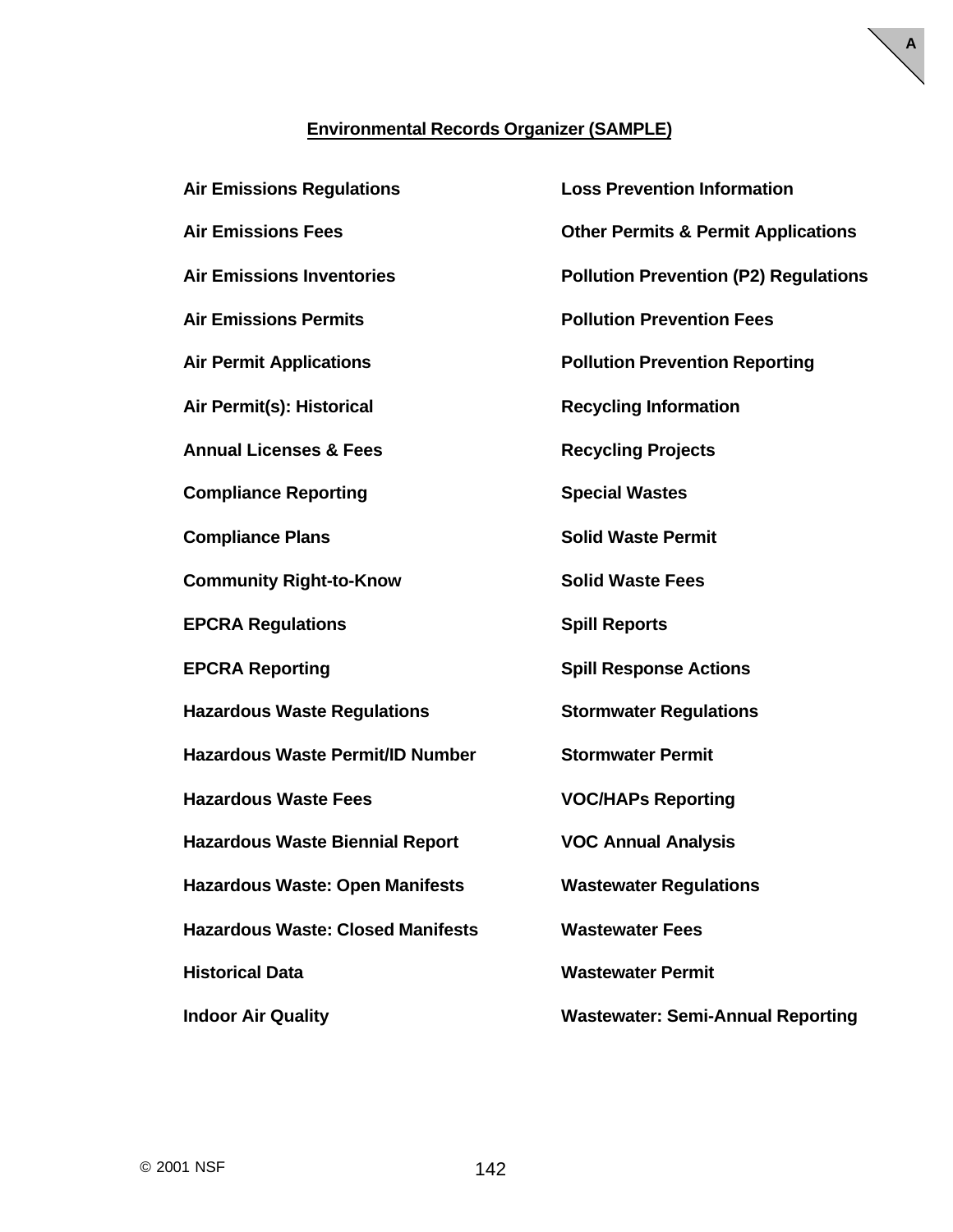## Environmental Records Organizer (SAMPLE)

**Air Emissions Regulations**

**Air Emissions Fees**

**Air Emissions Inventories**

**Air Emissions Permits**

**Air Permit Applications**

**Air Permit(s): Historical**

**Annual Licenses & Fees**

**Compliance Reporting**

**Compliance Plans**

**Community Right-to-Know**

**EPCRA Regulations**

**EPCRA Reporting**

**Hazardous Waste Regulations**

**Hazardous Waste Permit/ID Number**

**Hazardous Waste Fees**

**Hazardous Waste Biennial Report**

**Hazardous Waste: Open Manifests**

**Hazardous Waste: Closed Manifests**

**Historical Data**

**Indoor Air Quality**

**Loss Prevention Information**

**Other Permits & Permit Applications**

**Pollution Prevention (P2) Regulations**

**Pollution Prevention Fees**

**Pollution Prevention Reporting**

**Recycling Information**

**Recycling Projects**

**Special Wastes**

**Solid Waste Permit**

**Solid Waste Fees**

**Spill Reports**

**Spill Response Actions**

**Stormwater Regulations**

**Stormwater Permit**

**VOC/HAPs Reporting**

**VOC Annual Analysis**

**Wastewater Regulations**

**Wastewater Fees**

**Wastewater Permit**

**Wastewater: Semi-Annual Reporting**

© 2001 NSF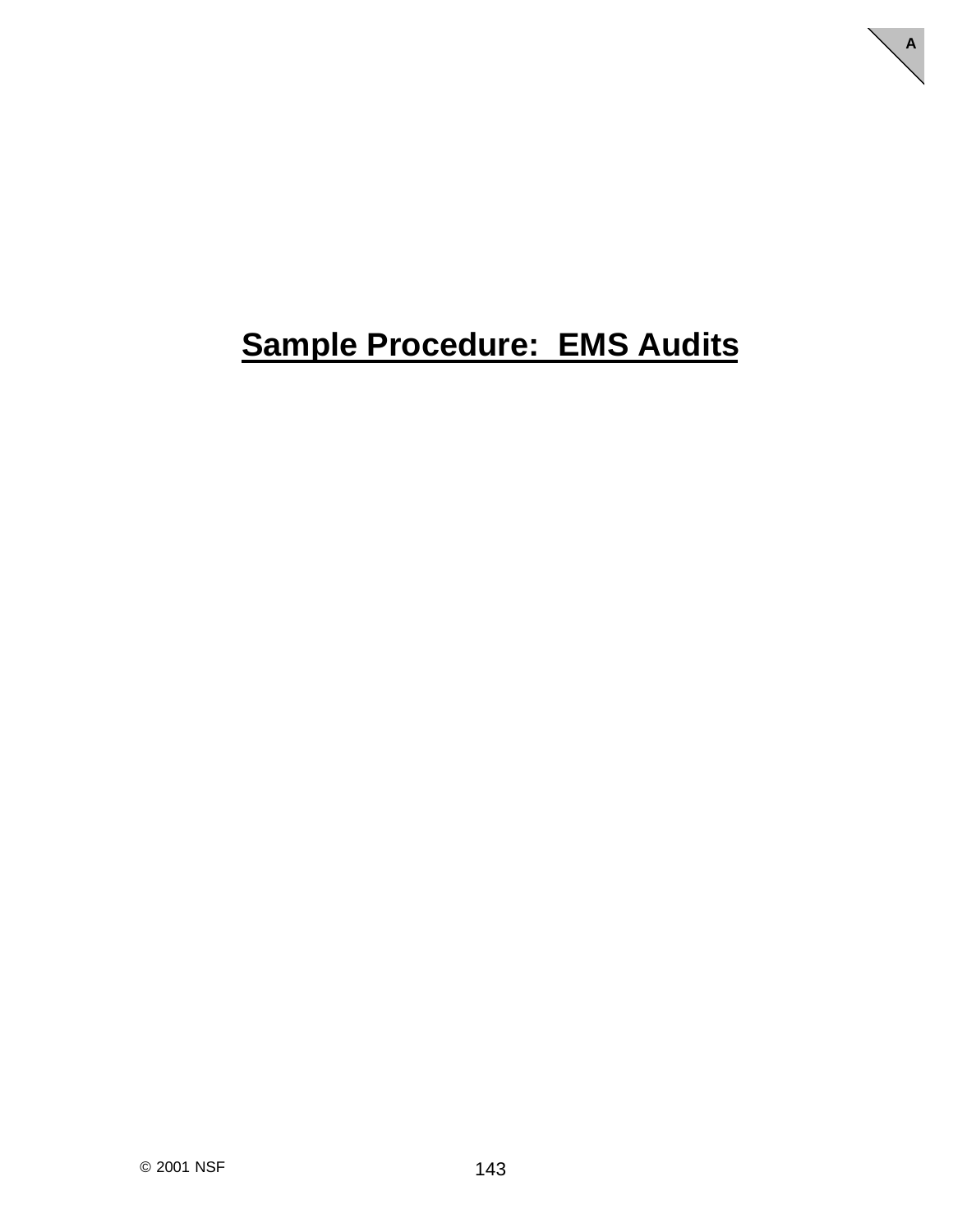# Sample Procedure: EMS Audits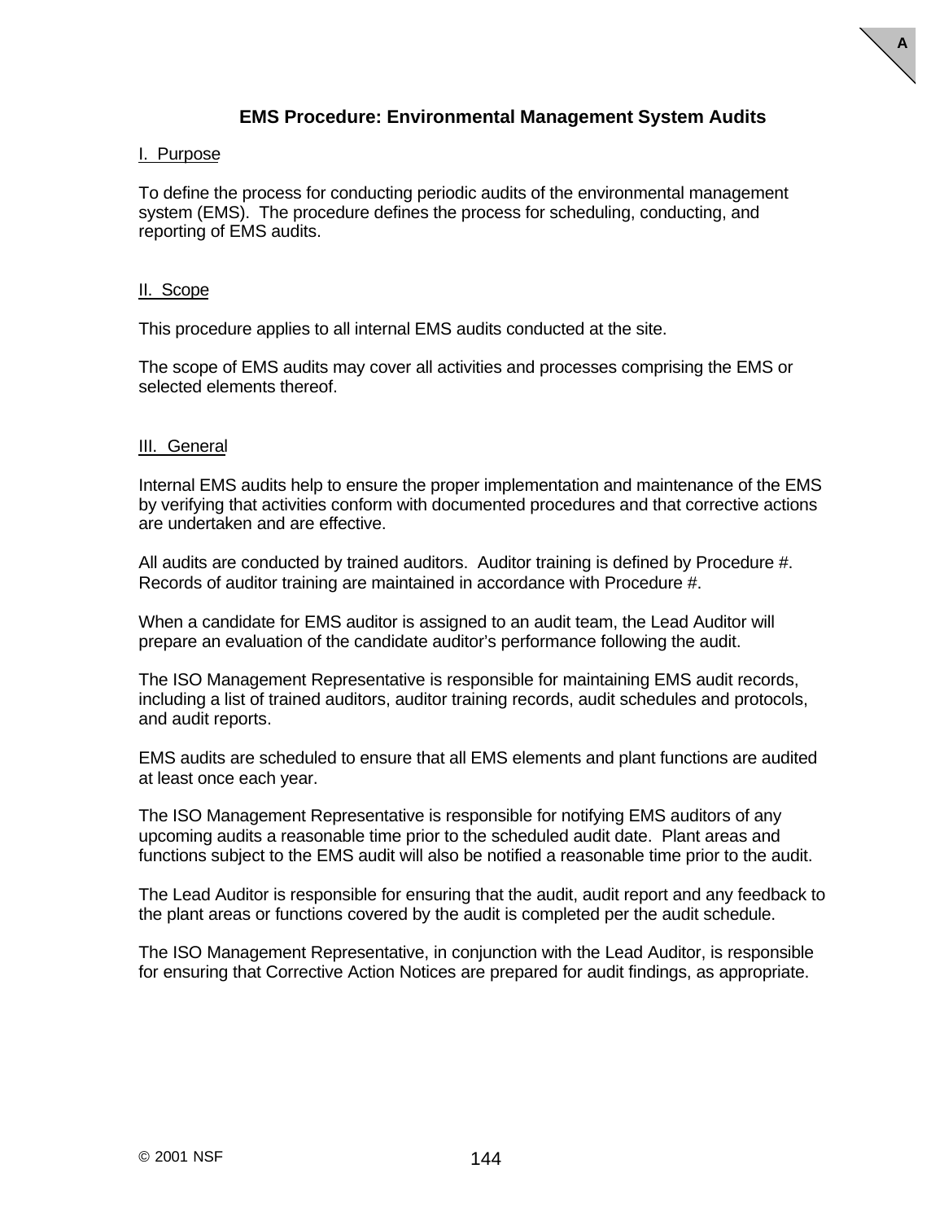# EMS Procedure: Environmental Management System Audits

## I. Purpose

To define the process for conducting periodic audits of the environmental management system (EMS). The procedure defines the process for scheduling, conducting, and reporting of EMS audits.

## II. Scope

This procedure applies to all internal EMS audits conducted at the site.

The scope of EMS audits may cover all activities and processes comprising the EMS or selected elements thereof.

## III. General

Internal EMS audits help to ensure the proper implementation and maintenance of the EMS by verifying that activities conform with documented procedures and that corrective actions are undertaken and are effective.

All audits are conducted by trained auditors. Auditor training is defined by Procedure #. Records of auditor training are maintained in accordance with Procedure #.

When a candidate for EMS auditor is assigned to an audit team, the Lead Auditor will prepare an evaluation of the candidate auditor's performance following the audit.

The ISO Management Representative is responsible for maintaining EMS audit records, including a list of trained auditors, auditor training records, audit schedules and protocols, and audit reports.

EMS audits are scheduled to ensure that all EMS elements and plant functions are audited at least once each year.

The ISO Management Representative is responsible for notifying EMS auditors of any upcoming audits a reasonable time prior to the scheduled audit date. Plant areas and functions subject to the EMS audit will also be notified a reasonable time prior to the audit.

The Lead Auditor is responsible for ensuring that the audit, audit report and any feedback to the plant areas or functions covered by the audit is completed per the audit schedule.

The ISO Management Representative, in conjunction with the Lead Auditor, is responsible for ensuring that Corrective Action Notices are prepared for audit findings, as appropriate.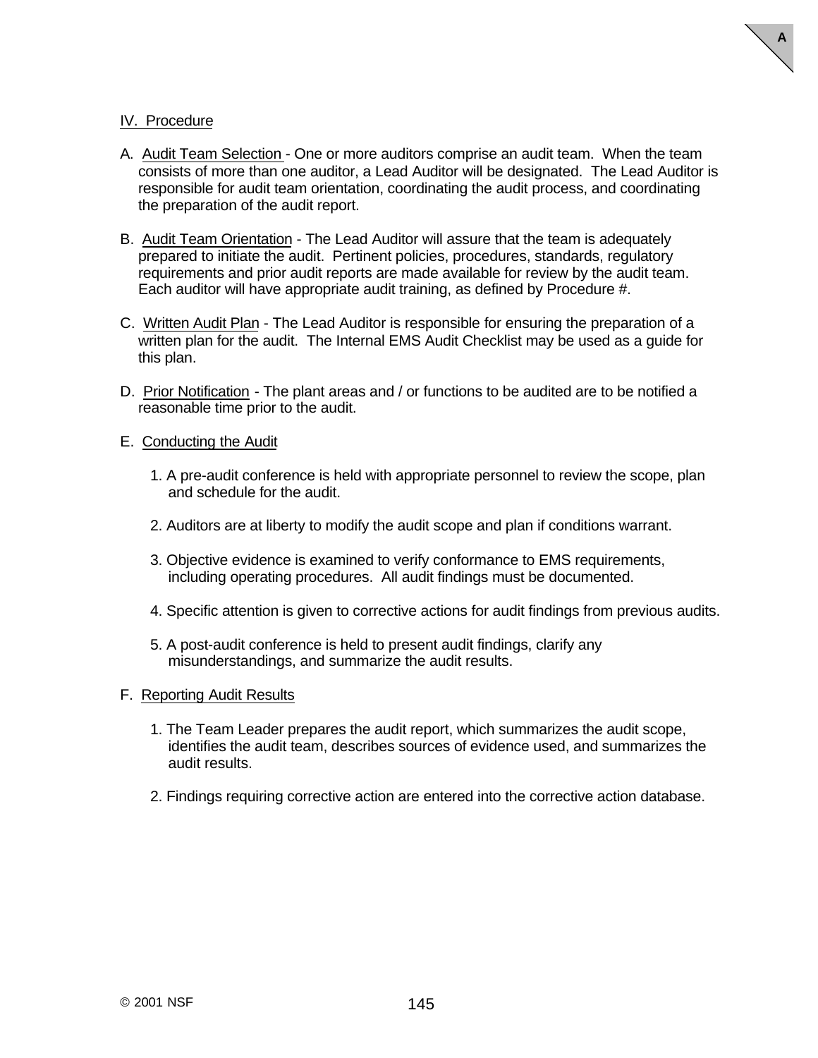## IV. Procedure

A. Audit Team Selection - One or more auditors comprise an audit team. When the team consists of more than one auditor, a Lead Auditor will be designated. The Lead Auditor is responsible for audit team orientation, coordinating the audit process, and coordinating the preparation of the audit report.

B. Audit Team Orientation - The Lead Auditor will assure that the team is adequately prepared to initiate the audit. Pertinent policies, procedures, standards, regulatory requirements and prior audit reports are made available for review by the audit team. Each auditor will have appropriate audit training, as defined by Procedure #.

C. Written Audit Plan - The Lead Auditor is responsible for ensuring the preparation of a written plan for the audit. The Internal EMS Audit Checklist may be used as a guide for this plan.

D. Prior Notification - The plant areas and / or functions to be audited are to be notified a reasonable time prior to the audit.

E. Conducting the Audit

1. A pre-audit conference is held with appropriate personnel to review the scope, plan and schedule for the audit.
2. Auditors are at liberty to modify the audit scope and plan if conditions warrant.
3. Objective evidence is examined to verify conformance to EMS requirements, including operating procedures. All audit findings must be documented.
4. Specific attention is given to corrective actions for audit findings from previous audits.
5. A post-audit conference is held to present audit findings, clarify any misunderstandings, and summarize the audit results.

F. Reporting Audit Results

1. The Team Leader prepares the audit report, which summarizes the audit scope, identifies the audit team, describes sources of evidence used, and summarizes the audit results.
2. Findings requiring corrective action are entered into the corrective action database.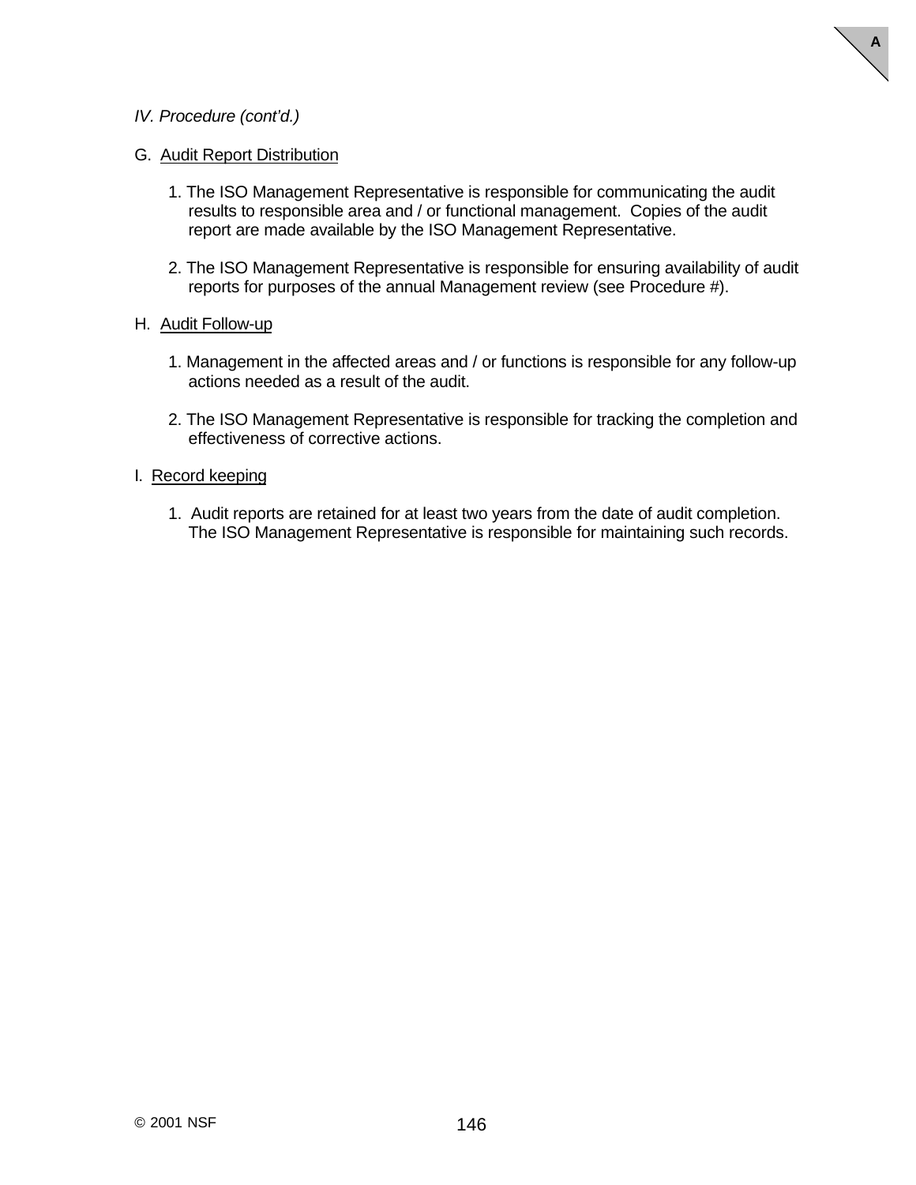*IV. Procedure (cont'd.)*

G. Audit Report Distribution

1. The ISO Management Representative is responsible for communicating the audit results to responsible area and / or functional management. Copies of the audit report are made available by the ISO Management Representative.

2. The ISO Management Representative is responsible for ensuring availability of audit reports for purposes of the annual Management review (see Procedure #).

H. Audit Follow-up

1. Management in the affected areas and / or functions is responsible for any follow-up actions needed as a result of the audit.

2. The ISO Management Representative is responsible for tracking the completion and effectiveness of corrective actions.

I. Record keeping

1. Audit reports are retained for at least two years from the date of audit completion. The ISO Management Representative is responsible for maintaining such records.

© 2001 NSF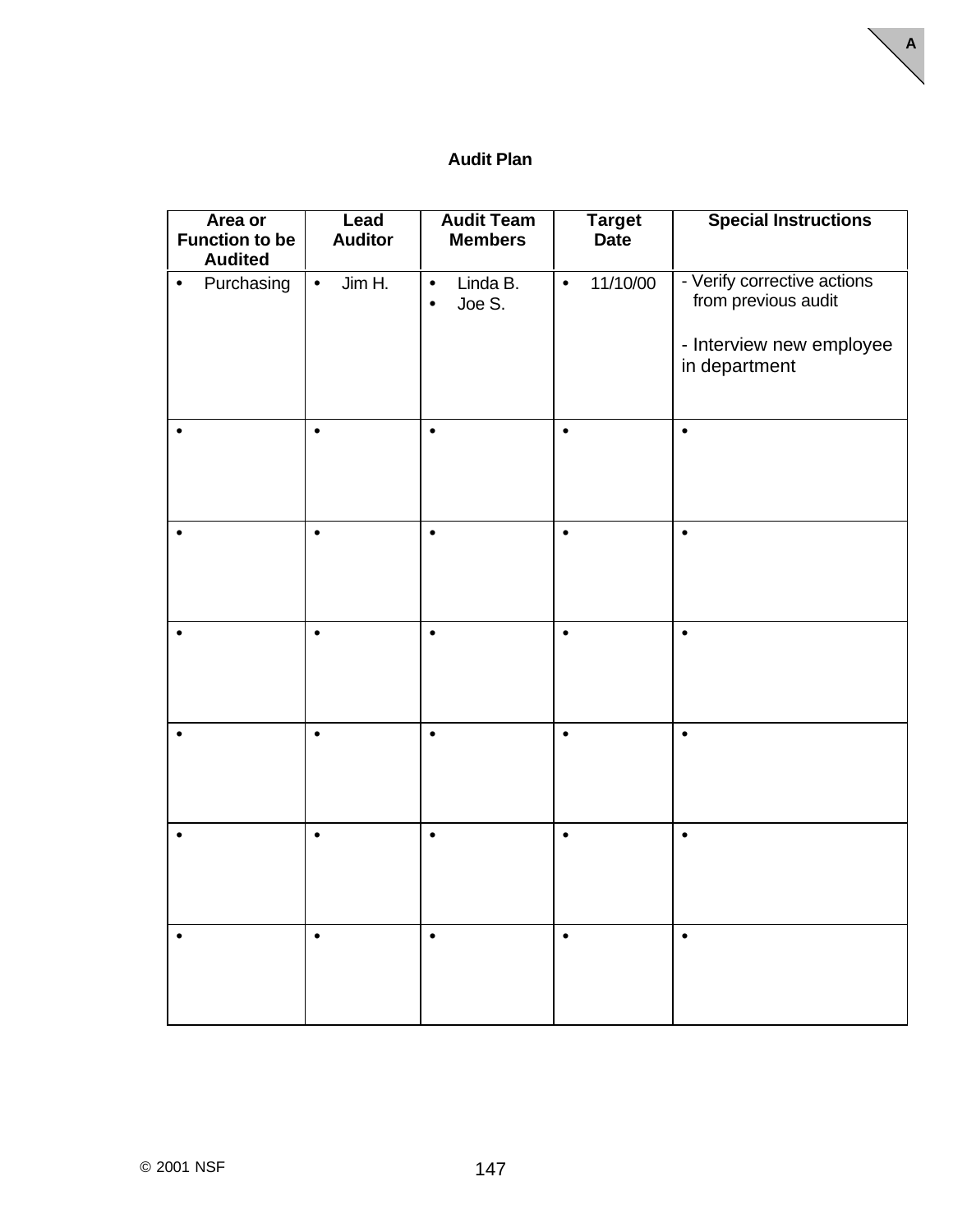A

# Audit Plan

| Area or Function to be Audited | Lead Auditor | Audit Team Members | Target Date | Special Instructions |
|---|---|---|---|---|
| • Purchasing | • Jim H. | • Linda B.<br>• Joe S. | • 11/10/00 | - Verify corrective actions from previous audit<br><br>- Interview new employee in department |
| • | • | • | • | • |
| • | • | • | • | • |
| • | • | • | • | • |
| • | • | • | • | • |
| • | • | • | • | • |
| • | • | • | • | • |

© 2001 NSF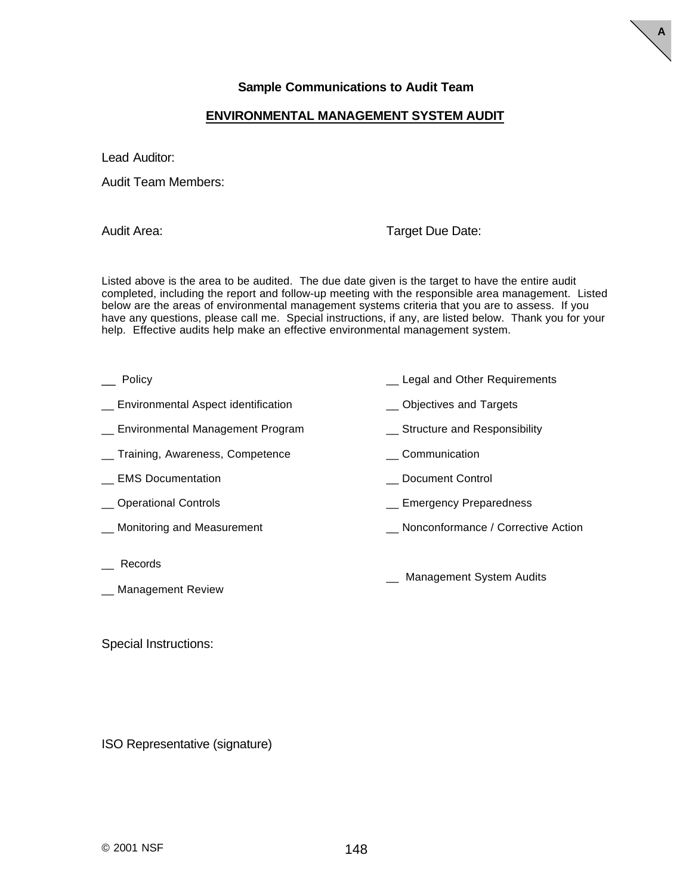## Sample Communications to Audit Team

### ENVIRONMENTAL MANAGEMENT SYSTEM AUDIT

Lead Auditor:

Audit Team Members:

Audit Area:

Target Due Date:

Listed above is the area to be audited. The due date given is the target to have the entire audit completed, including the report and follow-up meeting with the responsible area management. Listed below are the areas of environmental management systems criteria that you are to assess. If you have any questions, please call me. Special instructions, if any, are listed below. Thank you for your help. Effective audits help make an effective environmental management system.

__ Policy

__ Environmental Aspect identification

__ Environmental Management Program

__ Training, Awareness, Competence

__ EMS Documentation

__ Operational Controls

__ Monitoring and Measurement

__ Records

__ Management Review

__ Legal and Other Requirements

__ Objectives and Targets

__ Structure and Responsibility

__ Communication

__ Document Control

__ Emergency Preparedness

__ Nonconformance / Corrective Action

__ Management System Audits

Special Instructions:

ISO Representative (signature)

© 2001 NSF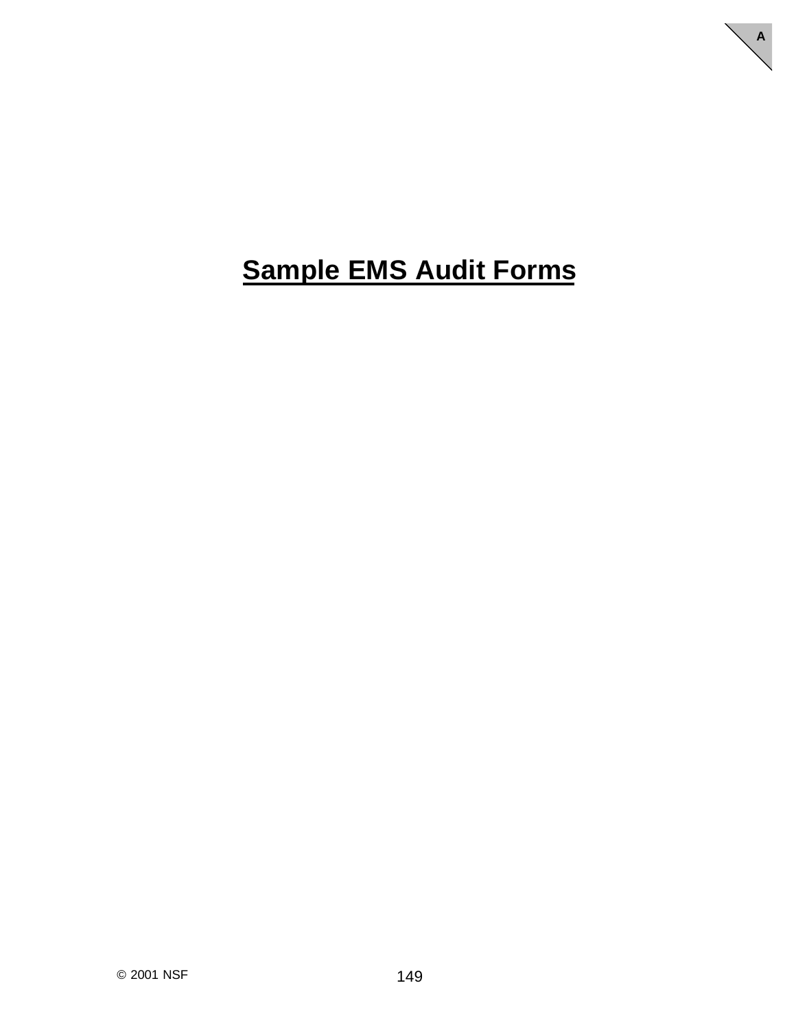# Sample EMS Audit Forms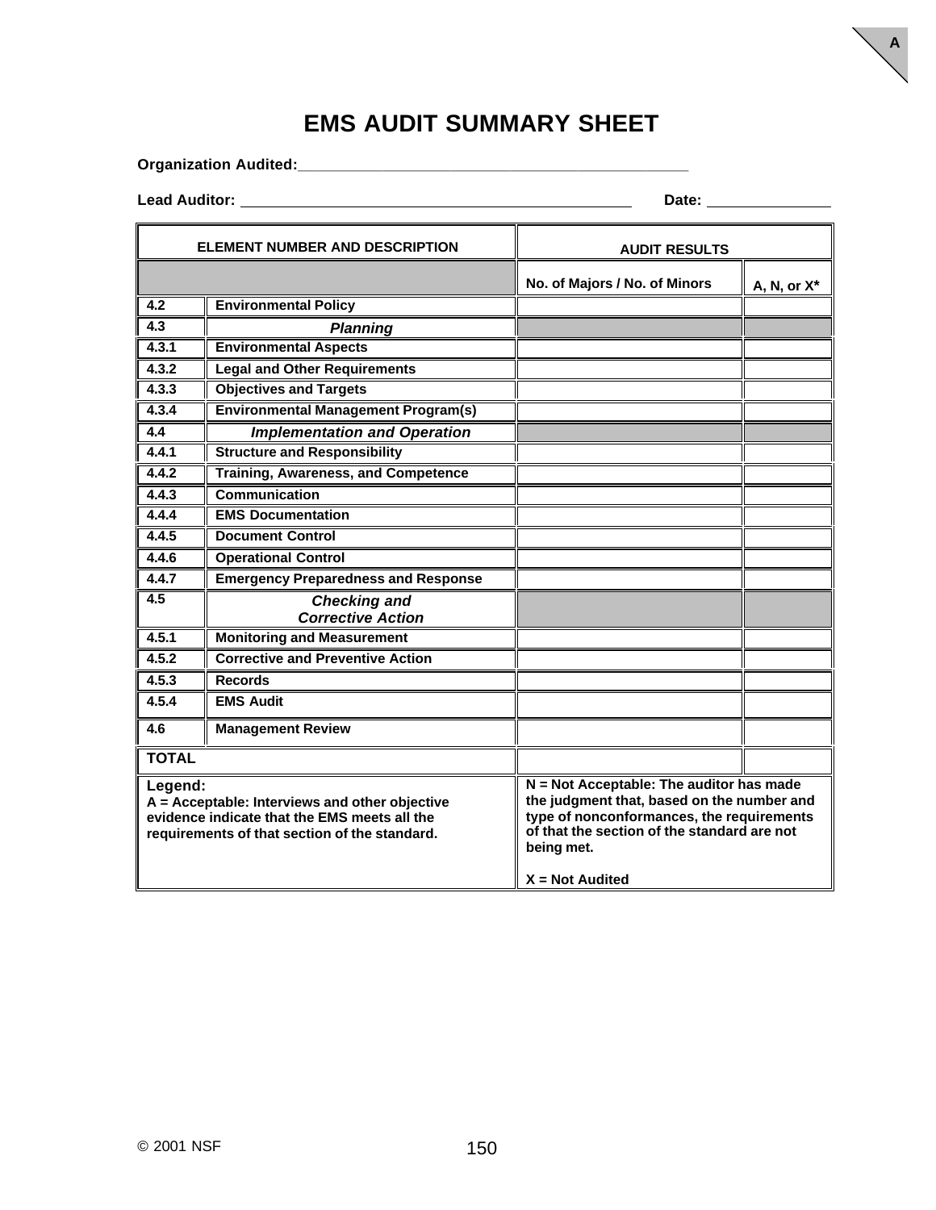# EMS AUDIT SUMMARY SHEET

**Organization Audited:**_______________________________________________

**Lead Auditor:** _______________________________________________ **Date:** _______________

| ELEMENT NUMBER AND DESCRIPTION | | AUDIT RESULTS | |
|---|---|---|---|
| | | No. of Majors / No. of Minors | A, N, or X* |
| 4.2 | Environmental Policy | | |
| 4.3 | *Planning* | | |
| 4.3.1 | Environmental Aspects | | |
| 4.3.2 | Legal and Other Requirements | | |
| 4.3.3 | Objectives and Targets | | |
| 4.3.4 | Environmental Management Program(s) | | |
| 4.4 | *Implementation and Operation* | | |
| 4.4.1 | Structure and Responsibility | | |
| 4.4.2 | Training, Awareness, and Competence | | |
| 4.4.3 | Communication | | |
| 4.4.4 | EMS Documentation | | |
| 4.4.5 | Document Control | | |
| 4.4.6 | Operational Control | | |
| 4.4.7 | Emergency Preparedness and Response | | |
| 4.5 | *Checking and Corrective Action* | | |
| 4.5.1 | Monitoring and Measurement | | |
| 4.5.2 | Corrective and Preventive Action | | |
| 4.5.3 | Records | | |
| 4.5.4 | EMS Audit | | |
| 4.6 | Management Review | | |
| TOTAL | | | |

**Legend:**
**A = Acceptable: Interviews and other objective evidence indicate that the EMS meets all the requirements of that section of the standard.**

**N = Not Acceptable: The auditor has made the judgment that, based on the number and type of nonconformances, the requirements of that the section of the standard are not being met.**

**X = Not Audited**

© 2001 NSF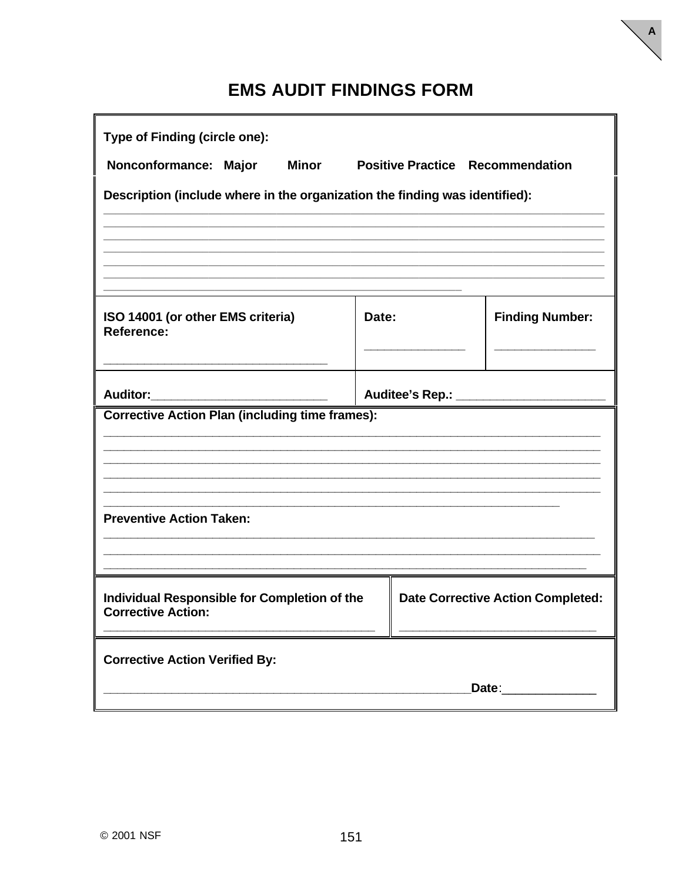# EMS AUDIT FINDINGS FORM

**Type of Finding (circle one):**

**Nonconformance: Major Minor Positive Practice Recommendation**

**Description (include where in the organization the finding was identified):**

________________________________________________________________________________
________________________________________________________________________________
________________________________________________________________________________
________________________________________________________________________________
________________________________________________________________________________
________________________________________________________________________________
________________________________________________________

| **ISO 14001 (or other EMS criteria) Reference:** ________________________________ | **Date:** ______________ | **Finding Number:** ______________ |
|---|---|---|
| **Auditor:**_________________________ | **Auditee's Rep.:** _____________________ | |

**Corrective Action Plan (including time frames):**

________________________________________________________________________________
________________________________________________________________________________
________________________________________________________________________________
________________________________________________________________________________
________________________________________________________________________________
________________________________________________________________________

**Preventive Action Taken:**

________________________________________________________________________________
________________________________________________________________________________
________________________________________________________________________________

| **Individual Responsible for Completion of the Corrective Action:** ________________________________________ | **Date Corrective Action Completed:** ______________________________ |
|---|---|

**Corrective Action Verified By:**

________________________________________________________**Date**:_____________

© 2001 NSF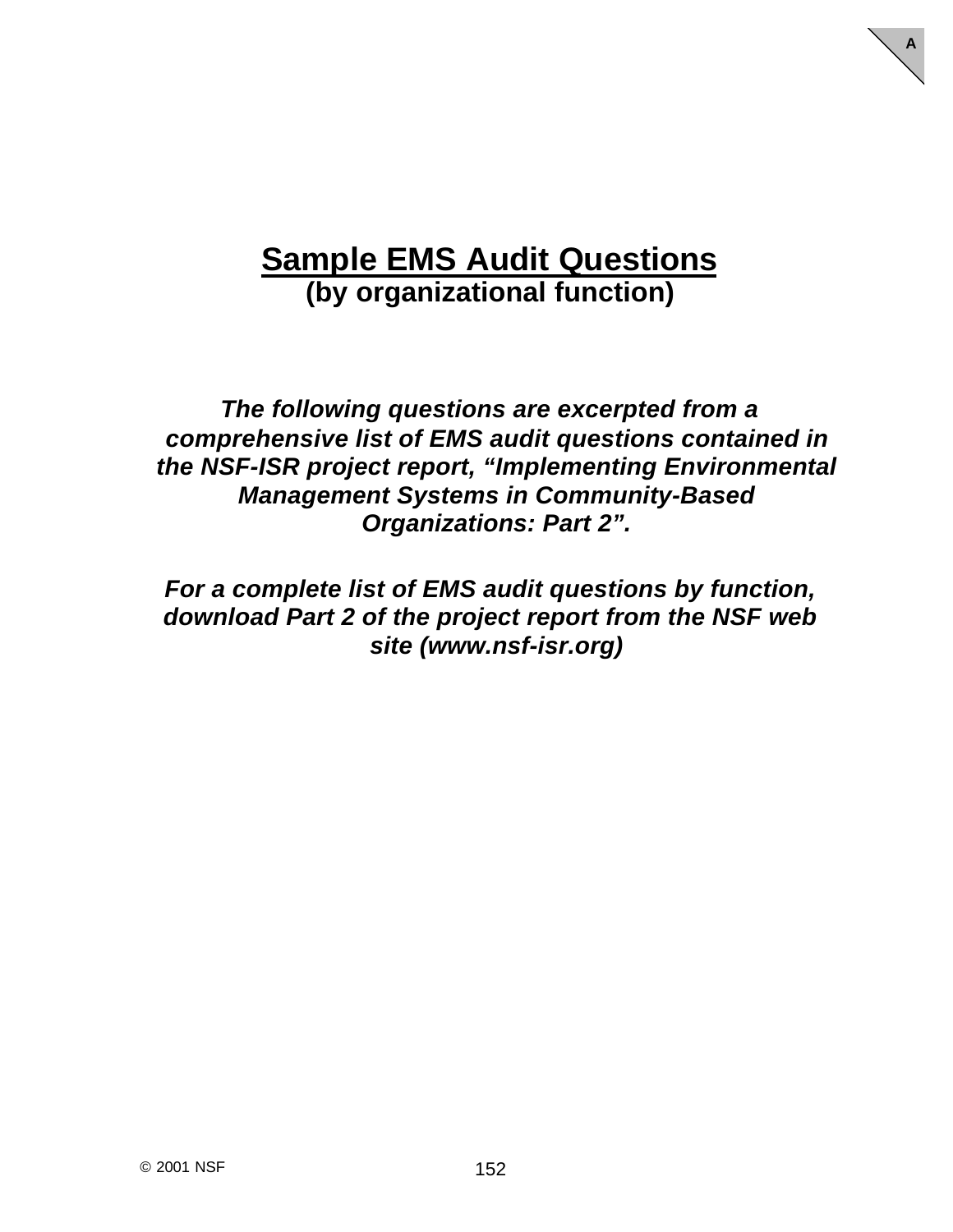# Sample EMS Audit Questions

**(by organizational function)**

***The following questions are excerpted from a comprehensive list of EMS audit questions contained in the NSF-ISR project report, "Implementing Environmental Management Systems in Community-Based Organizations: Part 2".***

***For a complete list of EMS audit questions by function, download Part 2 of the project report from the NSF web site (www.nsf-isr.org)***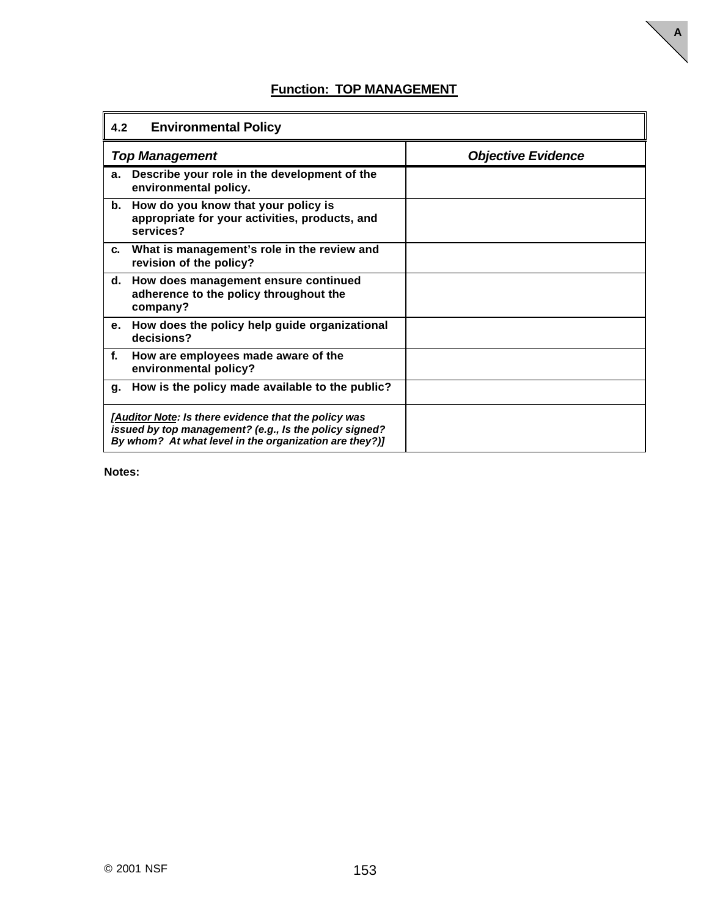## Function: TOP MANAGEMENT

| **4.2 Environmental Policy** | |
|---|---|
| ***Top Management*** | ***Objective Evidence*** |
| **a. Describe your role in the development of the environmental policy.** | |
| **b. How do you know that your policy is appropriate for your activities, products, and services?** | |
| **c. What is management's role in the review and revision of the policy?** | |
| **d. How does management ensure continued adherence to the policy throughout the company?** | |
| **e. How does the policy help guide organizational decisions?** | |
| **f. How are employees made aware of the environmental policy?** | |
| **g. How is the policy made available to the public?** | |
| ***[Auditor Note: Is there evidence that the policy was issued by top management? (e.g., Is the policy signed? By whom? At what level in the organization are they?)]*** | |

**Notes:**

© 2001 NSF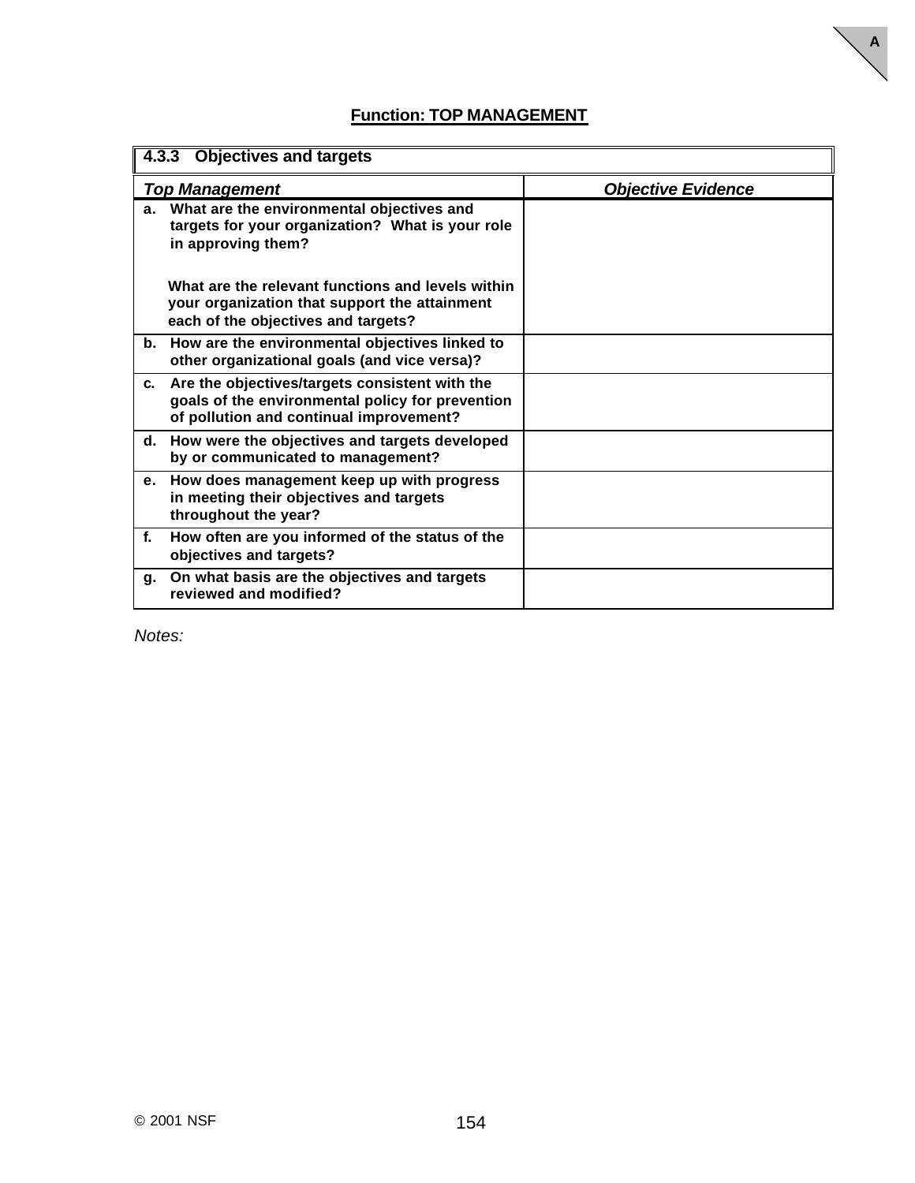## Function: TOP MANAGEMENT

| **4.3.3 Objectives and targets** | |
|---|---|
| ***Top Management*** | ***Objective Evidence*** |
| **a. What are the environmental objectives and targets for your organization? What is your role in approving them?**<br><br>**What are the relevant functions and levels within your organization that support the attainment each of the objectives and targets?** | |
| **b. How are the environmental objectives linked to other organizational goals (and vice versa)?** | |
| **c. Are the objectives/targets consistent with the goals of the environmental policy for prevention of pollution and continual improvement?** | |
| **d. How were the objectives and targets developed by or communicated to management?** | |
| **e. How does management keep up with progress in meeting their objectives and targets throughout the year?** | |
| **f. How often are you informed of the status of the objectives and targets?** | |
| **g. On what basis are the objectives and targets reviewed and modified?** | |

*Notes:*

© 2001 NSF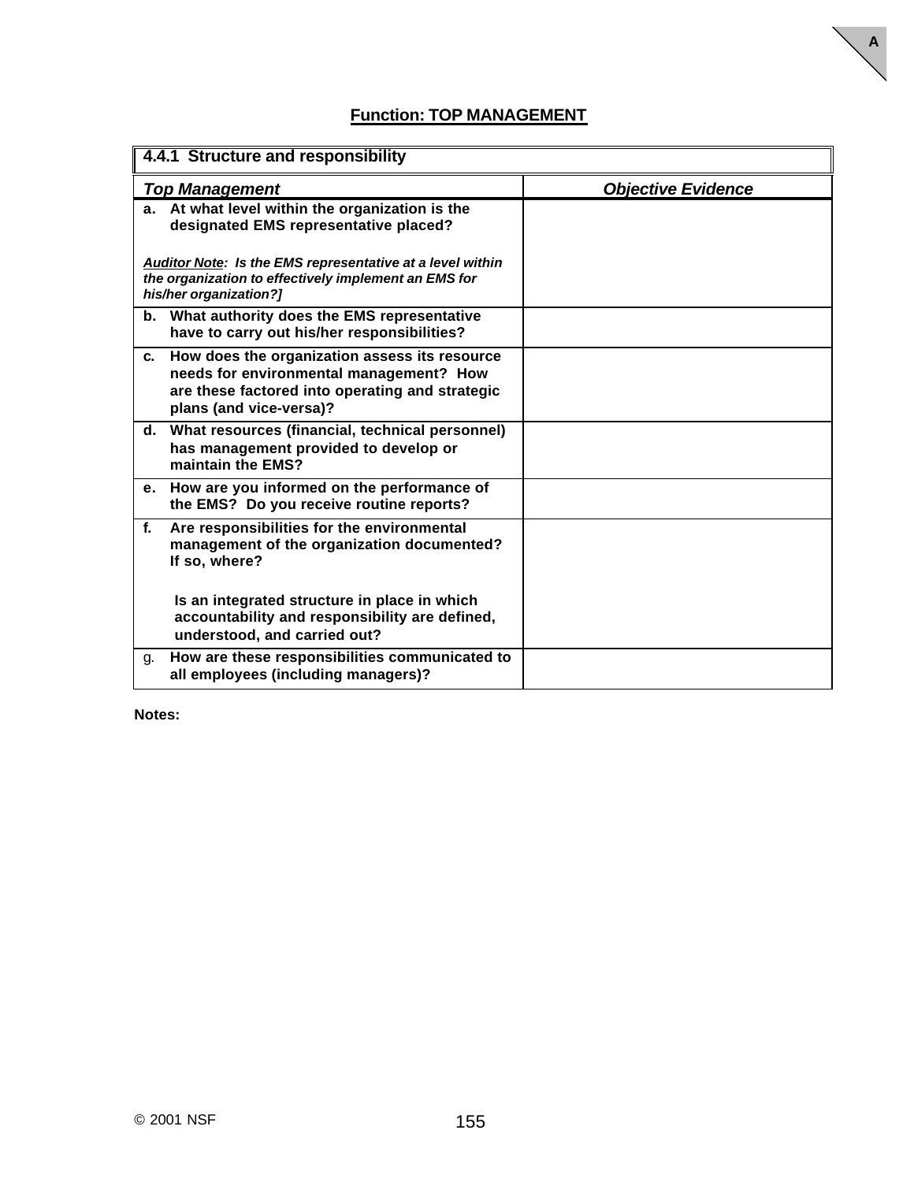A

## Function: TOP MANAGEMENT

| 4.4.1 Structure and responsibility | |
|---|---|
| ***Top Management*** | ***Objective Evidence*** |
| **a. At what level within the organization is the designated EMS representative placed?**<br><br>***Auditor Note: Is the EMS representative at a level within the organization to effectively implement an EMS for his/her organization?]*** | |
| **b. What authority does the EMS representative have to carry out his/her responsibilities?** | |
| **c. How does the organization assess its resource needs for environmental management? How are these factored into operating and strategic plans (and vice-versa)?** | |
| **d. What resources (financial, technical personnel) has management provided to develop or maintain the EMS?** | |
| **e. How are you informed on the performance of the EMS? Do you receive routine reports?** | |
| **f. Are responsibilities for the environmental management of the organization documented? If so, where?**<br><br>**Is an integrated structure in place in which accountability and responsibility are defined, understood, and carried out?** | |
| g. **How are these responsibilities communicated to all employees (including managers)?** | |

**Notes:**

© 2001 NSF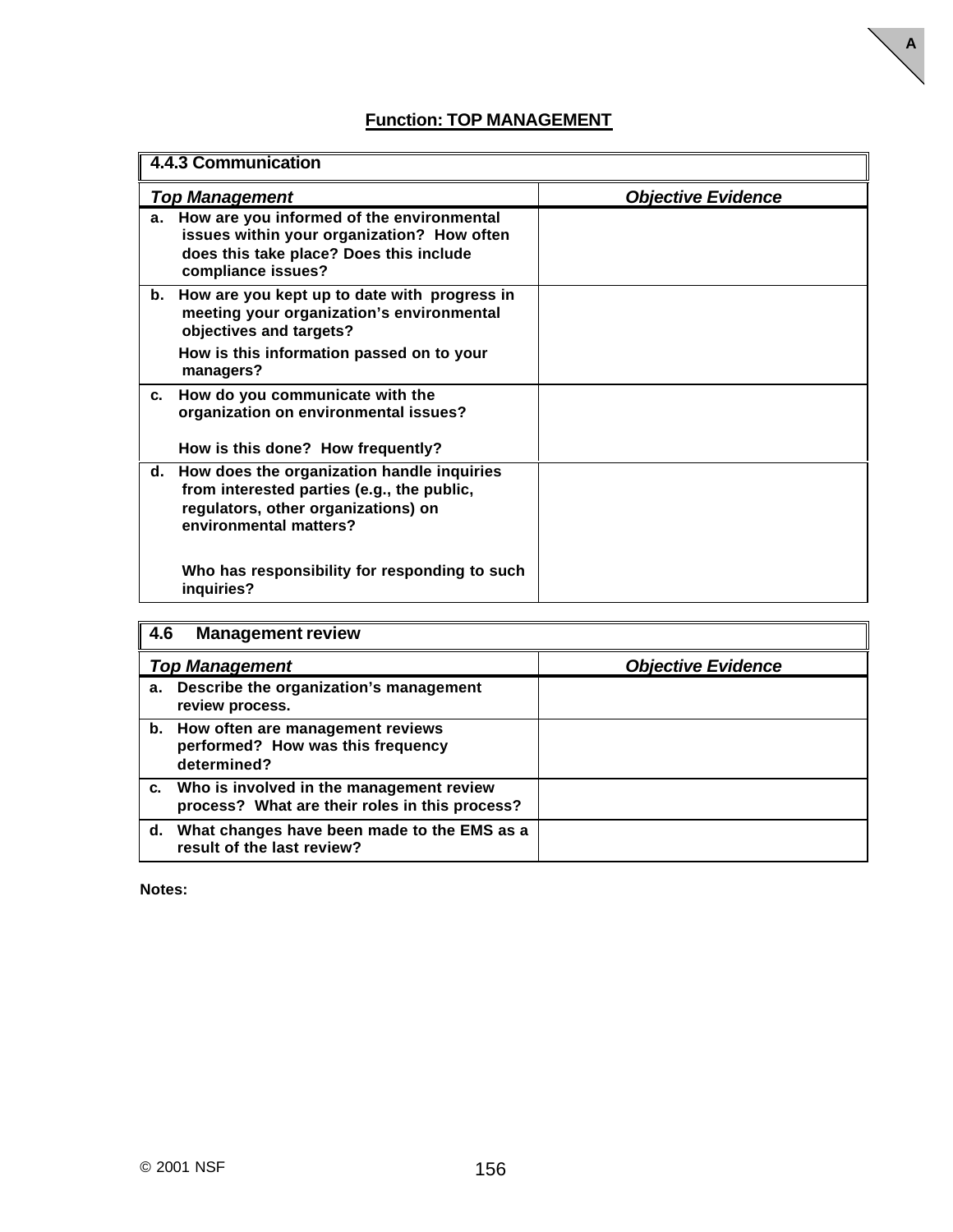## Function: TOP MANAGEMENT

| **4.4.3 Communication** | |
|---|---|
| ***Top Management*** | ***Objective Evidence*** |
| **a. How are you informed of the environmental issues within your organization? How often does this take place? Does this include compliance issues?** | |
| **b. How are you kept up to date with progress in meeting your organization's environmental objectives and targets?**<br>**How is this information passed on to your managers?** | |
| **c. How do you communicate with the organization on environmental issues?**<br>**How is this done? How frequently?** | |
| **d. How does the organization handle inquiries from interested parties (e.g., the public, regulators, other organizations) on environmental matters?**<br>**Who has responsibility for responding to such inquiries?** | |

| **4.6 Management review** | |
|---|---|
| ***Top Management*** | ***Objective Evidence*** |
| **a. Describe the organization's management review process.** | |
| **b. How often are management reviews performed? How was this frequency determined?** | |
| **c. Who is involved in the management review process? What are their roles in this process?** | |
| **d. What changes have been made to the EMS as a result of the last review?** | |

**Notes:**

© 2001 NSF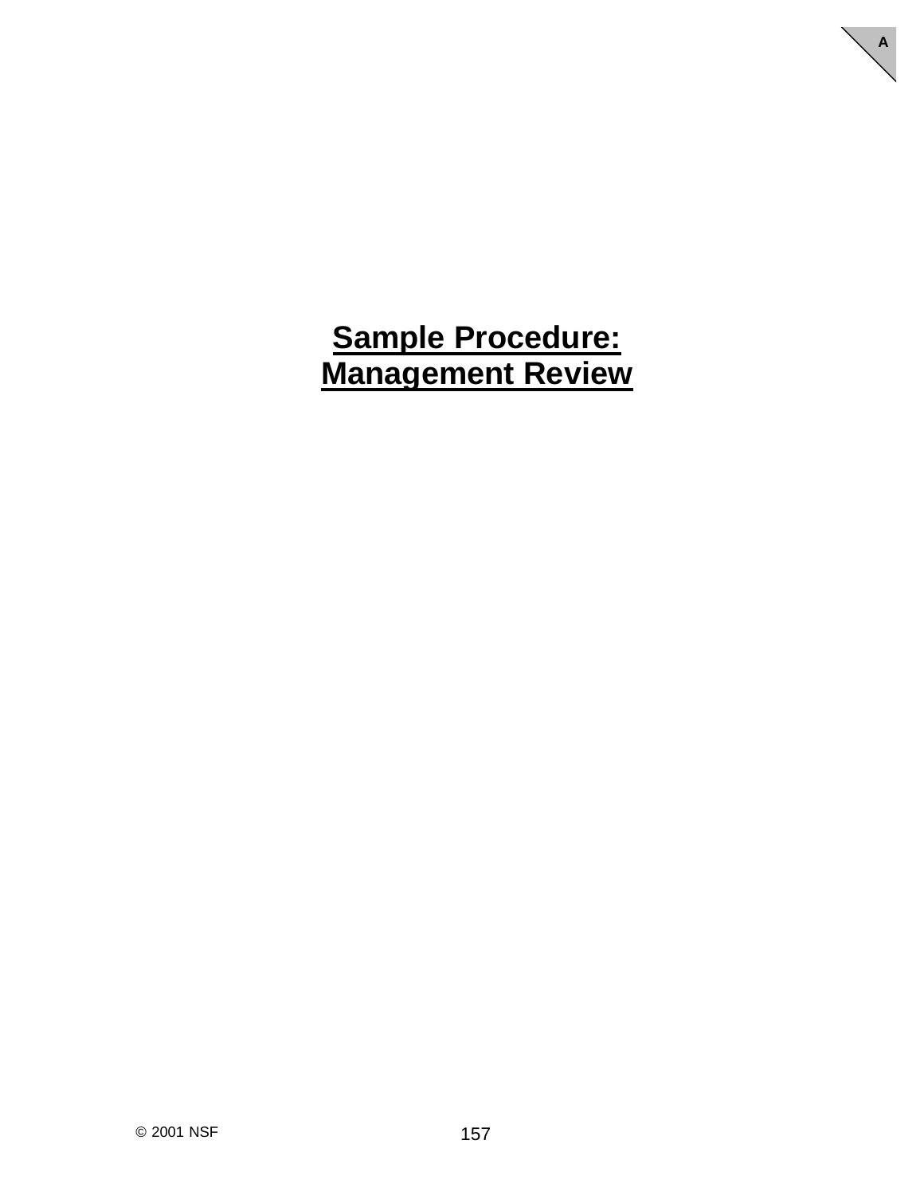# Sample Procedure: Management Review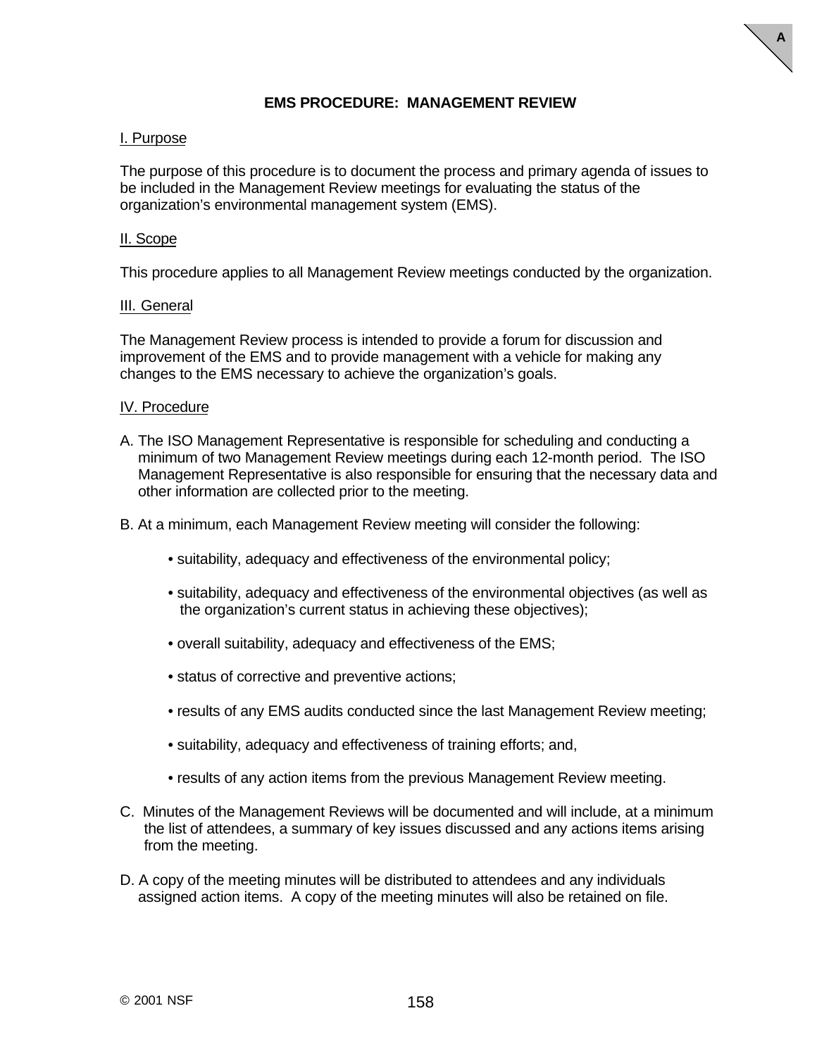# EMS PROCEDURE: MANAGEMENT REVIEW

## I. Purpose

The purpose of this procedure is to document the process and primary agenda of issues to be included in the Management Review meetings for evaluating the status of the organization's environmental management system (EMS).

## II. Scope

This procedure applies to all Management Review meetings conducted by the organization.

## III. General

The Management Review process is intended to provide a forum for discussion and improvement of the EMS and to provide management with a vehicle for making any changes to the EMS necessary to achieve the organization's goals.

## IV. Procedure

A. The ISO Management Representative is responsible for scheduling and conducting a minimum of two Management Review meetings during each 12-month period. The ISO Management Representative is also responsible for ensuring that the necessary data and other information are collected prior to the meeting.

B. At a minimum, each Management Review meeting will consider the following:

- suitability, adequacy and effectiveness of the environmental policy;
- suitability, adequacy and effectiveness of the environmental objectives (as well as the organization's current status in achieving these objectives);
- overall suitability, adequacy and effectiveness of the EMS;
- status of corrective and preventive actions;
- results of any EMS audits conducted since the last Management Review meeting;
- suitability, adequacy and effectiveness of training efforts; and,
- results of any action items from the previous Management Review meeting.

C. Minutes of the Management Reviews will be documented and will include, at a minimum the list of attendees, a summary of key issues discussed and any actions items arising from the meeting.

D. A copy of the meeting minutes will be distributed to attendees and any individuals assigned action items. A copy of the meeting minutes will also be retained on file.

© 2001 NSF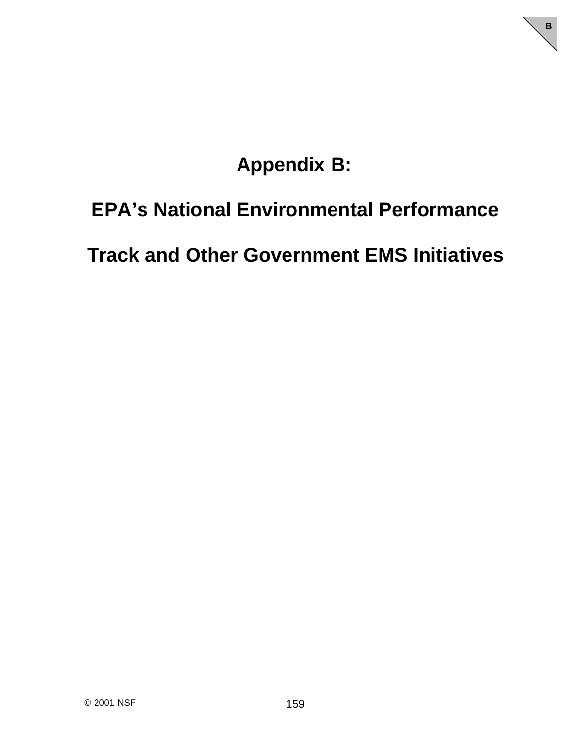# Appendix B:

# EPA's National Environmental Performance Track and Other Government EMS Initiatives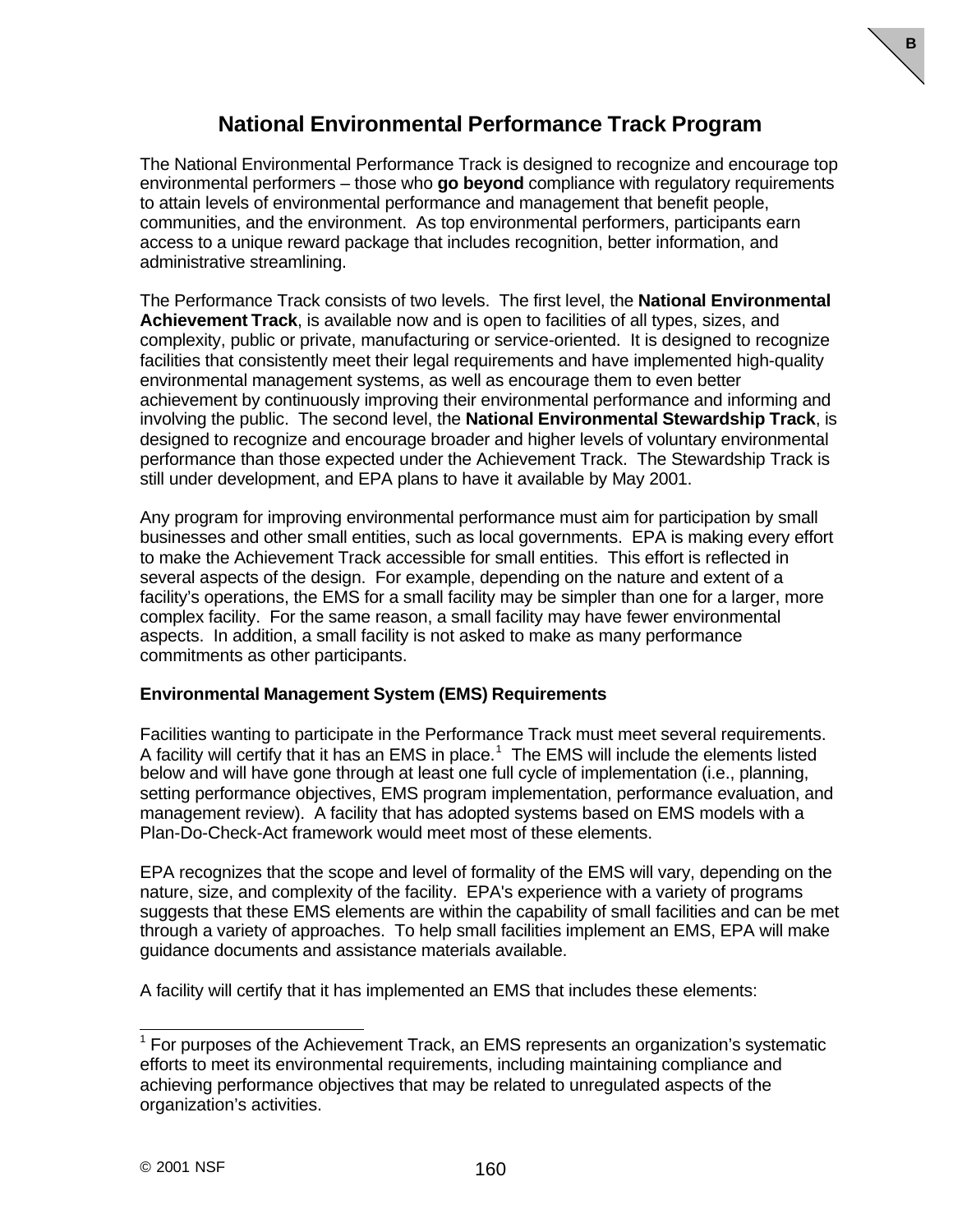# National Environmental Performance Track Program

The National Environmental Performance Track is designed to recognize and encourage top environmental performers – those who **go beyond** compliance with regulatory requirements to attain levels of environmental performance and management that benefit people, communities, and the environment. As top environmental performers, participants earn access to a unique reward package that includes recognition, better information, and administrative streamlining.

The Performance Track consists of two levels. The first level, the **National Environmental Achievement Track**, is available now and is open to facilities of all types, sizes, and complexity, public or private, manufacturing or service-oriented. It is designed to recognize facilities that consistently meet their legal requirements and have implemented high-quality environmental management systems, as well as encourage them to even better achievement by continuously improving their environmental performance and informing and involving the public. The second level, the **National Environmental Stewardship Track**, is designed to recognize and encourage broader and higher levels of voluntary environmental performance than those expected under the Achievement Track. The Stewardship Track is still under development, and EPA plans to have it available by May 2001.

Any program for improving environmental performance must aim for participation by small businesses and other small entities, such as local governments. EPA is making every effort to make the Achievement Track accessible for small entities. This effort is reflected in several aspects of the design. For example, depending on the nature and extent of a facility's operations, the EMS for a small facility may be simpler than one for a larger, more complex facility. For the same reason, a small facility may have fewer environmental aspects. In addition, a small facility is not asked to make as many performance commitments as other participants.

**Environmental Management System (EMS) Requirements**

Facilities wanting to participate in the Performance Track must meet several requirements. A facility will certify that it has an EMS in place.[1] The EMS will include the elements listed below and will have gone through at least one full cycle of implementation (i.e., planning, setting performance objectives, EMS program implementation, performance evaluation, and management review). A facility that has adopted systems based on EMS models with a Plan-Do-Check-Act framework would meet most of these elements.

EPA recognizes that the scope and level of formality of the EMS will vary, depending on the nature, size, and complexity of the facility. EPA's experience with a variety of programs suggests that these EMS elements are within the capability of small facilities and can be met through a variety of approaches. To help small facilities implement an EMS, EPA will make guidance documents and assistance materials available.

A facility will certify that it has implemented an EMS that includes these elements:

[1] For purposes of the Achievement Track, an EMS represents an organization's systematic efforts to meet its environmental requirements, including maintaining compliance and achieving performance objectives that may be related to unregulated aspects of the organization's activities.

© 2001 NSF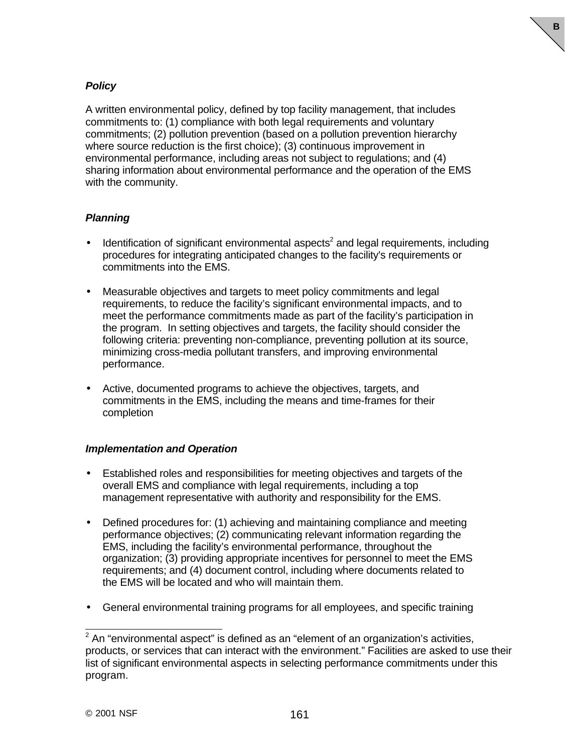### *Policy*

A written environmental policy, defined by top facility management, that includes commitments to: (1) compliance with both legal requirements and voluntary commitments; (2) pollution prevention (based on a pollution prevention hierarchy where source reduction is the first choice); (3) continuous improvement in environmental performance, including areas not subject to regulations; and (4) sharing information about environmental performance and the operation of the EMS with the community.

### *Planning*

- Identification of significant environmental aspects[2] and legal requirements, including procedures for integrating anticipated changes to the facility's requirements or commitments into the EMS.
- Measurable objectives and targets to meet policy commitments and legal requirements, to reduce the facility's significant environmental impacts, and to meet the performance commitments made as part of the facility's participation in the program. In setting objectives and targets, the facility should consider the following criteria: preventing non-compliance, preventing pollution at its source, minimizing cross-media pollutant transfers, and improving environmental performance.
- Active, documented programs to achieve the objectives, targets, and commitments in the EMS, including the means and time-frames for their completion

### *Implementation and Operation*

- Established roles and responsibilities for meeting objectives and targets of the overall EMS and compliance with legal requirements, including a top management representative with authority and responsibility for the EMS.
- Defined procedures for: (1) achieving and maintaining compliance and meeting performance objectives; (2) communicating relevant information regarding the EMS, including the facility's environmental performance, throughout the organization; (3) providing appropriate incentives for personnel to meet the EMS requirements; and (4) document control, including where documents related to the EMS will be located and who will maintain them.
- General environmental training programs for all employees, and specific training

---

[2] An "environmental aspect" is defined as an "element of an organization's activities, products, or services that can interact with the environment." Facilities are asked to use their list of significant environmental aspects in selecting performance commitments under this program.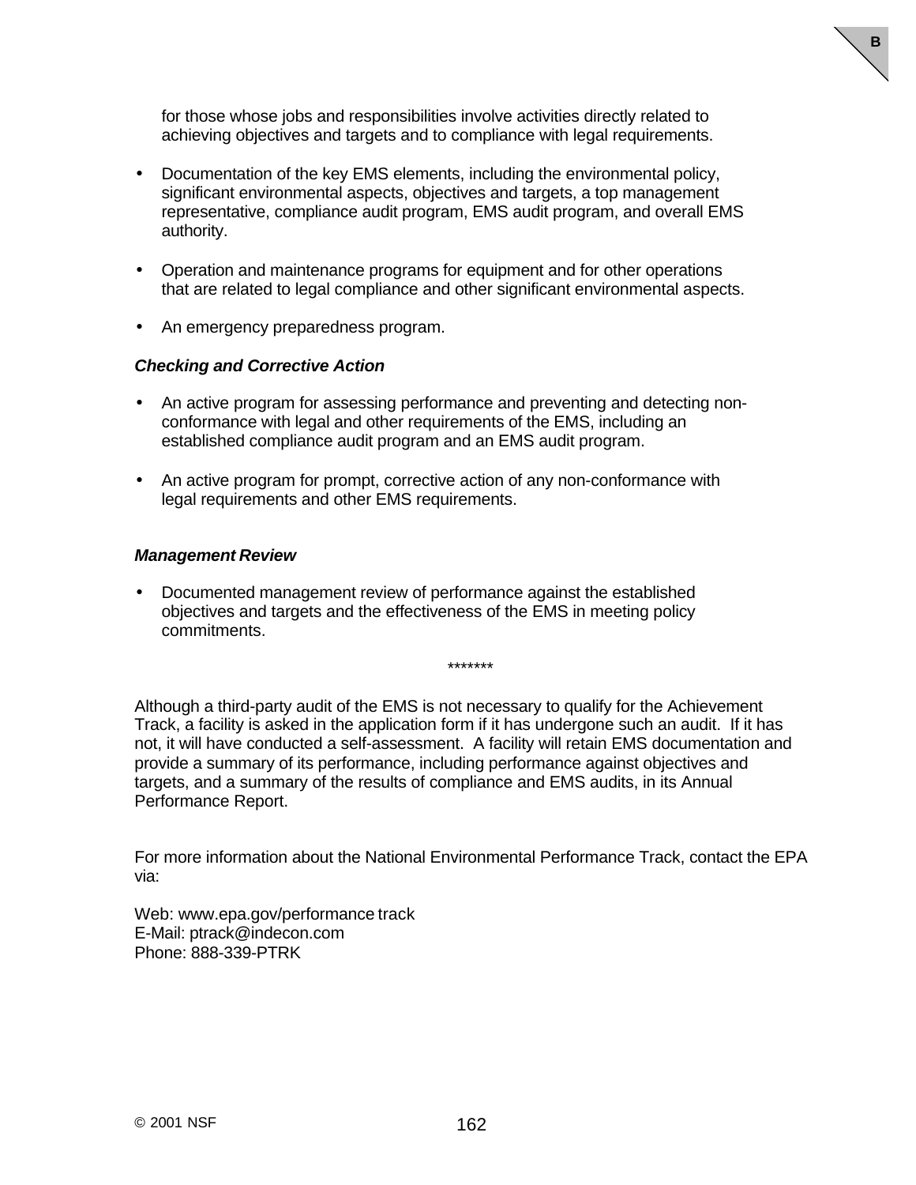for those whose jobs and responsibilities involve activities directly related to achieving objectives and targets and to compliance with legal requirements.

- Documentation of the key EMS elements, including the environmental policy, significant environmental aspects, objectives and targets, a top management representative, compliance audit program, EMS audit program, and overall EMS authority.

- Operation and maintenance programs for equipment and for other operations that are related to legal compliance and other significant environmental aspects.

- An emergency preparedness program.

***Checking and Corrective Action***

- An active program for assessing performance and preventing and detecting non-conformance with legal and other requirements of the EMS, including an established compliance audit program and an EMS audit program.

- An active program for prompt, corrective action of any non-conformance with legal requirements and other EMS requirements.

***Management Review***

- Documented management review of performance against the established objectives and targets and the effectiveness of the EMS in meeting policy commitments.

*******

Although a third-party audit of the EMS is not necessary to qualify for the Achievement Track, a facility is asked in the application form if it has undergone such an audit. If it has not, it will have conducted a self-assessment. A facility will retain EMS documentation and provide a summary of its performance, including performance against objectives and targets, and a summary of the results of compliance and EMS audits, in its Annual Performance Report.

For more information about the National Environmental Performance Track, contact the EPA via:

Web: www.epa.gov/performance track
E-Mail: ptrack@indecon.com
Phone: 888-339-PTRK

© 2001 NSF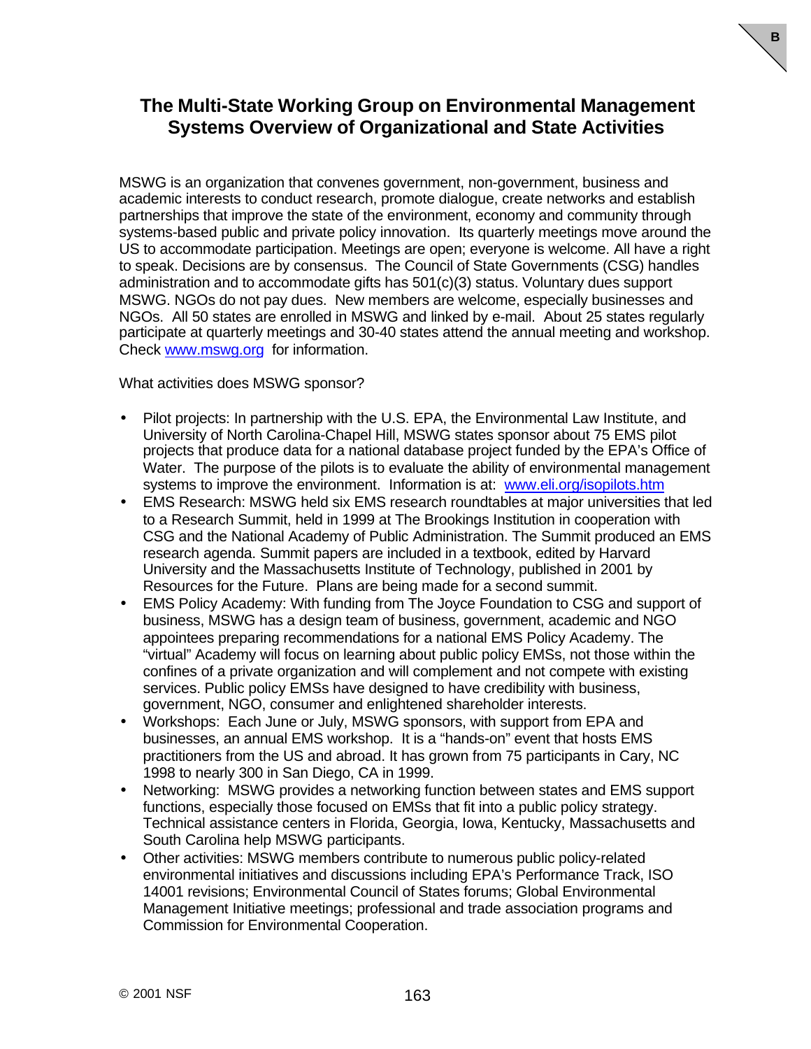# The Multi-State Working Group on Environmental Management Systems Overview of Organizational and State Activities

MSWG is an organization that convenes government, non-government, business and academic interests to conduct research, promote dialogue, create networks and establish partnerships that improve the state of the environment, economy and community through systems-based public and private policy innovation. Its quarterly meetings move around the US to accommodate participation. Meetings are open; everyone is welcome. All have a right to speak. Decisions are by consensus. The Council of State Governments (CSG) handles administration and to accommodate gifts has 501(c)(3) status. Voluntary dues support MSWG. NGOs do not pay dues. New members are welcome, especially businesses and NGOs. All 50 states are enrolled in MSWG and linked by e-mail. About 25 states regularly participate at quarterly meetings and 30-40 states attend the annual meeting and workshop. Check www.mswg.org for information.

What activities does MSWG sponsor?

- Pilot projects: In partnership with the U.S. EPA, the Environmental Law Institute, and University of North Carolina-Chapel Hill, MSWG states sponsor about 75 EMS pilot projects that produce data for a national database project funded by the EPA's Office of Water. The purpose of the pilots is to evaluate the ability of environmental management systems to improve the environment. Information is at: www.eli.org/isopilots.htm
- EMS Research: MSWG held six EMS research roundtables at major universities that led to a Research Summit, held in 1999 at The Brookings Institution in cooperation with CSG and the National Academy of Public Administration. The Summit produced an EMS research agenda. Summit papers are included in a textbook, edited by Harvard University and the Massachusetts Institute of Technology, published in 2001 by Resources for the Future. Plans are being made for a second summit.
- EMS Policy Academy: With funding from The Joyce Foundation to CSG and support of business, MSWG has a design team of business, government, academic and NGO appointees preparing recommendations for a national EMS Policy Academy. The "virtual" Academy will focus on learning about public policy EMSs, not those within the confines of a private organization and will complement and not compete with existing services. Public policy EMSs have designed to have credibility with business, government, NGO, consumer and enlightened shareholder interests.
- Workshops: Each June or July, MSWG sponsors, with support from EPA and businesses, an annual EMS workshop. It is a "hands-on" event that hosts EMS practitioners from the US and abroad. It has grown from 75 participants in Cary, NC 1998 to nearly 300 in San Diego, CA in 1999.
- Networking: MSWG provides a networking function between states and EMS support functions, especially those focused on EMSs that fit into a public policy strategy. Technical assistance centers in Florida, Georgia, Iowa, Kentucky, Massachusetts and South Carolina help MSWG participants.
- Other activities: MSWG members contribute to numerous public policy-related environmental initiatives and discussions including EPA's Performance Track, ISO 14001 revisions; Environmental Council of States forums; Global Environmental Management Initiative meetings; professional and trade association programs and Commission for Environmental Cooperation.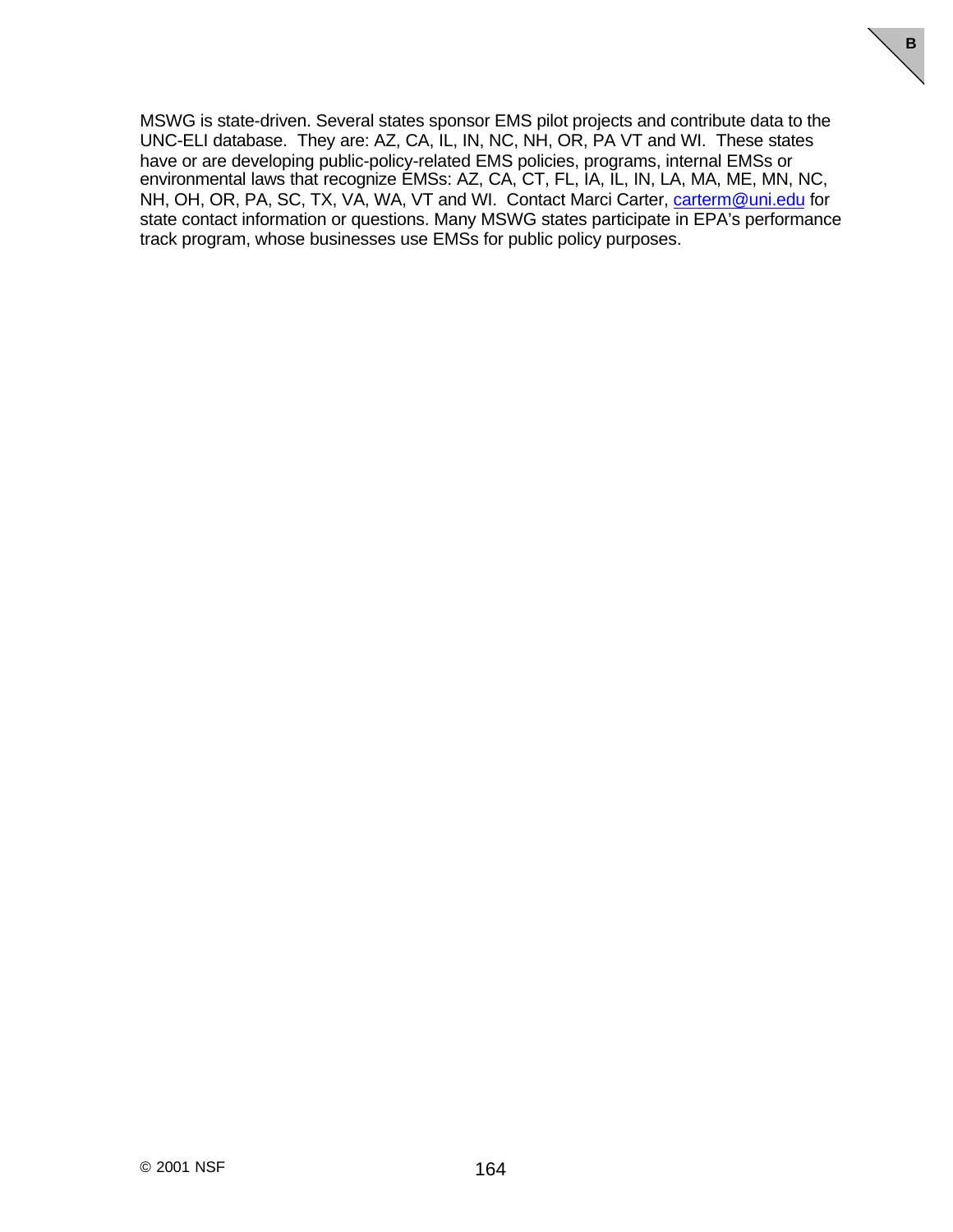MSWG is state-driven. Several states sponsor EMS pilot projects and contribute data to the UNC-ELI database.  They are: AZ, CA, IL, IN, NC, NH, OR, PA VT and WI.  These states have or are developing public-policy-related EMS policies, programs, internal EMSs or environmental laws that recognize EMSs: AZ, CA, CT, FL, IA, IL, IN, LA, MA, ME, MN, NC, NH, OH, OR, PA, SC, TX, VA, WA, VT and WI.  Contact Marci Carter, carterm@uni.edu for state contact information or questions. Many MSWG states participate in EPA's performance track program, whose businesses use EMSs for public policy purposes.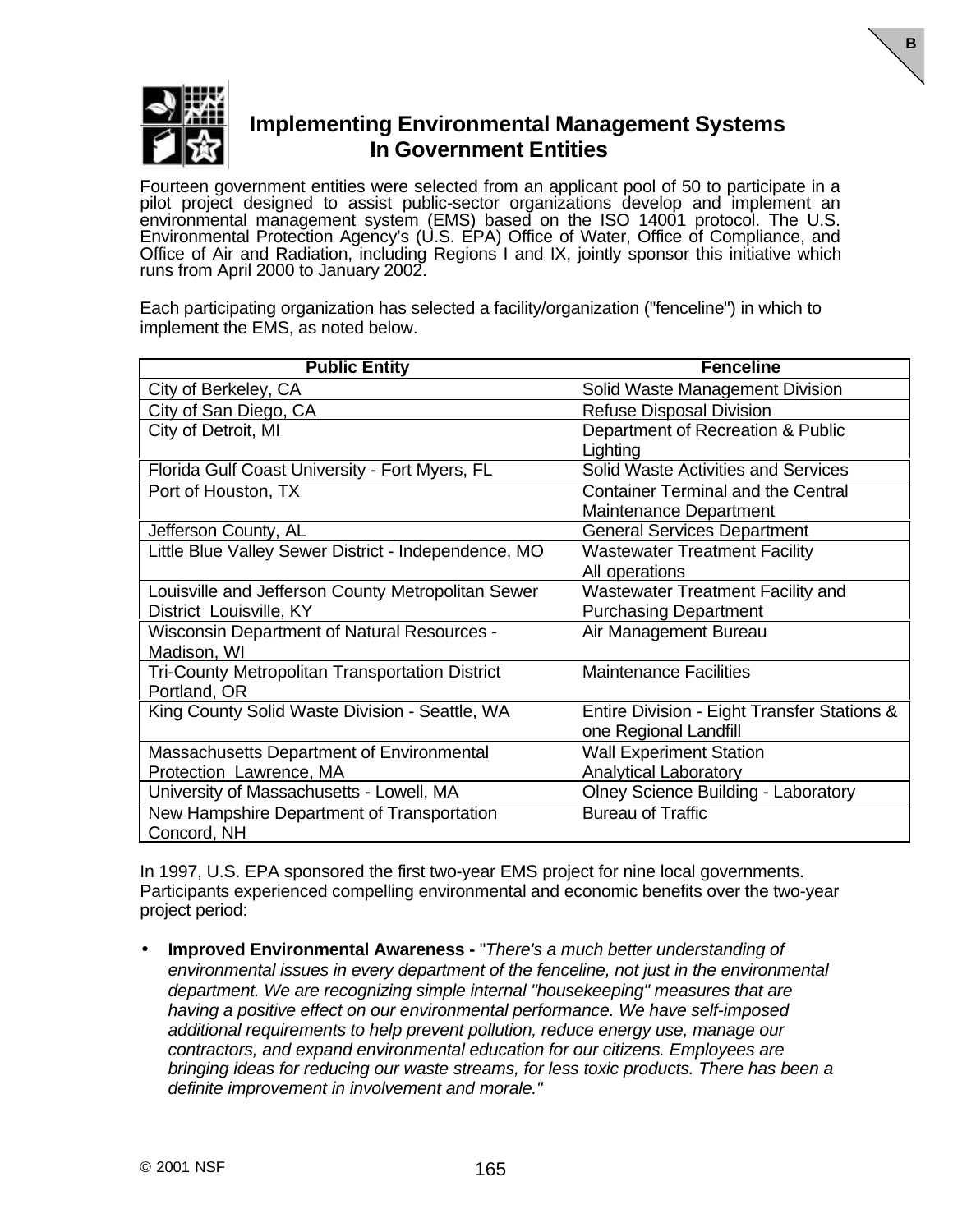# Implementing Environmental Management Systems In Government Entities

Fourteen government entities were selected from an applicant pool of 50 to participate in a pilot project designed to assist public-sector organizations develop and implement an environmental management system (EMS) based on the ISO 14001 protocol. The U.S. Environmental Protection Agency's (U.S. EPA) Office of Water, Office of Compliance, and Office of Air and Radiation, including Regions I and IX, jointly sponsor this initiative which runs from April 2000 to January 2002.

Each participating organization has selected a facility/organization ("fenceline") in which to implement the EMS, as noted below.

| Public Entity | Fenceline |
|---|---|
| City of Berkeley, CA | Solid Waste Management Division |
| City of San Diego, CA | Refuse Disposal Division |
| City of Detroit, MI | Department of Recreation & Public Lighting |
| Florida Gulf Coast University - Fort Myers, FL | Solid Waste Activities and Services |
| Port of Houston, TX | Container Terminal and the Central Maintenance Department |
| Jefferson County, AL | General Services Department |
| Little Blue Valley Sewer District - Independence, MO | Wastewater Treatment Facility All operations |
| Louisville and Jefferson County Metropolitan Sewer District Louisville, KY | Wastewater Treatment Facility and Purchasing Department |
| Wisconsin Department of Natural Resources - Madison, WI | Air Management Bureau |
| Tri-County Metropolitan Transportation District Portland, OR | Maintenance Facilities |
| King County Solid Waste Division - Seattle, WA | Entire Division - Eight Transfer Stations & one Regional Landfill |
| Massachusetts Department of Environmental Protection Lawrence, MA | Wall Experiment Station Analytical Laboratory |
| University of Massachusetts - Lowell, MA | Olney Science Building - Laboratory |
| New Hampshire Department of Transportation Concord, NH | Bureau of Traffic |

In 1997, U.S. EPA sponsored the first two-year EMS project for nine local governments. Participants experienced compelling environmental and economic benefits over the two-year project period:

- **Improved Environmental Awareness -** "*There's a much better understanding of environmental issues in every department of the fenceline, not just in the environmental department. We are recognizing simple internal "housekeeping" measures that are having a positive effect on our environmental performance. We have self-imposed additional requirements to help prevent pollution, reduce energy use, manage our contractors, and expand environmental education for our citizens. Employees are bringing ideas for reducing our waste streams, for less toxic products. There has been a definite improvement in involvement and morale."*

© 2001 NSF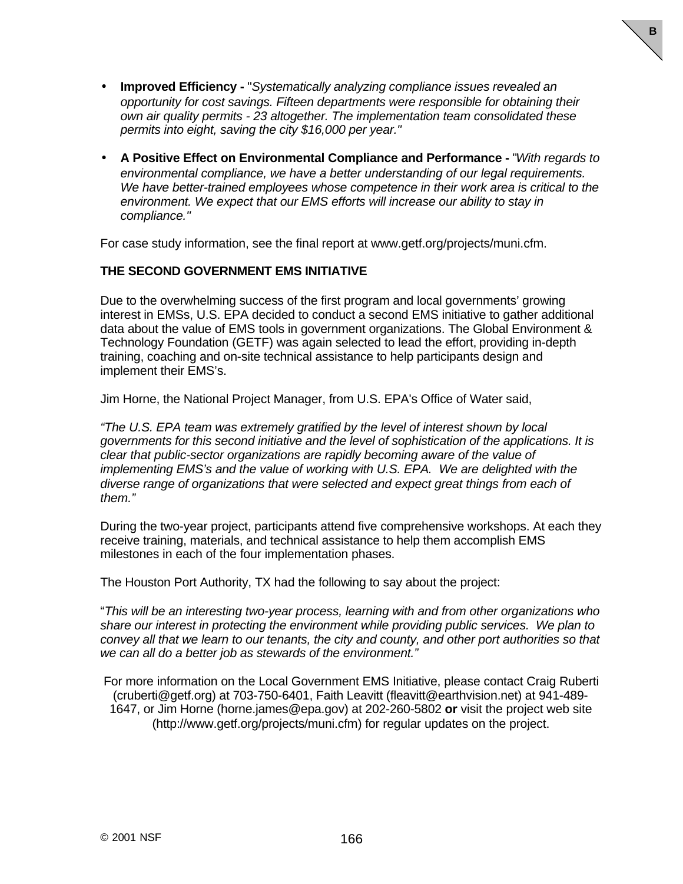- **Improved Efficiency -** "*Systematically analyzing compliance issues revealed an opportunity for cost savings. Fifteen departments were responsible for obtaining their own air quality permits - 23 altogether. The implementation team consolidated these permits into eight, saving the city $16,000 per year.*"

- **A Positive Effect on Environmental Compliance and Performance -** "*With regards to environmental compliance, we have a better understanding of our legal requirements. We have better-trained employees whose competence in their work area is critical to the environment. We expect that our EMS efforts will increase our ability to stay in compliance.*"

For case study information, see the final report at www.getf.org/projects/muni.cfm.

**THE SECOND GOVERNMENT EMS INITIATIVE**

Due to the overwhelming success of the first program and local governments' growing interest in EMSs, U.S. EPA decided to conduct a second EMS initiative to gather additional data about the value of EMS tools in government organizations. The Global Environment & Technology Foundation (GETF) was again selected to lead the effort, providing in-depth training, coaching and on-site technical assistance to help participants design and implement their EMS's.

Jim Horne, the National Project Manager, from U.S. EPA's Office of Water said,

*"The U.S. EPA team was extremely gratified by the level of interest shown by local governments for this second initiative and the level of sophistication of the applications. It is clear that public-sector organizations are rapidly becoming aware of the value of implementing EMS's and the value of working with U.S. EPA. We are delighted with the diverse range of organizations that were selected and expect great things from each of them."*

During the two-year project, participants attend five comprehensive workshops. At each they receive training, materials, and technical assistance to help them accomplish EMS milestones in each of the four implementation phases.

The Houston Port Authority, TX had the following to say about the project:

"*This will be an interesting two-year process, learning with and from other organizations who share our interest in protecting the environment while providing public services. We plan to convey all that we learn to our tenants, the city and county, and other port authorities so that we can all do a better job as stewards of the environment."*

For more information on the Local Government EMS Initiative, please contact Craig Ruberti (cruberti@getf.org) at 703-750-6401, Faith Leavitt (fleavitt@earthvision.net) at 941-489-1647, or Jim Horne (horne.james@epa.gov) at 202-260-5802 **or** visit the project web site (http://www.getf.org/projects/muni.cfm) for regular updates on the project.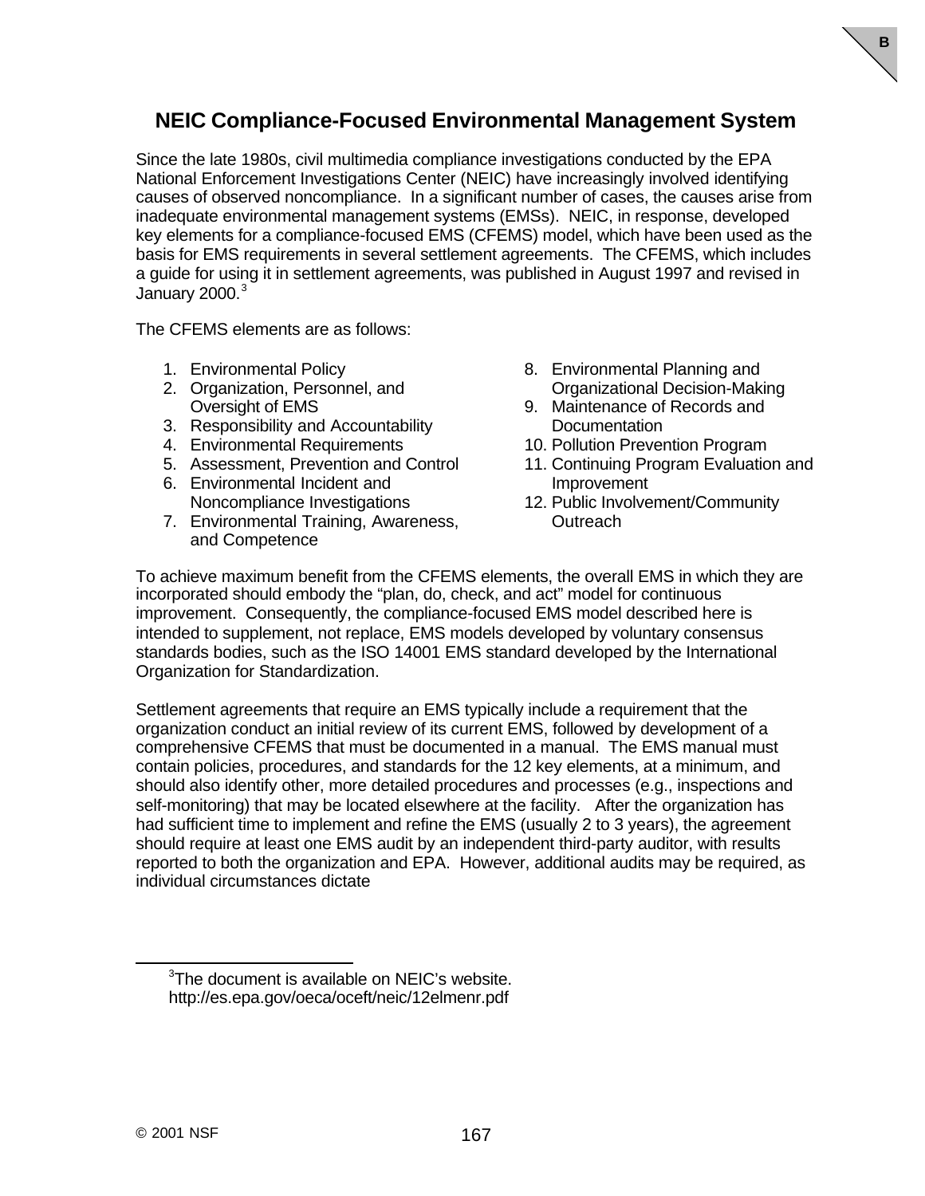# NEIC Compliance-Focused Environmental Management System

Since the late 1980s, civil multimedia compliance investigations conducted by the EPA National Enforcement Investigations Center (NEIC) have increasingly involved identifying causes of observed noncompliance. In a significant number of cases, the causes arise from inadequate environmental management systems (EMSs). NEIC, in response, developed key elements for a compliance-focused EMS (CFEMS) model, which have been used as the basis for EMS requirements in several settlement agreements. The CFEMS, which includes a guide for using it in settlement agreements, was published in August 1997 and revised in January 2000.[3]

The CFEMS elements are as follows:

1. Environmental Policy
2. Organization, Personnel, and Oversight of EMS
3. Responsibility and Accountability
4. Environmental Requirements
5. Assessment, Prevention and Control
6. Environmental Incident and Noncompliance Investigations
7. Environmental Training, Awareness, and Competence
8. Environmental Planning and Organizational Decision-Making
9. Maintenance of Records and Documentation
10. Pollution Prevention Program
11. Continuing Program Evaluation and Improvement
12. Public Involvement/Community Outreach

To achieve maximum benefit from the CFEMS elements, the overall EMS in which they are incorporated should embody the "plan, do, check, and act" model for continuous improvement. Consequently, the compliance-focused EMS model described here is intended to supplement, not replace, EMS models developed by voluntary consensus standards bodies, such as the ISO 14001 EMS standard developed by the International Organization for Standardization.

Settlement agreements that require an EMS typically include a requirement that the organization conduct an initial review of its current EMS, followed by development of a comprehensive CFEMS that must be documented in a manual. The EMS manual must contain policies, procedures, and standards for the 12 key elements, at a minimum, and should also identify other, more detailed procedures and processes (e.g., inspections and self-monitoring) that may be located elsewhere at the facility. After the organization has had sufficient time to implement and refine the EMS (usually 2 to 3 years), the agreement should require at least one EMS audit by an independent third-party auditor, with results reported to both the organization and EPA. However, additional audits may be required, as individual circumstances dictate

---

[3]The document is available on NEIC's website. http://es.epa.gov/oeca/oceft/neic/12elmenr.pdf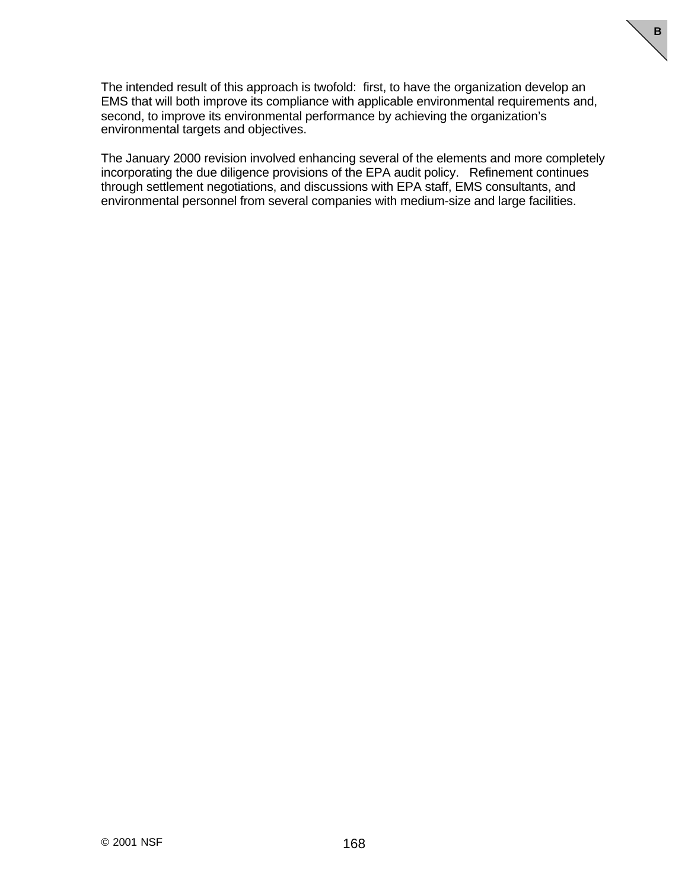The intended result of this approach is twofold: first, to have the organization develop an EMS that will both improve its compliance with applicable environmental requirements and, second, to improve its environmental performance by achieving the organization's environmental targets and objectives.

The January 2000 revision involved enhancing several of the elements and more completely incorporating the due diligence provisions of the EPA audit policy. Refinement continues through settlement negotiations, and discussions with EPA staff, EMS consultants, and environmental personnel from several companies with medium-size and large facilities.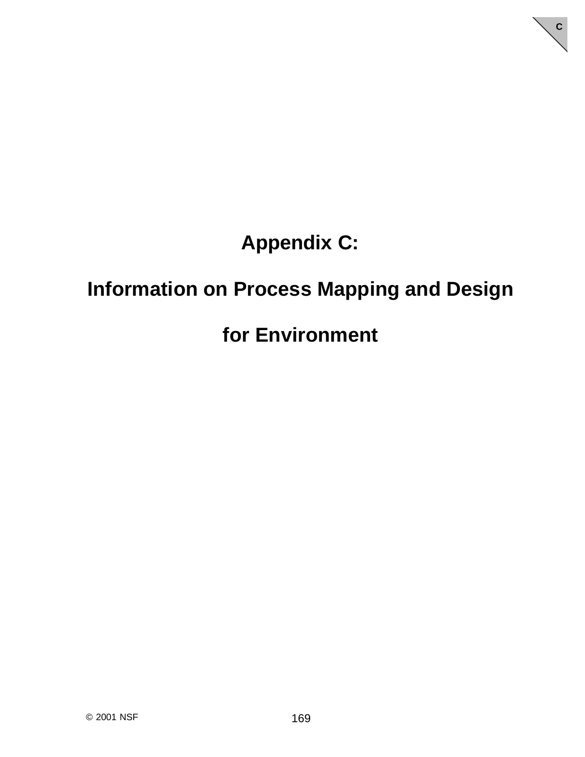# Appendix C:

# Information on Process Mapping and Design for Environment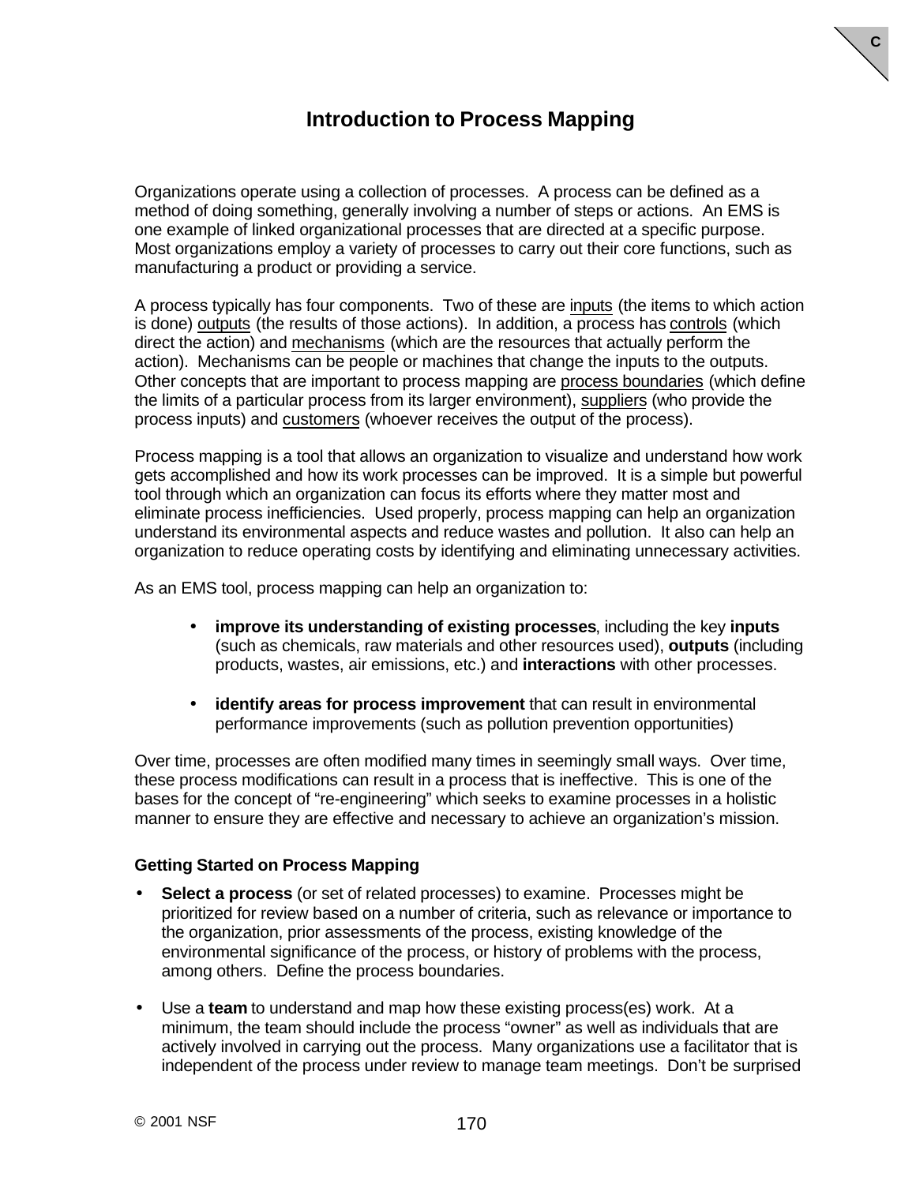# Introduction to Process Mapping

Organizations operate using a collection of processes. A process can be defined as a method of doing something, generally involving a number of steps or actions. An EMS is one example of linked organizational processes that are directed at a specific purpose. Most organizations employ a variety of processes to carry out their core functions, such as manufacturing a product or providing a service.

A process typically has four components. Two of these are inputs (the items to which action is done) outputs (the results of those actions). In addition, a process has controls (which direct the action) and mechanisms (which are the resources that actually perform the action). Mechanisms can be people or machines that change the inputs to the outputs. Other concepts that are important to process mapping are process boundaries (which define the limits of a particular process from its larger environment), suppliers (who provide the process inputs) and customers (whoever receives the output of the process).

Process mapping is a tool that allows an organization to visualize and understand how work gets accomplished and how its work processes can be improved. It is a simple but powerful tool through which an organization can focus its efforts where they matter most and eliminate process inefficiencies. Used properly, process mapping can help an organization understand its environmental aspects and reduce wastes and pollution. It also can help an organization to reduce operating costs by identifying and eliminating unnecessary activities.

As an EMS tool, process mapping can help an organization to:

- **improve its understanding of existing processes**, including the key **inputs** (such as chemicals, raw materials and other resources used), **outputs** (including products, wastes, air emissions, etc.) and **interactions** with other processes.
- **identify areas for process improvement** that can result in environmental performance improvements (such as pollution prevention opportunities)

Over time, processes are often modified many times in seemingly small ways. Over time, these process modifications can result in a process that is ineffective. This is one of the bases for the concept of “re-engineering” which seeks to examine processes in a holistic manner to ensure they are effective and necessary to achieve an organization’s mission.

### Getting Started on Process Mapping

- **Select a process** (or set of related processes) to examine. Processes might be prioritized for review based on a number of criteria, such as relevance or importance to the organization, prior assessments of the process, existing knowledge of the environmental significance of the process, or history of problems with the process, among others. Define the process boundaries.
- Use a **team** to understand and map how these existing process(es) work. At a minimum, the team should include the process “owner” as well as individuals that are actively involved in carrying out the process. Many organizations use a facilitator that is independent of the process under review to manage team meetings. Don’t be surprised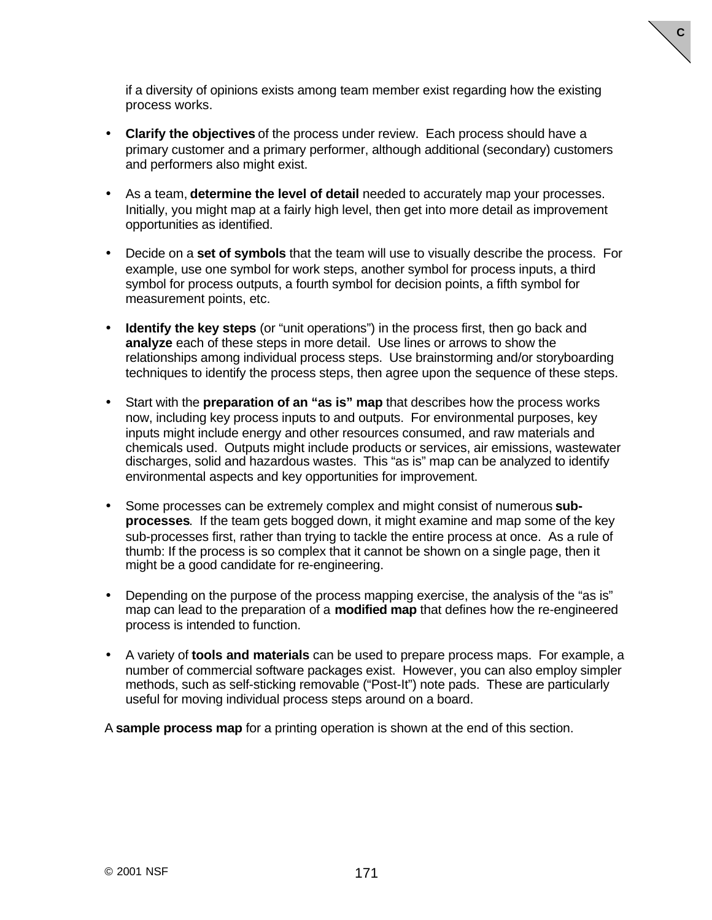if a diversity of opinions exists among team member exist regarding how the existing process works.

- **Clarify the objectives** of the process under review. Each process should have a primary customer and a primary performer, although additional (secondary) customers and performers also might exist.

- As a team, **determine the level of detail** needed to accurately map your processes. Initially, you might map at a fairly high level, then get into more detail as improvement opportunities as identified.

- Decide on a **set of symbols** that the team will use to visually describe the process. For example, use one symbol for work steps, another symbol for process inputs, a third symbol for process outputs, a fourth symbol for decision points, a fifth symbol for measurement points, etc.

- **Identify the key steps** (or "unit operations") in the process first, then go back and **analyze** each of these steps in more detail. Use lines or arrows to show the relationships among individual process steps. Use brainstorming and/or storyboarding techniques to identify the process steps, then agree upon the sequence of these steps.

- Start with the **preparation of an "as is" map** that describes how the process works now, including key process inputs to and outputs. For environmental purposes, key inputs might include energy and other resources consumed, and raw materials and chemicals used. Outputs might include products or services, air emissions, wastewater discharges, solid and hazardous wastes. This "as is" map can be analyzed to identify environmental aspects and key opportunities for improvement.

- Some processes can be extremely complex and might consist of numerous **sub-processes**. If the team gets bogged down, it might examine and map some of the key sub-processes first, rather than trying to tackle the entire process at once. As a rule of thumb: If the process is so complex that it cannot be shown on a single page, then it might be a good candidate for re-engineering.

- Depending on the purpose of the process mapping exercise, the analysis of the "as is" map can lead to the preparation of a **modified map** that defines how the re-engineered process is intended to function.

- A variety of **tools and materials** can be used to prepare process maps. For example, a number of commercial software packages exist. However, you can also employ simpler methods, such as self-sticking removable ("Post-It") note pads. These are particularly useful for moving individual process steps around on a board.

A **sample process map** for a printing operation is shown at the end of this section.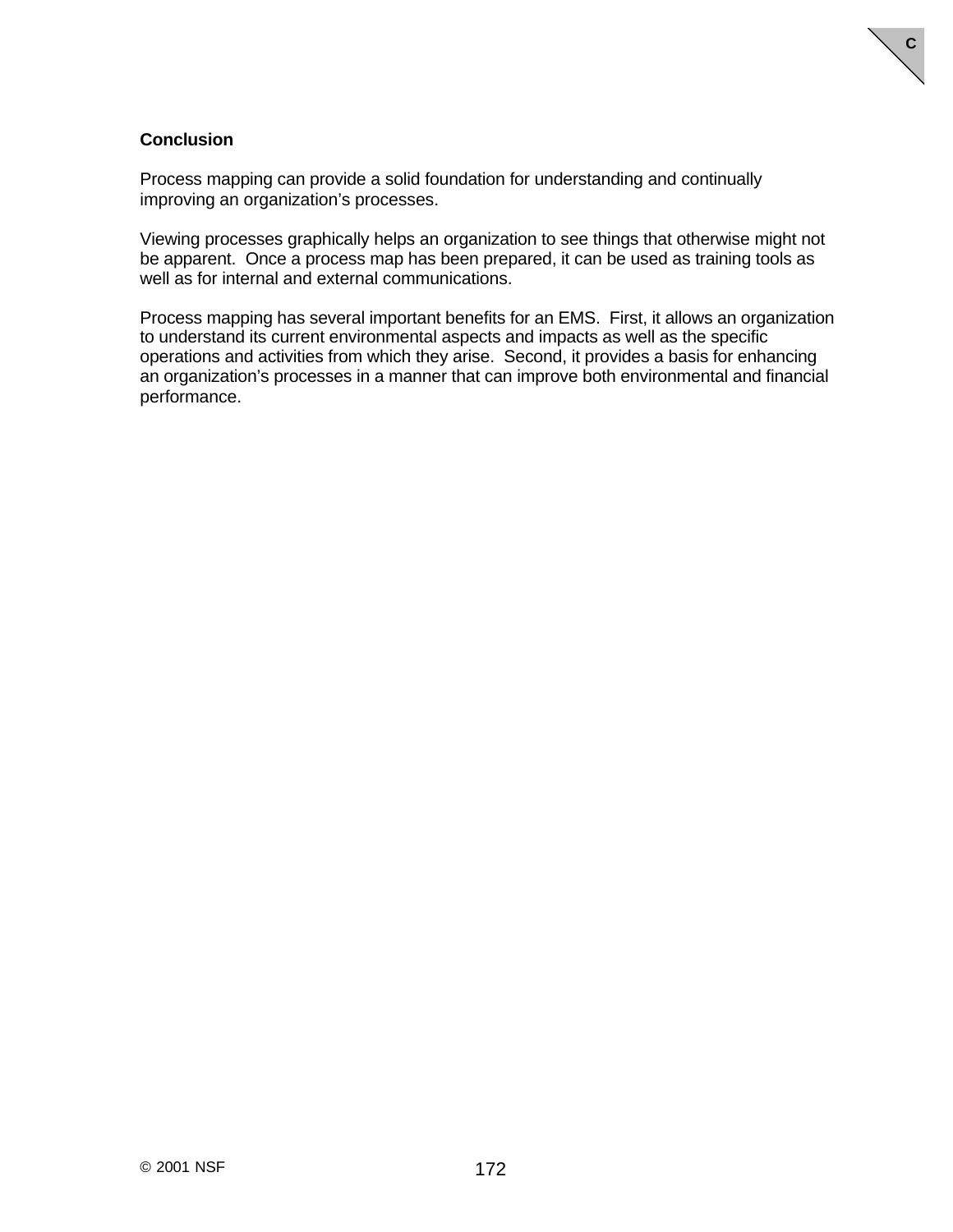**Conclusion**

Process mapping can provide a solid foundation for understanding and continually improving an organization's processes.

Viewing processes graphically helps an organization to see things that otherwise might not be apparent. Once a process map has been prepared, it can be used as training tools as well as for internal and external communications.

Process mapping has several important benefits for an EMS. First, it allows an organization to understand its current environmental aspects and impacts as well as the specific operations and activities from which they arise. Second, it provides a basis for enhancing an organization's processes in a manner that can improve both environmental and financial performance.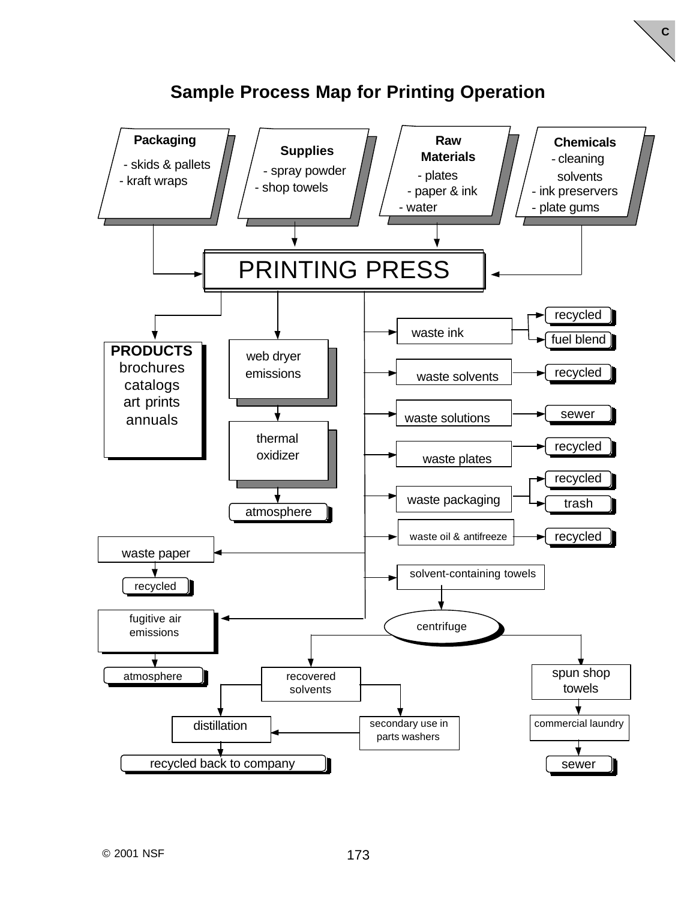# Sample Process Map for Printing Operation

**Packaging**
- skids & pallets
- kraft wraps

**Supplies**
- spray powder
- shop towels

**Raw Materials**
- plates
- paper & ink
- water

**Chemicals**
- cleaning solvents
- ink preservers
- plate gums

PRINTING PRESS

**PRODUCTS**
brochures
catalogs
art prints
annuals

web dryer emissions → thermal oxidizer → atmosphere

waste ink → recycled / fuel blend

waste solvents → recycled

waste solutions → sewer

waste plates → recycled

waste packaging → recycled / trash

waste oil & antifreeze → recycled

waste paper → recycled

solvent-containing towels → centrifuge

fugitive air emissions → atmosphere

centrifuge → recovered solvents / spun shop towels

recovered solvents → distillation / secondary use in parts washers

secondary use in parts washers → distillation

distillation → recycled back to company

spun shop towels → commercial laundry → sewer

© 2001 NSF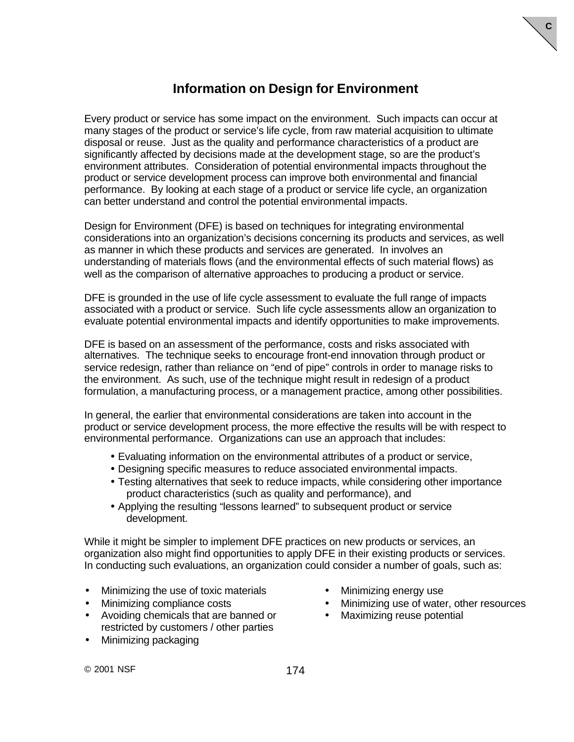# Information on Design for Environment

Every product or service has some impact on the environment. Such impacts can occur at many stages of the product or service's life cycle, from raw material acquisition to ultimate disposal or reuse. Just as the quality and performance characteristics of a product are significantly affected by decisions made at the development stage, so are the product's environment attributes. Consideration of potential environmental impacts throughout the product or service development process can improve both environmental and financial performance. By looking at each stage of a product or service life cycle, an organization can better understand and control the potential environmental impacts.

Design for Environment (DFE) is based on techniques for integrating environmental considerations into an organization's decisions concerning its products and services, as well as manner in which these products and services are generated. In involves an understanding of materials flows (and the environmental effects of such material flows) as well as the comparison of alternative approaches to producing a product or service.

DFE is grounded in the use of life cycle assessment to evaluate the full range of impacts associated with a product or service. Such life cycle assessments allow an organization to evaluate potential environmental impacts and identify opportunities to make improvements.

DFE is based on an assessment of the performance, costs and risks associated with alternatives. The technique seeks to encourage front-end innovation through product or service redesign, rather than reliance on "end of pipe" controls in order to manage risks to the environment. As such, use of the technique might result in redesign of a product formulation, a manufacturing process, or a management practice, among other possibilities.

In general, the earlier that environmental considerations are taken into account in the product or service development process, the more effective the results will be with respect to environmental performance. Organizations can use an approach that includes:

- Evaluating information on the environmental attributes of a product or service,
- Designing specific measures to reduce associated environmental impacts.
- Testing alternatives that seek to reduce impacts, while considering other importance product characteristics (such as quality and performance), and
- Applying the resulting "lessons learned" to subsequent product or service development.

While it might be simpler to implement DFE practices on new products or services, an organization also might find opportunities to apply DFE in their existing products or services. In conducting such evaluations, an organization could consider a number of goals, such as:

- Minimizing the use of toxic materials
- Minimizing compliance costs
- Avoiding chemicals that are banned or restricted by customers / other parties
- Minimizing packaging
- Minimizing energy use
- Minimizing use of water, other resources
- Maximizing reuse potential

© 2001 NSF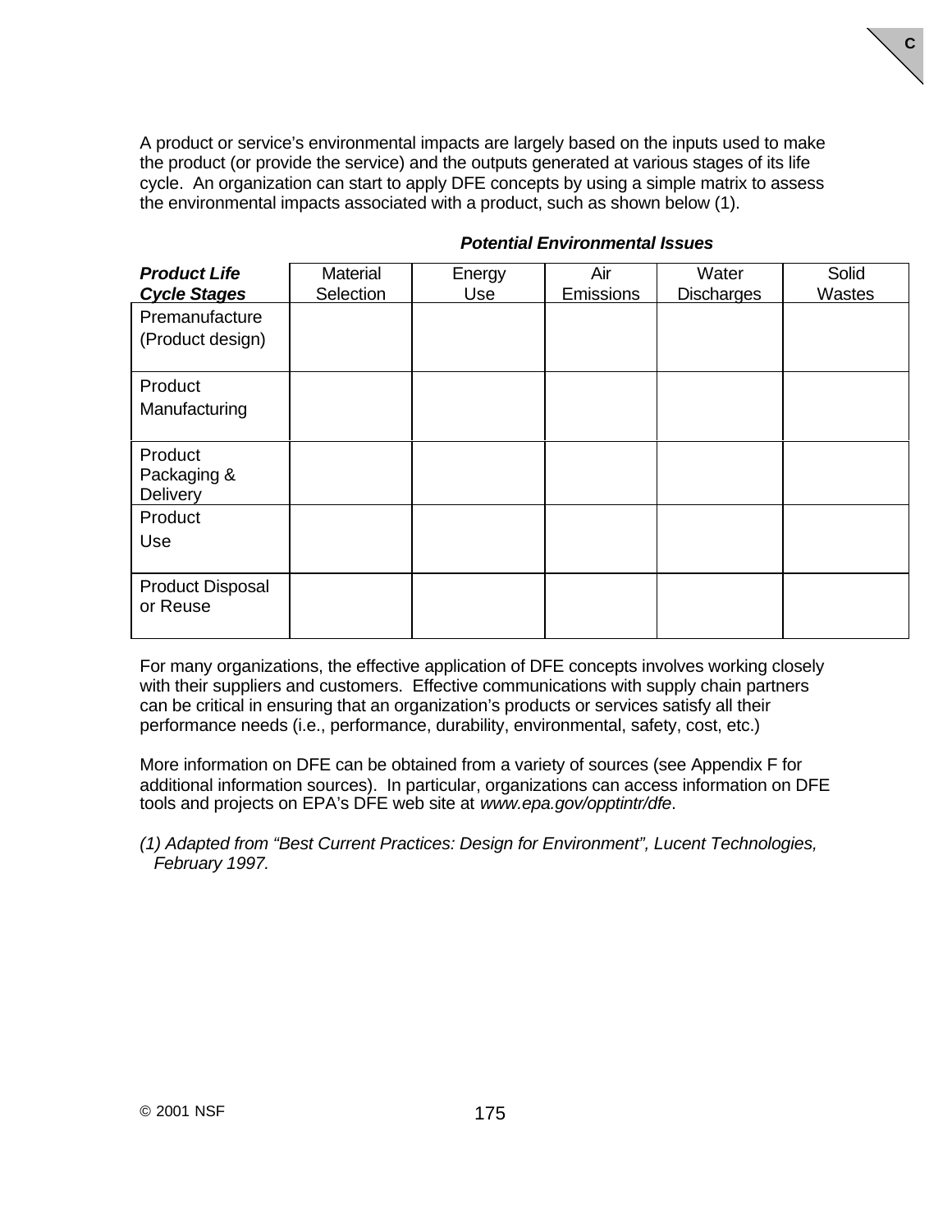A product or service's environmental impacts are largely based on the inputs used to make the product (or provide the service) and the outputs generated at various stages of its life cycle. An organization can start to apply DFE concepts by using a simple matrix to assess the environmental impacts associated with a product, such as shown below (1).

| ***Product Life Cycle Stages*** | ***Potential Environmental Issues*** Material Selection | Energy Use | Air Emissions | Water Discharges | Solid Wastes |
|---|---|---|---|---|---|
| Premanufacture (Product design) | | | | | |
| Product Manufacturing | | | | | |
| Product Packaging & Delivery | | | | | |
| Product Use | | | | | |
| Product Disposal or Reuse | | | | | |

For many organizations, the effective application of DFE concepts involves working closely with their suppliers and customers. Effective communications with supply chain partners can be critical in ensuring that an organization's products or services satisfy all their performance needs (i.e., performance, durability, environmental, safety, cost, etc.)

More information on DFE can be obtained from a variety of sources (see Appendix F for additional information sources). In particular, organizations can access information on DFE tools and projects on EPA's DFE web site at *www.epa.gov/opptintr/dfe*.

*(1) Adapted from "Best Current Practices: Design for Environment", Lucent Technologies, February 1997.*

© 2001 NSF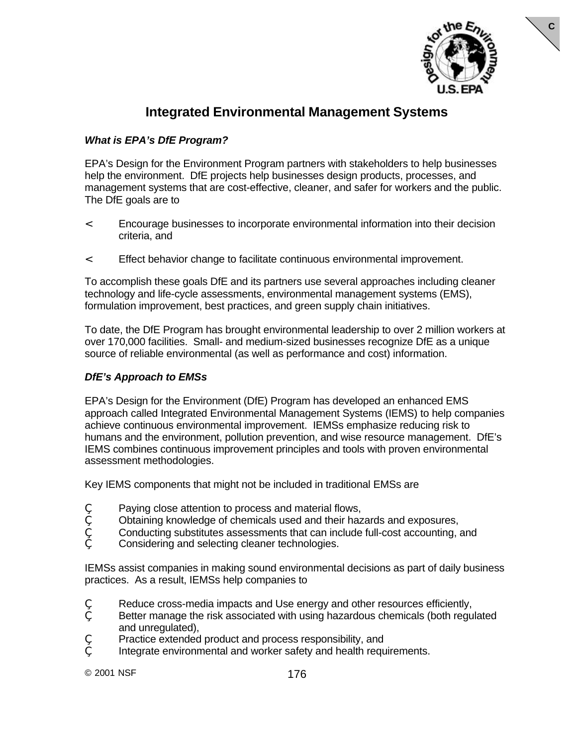# Integrated Environmental Management Systems

***What is EPA's DfE Program?***

EPA's Design for the Environment Program partners with stakeholders to help businesses help the environment. DfE projects help businesses design products, processes, and management systems that are cost-effective, cleaner, and safer for workers and the public. The DfE goals are to

- Encourage businesses to incorporate environmental information into their decision criteria, and
- Effect behavior change to facilitate continuous environmental improvement.

To accomplish these goals DfE and its partners use several approaches including cleaner technology and life-cycle assessments, environmental management systems (EMS), formulation improvement, best practices, and green supply chain initiatives.

To date, the DfE Program has brought environmental leadership to over 2 million workers at over 170,000 facilities. Small- and medium-sized businesses recognize DfE as a unique source of reliable environmental (as well as performance and cost) information.

***DfE's Approach to EMSs***

EPA's Design for the Environment (DfE) Program has developed an enhanced EMS approach called Integrated Environmental Management Systems (IEMS) to help companies achieve continuous environmental improvement. IEMSs emphasize reducing risk to humans and the environment, pollution prevention, and wise resource management. DfE's IEMS combines continuous improvement principles and tools with proven environmental assessment methodologies.

Key IEMS components that might not be included in traditional EMSs are

- Paying close attention to process and material flows,
- Obtaining knowledge of chemicals used and their hazards and exposures,
- Conducting substitutes assessments that can include full-cost accounting, and
- Considering and selecting cleaner technologies.

IEMSs assist companies in making sound environmental decisions as part of daily business practices. As a result, IEMSs help companies to

- Reduce cross-media impacts and Use energy and other resources efficiently,
- Better manage the risk associated with using hazardous chemicals (both regulated and unregulated),
- Practice extended product and process responsibility, and
- Integrate environmental and worker safety and health requirements.

© 2001 NSF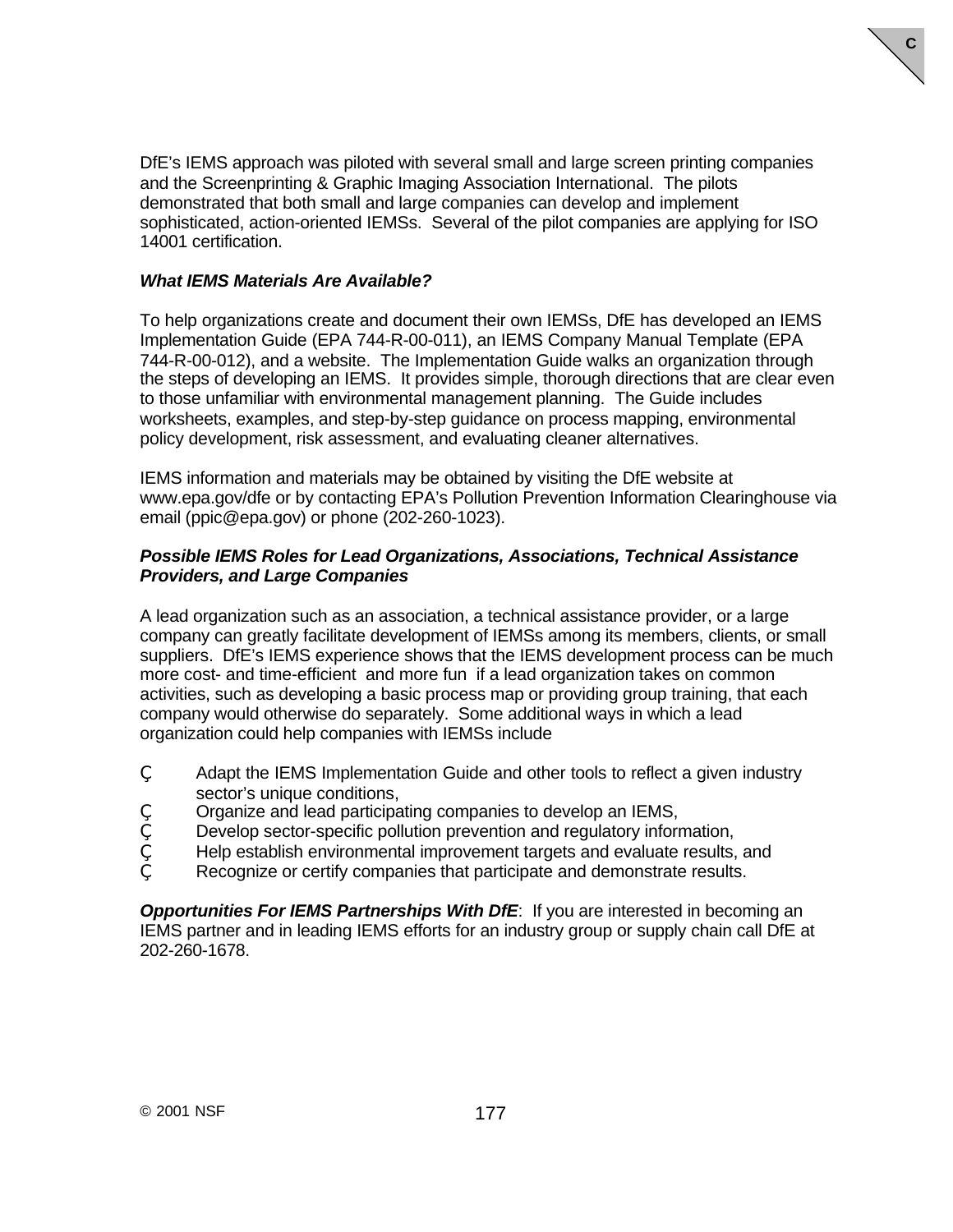DfE's IEMS approach was piloted with several small and large screen printing companies and the Screenprinting & Graphic Imaging Association International. The pilots demonstrated that both small and large companies can develop and implement sophisticated, action-oriented IEMSs. Several of the pilot companies are applying for ISO 14001 certification.

***What IEMS Materials Are Available?***

To help organizations create and document their own IEMSs, DfE has developed an IEMS Implementation Guide (EPA 744-R-00-011), an IEMS Company Manual Template (EPA 744-R-00-012), and a website. The Implementation Guide walks an organization through the steps of developing an IEMS. It provides simple, thorough directions that are clear even to those unfamiliar with environmental management planning. The Guide includes worksheets, examples, and step-by-step guidance on process mapping, environmental policy development, risk assessment, and evaluating cleaner alternatives.

IEMS information and materials may be obtained by visiting the DfE website at www.epa.gov/dfe or by contacting EPA's Pollution Prevention Information Clearinghouse via email (ppic@epa.gov) or phone (202-260-1023).

***Possible IEMS Roles for Lead Organizations, Associations, Technical Assistance Providers, and Large Companies***

A lead organization such as an association, a technical assistance provider, or a large company can greatly facilitate development of IEMSs among its members, clients, or small suppliers. DfE's IEMS experience shows that the IEMS development process can be much more cost- and time-efficient and more fun if a lead organization takes on common activities, such as developing a basic process map or providing group training, that each company would otherwise do separately. Some additional ways in which a lead organization could help companies with IEMSs include

- Adapt the IEMS Implementation Guide and other tools to reflect a given industry sector's unique conditions,
- Organize and lead participating companies to develop an IEMS,
- Develop sector-specific pollution prevention and regulatory information,
- Help establish environmental improvement targets and evaluate results, and
- Recognize or certify companies that participate and demonstrate results.

***Opportunities For IEMS Partnerships With DfE***: If you are interested in becoming an IEMS partner and in leading IEMS efforts for an industry group or supply chain call DfE at 202-260-1678.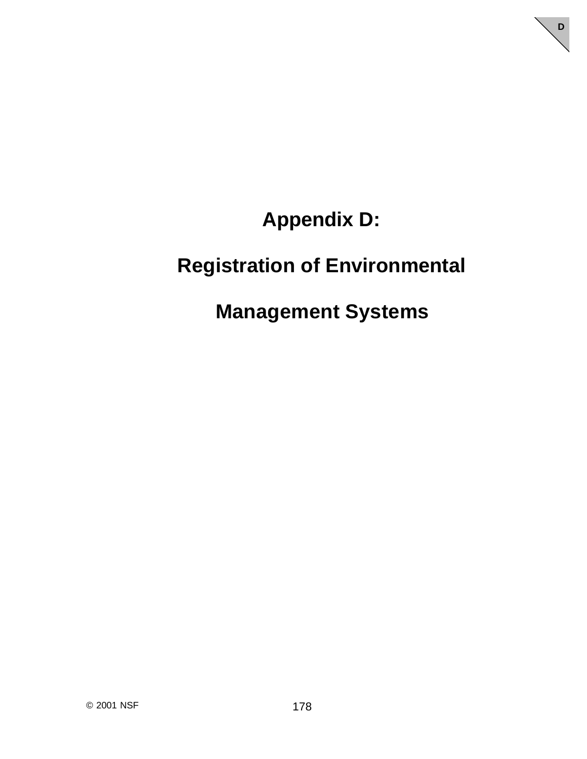# Appendix D:

# Registration of Environmental Management Systems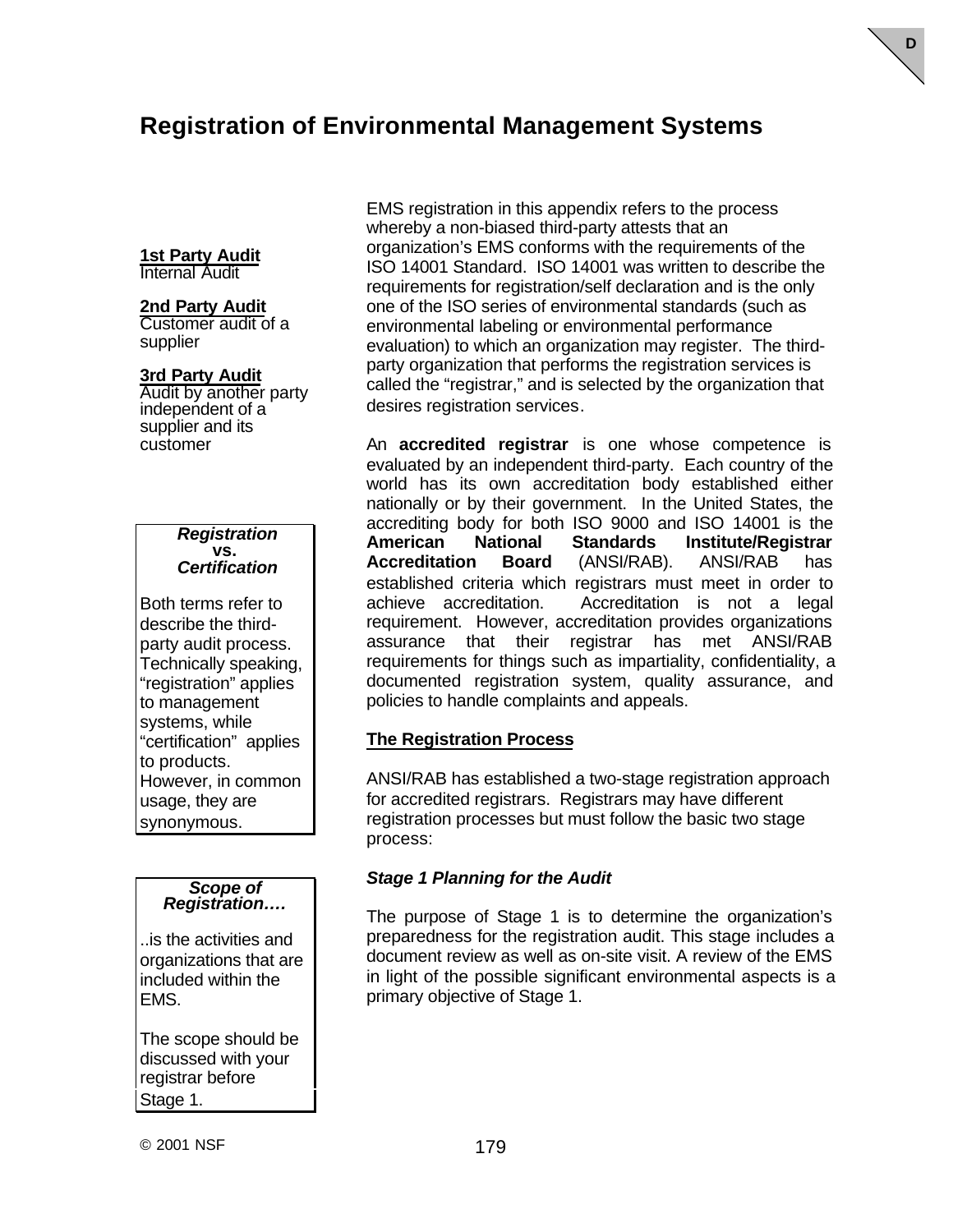# Registration of Environmental Management Systems

EMS registration in this appendix refers to the process whereby a non-biased third-party attests that an organization's EMS conforms with the requirements of the ISO 14001 Standard. ISO 14001 was written to describe the requirements for registration/self declaration and is the only one of the ISO series of environmental standards (such as environmental labeling or environmental performance evaluation) to which an organization may register. The third-party organization that performs the registration services is called the "registrar," and is selected by the organization that desires registration services.

**1st Party Audit**
Internal Audit

**2nd Party Audit**
Customer audit of a supplier

**3rd Party Audit**
Audit by another party independent of a supplier and its customer

An **accredited registrar** is one whose competence is evaluated by an independent third-party. Each country of the world has its own accreditation body established either nationally or by their government. In the United States, the accrediting body for both ISO 9000 and ISO 14001 is the **American National Standards Institute/Registrar Accreditation Board** (ANSI/RAB). ANSI/RAB has established criteria which registrars must meet in order to achieve accreditation. Accreditation is not a legal requirement. However, accreditation provides organizations assurance that their registrar has met ANSI/RAB requirements for things such as impartiality, confidentiality, a documented registration system, quality assurance, and policies to handle complaints and appeals.

> ***Registration* vs. *Certification***
>
> Both terms refer to describe the third-party audit process. Technically speaking, "registration" applies to management systems, while "certification" applies to products. However, in common usage, they are synonymous.

## The Registration Process

ANSI/RAB has established a two-stage registration approach for accredited registrars. Registrars may have different registration processes but must follow the basic two stage process:

### *Stage 1 Planning for the Audit*

The purpose of Stage 1 is to determine the organization's preparedness for the registration audit. This stage includes a document review as well as on-site visit. A review of the EMS in light of the possible significant environmental aspects is a primary objective of Stage 1.

> ***Scope of Registration….***
>
> ..is the activities and organizations that are included within the EMS.
>
> The scope should be discussed with your registrar before Stage 1.

© 2001 NSF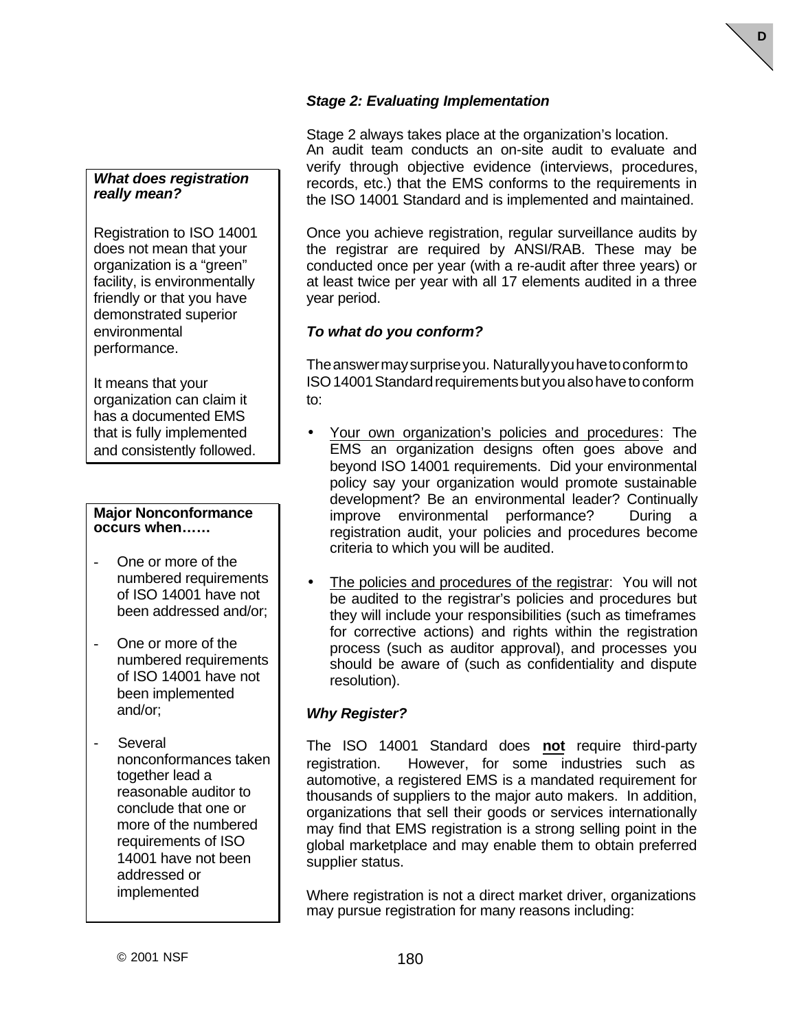### *Stage 2: Evaluating Implementation*

Stage 2 always takes place at the organization's location. An audit team conducts an on-site audit to evaluate and verify through objective evidence (interviews, procedures, records, etc.) that the EMS conforms to the requirements in the ISO 14001 Standard and is implemented and maintained.

Once you achieve registration, regular surveillance audits by the registrar are required by ANSI/RAB. These may be conducted once per year (with a re-audit after three years) or at least twice per year with all 17 elements audited in a three year period.

> ***What does registration really mean?***
>
> Registration to ISO 14001 does not mean that your organization is a "green" facility, is environmentally friendly or that you have demonstrated superior environmental performance.
>
> It means that your organization can claim it has a documented EMS that is fully implemented and consistently followed.

> **Major Nonconformance occurs when……**
>
> - One or more of the numbered requirements of ISO 14001 have not been addressed and/or;
> - One or more of the numbered requirements of ISO 14001 have not been implemented and/or;
> - Several nonconformances taken together lead a reasonable auditor to conclude that one or more of the numbered requirements of ISO 14001 have not been addressed or implemented

### *To what do you conform?*

The answer may surprise you. Naturally you have to conform to ISO 14001 Standard requirements but you also have to conform to:

- Your own organization's policies and procedures: The EMS an organization designs often goes above and beyond ISO 14001 requirements. Did your environmental policy say your organization would promote sustainable development? Be an environmental leader? Continually improve environmental performance? During a registration audit, your policies and procedures become criteria to which you will be audited.
- The policies and procedures of the registrar: You will not be audited to the registrar's policies and procedures but they will include your responsibilities (such as timeframes for corrective actions) and rights within the registration process (such as auditor approval), and processes you should be aware of (such as confidentiality and dispute resolution).

### *Why Register?*

The ISO 14001 Standard does **not** require third-party registration. However, for some industries such as automotive, a registered EMS is a mandated requirement for thousands of suppliers to the major auto makers. In addition, organizations that sell their goods or services internationally may find that EMS registration is a strong selling point in the global marketplace and may enable them to obtain preferred supplier status.

Where registration is not a direct market driver, organizations may pursue registration for many reasons including: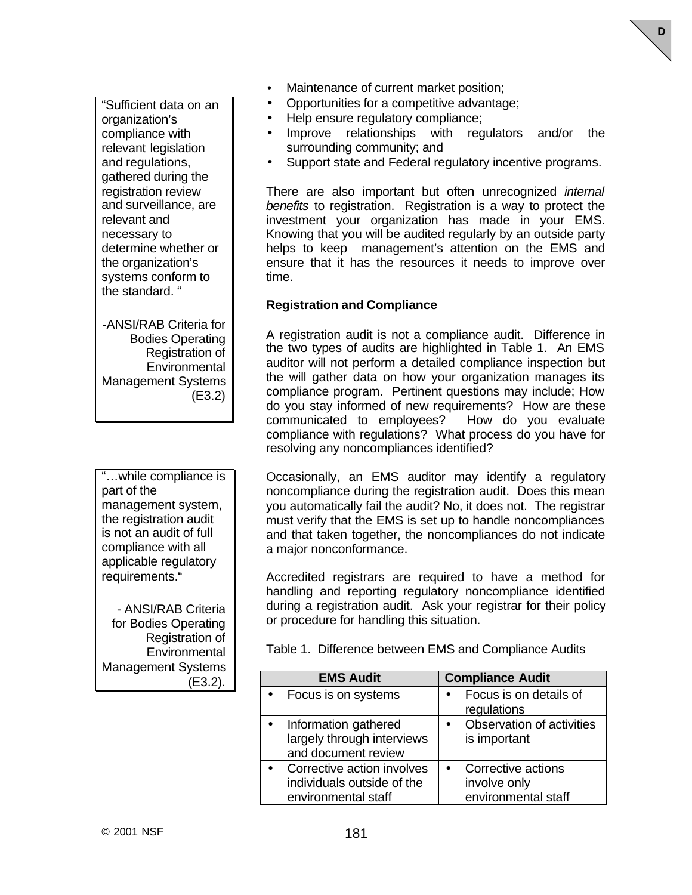- Maintenance of current market position;
- Opportunities for a competitive advantage;
- Help ensure regulatory compliance;
- Improve relationships with regulators and/or the surrounding community; and
- Support state and Federal regulatory incentive programs.

> "Sufficient data on an organization's compliance with relevant legislation and regulations, gathered during the registration review and surveillance, are relevant and necessary to determine whether or the organization's systems conform to the standard. "
>
> -ANSI/RAB Criteria for Bodies Operating Registration of Environmental Management Systems (E3.2)

There are also important but often unrecognized *internal benefits* to registration. Registration is a way to protect the investment your organization has made in your EMS. Knowing that you will be audited regularly by an outside party helps to keep management's attention on the EMS and ensure that it has the resources it needs to improve over time.

**Registration and Compliance**

A registration audit is not a compliance audit. Difference in the two types of audits are highlighted in Table 1. An EMS auditor will not perform a detailed compliance inspection but the will gather data on how your organization manages its compliance program. Pertinent questions may include; How do you stay informed of new requirements? How are these communicated to employees? How do you evaluate compliance with regulations? What process do you have for resolving any noncompliances identified?

> "…while compliance is part of the management system, the registration audit is not an audit of full compliance with all applicable regulatory requirements."
>
> - ANSI/RAB Criteria for Bodies Operating Registration of Environmental Management Systems (E3.2).

Occasionally, an EMS auditor may identify a regulatory noncompliance during the registration audit. Does this mean you automatically fail the audit? No, it does not. The registrar must verify that the EMS is set up to handle noncompliances and that taken together, the noncompliances do not indicate a major nonconformance.

Accredited registrars are required to have a method for handling and reporting regulatory noncompliance identified during a registration audit. Ask your registrar for their policy or procedure for handling this situation.

Table 1. Difference between EMS and Compliance Audits

| EMS Audit | Compliance Audit |
|---|---|
| • Focus is on systems | • Focus is on details of regulations |
| • Information gathered largely through interviews and document review | • Observation of activities is important |
| • Corrective action involves individuals outside of the environmental staff | • Corrective actions involve only environmental staff |

© 2001 NSF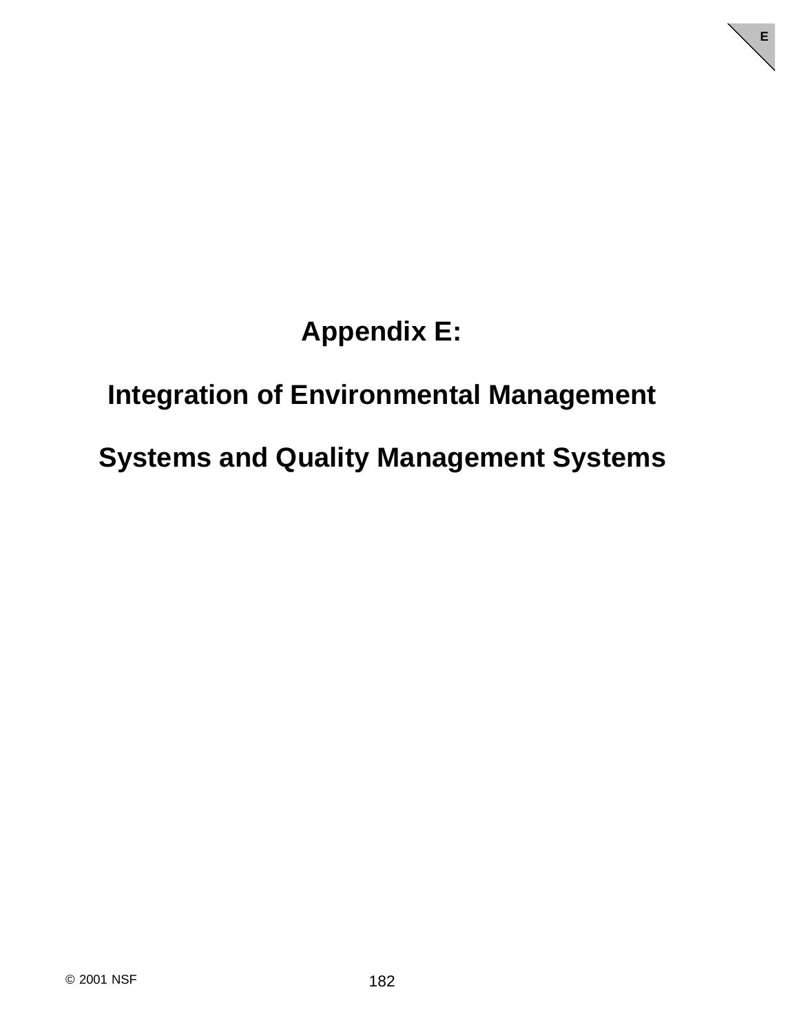# Appendix E:

# Integration of Environmental Management Systems and Quality Management Systems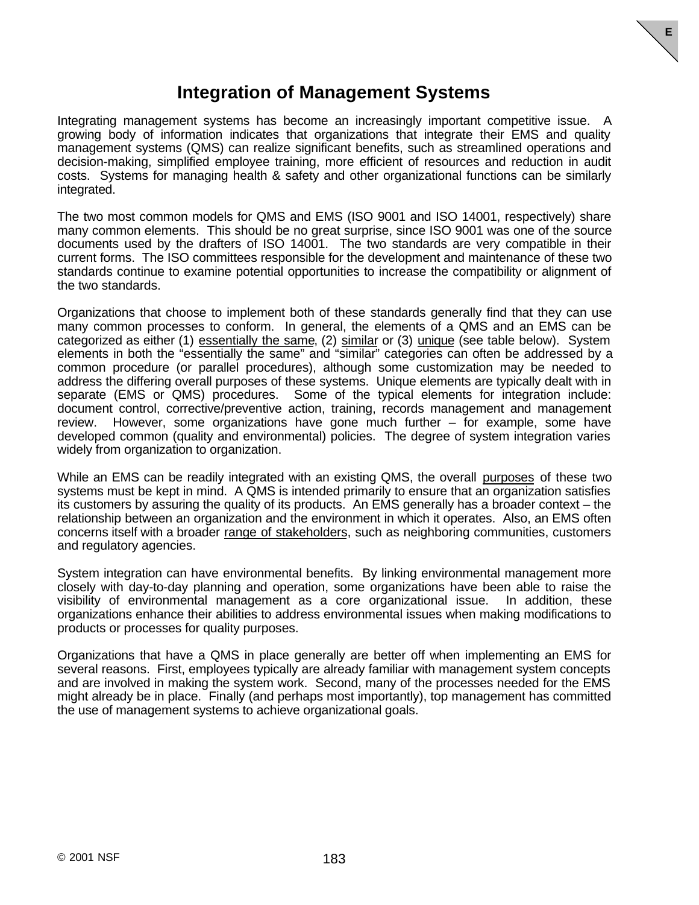# Integration of Management Systems

Integrating management systems has become an increasingly important competitive issue. A growing body of information indicates that organizations that integrate their EMS and quality management systems (QMS) can realize significant benefits, such as streamlined operations and decision-making, simplified employee training, more efficient of resources and reduction in audit costs. Systems for managing health & safety and other organizational functions can be similarly integrated.

The two most common models for QMS and EMS (ISO 9001 and ISO 14001, respectively) share many common elements. This should be no great surprise, since ISO 9001 was one of the source documents used by the drafters of ISO 14001. The two standards are very compatible in their current forms. The ISO committees responsible for the development and maintenance of these two standards continue to examine potential opportunities to increase the compatibility or alignment of the two standards.

Organizations that choose to implement both of these standards generally find that they can use many common processes to conform. In general, the elements of a QMS and an EMS can be categorized as either (1) essentially the same, (2) similar or (3) unique (see table below). System elements in both the "essentially the same" and "similar" categories can often be addressed by a common procedure (or parallel procedures), although some customization may be needed to address the differing overall purposes of these systems. Unique elements are typically dealt with in separate (EMS or QMS) procedures. Some of the typical elements for integration include: document control, corrective/preventive action, training, records management and management review. However, some organizations have gone much further – for example, some have developed common (quality and environmental) policies. The degree of system integration varies widely from organization to organization.

While an EMS can be readily integrated with an existing QMS, the overall purposes of these two systems must be kept in mind. A QMS is intended primarily to ensure that an organization satisfies its customers by assuring the quality of its products. An EMS generally has a broader context – the relationship between an organization and the environment in which it operates. Also, an EMS often concerns itself with a broader range of stakeholders, such as neighboring communities, customers and regulatory agencies.

System integration can have environmental benefits. By linking environmental management more closely with day-to-day planning and operation, some organizations have been able to raise the visibility of environmental management as a core organizational issue. In addition, these organizations enhance their abilities to address environmental issues when making modifications to products or processes for quality purposes.

Organizations that have a QMS in place generally are better off when implementing an EMS for several reasons. First, employees typically are already familiar with management system concepts and are involved in making the system work. Second, many of the processes needed for the EMS might already be in place. Finally (and perhaps most importantly), top management has committed the use of management systems to achieve organizational goals.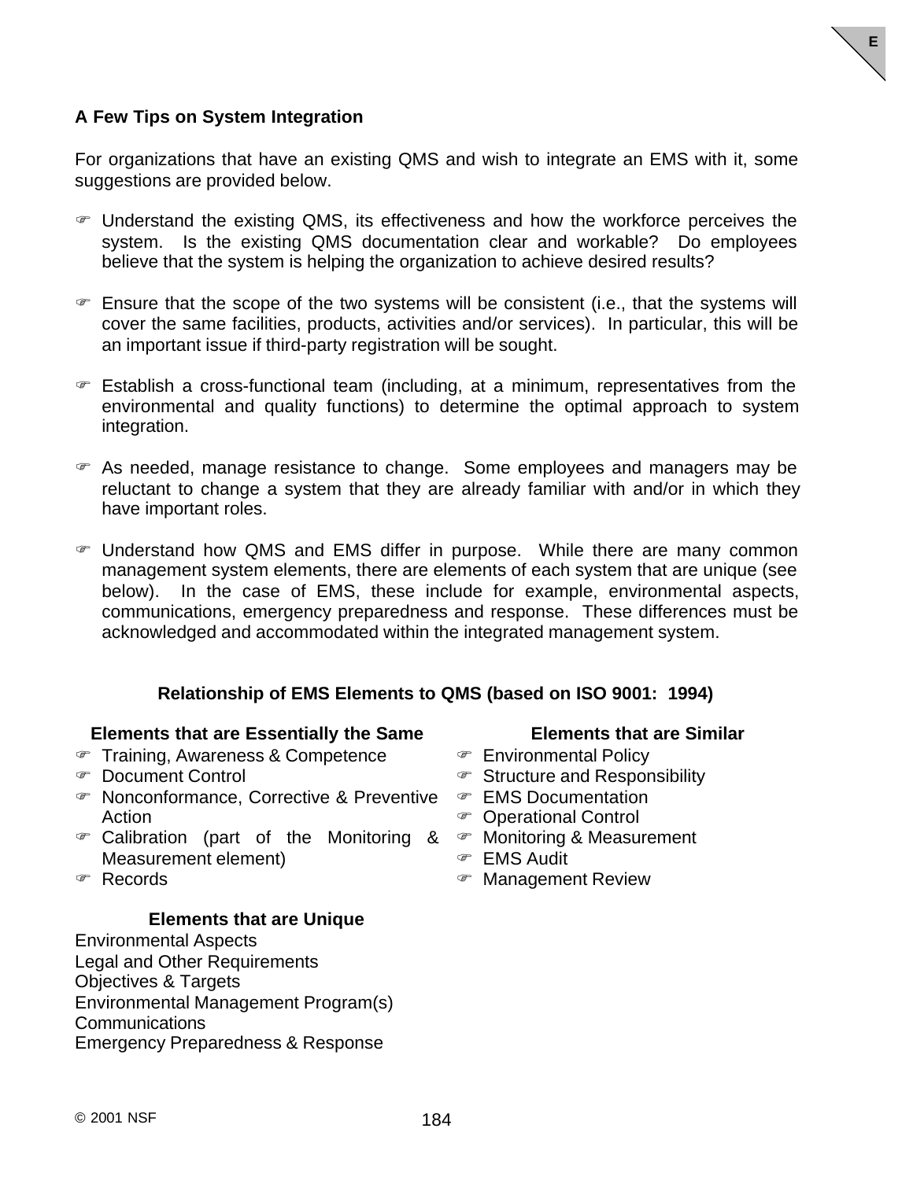## A Few Tips on System Integration

For organizations that have an existing QMS and wish to integrate an EMS with it, some suggestions are provided below.

- Understand the existing QMS, its effectiveness and how the workforce perceives the system. Is the existing QMS documentation clear and workable? Do employees believe that the system is helping the organization to achieve desired results?
- Ensure that the scope of the two systems will be consistent (i.e., that the systems will cover the same facilities, products, activities and/or services). In particular, this will be an important issue if third-party registration will be sought.
- Establish a cross-functional team (including, at a minimum, representatives from the environmental and quality functions) to determine the optimal approach to system integration.
- As needed, manage resistance to change. Some employees and managers may be reluctant to change a system that they are already familiar with and/or in which they have important roles.
- Understand how QMS and EMS differ in purpose. While there are many common management system elements, there are elements of each system that are unique (see below). In the case of EMS, these include for example, environmental aspects, communications, emergency preparedness and response. These differences must be acknowledged and accommodated within the integrated management system.

### Relationship of EMS Elements to QMS (based on ISO 9001: 1994)

**Elements that are Essentially the Same**

- Training, Awareness & Competence
- Document Control
- Nonconformance, Corrective & Preventive Action
- Calibration (part of the Monitoring & Measurement element)
- Records

**Elements that are Similar**

- Environmental Policy
- Structure and Responsibility
- EMS Documentation
- Operational Control
- Monitoring & Measurement
- EMS Audit
- Management Review

**Elements that are Unique**

Environmental Aspects
Legal and Other Requirements
Objectives & Targets
Environmental Management Program(s)
Communications
Emergency Preparedness & Response

© 2001 NSF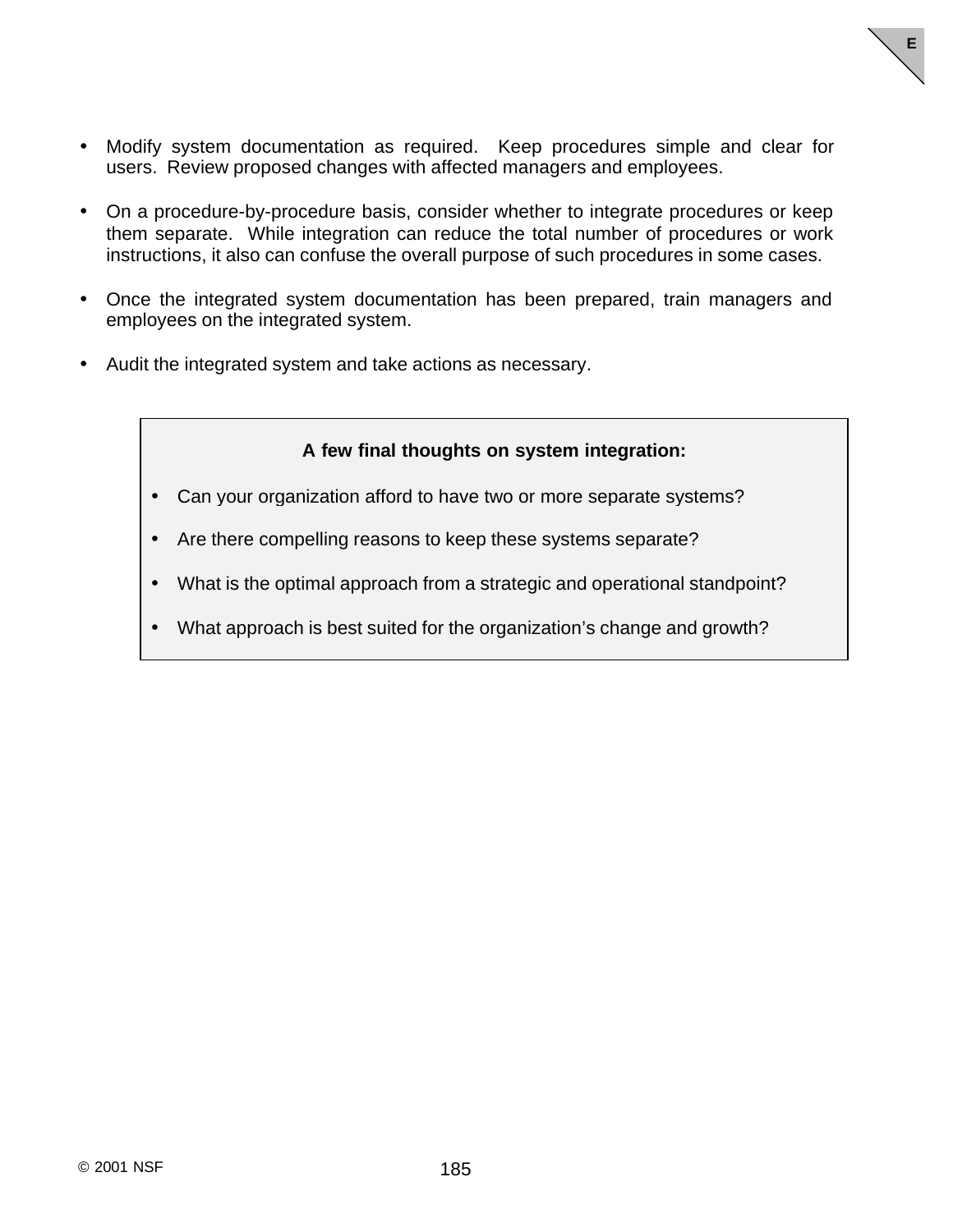- Modify system documentation as required. Keep procedures simple and clear for users. Review proposed changes with affected managers and employees.

- On a procedure-by-procedure basis, consider whether to integrate procedures or keep them separate. While integration can reduce the total number of procedures or work instructions, it also can confuse the overall purpose of such procedures in some cases.

- Once the integrated system documentation has been prepared, train managers and employees on the integrated system.

- Audit the integrated system and take actions as necessary.

**A few final thoughts on system integration:**

- Can your organization afford to have two or more separate systems?
- Are there compelling reasons to keep these systems separate?
- What is the optimal approach from a strategic and operational standpoint?
- What approach is best suited for the organization's change and growth?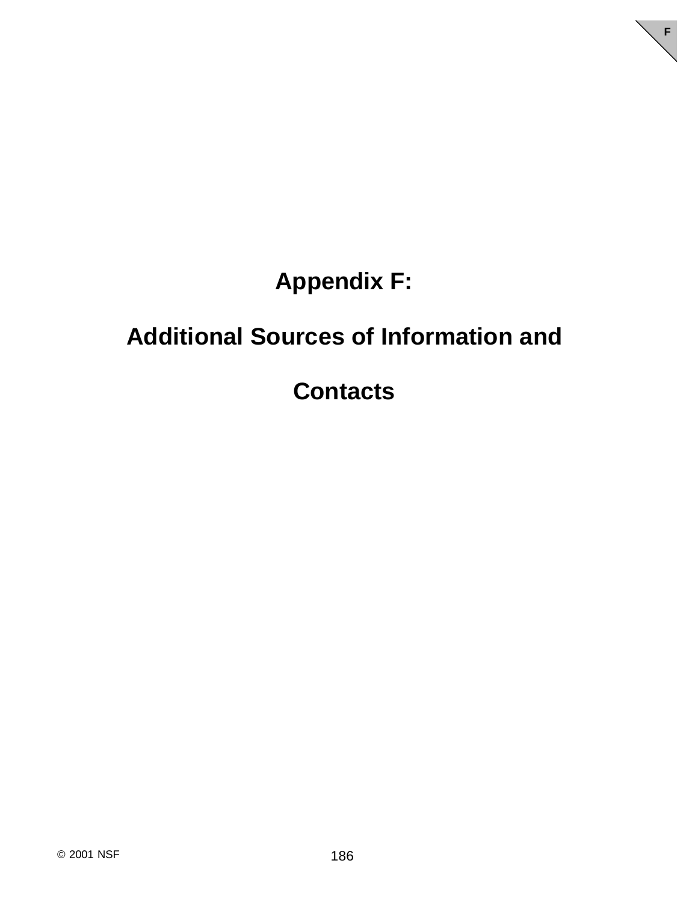# Appendix F:

# Additional Sources of Information and Contacts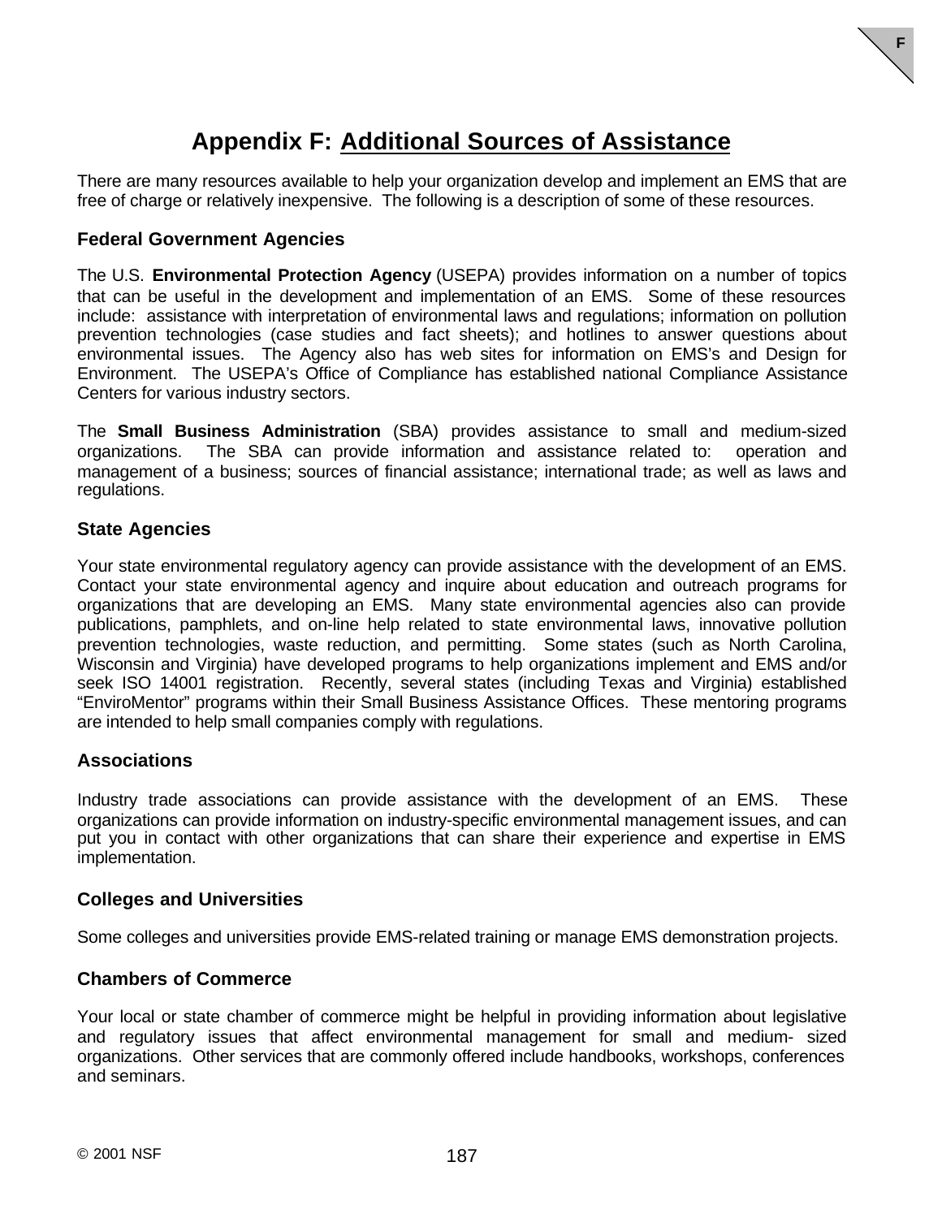# Appendix F: Additional Sources of Assistance

There are many resources available to help your organization develop and implement an EMS that are free of charge or relatively inexpensive. The following is a description of some of these resources.

## Federal Government Agencies

The U.S. **Environmental Protection Agency** (USEPA) provides information on a number of topics that can be useful in the development and implementation of an EMS. Some of these resources include: assistance with interpretation of environmental laws and regulations; information on pollution prevention technologies (case studies and fact sheets); and hotlines to answer questions about environmental issues. The Agency also has web sites for information on EMS's and Design for Environment. The USEPA's Office of Compliance has established national Compliance Assistance Centers for various industry sectors.

The **Small Business Administration** (SBA) provides assistance to small and medium-sized organizations. The SBA can provide information and assistance related to: operation and management of a business; sources of financial assistance; international trade; as well as laws and regulations.

## State Agencies

Your state environmental regulatory agency can provide assistance with the development of an EMS. Contact your state environmental agency and inquire about education and outreach programs for organizations that are developing an EMS. Many state environmental agencies also can provide publications, pamphlets, and on-line help related to state environmental laws, innovative pollution prevention technologies, waste reduction, and permitting. Some states (such as North Carolina, Wisconsin and Virginia) have developed programs to help organizations implement and EMS and/or seek ISO 14001 registration. Recently, several states (including Texas and Virginia) established "EnviroMentor" programs within their Small Business Assistance Offices. These mentoring programs are intended to help small companies comply with regulations.

## Associations

Industry trade associations can provide assistance with the development of an EMS. These organizations can provide information on industry-specific environmental management issues, and can put you in contact with other organizations that can share their experience and expertise in EMS implementation.

## Colleges and Universities

Some colleges and universities provide EMS-related training or manage EMS demonstration projects.

## Chambers of Commerce

Your local or state chamber of commerce might be helpful in providing information about legislative and regulatory issues that affect environmental management for small and medium- sized organizations. Other services that are commonly offered include handbooks, workshops, conferences and seminars.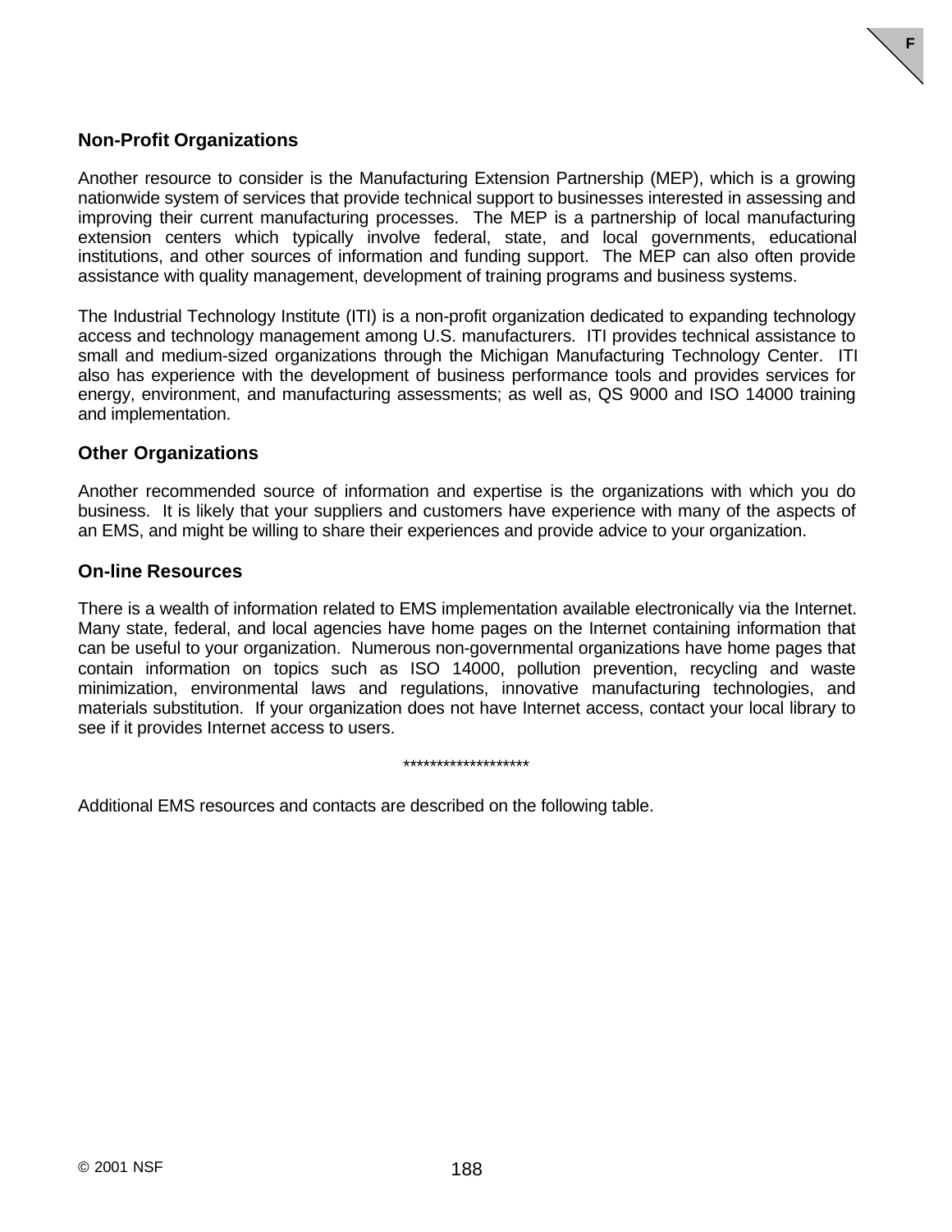### Non-Profit Organizations

Another resource to consider is the Manufacturing Extension Partnership (MEP), which is a growing nationwide system of services that provide technical support to businesses interested in assessing and improving their current manufacturing processes. The MEP is a partnership of local manufacturing extension centers which typically involve federal, state, and local governments, educational institutions, and other sources of information and funding support. The MEP can also often provide assistance with quality management, development of training programs and business systems.

The Industrial Technology Institute (ITI) is a non-profit organization dedicated to expanding technology access and technology management among U.S. manufacturers. ITI provides technical assistance to small and medium-sized organizations through the Michigan Manufacturing Technology Center. ITI also has experience with the development of business performance tools and provides services for energy, environment, and manufacturing assessments; as well as, QS 9000 and ISO 14000 training and implementation.

### Other Organizations

Another recommended source of information and expertise is the organizations with which you do business. It is likely that your suppliers and customers have experience with many of the aspects of an EMS, and might be willing to share their experiences and provide advice to your organization.

### On-line Resources

There is a wealth of information related to EMS implementation available electronically via the Internet. Many state, federal, and local agencies have home pages on the Internet containing information that can be useful to your organization. Numerous non-governmental organizations have home pages that contain information on topics such as ISO 14000, pollution prevention, recycling and waste minimization, environmental laws and regulations, innovative manufacturing technologies, and materials substitution. If your organization does not have Internet access, contact your local library to see if it provides Internet access to users.

*******************

Additional EMS resources and contacts are described on the following table.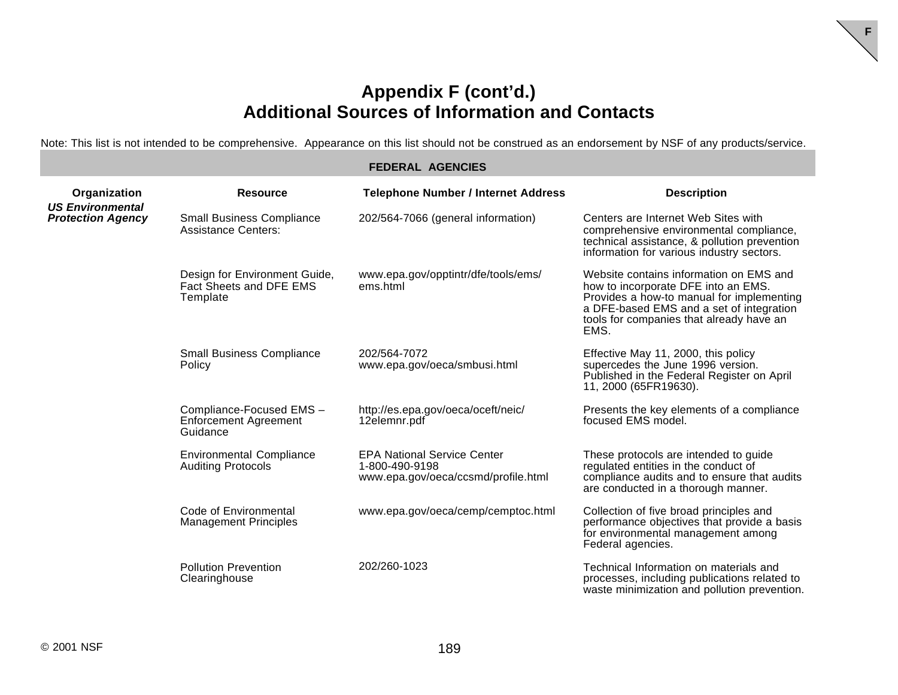# Appendix F (cont'd.)
## Additional Sources of Information and Contacts

Note: This list is not intended to be comprehensive. Appearance on this list should not be construed as an endorsement by NSF of any products/service.

**FEDERAL AGENCIES**

| Organization | Resource | Telephone Number / Internet Address | Description |
|---|---|---|---|
| ***US Environmental Protection Agency*** | Small Business Compliance Assistance Centers: | 202/564-7066 (general information) | Centers are Internet Web Sites with comprehensive environmental compliance, technical assistance, & pollution prevention information for various industry sectors. |
| | Design for Environment Guide, Fact Sheets and DFE EMS Template | www.epa.gov/opptintr/dfe/tools/ems/ems.html | Website contains information on EMS and how to incorporate DFE into an EMS. Provides a how-to manual for implementing a DFE-based EMS and a set of integration tools for companies that already have an EMS. |
| | Small Business Compliance Policy | 202/564-7072<br>www.epa.gov/oeca/smbusi.html | Effective May 11, 2000, this policy supercedes the June 1996 version. Published in the Federal Register on April 11, 2000 (65FR19630). |
| | Compliance-Focused EMS – Enforcement Agreement Guidance | http://es.epa.gov/oeca/oceft/neic/12elemnr.pdf | Presents the key elements of a compliance focused EMS model. |
| | Environmental Compliance Auditing Protocols | EPA National Service Center<br>1-800-490-9198<br>www.epa.gov/oeca/ccsmd/profile.html | These protocols are intended to guide regulated entities in the conduct of compliance audits and to ensure that audits are conducted in a thorough manner. |
| | Code of Environmental Management Principles | www.epa.gov/oeca/cemp/cemptoc.html | Collection of five broad principles and performance objectives that provide a basis for environmental management among Federal agencies. |
| | Pollution Prevention Clearinghouse | 202/260-1023 | Technical Information on materials and processes, including publications related to waste minimization and pollution prevention. |

© 2001 NSF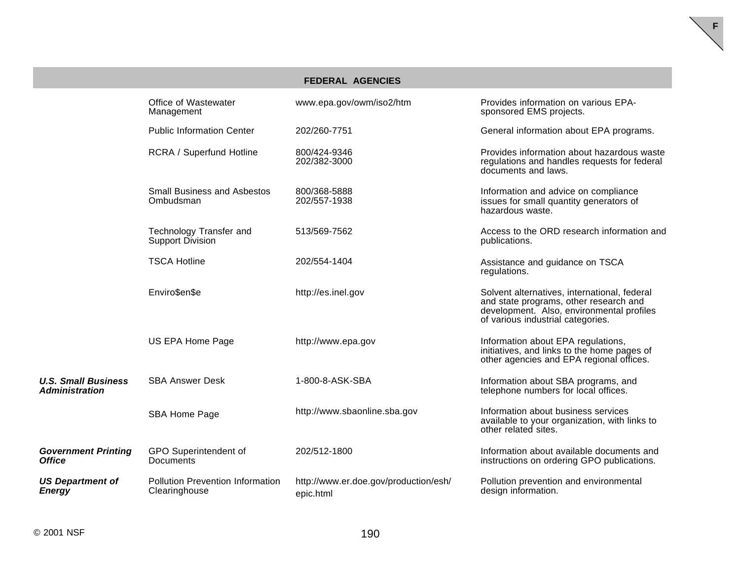| FEDERAL AGENCIES | | | |
|---|---|---|---|
| | Office of Wastewater Management | www.epa.gov/owm/iso2/htm | Provides information on various EPA-sponsored EMS projects. |
| | Public Information Center | 202/260-7751 | General information about EPA programs. |
| | RCRA / Superfund Hotline | 800/424-9346<br>202/382-3000 | Provides information about hazardous waste regulations and handles requests for federal documents and laws. |
| | Small Business and Asbestos Ombudsman | 800/368-5888<br>202/557-1938 | Information and advice on compliance issues for small quantity generators of hazardous waste. |
| | Technology Transfer and Support Division | 513/569-7562 | Access to the ORD research information and publications. |
| | TSCA Hotline | 202/554-1404 | Assistance and guidance on TSCA regulations. |
| | Enviro$en$e | http://es.inel.gov | Solvent alternatives, international, federal and state programs, other research and development. Also, environmental profiles of various industrial categories. |
| | US EPA Home Page | http://www.epa.gov | Information about EPA regulations, initiatives, and links to the home pages of other agencies and EPA regional offices. |
| ***U.S. Small Business Administration*** | SBA Answer Desk | 1-800-8-ASK-SBA | Information about SBA programs, and telephone numbers for local offices. |
| | SBA Home Page | http://www.sbaonline.sba.gov | Information about business services available to your organization, with links to other related sites. |
| ***Government Printing Office*** | GPO Superintendent of Documents | 202/512-1800 | Information about available documents and instructions on ordering GPO publications. |
| ***US Department of Energy*** | Pollution Prevention Information Clearinghouse | http://www.er.doe.gov/production/esh/epic.html | Pollution prevention and environmental design information. |

© 2001 NSF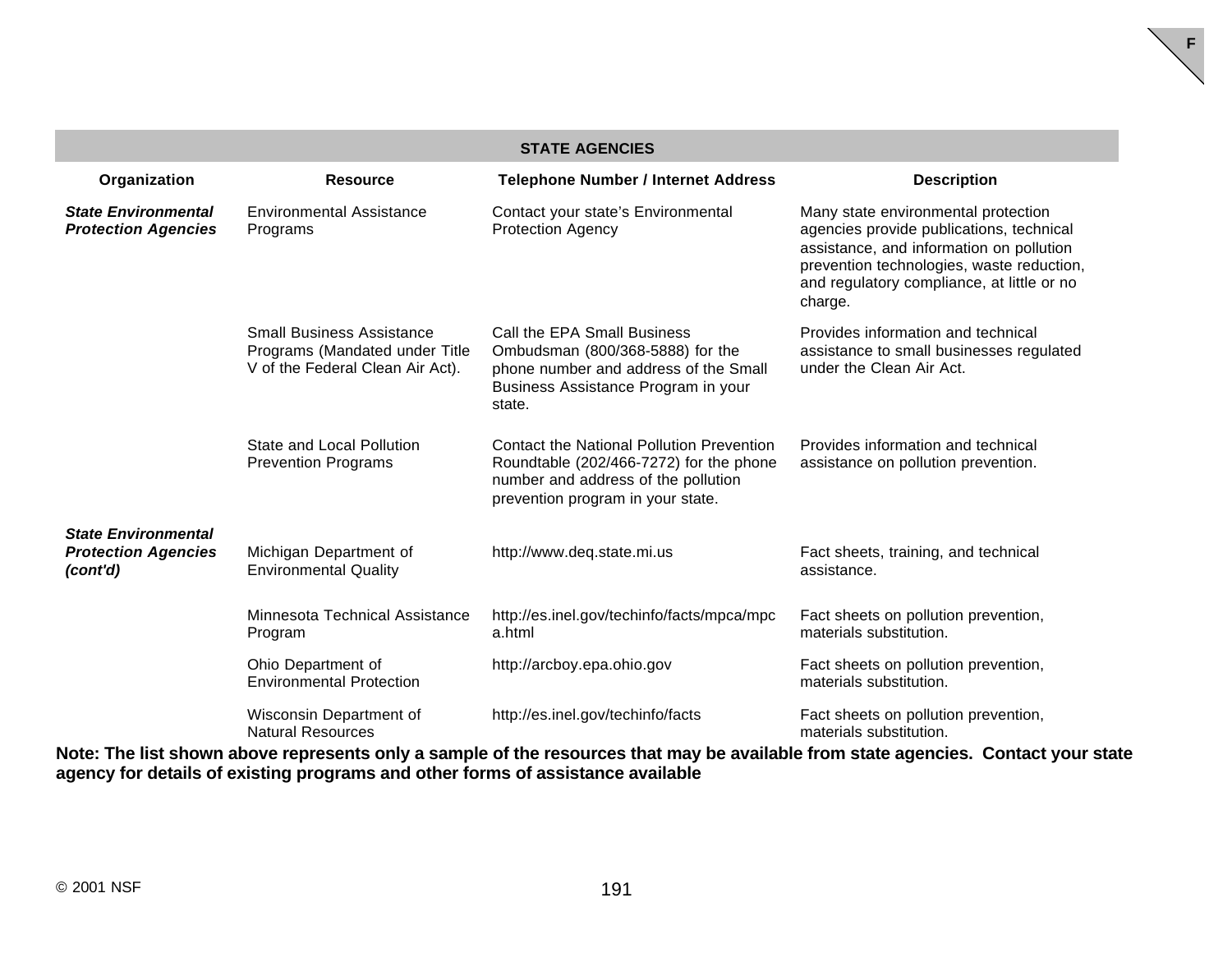| STATE AGENCIES | | | |
|---|---|---|---|
| **Organization** | **Resource** | **Telephone Number / Internet Address** | **Description** |
| ***State Environmental Protection Agencies*** | Environmental Assistance Programs | Contact your state's Environmental Protection Agency | Many state environmental protection agencies provide publications, technical assistance, and information on pollution prevention technologies, waste reduction, and regulatory compliance, at little or no charge. |
| | Small Business Assistance Programs (Mandated under Title V of the Federal Clean Air Act). | Call the EPA Small Business Ombudsman (800/368-5888) for the phone number and address of the Small Business Assistance Program in your state. | Provides information and technical assistance to small businesses regulated under the Clean Air Act. |
| | State and Local Pollution Prevention Programs | Contact the National Pollution Prevention Roundtable (202/466-7272) for the phone number and address of the pollution prevention program in your state. | Provides information and technical assistance on pollution prevention. |
| ***State Environmental Protection Agencies (cont'd)*** | Michigan Department of Environmental Quality | http://www.deq.state.mi.us | Fact sheets, training, and technical assistance. |
| | Minnesota Technical Assistance Program | http://es.inel.gov/techinfo/facts/mpca/mpca.html | Fact sheets on pollution prevention, materials substitution. |
| | Ohio Department of Environmental Protection | http://arcboy.epa.ohio.gov | Fact sheets on pollution prevention, materials substitution. |
| | Wisconsin Department of Natural Resources | http://es.inel.gov/techinfo/facts | Fact sheets on pollution prevention, materials substitution. |

**Note: The list shown above represents only a sample of the resources that may be available from state agencies. Contact your state agency for details of existing programs and other forms of assistance available**

© 2001 NSF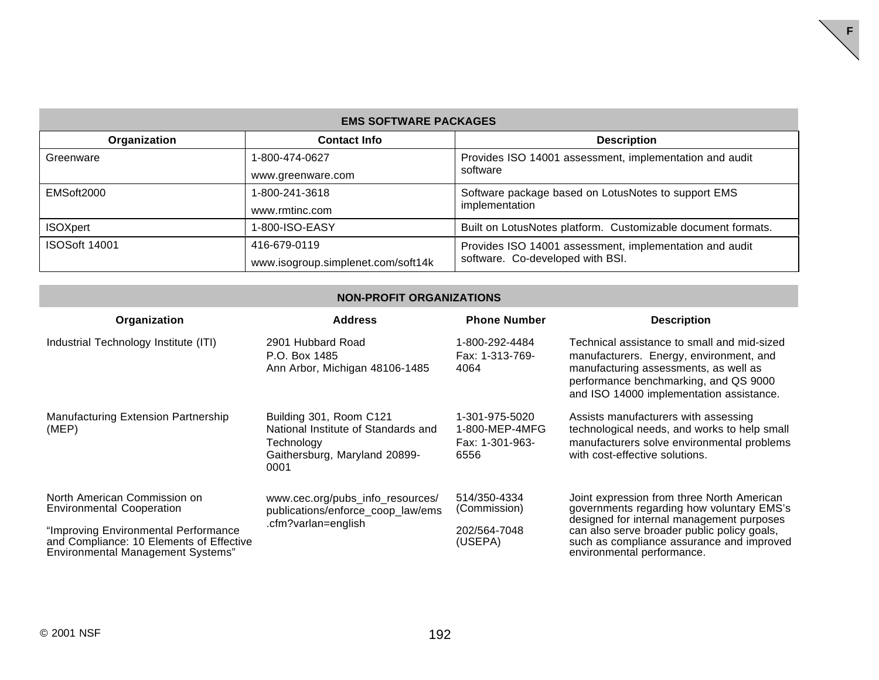| EMS SOFTWARE PACKAGES | | |
|---|---|---|
| **Organization** | **Contact Info** | **Description** |
| Greenware | 1-800-474-0627<br>www.greenware.com | Provides ISO 14001 assessment, implementation and audit software |
| EMSoft2000 | 1-800-241-3618<br>www.rmtinc.com | Software package based on LotusNotes to support EMS implementation |
| ISOXpert | 1-800-ISO-EASY | Built on LotusNotes platform. Customizable document formats. |
| ISOSoft 14001 | 416-679-0119<br>www.isogroup.simplenet.com/soft14k | Provides ISO 14001 assessment, implementation and audit software. Co-developed with BSI. |

| NON-PROFIT ORGANIZATIONS | | | |
|---|---|---|---|
| **Organization** | **Address** | **Phone Number** | **Description** |
| Industrial Technology Institute (ITI) | 2901 Hubbard Road<br>P.O. Box 1485<br>Ann Arbor, Michigan 48106-1485 | 1-800-292-4484<br>Fax: 1-313-769-4064 | Technical assistance to small and mid-sized manufacturers. Energy, environment, and manufacturing assessments, as well as performance benchmarking, and QS 9000 and ISO 14000 implementation assistance. |
| Manufacturing Extension Partnership (MEP) | Building 301, Room C121<br>National Institute of Standards and Technology<br>Gaithersburg, Maryland 20899-0001 | 1-301-975-5020<br>1-800-MEP-4MFG<br>Fax: 1-301-963-6556 | Assists manufacturers with assessing technological needs, and works to help small manufacturers solve environmental problems with cost-effective solutions. |
| North American Commission on Environmental Cooperation<br><br>"Improving Environmental Performance and Compliance: 10 Elements of Effective Environmental Management Systems" | www.cec.org/pubs_info_resources/publications/enforce_coop_law/ems.cfm?varlan=english | 514/350-4334 (Commission)<br><br>202/564-7048 (USEPA) | Joint expression from three North American governments regarding how voluntary EMS's designed for internal management purposes can also serve broader public policy goals, such as compliance assurance and improved environmental performance. |

© 2001 NSF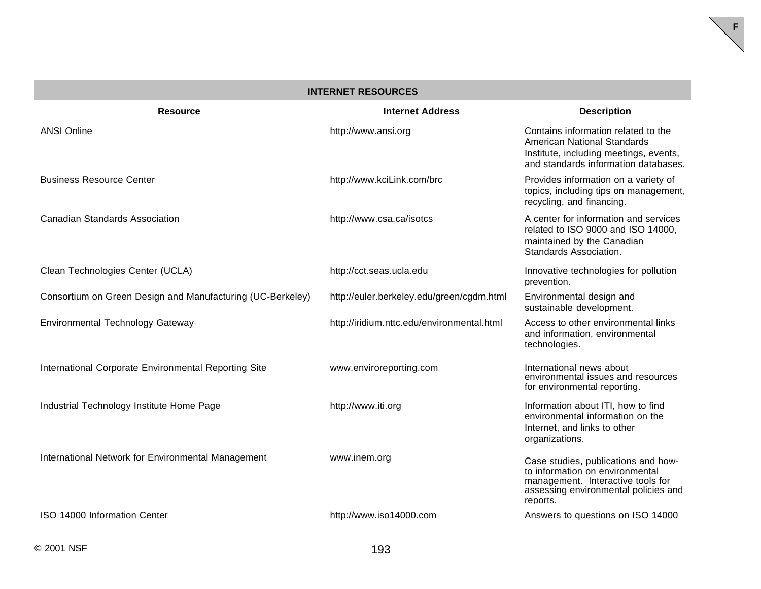| INTERNET RESOURCES | | |
|---|---|---|
| **Resource** | **Internet Address** | **Description** |
| ANSI Online | http://www.ansi.org | Contains information related to the American National Standards Institute, including meetings, events, and standards information databases. |
| Business Resource Center | http://www.kciLink.com/brc | Provides information on a variety of topics, including tips on management, recycling, and financing. |
| Canadian Standards Association | http://www.csa.ca/isotcs | A center for information and services related to ISO 9000 and ISO 14000, maintained by the Canadian Standards Association. |
| Clean Technologies Center (UCLA) | http://cct.seas.ucla.edu | Innovative technologies for pollution prevention. |
| Consortium on Green Design and Manufacturing (UC-Berkeley) | http://euler.berkeley.edu/green/cgdm.html | Environmental design and sustainable development. |
| Environmental Technology Gateway | http://iridium.nttc.edu/environmental.html | Access to other environmental links and information, environmental technologies. |
| International Corporate Environmental Reporting Site | www.enviroreporting.com | International news about environmental issues and resources for environmental reporting. |
| Industrial Technology Institute Home Page | http://www.iti.org | Information about ITI, how to find environmental information on the Internet, and links to other organizations. |
| International Network for Environmental Management | www.inem.org | Case studies, publications and how-to information on environmental management. Interactive tools for assessing environmental policies and reports. |
| ISO 14000 Information Center | http://www.iso14000.com | Answers to questions on ISO 14000 |

© 2001 NSF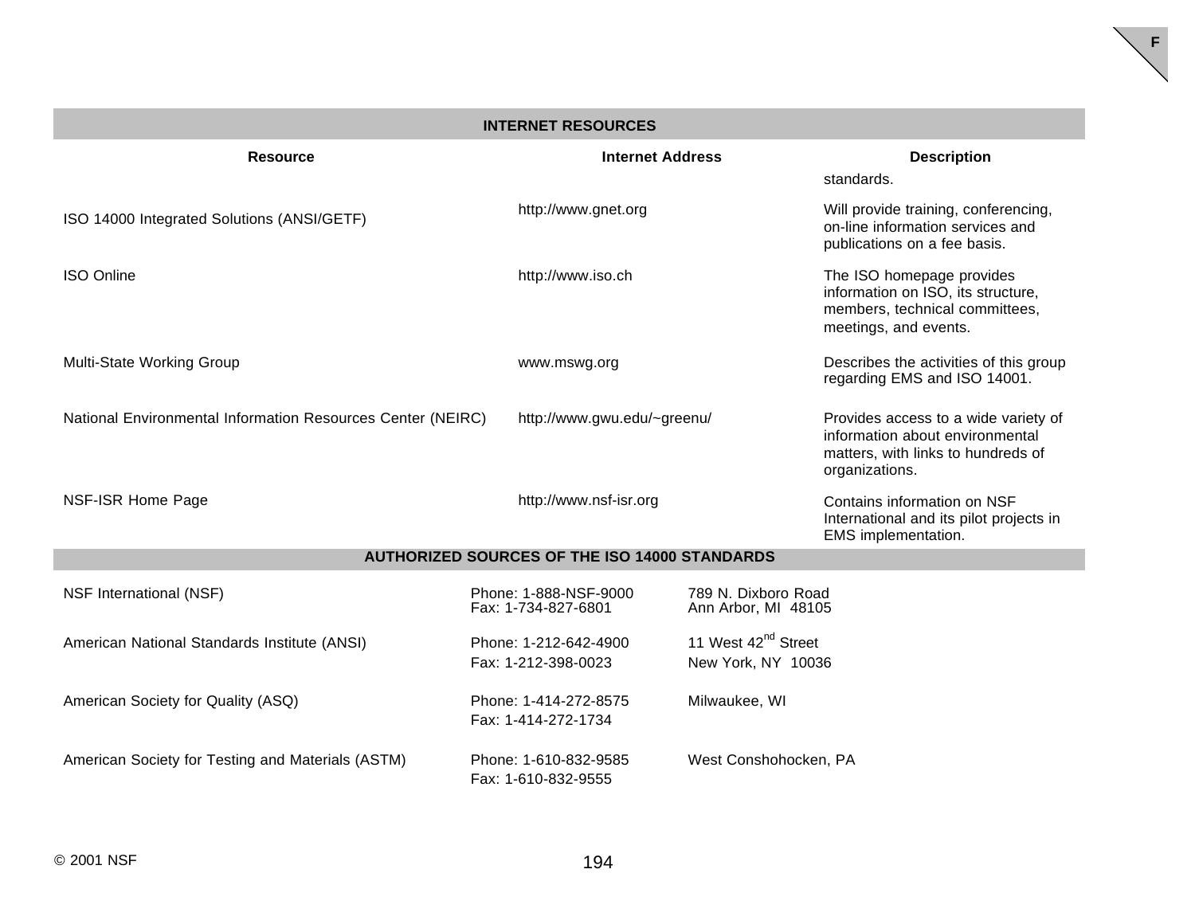| INTERNET RESOURCES | | |
|---|---|---|
| **Resource** | **Internet Address** | **Description** |
| | | standards. |
| ISO 14000 Integrated Solutions (ANSI/GETF) | http://www.gnet.org | Will provide training, conferencing, on-line information services and publications on a fee basis. |
| ISO Online | http://www.iso.ch | The ISO homepage provides information on ISO, its structure, members, technical committees, meetings, and events. |
| Multi-State Working Group | www.mswg.org | Describes the activities of this group regarding EMS and ISO 14001. |
| National Environmental Information Resources Center (NEIRC) | http://www.gwu.edu/~greenu/ | Provides access to a wide variety of information about environmental matters, with links to hundreds of organizations. |
| NSF-ISR Home Page | http://www.nsf-isr.org | Contains information on NSF International and its pilot projects in EMS implementation. |

| AUTHORIZED SOURCES OF THE ISO 14000 STANDARDS | | |
|---|---|---|
| NSF International (NSF) | Phone: 1-888-NSF-9000<br>Fax: 1-734-827-6801 | 789 N. Dixboro Road<br>Ann Arbor, MI 48105 |
| American National Standards Institute (ANSI) | Phone: 1-212-642-4900<br>Fax: 1-212-398-0023 | 11 West 42nd Street<br>New York, NY 10036 |
| American Society for Quality (ASQ) | Phone: 1-414-272-8575<br>Fax: 1-414-272-1734 | Milwaukee, WI |
| American Society for Testing and Materials (ASTM) | Phone: 1-610-832-9585<br>Fax: 1-610-832-9555 | West Conshohocken, PA |

© 2001 NSF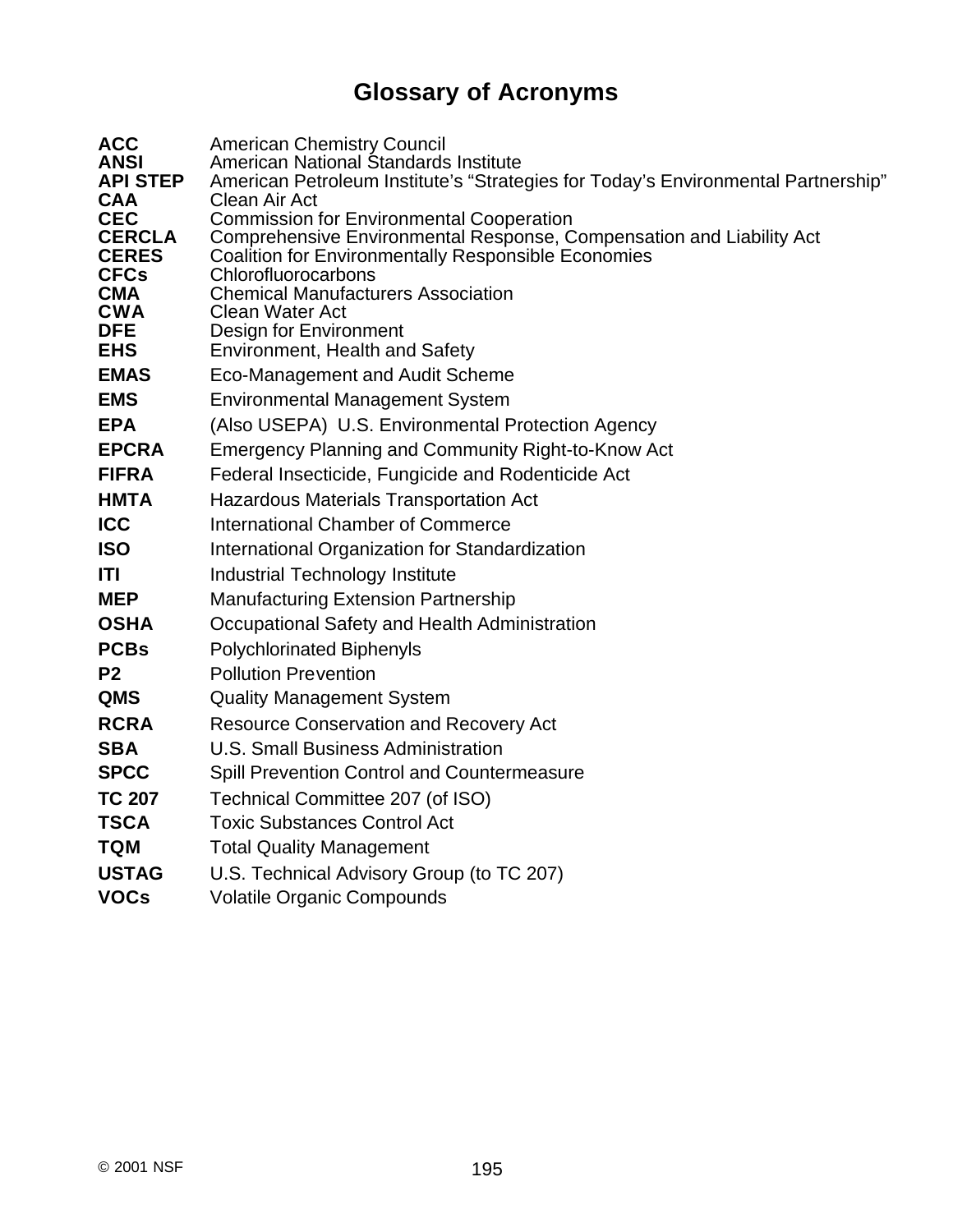# Glossary of Acronyms

| | |
|---|---|
| **ACC** | American Chemistry Council |
| **ANSI** | American National Standards Institute |
| **API STEP** | American Petroleum Institute's "Strategies for Today's Environmental Partnership" |
| **CAA** | Clean Air Act |
| **CEC** | Commission for Environmental Cooperation |
| **CERCLA** | Comprehensive Environmental Response, Compensation and Liability Act |
| **CERES** | Coalition for Environmentally Responsible Economies |
| **CFCs** | Chlorofluorocarbons |
| **CMA** | Chemical Manufacturers Association |
| **CWA** | Clean Water Act |
| **DFE** | Design for Environment |
| **EHS** | Environment, Health and Safety |
| **EMAS** | Eco-Management and Audit Scheme |
| **EMS** | Environmental Management System |
| **EPA** | (Also USEPA) U.S. Environmental Protection Agency |
| **EPCRA** | Emergency Planning and Community Right-to-Know Act |
| **FIFRA** | Federal Insecticide, Fungicide and Rodenticide Act |
| **HMTA** | Hazardous Materials Transportation Act |
| **ICC** | International Chamber of Commerce |
| **ISO** | International Organization for Standardization |
| **ITI** | Industrial Technology Institute |
| **MEP** | Manufacturing Extension Partnership |
| **OSHA** | Occupational Safety and Health Administration |
| **PCBs** | Polychlorinated Biphenyls |
| **P2** | Pollution Prevention |
| **QMS** | Quality Management System |
| **RCRA** | Resource Conservation and Recovery Act |
| **SBA** | U.S. Small Business Administration |
| **SPCC** | Spill Prevention Control and Countermeasure |
| **TC 207** | Technical Committee 207 (of ISO) |
| **TSCA** | Toxic Substances Control Act |
| **TQM** | Total Quality Management |
| **USTAG** | U.S. Technical Advisory Group (to TC 207) |
| **VOCs** | Volatile Organic Compounds |

© 2001 NSF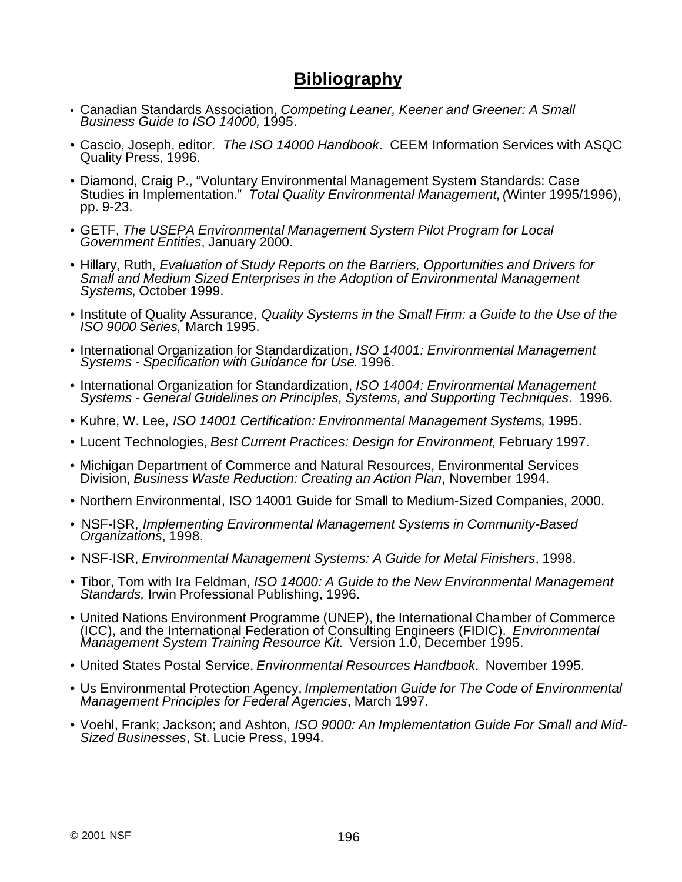# Bibliography

- Canadian Standards Association, *Competing Leaner, Keener and Greener: A Small Business Guide to ISO 14000,* 1995.
- Cascio, Joseph, editor. *The ISO 14000 Handbook*. CEEM Information Services with ASQC Quality Press, 1996.
- Diamond, Craig P., "Voluntary Environmental Management System Standards: Case Studies in Implementation." *Total Quality Environmental Management*, *(*Winter 1995/1996), pp. 9-23.
- GETF, *The USEPA Environmental Management System Pilot Program for Local Government Entities*, January 2000.
- Hillary, Ruth, *Evaluation of Study Reports on the Barriers, Opportunities and Drivers for Small and Medium Sized Enterprises in the Adoption of Environmental Management Systems*, October 1999.
- Institute of Quality Assurance, *Quality Systems in the Small Firm: a Guide to the Use of the ISO 9000 Series,* March 1995.
- International Organization for Standardization, *ISO 14001: Environmental Management Systems - Specification with Guidance for Use.* 1996.
- International Organization for Standardization, *ISO 14004: Environmental Management Systems - General Guidelines on Principles, Systems, and Supporting Techniques*. 1996.
- Kuhre, W. Lee, *ISO 14001 Certification: Environmental Management Systems*, 1995.
- Lucent Technologies, *Best Current Practices: Design for Environment*, February 1997.
- Michigan Department of Commerce and Natural Resources, Environmental Services Division, *Business Waste Reduction: Creating an Action Plan*, November 1994.
- Northern Environmental, ISO 14001 Guide for Small to Medium-Sized Companies, 2000.
- NSF-ISR, *Implementing Environmental Management Systems in Community-Based Organizations*, 1998.
- NSF-ISR, *Environmental Management Systems: A Guide for Metal Finishers*, 1998.
- Tibor, Tom with Ira Feldman, *ISO 14000: A Guide to the New Environmental Management Standards,* Irwin Professional Publishing, 1996.
- United Nations Environment Programme (UNEP), the International Chamber of Commerce (ICC), and the International Federation of Consulting Engineers (FIDIC). *Environmental Management System Training Resource Kit*. Version 1.0, December 1995.
- United States Postal Service, *Environmental Resources Handbook*. November 1995.
- Us Environmental Protection Agency, *Implementation Guide for The Code of Environmental Management Principles for Federal Agencies*, March 1997.
- Voehl, Frank; Jackson; and Ashton, *ISO 9000: An Implementation Guide For Small and Mid-Sized Businesses*, St. Lucie Press, 1994.

© 2001 NSF